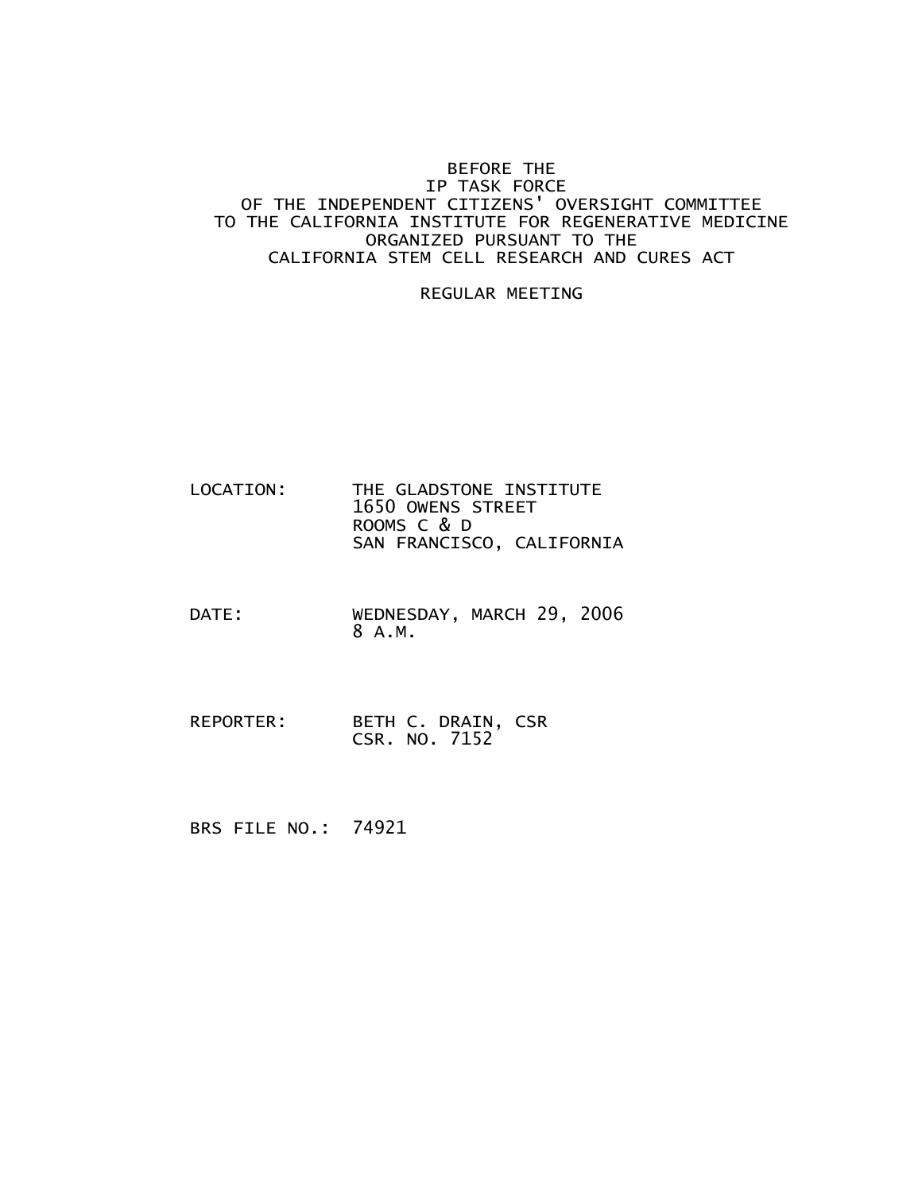BEFORE THE
IP TASK FORCE
OF THE INDEPENDENT CITIZENS' OVERSIGHT COMMITTEE
TO THE CALIFORNIA INSTITUTE FOR REGENERATIVE MEDICINE
ORGANIZED PURSUANT TO THE
CALIFORNIA STEM CELL RESEARCH AND CURES ACT

REGULAR MEETING

LOCATION: THE GLADSTONE INSTITUTE
1650 OWENS STREET
ROOMS C & D
SAN FRANCISCO, CALIFORNIA

DATE: WEDNESDAY, MARCH 29, 2006
8 A.M.

REPORTER: BETH C. DRAIN, CSR
CSR. NO. 7152

BRS FILE NO.: 74921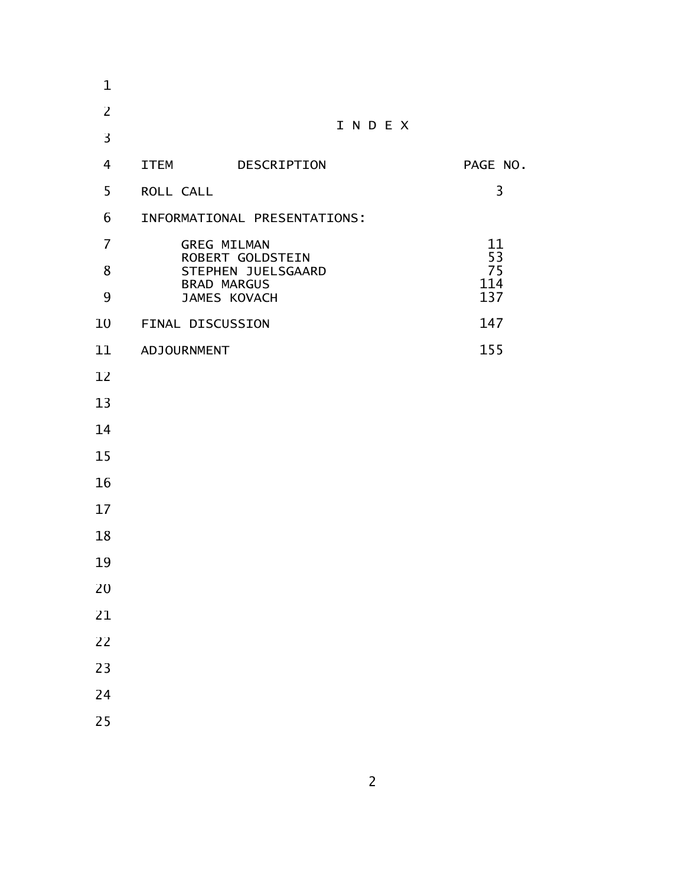# I N D E X

| ITEM DESCRIPTION | PAGE NO. |
|---|---|
| ROLL CALL | 3 |
| INFORMATIONAL PRESENTATIONS: | |
| GREG MILMAN | 11 |
| ROBERT GOLDSTEIN | 53 |
| STEPHEN JUELSGAARD | 75 |
| BRAD MARGUS | 114 |
| JAMES KOVACH | 137 |
| FINAL DISCUSSION | 147 |
| ADJOURNMENT | 155 |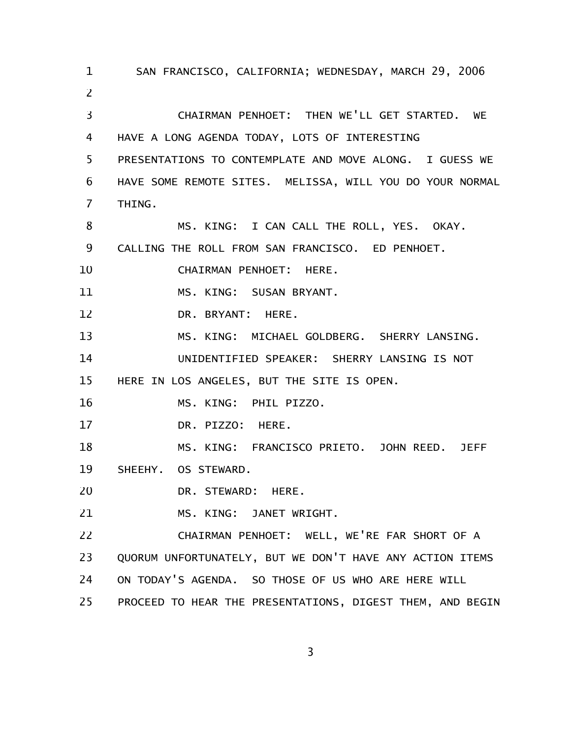SAN FRANCISCO, CALIFORNIA; WEDNESDAY, MARCH 29, 2006

CHAIRMAN PENHOET: THEN WE'LL GET STARTED. WE HAVE A LONG AGENDA TODAY, LOTS OF INTERESTING PRESENTATIONS TO CONTEMPLATE AND MOVE ALONG. I GUESS WE HAVE SOME REMOTE SITES. MELISSA, WILL YOU DO YOUR NORMAL THING.

MS. KING: I CAN CALL THE ROLL, YES. OKAY. CALLING THE ROLL FROM SAN FRANCISCO. ED PENHOET.

CHAIRMAN PENHOET: HERE.

MS. KING: SUSAN BRYANT.

DR. BRYANT: HERE.

MS. KING: MICHAEL GOLDBERG. SHERRY LANSING.

UNIDENTIFIED SPEAKER: SHERRY LANSING IS NOT HERE IN LOS ANGELES, BUT THE SITE IS OPEN.

MS. KING: PHIL PIZZO.

DR. PIZZO: HERE.

MS. KING: FRANCISCO PRIETO. JOHN REED. JEFF SHEEHY. OS STEWARD.

DR. STEWARD: HERE.

MS. KING: JANET WRIGHT.

CHAIRMAN PENHOET: WELL, WE'RE FAR SHORT OF A QUORUM UNFORTUNATELY, BUT WE DON'T HAVE ANY ACTION ITEMS ON TODAY'S AGENDA. SO THOSE OF US WHO ARE HERE WILL PROCEED TO HEAR THE PRESENTATIONS, DIGEST THEM, AND BEGIN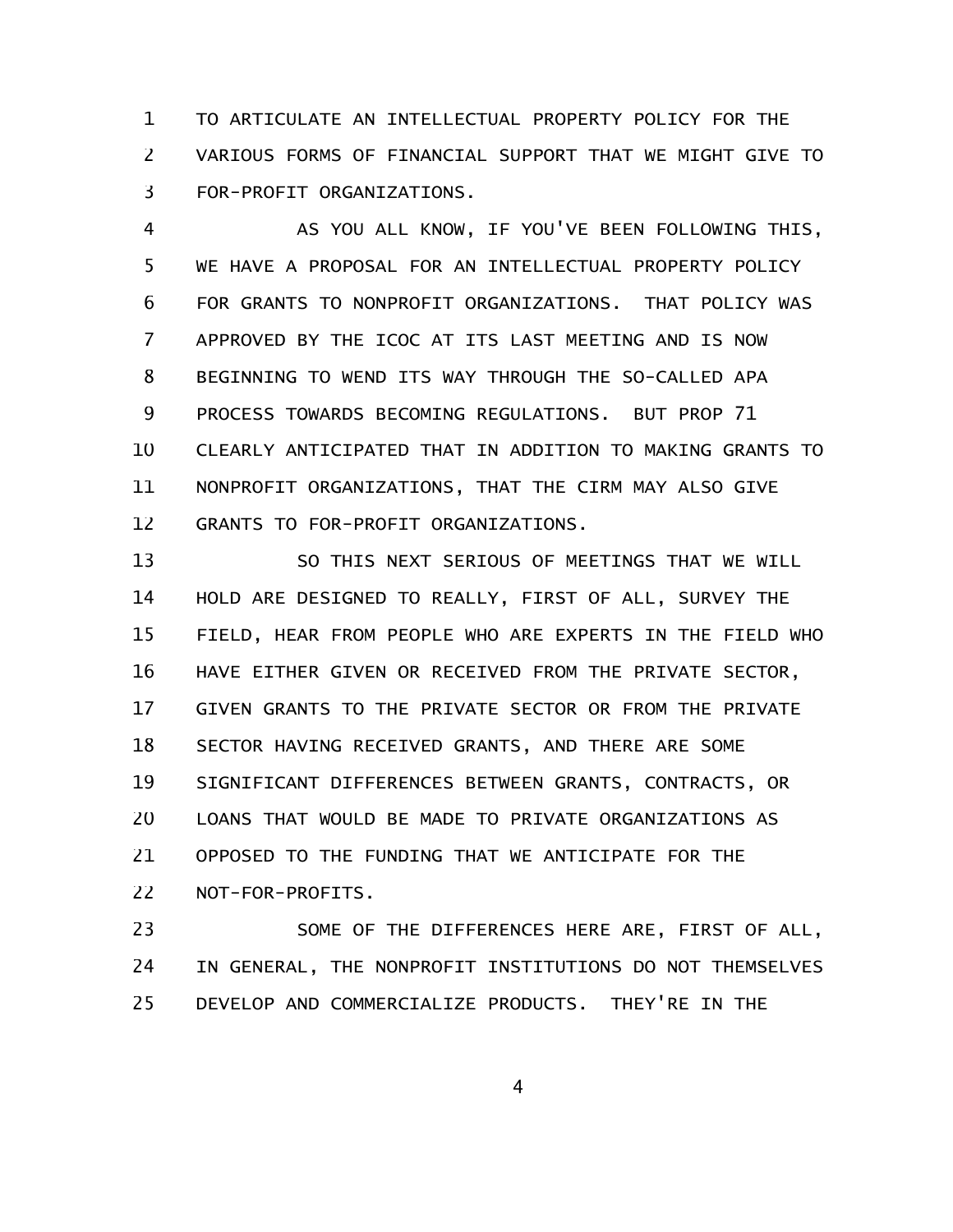TO ARTICULATE AN INTELLECTUAL PROPERTY POLICY FOR THE VARIOUS FORMS OF FINANCIAL SUPPORT THAT WE MIGHT GIVE TO FOR-PROFIT ORGANIZATIONS.

AS YOU ALL KNOW, IF YOU'VE BEEN FOLLOWING THIS, WE HAVE A PROPOSAL FOR AN INTELLECTUAL PROPERTY POLICY FOR GRANTS TO NONPROFIT ORGANIZATIONS. THAT POLICY WAS APPROVED BY THE ICOC AT ITS LAST MEETING AND IS NOW BEGINNING TO WEND ITS WAY THROUGH THE SO-CALLED APA PROCESS TOWARDS BECOMING REGULATIONS. BUT PROP 71 CLEARLY ANTICIPATED THAT IN ADDITION TO MAKING GRANTS TO NONPROFIT ORGANIZATIONS, THAT THE CIRM MAY ALSO GIVE GRANTS TO FOR-PROFIT ORGANIZATIONS.

SO THIS NEXT SERIOUS OF MEETINGS THAT WE WILL HOLD ARE DESIGNED TO REALLY, FIRST OF ALL, SURVEY THE FIELD, HEAR FROM PEOPLE WHO ARE EXPERTS IN THE FIELD WHO HAVE EITHER GIVEN OR RECEIVED FROM THE PRIVATE SECTOR, GIVEN GRANTS TO THE PRIVATE SECTOR OR FROM THE PRIVATE SECTOR HAVING RECEIVED GRANTS, AND THERE ARE SOME SIGNIFICANT DIFFERENCES BETWEEN GRANTS, CONTRACTS, OR LOANS THAT WOULD BE MADE TO PRIVATE ORGANIZATIONS AS OPPOSED TO THE FUNDING THAT WE ANTICIPATE FOR THE NOT-FOR-PROFITS.

SOME OF THE DIFFERENCES HERE ARE, FIRST OF ALL, IN GENERAL, THE NONPROFIT INSTITUTIONS DO NOT THEMSELVES DEVELOP AND COMMERCIALIZE PRODUCTS. THEY'RE IN THE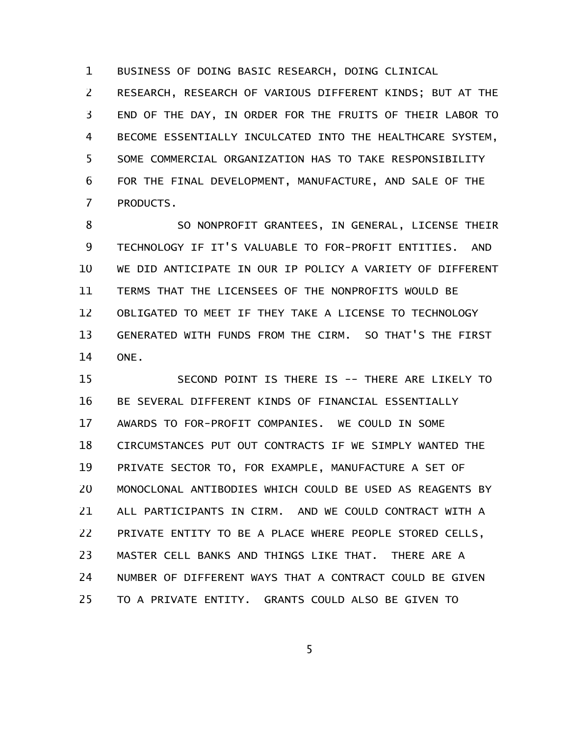BUSINESS OF DOING BASIC RESEARCH, DOING CLINICAL RESEARCH, RESEARCH OF VARIOUS DIFFERENT KINDS; BUT AT THE END OF THE DAY, IN ORDER FOR THE FRUITS OF THEIR LABOR TO BECOME ESSENTIALLY INCULCATED INTO THE HEALTHCARE SYSTEM, SOME COMMERCIAL ORGANIZATION HAS TO TAKE RESPONSIBILITY FOR THE FINAL DEVELOPMENT, MANUFACTURE, AND SALE OF THE PRODUCTS.

SO NONPROFIT GRANTEES, IN GENERAL, LICENSE THEIR TECHNOLOGY IF IT'S VALUABLE TO FOR-PROFIT ENTITIES. AND WE DID ANTICIPATE IN OUR IP POLICY A VARIETY OF DIFFERENT TERMS THAT THE LICENSEES OF THE NONPROFITS WOULD BE OBLIGATED TO MEET IF THEY TAKE A LICENSE TO TECHNOLOGY GENERATED WITH FUNDS FROM THE CIRM. SO THAT'S THE FIRST ONE.

SECOND POINT IS THERE IS -- THERE ARE LIKELY TO BE SEVERAL DIFFERENT KINDS OF FINANCIAL ESSENTIALLY AWARDS TO FOR-PROFIT COMPANIES. WE COULD IN SOME CIRCUMSTANCES PUT OUT CONTRACTS IF WE SIMPLY WANTED THE PRIVATE SECTOR TO, FOR EXAMPLE, MANUFACTURE A SET OF MONOCLONAL ANTIBODIES WHICH COULD BE USED AS REAGENTS BY ALL PARTICIPANTS IN CIRM. AND WE COULD CONTRACT WITH A PRIVATE ENTITY TO BE A PLACE WHERE PEOPLE STORED CELLS, MASTER CELL BANKS AND THINGS LIKE THAT. THERE ARE A NUMBER OF DIFFERENT WAYS THAT A CONTRACT COULD BE GIVEN TO A PRIVATE ENTITY. GRANTS COULD ALSO BE GIVEN TO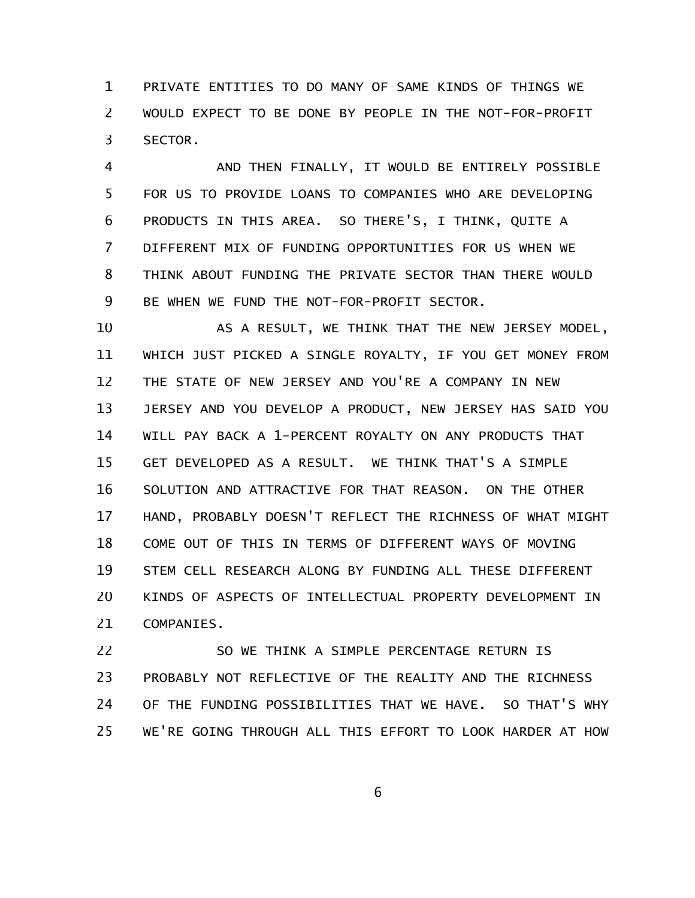PRIVATE ENTITIES TO DO MANY OF SAME KINDS OF THINGS WE WOULD EXPECT TO BE DONE BY PEOPLE IN THE NOT-FOR-PROFIT SECTOR.

AND THEN FINALLY, IT WOULD BE ENTIRELY POSSIBLE FOR US TO PROVIDE LOANS TO COMPANIES WHO ARE DEVELOPING PRODUCTS IN THIS AREA. SO THERE'S, I THINK, QUITE A DIFFERENT MIX OF FUNDING OPPORTUNITIES FOR US WHEN WE THINK ABOUT FUNDING THE PRIVATE SECTOR THAN THERE WOULD BE WHEN WE FUND THE NOT-FOR-PROFIT SECTOR.

AS A RESULT, WE THINK THAT THE NEW JERSEY MODEL, WHICH JUST PICKED A SINGLE ROYALTY, IF YOU GET MONEY FROM THE STATE OF NEW JERSEY AND YOU'RE A COMPANY IN NEW JERSEY AND YOU DEVELOP A PRODUCT, NEW JERSEY HAS SAID YOU WILL PAY BACK A 1-PERCENT ROYALTY ON ANY PRODUCTS THAT GET DEVELOPED AS A RESULT. WE THINK THAT'S A SIMPLE SOLUTION AND ATTRACTIVE FOR THAT REASON. ON THE OTHER HAND, PROBABLY DOESN'T REFLECT THE RICHNESS OF WHAT MIGHT COME OUT OF THIS IN TERMS OF DIFFERENT WAYS OF MOVING STEM CELL RESEARCH ALONG BY FUNDING ALL THESE DIFFERENT KINDS OF ASPECTS OF INTELLECTUAL PROPERTY DEVELOPMENT IN COMPANIES.

SO WE THINK A SIMPLE PERCENTAGE RETURN IS PROBABLY NOT REFLECTIVE OF THE REALITY AND THE RICHNESS OF THE FUNDING POSSIBILITIES THAT WE HAVE. SO THAT'S WHY WE'RE GOING THROUGH ALL THIS EFFORT TO LOOK HARDER AT HOW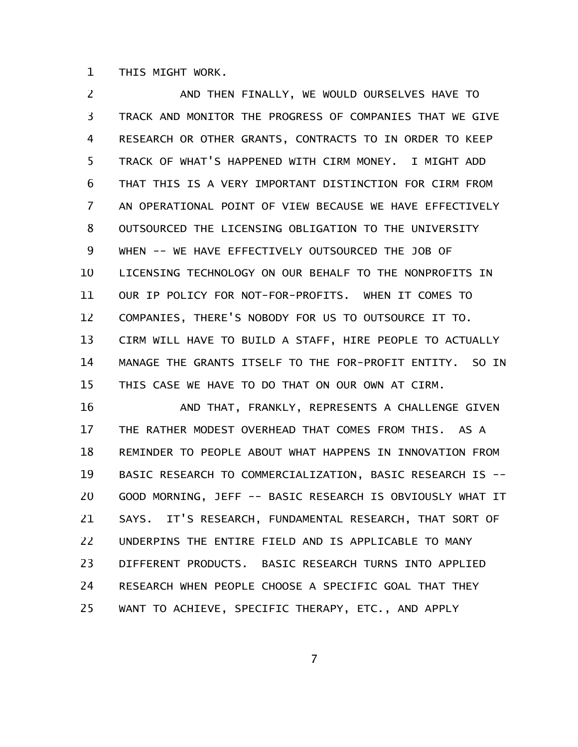THIS MIGHT WORK.

AND THEN FINALLY, WE WOULD OURSELVES HAVE TO TRACK AND MONITOR THE PROGRESS OF COMPANIES THAT WE GIVE RESEARCH OR OTHER GRANTS, CONTRACTS TO IN ORDER TO KEEP TRACK OF WHAT'S HAPPENED WITH CIRM MONEY. I MIGHT ADD THAT THIS IS A VERY IMPORTANT DISTINCTION FOR CIRM FROM AN OPERATIONAL POINT OF VIEW BECAUSE WE HAVE EFFECTIVELY OUTSOURCED THE LICENSING OBLIGATION TO THE UNIVERSITY WHEN -- WE HAVE EFFECTIVELY OUTSOURCED THE JOB OF LICENSING TECHNOLOGY ON OUR BEHALF TO THE NONPROFITS IN OUR IP POLICY FOR NOT-FOR-PROFITS. WHEN IT COMES TO COMPANIES, THERE'S NOBODY FOR US TO OUTSOURCE IT TO. CIRM WILL HAVE TO BUILD A STAFF, HIRE PEOPLE TO ACTUALLY MANAGE THE GRANTS ITSELF TO THE FOR-PROFIT ENTITY. SO IN THIS CASE WE HAVE TO DO THAT ON OUR OWN AT CIRM.

AND THAT, FRANKLY, REPRESENTS A CHALLENGE GIVEN THE RATHER MODEST OVERHEAD THAT COMES FROM THIS. AS A REMINDER TO PEOPLE ABOUT WHAT HAPPENS IN INNOVATION FROM BASIC RESEARCH TO COMMERCIALIZATION, BASIC RESEARCH IS -- GOOD MORNING, JEFF -- BASIC RESEARCH IS OBVIOUSLY WHAT IT SAYS. IT'S RESEARCH, FUNDAMENTAL RESEARCH, THAT SORT OF UNDERPINS THE ENTIRE FIELD AND IS APPLICABLE TO MANY DIFFERENT PRODUCTS. BASIC RESEARCH TURNS INTO APPLIED RESEARCH WHEN PEOPLE CHOOSE A SPECIFIC GOAL THAT THEY WANT TO ACHIEVE, SPECIFIC THERAPY, ETC., AND APPLY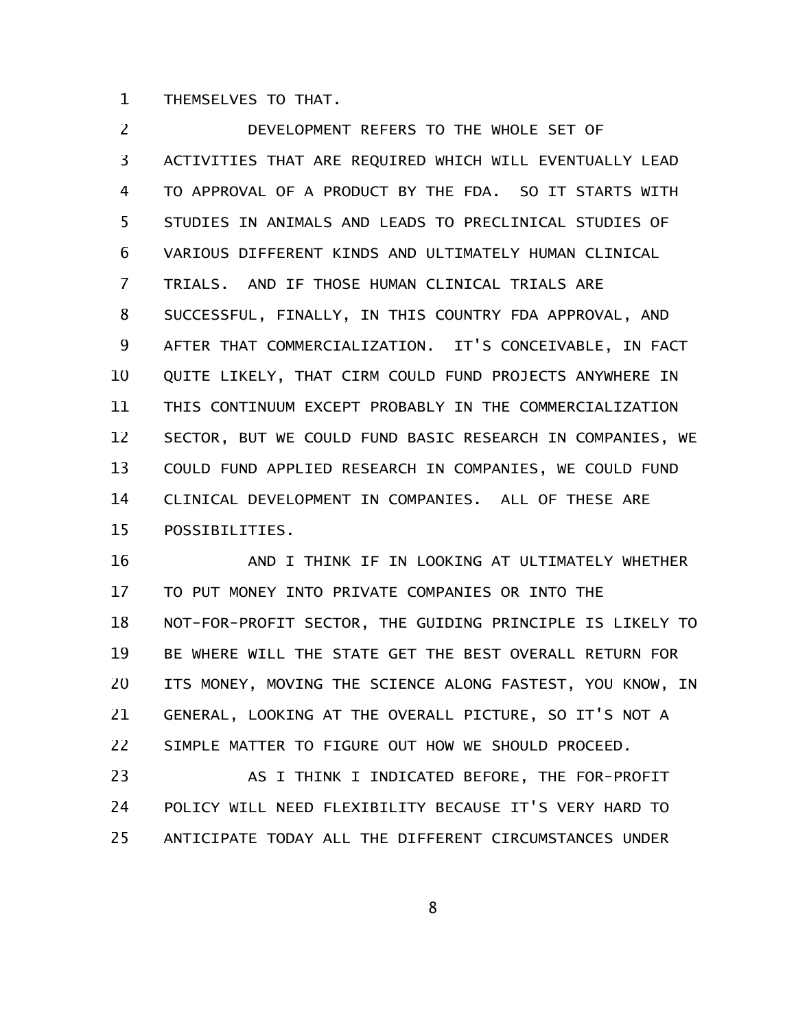THEMSELVES TO THAT.

DEVELOPMENT REFERS TO THE WHOLE SET OF ACTIVITIES THAT ARE REQUIRED WHICH WILL EVENTUALLY LEAD TO APPROVAL OF A PRODUCT BY THE FDA. SO IT STARTS WITH STUDIES IN ANIMALS AND LEADS TO PRECLINICAL STUDIES OF VARIOUS DIFFERENT KINDS AND ULTIMATELY HUMAN CLINICAL TRIALS. AND IF THOSE HUMAN CLINICAL TRIALS ARE SUCCESSFUL, FINALLY, IN THIS COUNTRY FDA APPROVAL, AND AFTER THAT COMMERCIALIZATION. IT'S CONCEIVABLE, IN FACT QUITE LIKELY, THAT CIRM COULD FUND PROJECTS ANYWHERE IN THIS CONTINUUM EXCEPT PROBABLY IN THE COMMERCIALIZATION SECTOR, BUT WE COULD FUND BASIC RESEARCH IN COMPANIES, WE COULD FUND APPLIED RESEARCH IN COMPANIES, WE COULD FUND CLINICAL DEVELOPMENT IN COMPANIES. ALL OF THESE ARE POSSIBILITIES.

AND I THINK IF IN LOOKING AT ULTIMATELY WHETHER TO PUT MONEY INTO PRIVATE COMPANIES OR INTO THE NOT-FOR-PROFIT SECTOR, THE GUIDING PRINCIPLE IS LIKELY TO BE WHERE WILL THE STATE GET THE BEST OVERALL RETURN FOR ITS MONEY, MOVING THE SCIENCE ALONG FASTEST, YOU KNOW, IN GENERAL, LOOKING AT THE OVERALL PICTURE, SO IT'S NOT A SIMPLE MATTER TO FIGURE OUT HOW WE SHOULD PROCEED.

AS I THINK I INDICATED BEFORE, THE FOR-PROFIT POLICY WILL NEED FLEXIBILITY BECAUSE IT'S VERY HARD TO ANTICIPATE TODAY ALL THE DIFFERENT CIRCUMSTANCES UNDER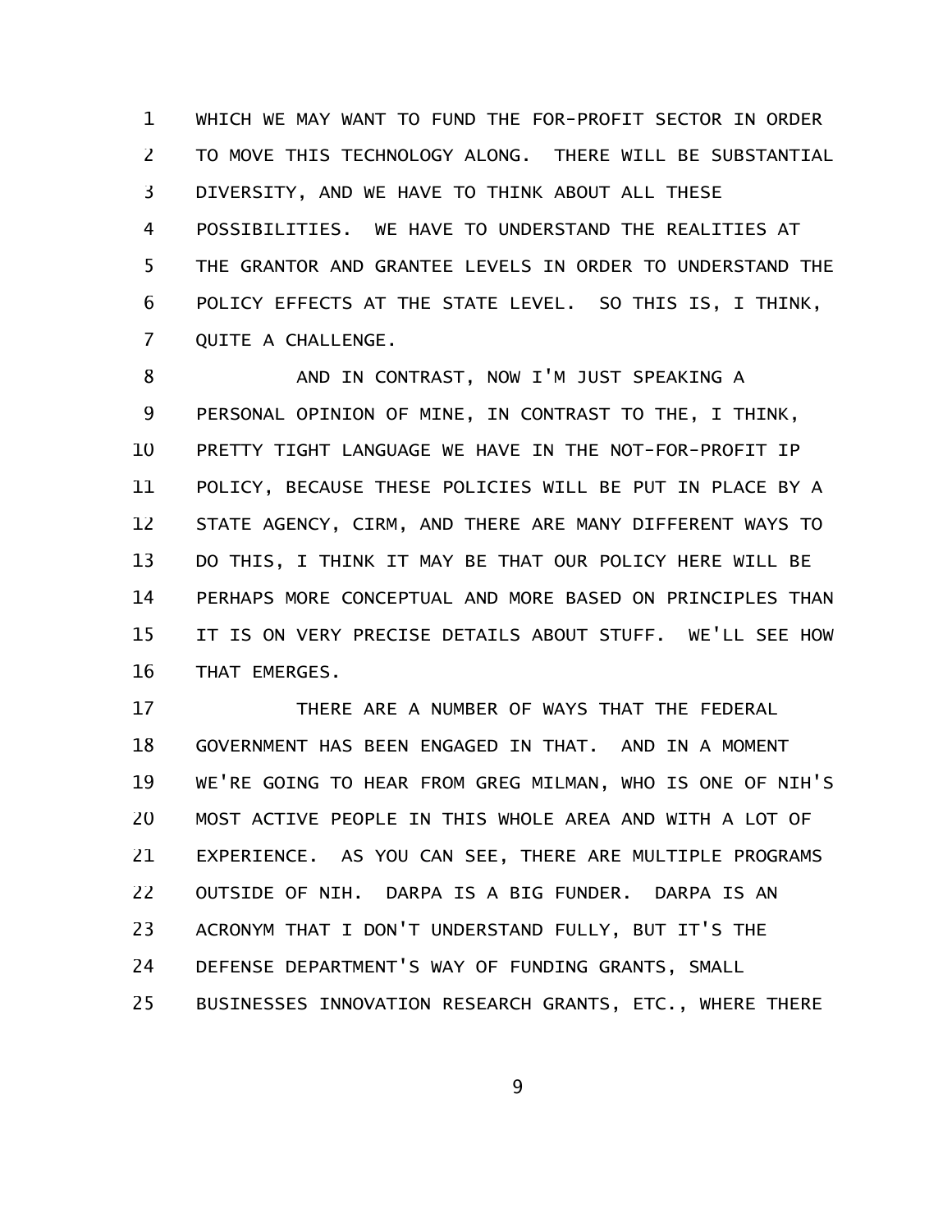WHICH WE MAY WANT TO FUND THE FOR-PROFIT SECTOR IN ORDER TO MOVE THIS TECHNOLOGY ALONG. THERE WILL BE SUBSTANTIAL DIVERSITY, AND WE HAVE TO THINK ABOUT ALL THESE POSSIBILITIES. WE HAVE TO UNDERSTAND THE REALITIES AT THE GRANTOR AND GRANTEE LEVELS IN ORDER TO UNDERSTAND THE POLICY EFFECTS AT THE STATE LEVEL. SO THIS IS, I THINK, QUITE A CHALLENGE.

AND IN CONTRAST, NOW I'M JUST SPEAKING A PERSONAL OPINION OF MINE, IN CONTRAST TO THE, I THINK, PRETTY TIGHT LANGUAGE WE HAVE IN THE NOT-FOR-PROFIT IP POLICY, BECAUSE THESE POLICIES WILL BE PUT IN PLACE BY A STATE AGENCY, CIRM, AND THERE ARE MANY DIFFERENT WAYS TO DO THIS, I THINK IT MAY BE THAT OUR POLICY HERE WILL BE PERHAPS MORE CONCEPTUAL AND MORE BASED ON PRINCIPLES THAN IT IS ON VERY PRECISE DETAILS ABOUT STUFF. WE'LL SEE HOW THAT EMERGES.

THERE ARE A NUMBER OF WAYS THAT THE FEDERAL GOVERNMENT HAS BEEN ENGAGED IN THAT. AND IN A MOMENT WE'RE GOING TO HEAR FROM GREG MILMAN, WHO IS ONE OF NIH'S MOST ACTIVE PEOPLE IN THIS WHOLE AREA AND WITH A LOT OF EXPERIENCE. AS YOU CAN SEE, THERE ARE MULTIPLE PROGRAMS OUTSIDE OF NIH. DARPA IS A BIG FUNDER. DARPA IS AN ACRONYM THAT I DON'T UNDERSTAND FULLY, BUT IT'S THE DEFENSE DEPARTMENT'S WAY OF FUNDING GRANTS, SMALL BUSINESSES INNOVATION RESEARCH GRANTS, ETC., WHERE THERE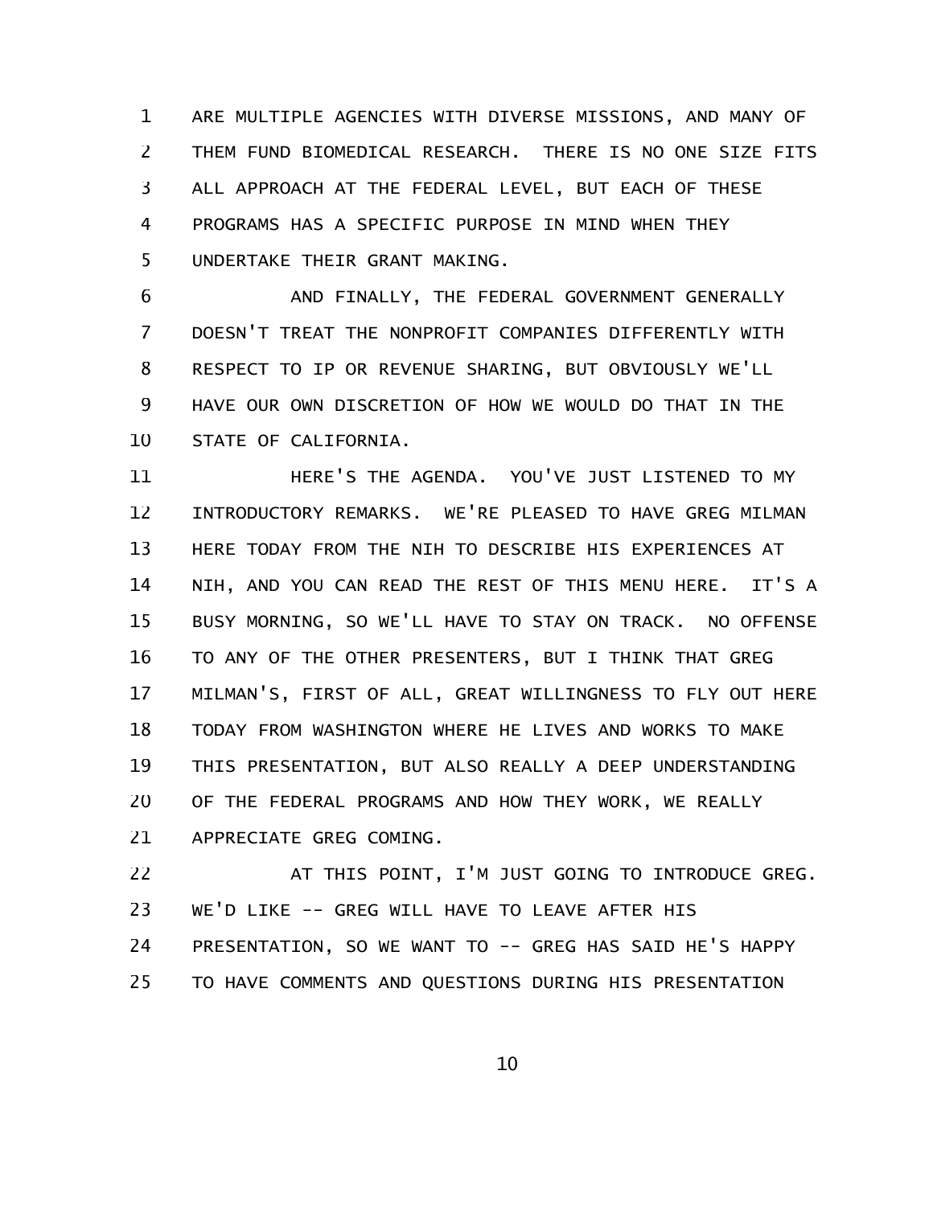ARE MULTIPLE AGENCIES WITH DIVERSE MISSIONS, AND MANY OF THEM FUND BIOMEDICAL RESEARCH. THERE IS NO ONE SIZE FITS ALL APPROACH AT THE FEDERAL LEVEL, BUT EACH OF THESE PROGRAMS HAS A SPECIFIC PURPOSE IN MIND WHEN THEY UNDERTAKE THEIR GRANT MAKING.

AND FINALLY, THE FEDERAL GOVERNMENT GENERALLY DOESN'T TREAT THE NONPROFIT COMPANIES DIFFERENTLY WITH RESPECT TO IP OR REVENUE SHARING, BUT OBVIOUSLY WE'LL HAVE OUR OWN DISCRETION OF HOW WE WOULD DO THAT IN THE STATE OF CALIFORNIA.

HERE'S THE AGENDA. YOU'VE JUST LISTENED TO MY INTRODUCTORY REMARKS. WE'RE PLEASED TO HAVE GREG MILMAN HERE TODAY FROM THE NIH TO DESCRIBE HIS EXPERIENCES AT NIH, AND YOU CAN READ THE REST OF THIS MENU HERE. IT'S A BUSY MORNING, SO WE'LL HAVE TO STAY ON TRACK. NO OFFENSE TO ANY OF THE OTHER PRESENTERS, BUT I THINK THAT GREG MILMAN'S, FIRST OF ALL, GREAT WILLINGNESS TO FLY OUT HERE TODAY FROM WASHINGTON WHERE HE LIVES AND WORKS TO MAKE THIS PRESENTATION, BUT ALSO REALLY A DEEP UNDERSTANDING OF THE FEDERAL PROGRAMS AND HOW THEY WORK, WE REALLY APPRECIATE GREG COMING.

AT THIS POINT, I'M JUST GOING TO INTRODUCE GREG. WE'D LIKE -- GREG WILL HAVE TO LEAVE AFTER HIS PRESENTATION, SO WE WANT TO -- GREG HAS SAID HE'S HAPPY TO HAVE COMMENTS AND QUESTIONS DURING HIS PRESENTATION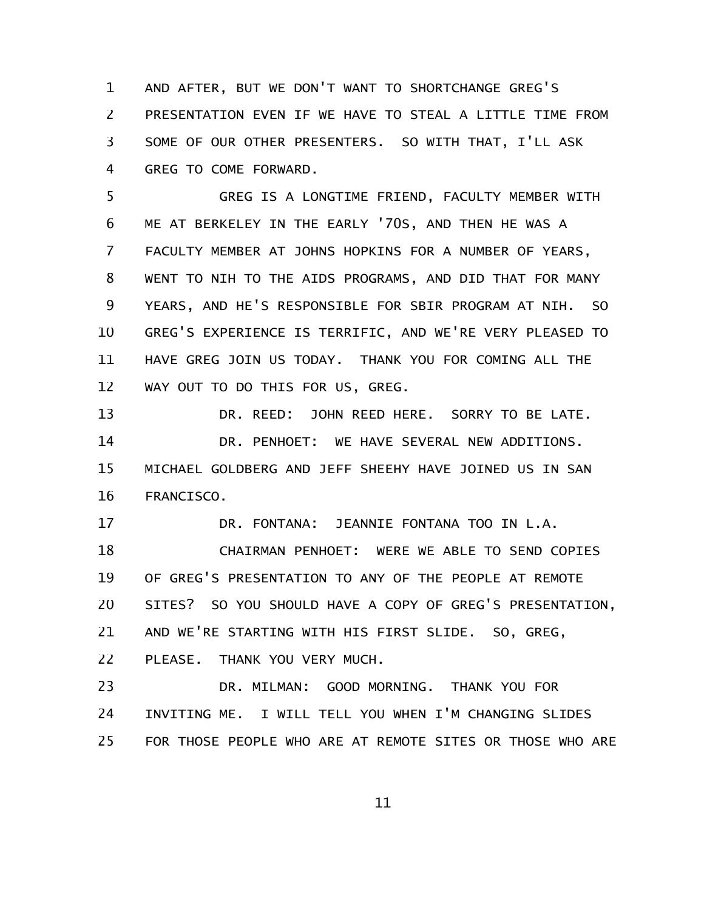AND AFTER, BUT WE DON'T WANT TO SHORTCHANGE GREG'S PRESENTATION EVEN IF WE HAVE TO STEAL A LITTLE TIME FROM SOME OF OUR OTHER PRESENTERS. SO WITH THAT, I'LL ASK GREG TO COME FORWARD.

GREG IS A LONGTIME FRIEND, FACULTY MEMBER WITH ME AT BERKELEY IN THE EARLY '70S, AND THEN HE WAS A FACULTY MEMBER AT JOHNS HOPKINS FOR A NUMBER OF YEARS, WENT TO NIH TO THE AIDS PROGRAMS, AND DID THAT FOR MANY YEARS, AND HE'S RESPONSIBLE FOR SBIR PROGRAM AT NIH. SO GREG'S EXPERIENCE IS TERRIFIC, AND WE'RE VERY PLEASED TO HAVE GREG JOIN US TODAY. THANK YOU FOR COMING ALL THE WAY OUT TO DO THIS FOR US, GREG.

DR. REED: JOHN REED HERE. SORRY TO BE LATE.

DR. PENHOET: WE HAVE SEVERAL NEW ADDITIONS. MICHAEL GOLDBERG AND JEFF SHEEHY HAVE JOINED US IN SAN FRANCISCO.

DR. FONTANA: JEANNIE FONTANA TOO IN L.A.

CHAIRMAN PENHOET: WERE WE ABLE TO SEND COPIES OF GREG'S PRESENTATION TO ANY OF THE PEOPLE AT REMOTE SITES? SO YOU SHOULD HAVE A COPY OF GREG'S PRESENTATION, AND WE'RE STARTING WITH HIS FIRST SLIDE. SO, GREG, PLEASE. THANK YOU VERY MUCH.

DR. MILMAN: GOOD MORNING. THANK YOU FOR INVITING ME. I WILL TELL YOU WHEN I'M CHANGING SLIDES FOR THOSE PEOPLE WHO ARE AT REMOTE SITES OR THOSE WHO ARE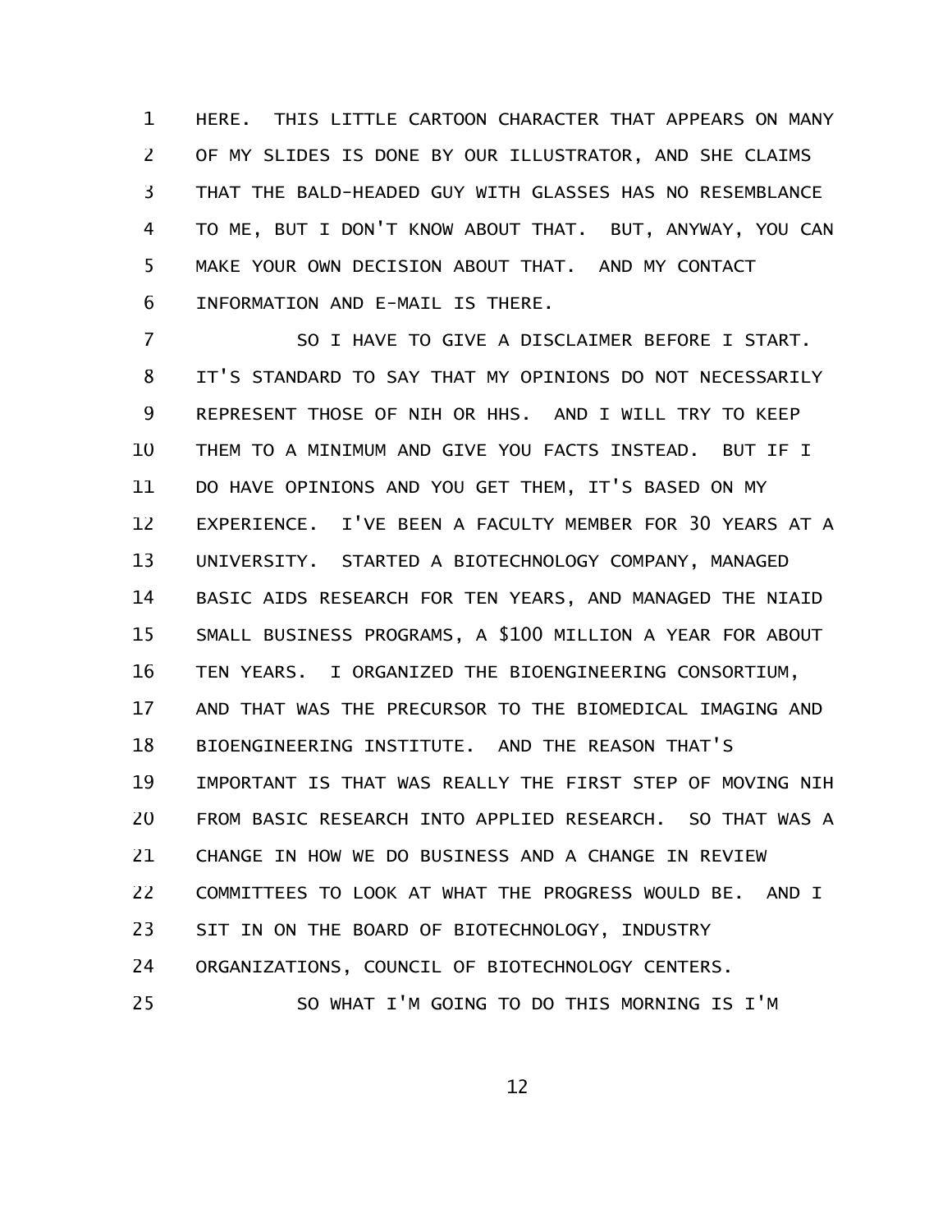HERE. THIS LITTLE CARTOON CHARACTER THAT APPEARS ON MANY OF MY SLIDES IS DONE BY OUR ILLUSTRATOR, AND SHE CLAIMS THAT THE BALD-HEADED GUY WITH GLASSES HAS NO RESEMBLANCE TO ME, BUT I DON'T KNOW ABOUT THAT. BUT, ANYWAY, YOU CAN MAKE YOUR OWN DECISION ABOUT THAT. AND MY CONTACT INFORMATION AND E-MAIL IS THERE.

SO I HAVE TO GIVE A DISCLAIMER BEFORE I START. IT'S STANDARD TO SAY THAT MY OPINIONS DO NOT NECESSARILY REPRESENT THOSE OF NIH OR HHS. AND I WILL TRY TO KEEP THEM TO A MINIMUM AND GIVE YOU FACTS INSTEAD. BUT IF I DO HAVE OPINIONS AND YOU GET THEM, IT'S BASED ON MY EXPERIENCE. I'VE BEEN A FACULTY MEMBER FOR 30 YEARS AT A UNIVERSITY. STARTED A BIOTECHNOLOGY COMPANY, MANAGED BASIC AIDS RESEARCH FOR TEN YEARS, AND MANAGED THE NIAID SMALL BUSINESS PROGRAMS, A $100 MILLION A YEAR FOR ABOUT TEN YEARS. I ORGANIZED THE BIOENGINEERING CONSORTIUM, AND THAT WAS THE PRECURSOR TO THE BIOMEDICAL IMAGING AND BIOENGINEERING INSTITUTE. AND THE REASON THAT'S IMPORTANT IS THAT WAS REALLY THE FIRST STEP OF MOVING NIH FROM BASIC RESEARCH INTO APPLIED RESEARCH. SO THAT WAS A CHANGE IN HOW WE DO BUSINESS AND A CHANGE IN REVIEW COMMITTEES TO LOOK AT WHAT THE PROGRESS WOULD BE. AND I SIT IN ON THE BOARD OF BIOTECHNOLOGY, INDUSTRY ORGANIZATIONS, COUNCIL OF BIOTECHNOLOGY CENTERS.

SO WHAT I'M GOING TO DO THIS MORNING IS I'M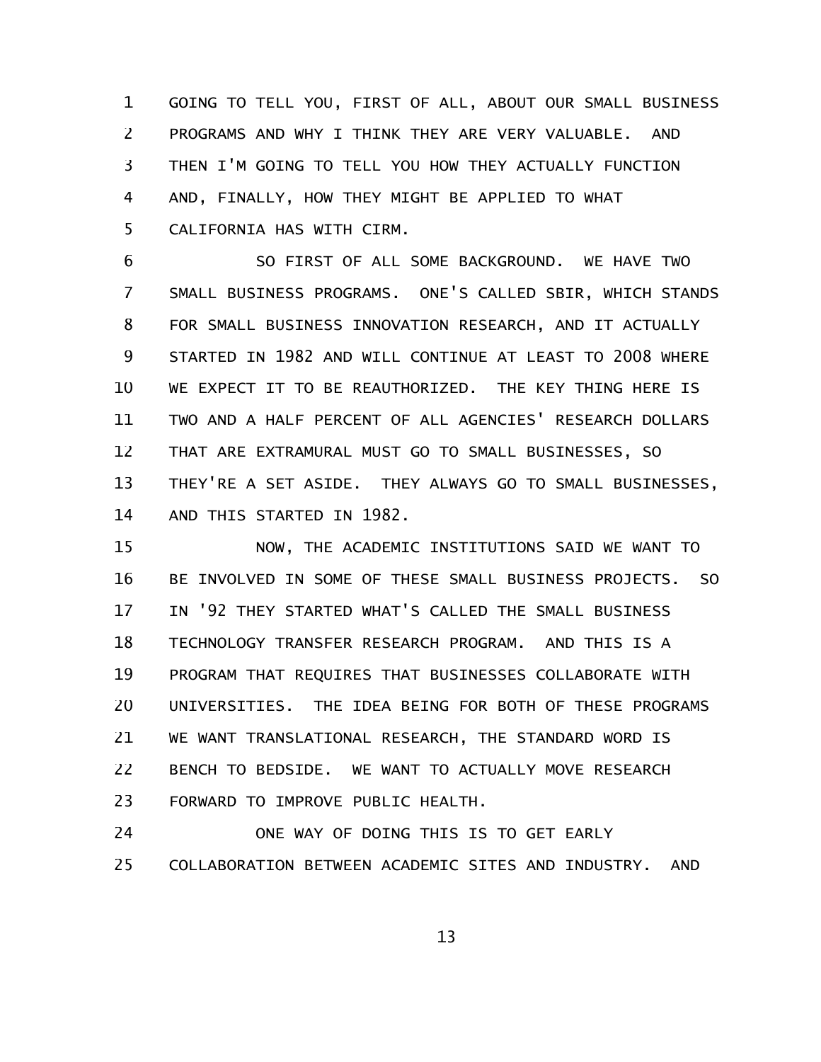GOING TO TELL YOU, FIRST OF ALL, ABOUT OUR SMALL BUSINESS PROGRAMS AND WHY I THINK THEY ARE VERY VALUABLE. AND THEN I'M GOING TO TELL YOU HOW THEY ACTUALLY FUNCTION AND, FINALLY, HOW THEY MIGHT BE APPLIED TO WHAT CALIFORNIA HAS WITH CIRM.

SO FIRST OF ALL SOME BACKGROUND. WE HAVE TWO SMALL BUSINESS PROGRAMS. ONE'S CALLED SBIR, WHICH STANDS FOR SMALL BUSINESS INNOVATION RESEARCH, AND IT ACTUALLY STARTED IN 1982 AND WILL CONTINUE AT LEAST TO 2008 WHERE WE EXPECT IT TO BE REAUTHORIZED. THE KEY THING HERE IS TWO AND A HALF PERCENT OF ALL AGENCIES' RESEARCH DOLLARS THAT ARE EXTRAMURAL MUST GO TO SMALL BUSINESSES, SO THEY'RE A SET ASIDE. THEY ALWAYS GO TO SMALL BUSINESSES, AND THIS STARTED IN 1982.

NOW, THE ACADEMIC INSTITUTIONS SAID WE WANT TO BE INVOLVED IN SOME OF THESE SMALL BUSINESS PROJECTS. SO IN '92 THEY STARTED WHAT'S CALLED THE SMALL BUSINESS TECHNOLOGY TRANSFER RESEARCH PROGRAM. AND THIS IS A PROGRAM THAT REQUIRES THAT BUSINESSES COLLABORATE WITH UNIVERSITIES. THE IDEA BEING FOR BOTH OF THESE PROGRAMS WE WANT TRANSLATIONAL RESEARCH, THE STANDARD WORD IS BENCH TO BEDSIDE. WE WANT TO ACTUALLY MOVE RESEARCH FORWARD TO IMPROVE PUBLIC HEALTH.

ONE WAY OF DOING THIS IS TO GET EARLY COLLABORATION BETWEEN ACADEMIC SITES AND INDUSTRY. AND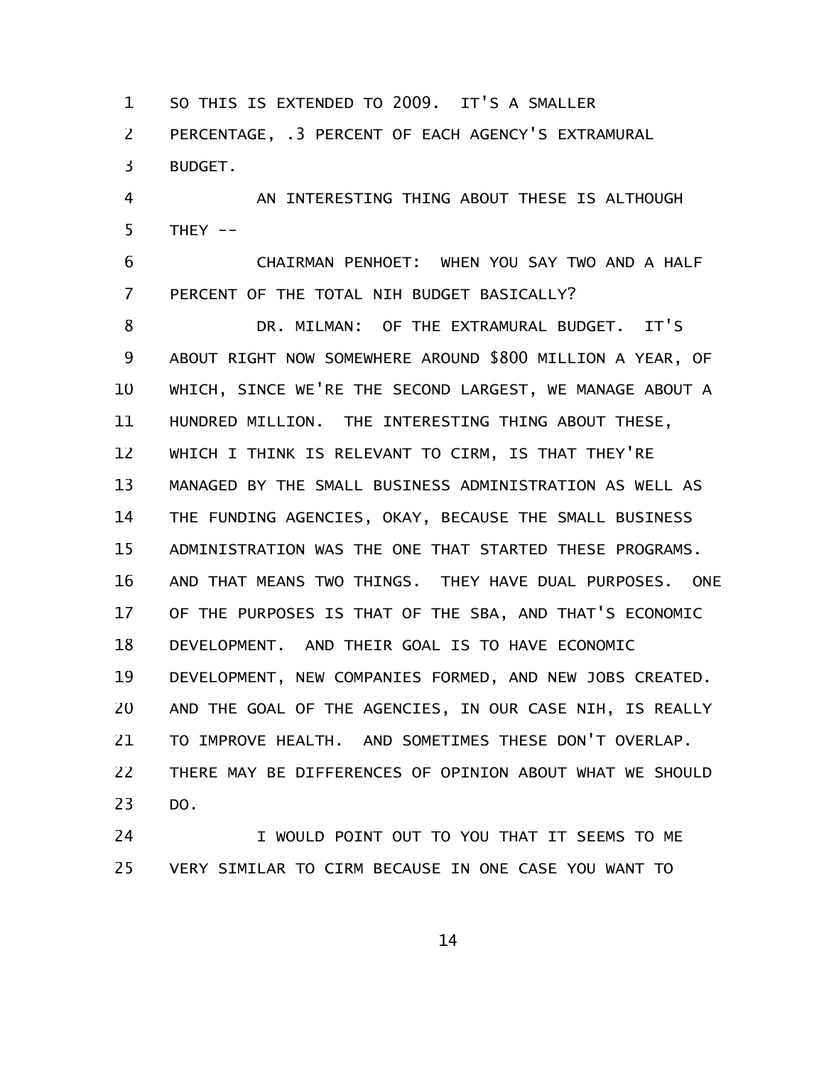SO THIS IS EXTENDED TO 2009. IT'S A SMALLER PERCENTAGE, .3 PERCENT OF EACH AGENCY'S EXTRAMURAL BUDGET.

AN INTERESTING THING ABOUT THESE IS ALTHOUGH THEY --

CHAIRMAN PENHOET: WHEN YOU SAY TWO AND A HALF PERCENT OF THE TOTAL NIH BUDGET BASICALLY?

DR. MILMAN: OF THE EXTRAMURAL BUDGET. IT'S ABOUT RIGHT NOW SOMEWHERE AROUND $800 MILLION A YEAR, OF WHICH, SINCE WE'RE THE SECOND LARGEST, WE MANAGE ABOUT A HUNDRED MILLION. THE INTERESTING THING ABOUT THESE, WHICH I THINK IS RELEVANT TO CIRM, IS THAT THEY'RE MANAGED BY THE SMALL BUSINESS ADMINISTRATION AS WELL AS THE FUNDING AGENCIES, OKAY, BECAUSE THE SMALL BUSINESS ADMINISTRATION WAS THE ONE THAT STARTED THESE PROGRAMS. AND THAT MEANS TWO THINGS. THEY HAVE DUAL PURPOSES. ONE OF THE PURPOSES IS THAT OF THE SBA, AND THAT'S ECONOMIC DEVELOPMENT. AND THEIR GOAL IS TO HAVE ECONOMIC DEVELOPMENT, NEW COMPANIES FORMED, AND NEW JOBS CREATED. AND THE GOAL OF THE AGENCIES, IN OUR CASE NIH, IS REALLY TO IMPROVE HEALTH. AND SOMETIMES THESE DON'T OVERLAP. THERE MAY BE DIFFERENCES OF OPINION ABOUT WHAT WE SHOULD DO.

I WOULD POINT OUT TO YOU THAT IT SEEMS TO ME VERY SIMILAR TO CIRM BECAUSE IN ONE CASE YOU WANT TO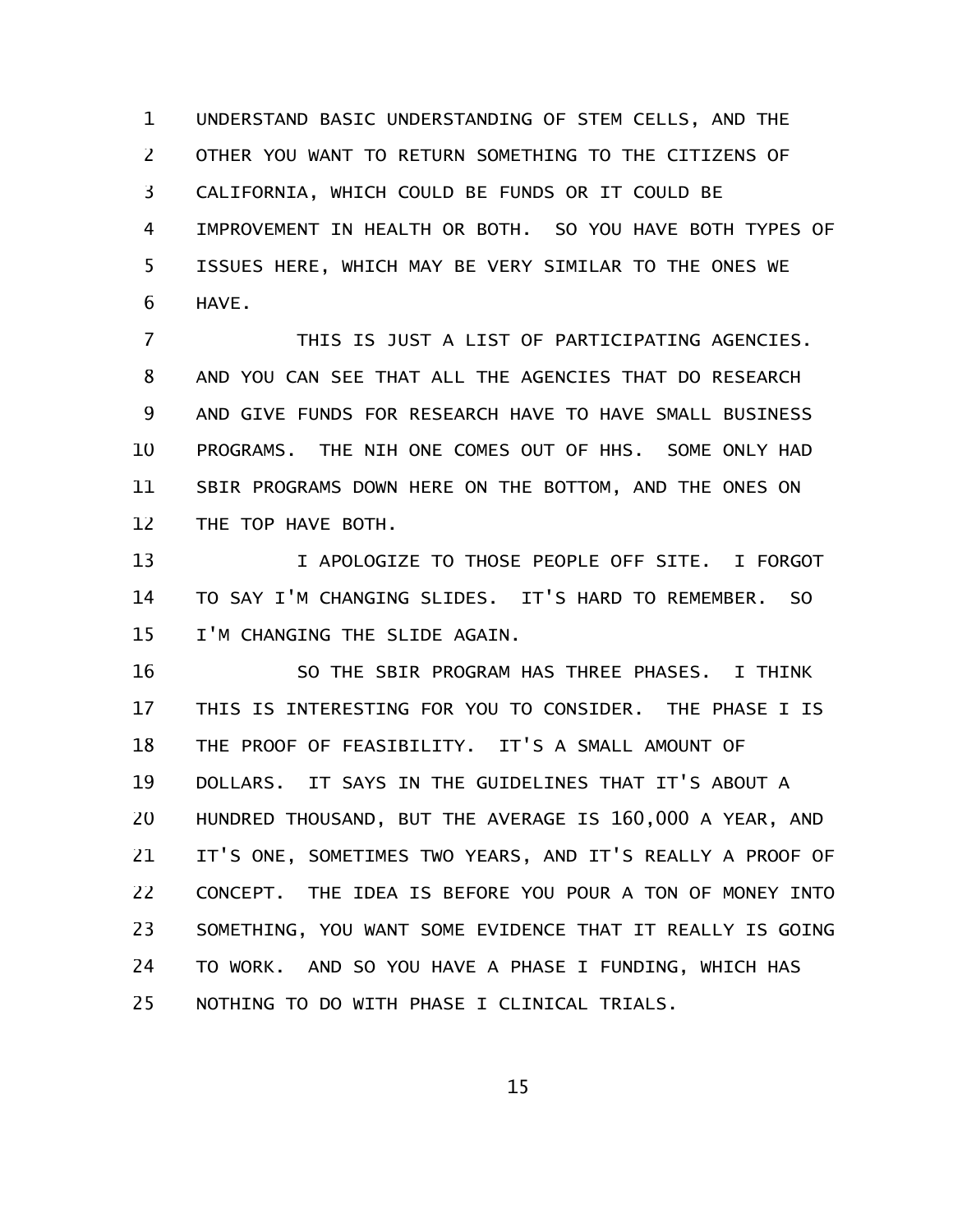UNDERSTAND BASIC UNDERSTANDING OF STEM CELLS, AND THE OTHER YOU WANT TO RETURN SOMETHING TO THE CITIZENS OF CALIFORNIA, WHICH COULD BE FUNDS OR IT COULD BE IMPROVEMENT IN HEALTH OR BOTH. SO YOU HAVE BOTH TYPES OF ISSUES HERE, WHICH MAY BE VERY SIMILAR TO THE ONES WE HAVE.

THIS IS JUST A LIST OF PARTICIPATING AGENCIES. AND YOU CAN SEE THAT ALL THE AGENCIES THAT DO RESEARCH AND GIVE FUNDS FOR RESEARCH HAVE TO HAVE SMALL BUSINESS PROGRAMS. THE NIH ONE COMES OUT OF HHS. SOME ONLY HAD SBIR PROGRAMS DOWN HERE ON THE BOTTOM, AND THE ONES ON THE TOP HAVE BOTH.

I APOLOGIZE TO THOSE PEOPLE OFF SITE. I FORGOT TO SAY I'M CHANGING SLIDES. IT'S HARD TO REMEMBER. SO I'M CHANGING THE SLIDE AGAIN.

SO THE SBIR PROGRAM HAS THREE PHASES. I THINK THIS IS INTERESTING FOR YOU TO CONSIDER. THE PHASE I IS THE PROOF OF FEASIBILITY. IT'S A SMALL AMOUNT OF DOLLARS. IT SAYS IN THE GUIDELINES THAT IT'S ABOUT A HUNDRED THOUSAND, BUT THE AVERAGE IS 160,000 A YEAR, AND IT'S ONE, SOMETIMES TWO YEARS, AND IT'S REALLY A PROOF OF CONCEPT. THE IDEA IS BEFORE YOU POUR A TON OF MONEY INTO SOMETHING, YOU WANT SOME EVIDENCE THAT IT REALLY IS GOING TO WORK. AND SO YOU HAVE A PHASE I FUNDING, WHICH HAS NOTHING TO DO WITH PHASE I CLINICAL TRIALS.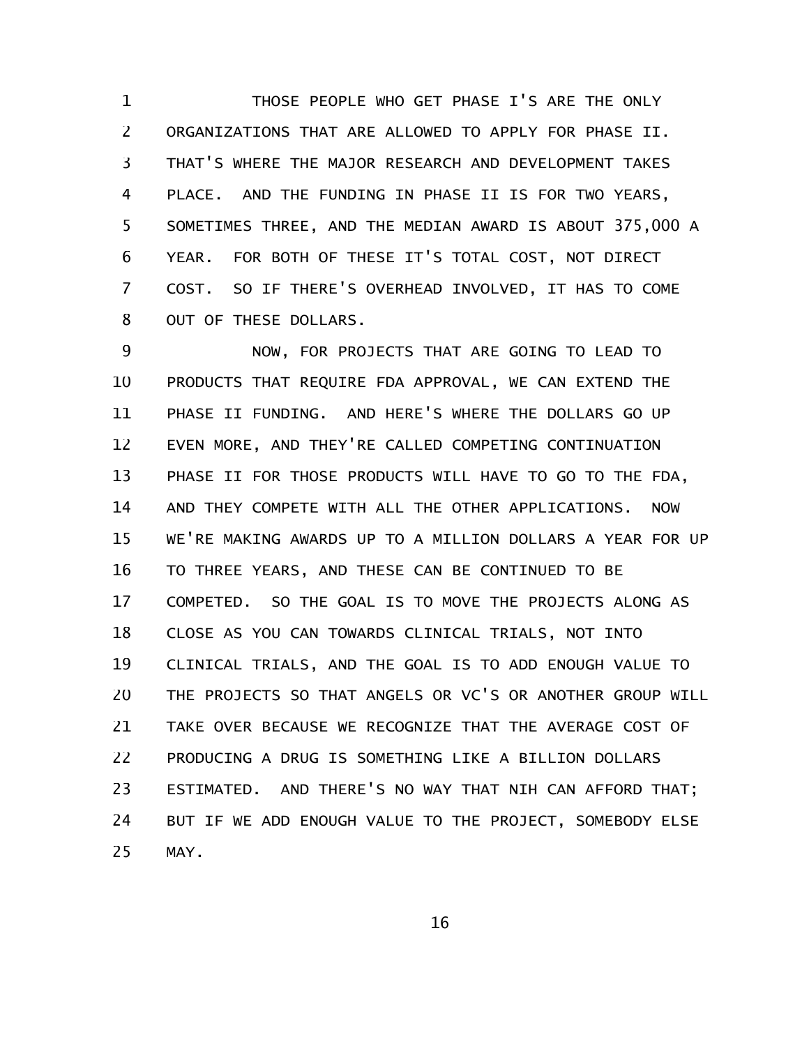THOSE PEOPLE WHO GET PHASE I'S ARE THE ONLY ORGANIZATIONS THAT ARE ALLOWED TO APPLY FOR PHASE II. THAT'S WHERE THE MAJOR RESEARCH AND DEVELOPMENT TAKES PLACE. AND THE FUNDING IN PHASE II IS FOR TWO YEARS, SOMETIMES THREE, AND THE MEDIAN AWARD IS ABOUT 375,000 A YEAR. FOR BOTH OF THESE IT'S TOTAL COST, NOT DIRECT COST. SO IF THERE'S OVERHEAD INVOLVED, IT HAS TO COME OUT OF THESE DOLLARS.

NOW, FOR PROJECTS THAT ARE GOING TO LEAD TO PRODUCTS THAT REQUIRE FDA APPROVAL, WE CAN EXTEND THE PHASE II FUNDING. AND HERE'S WHERE THE DOLLARS GO UP EVEN MORE, AND THEY'RE CALLED COMPETING CONTINUATION PHASE II FOR THOSE PRODUCTS WILL HAVE TO GO TO THE FDA, AND THEY COMPETE WITH ALL THE OTHER APPLICATIONS. NOW WE'RE MAKING AWARDS UP TO A MILLION DOLLARS A YEAR FOR UP TO THREE YEARS, AND THESE CAN BE CONTINUED TO BE COMPETED. SO THE GOAL IS TO MOVE THE PROJECTS ALONG AS CLOSE AS YOU CAN TOWARDS CLINICAL TRIALS, NOT INTO CLINICAL TRIALS, AND THE GOAL IS TO ADD ENOUGH VALUE TO THE PROJECTS SO THAT ANGELS OR VC'S OR ANOTHER GROUP WILL TAKE OVER BECAUSE WE RECOGNIZE THAT THE AVERAGE COST OF PRODUCING A DRUG IS SOMETHING LIKE A BILLION DOLLARS ESTIMATED. AND THERE'S NO WAY THAT NIH CAN AFFORD THAT; BUT IF WE ADD ENOUGH VALUE TO THE PROJECT, SOMEBODY ELSE MAY.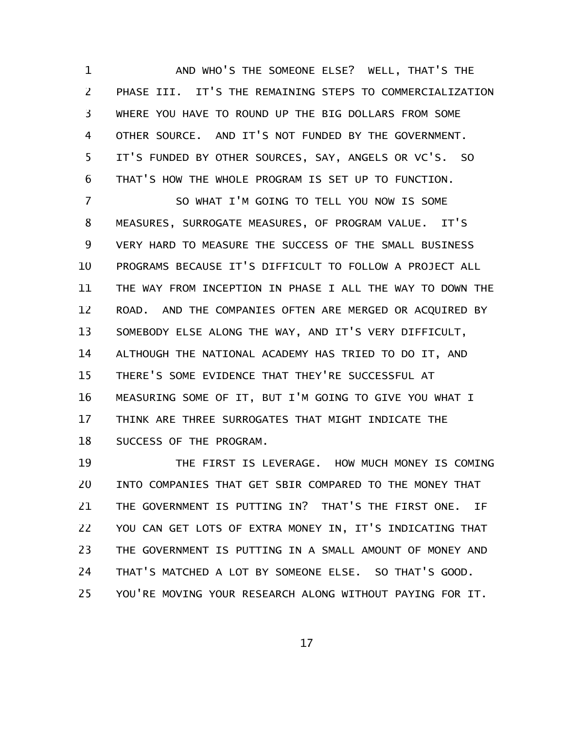AND WHO'S THE SOMEONE ELSE? WELL, THAT'S THE PHASE III. IT'S THE REMAINING STEPS TO COMMERCIALIZATION WHERE YOU HAVE TO ROUND UP THE BIG DOLLARS FROM SOME OTHER SOURCE. AND IT'S NOT FUNDED BY THE GOVERNMENT. IT'S FUNDED BY OTHER SOURCES, SAY, ANGELS OR VC'S. SO THAT'S HOW THE WHOLE PROGRAM IS SET UP TO FUNCTION.

SO WHAT I'M GOING TO TELL YOU NOW IS SOME MEASURES, SURROGATE MEASURES, OF PROGRAM VALUE. IT'S VERY HARD TO MEASURE THE SUCCESS OF THE SMALL BUSINESS PROGRAMS BECAUSE IT'S DIFFICULT TO FOLLOW A PROJECT ALL THE WAY FROM INCEPTION IN PHASE I ALL THE WAY TO DOWN THE ROAD. AND THE COMPANIES OFTEN ARE MERGED OR ACQUIRED BY SOMEBODY ELSE ALONG THE WAY, AND IT'S VERY DIFFICULT, ALTHOUGH THE NATIONAL ACADEMY HAS TRIED TO DO IT, AND THERE'S SOME EVIDENCE THAT THEY'RE SUCCESSFUL AT MEASURING SOME OF IT, BUT I'M GOING TO GIVE YOU WHAT I THINK ARE THREE SURROGATES THAT MIGHT INDICATE THE SUCCESS OF THE PROGRAM.

THE FIRST IS LEVERAGE. HOW MUCH MONEY IS COMING INTO COMPANIES THAT GET SBIR COMPARED TO THE MONEY THAT THE GOVERNMENT IS PUTTING IN? THAT'S THE FIRST ONE. IF YOU CAN GET LOTS OF EXTRA MONEY IN, IT'S INDICATING THAT THE GOVERNMENT IS PUTTING IN A SMALL AMOUNT OF MONEY AND THAT'S MATCHED A LOT BY SOMEONE ELSE. SO THAT'S GOOD. YOU'RE MOVING YOUR RESEARCH ALONG WITHOUT PAYING FOR IT.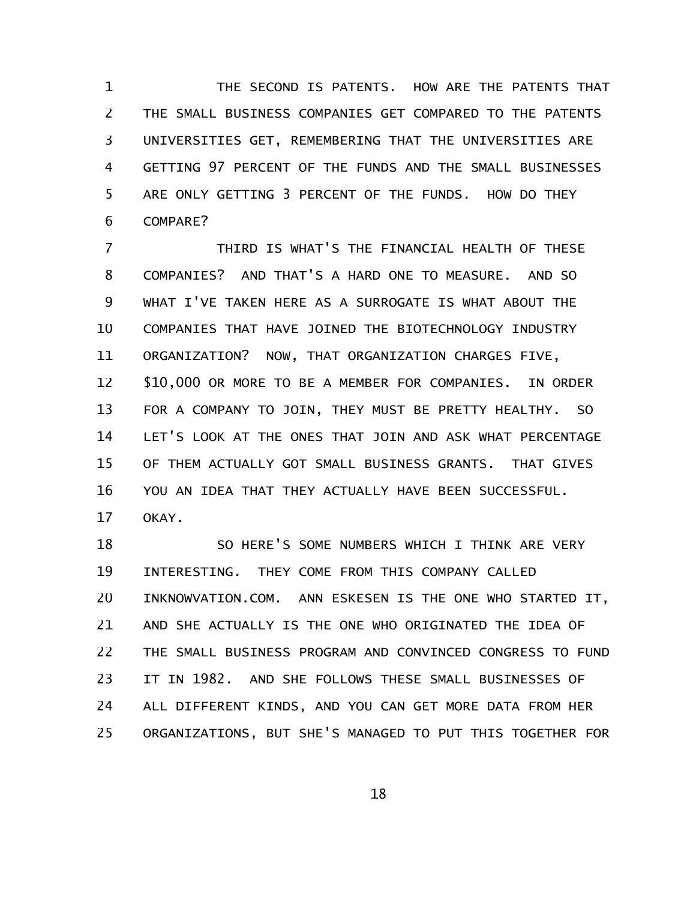THE SECOND IS PATENTS. HOW ARE THE PATENTS THAT THE SMALL BUSINESS COMPANIES GET COMPARED TO THE PATENTS UNIVERSITIES GET, REMEMBERING THAT THE UNIVERSITIES ARE GETTING 97 PERCENT OF THE FUNDS AND THE SMALL BUSINESSES ARE ONLY GETTING 3 PERCENT OF THE FUNDS. HOW DO THEY COMPARE?

THIRD IS WHAT'S THE FINANCIAL HEALTH OF THESE COMPANIES? AND THAT'S A HARD ONE TO MEASURE. AND SO WHAT I'VE TAKEN HERE AS A SURROGATE IS WHAT ABOUT THE COMPANIES THAT HAVE JOINED THE BIOTECHNOLOGY INDUSTRY ORGANIZATION? NOW, THAT ORGANIZATION CHARGES FIVE, $10,000 OR MORE TO BE A MEMBER FOR COMPANIES. IN ORDER FOR A COMPANY TO JOIN, THEY MUST BE PRETTY HEALTHY. SO LET'S LOOK AT THE ONES THAT JOIN AND ASK WHAT PERCENTAGE OF THEM ACTUALLY GOT SMALL BUSINESS GRANTS. THAT GIVES YOU AN IDEA THAT THEY ACTUALLY HAVE BEEN SUCCESSFUL. OKAY.

SO HERE'S SOME NUMBERS WHICH I THINK ARE VERY INTERESTING. THEY COME FROM THIS COMPANY CALLED INKNOWVATION.COM. ANN ESKESEN IS THE ONE WHO STARTED IT, AND SHE ACTUALLY IS THE ONE WHO ORIGINATED THE IDEA OF THE SMALL BUSINESS PROGRAM AND CONVINCED CONGRESS TO FUND IT IN 1982. AND SHE FOLLOWS THESE SMALL BUSINESSES OF ALL DIFFERENT KINDS, AND YOU CAN GET MORE DATA FROM HER ORGANIZATIONS, BUT SHE'S MANAGED TO PUT THIS TOGETHER FOR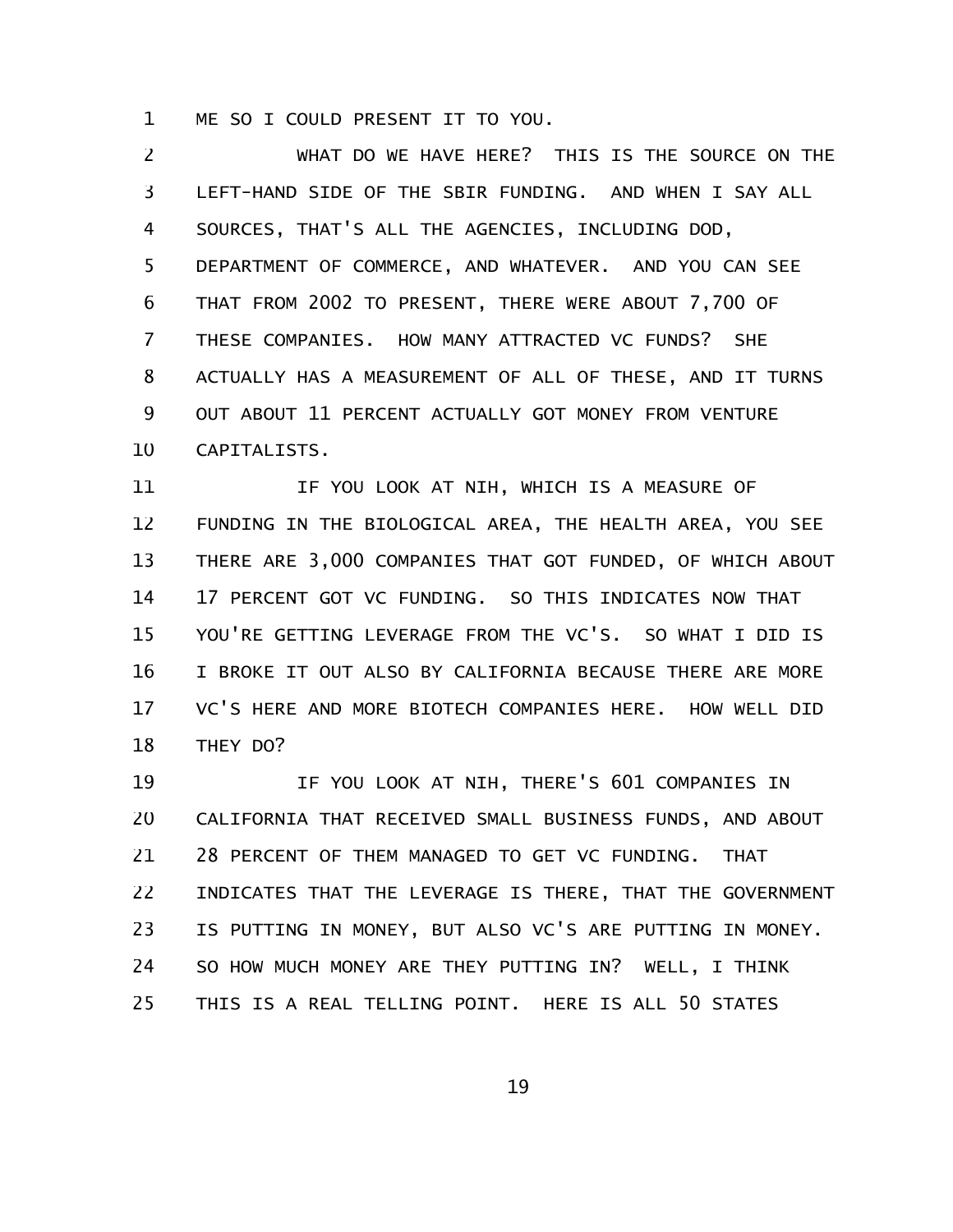ME SO I COULD PRESENT IT TO YOU.

WHAT DO WE HAVE HERE? THIS IS THE SOURCE ON THE LEFT-HAND SIDE OF THE SBIR FUNDING. AND WHEN I SAY ALL SOURCES, THAT'S ALL THE AGENCIES, INCLUDING DOD, DEPARTMENT OF COMMERCE, AND WHATEVER. AND YOU CAN SEE THAT FROM 2002 TO PRESENT, THERE WERE ABOUT 7,700 OF THESE COMPANIES. HOW MANY ATTRACTED VC FUNDS? SHE ACTUALLY HAS A MEASUREMENT OF ALL OF THESE, AND IT TURNS OUT ABOUT 11 PERCENT ACTUALLY GOT MONEY FROM VENTURE CAPITALISTS.

IF YOU LOOK AT NIH, WHICH IS A MEASURE OF FUNDING IN THE BIOLOGICAL AREA, THE HEALTH AREA, YOU SEE THERE ARE 3,000 COMPANIES THAT GOT FUNDED, OF WHICH ABOUT 17 PERCENT GOT VC FUNDING. SO THIS INDICATES NOW THAT YOU'RE GETTING LEVERAGE FROM THE VC'S. SO WHAT I DID IS I BROKE IT OUT ALSO BY CALIFORNIA BECAUSE THERE ARE MORE VC'S HERE AND MORE BIOTECH COMPANIES HERE. HOW WELL DID THEY DO?

IF YOU LOOK AT NIH, THERE'S 601 COMPANIES IN CALIFORNIA THAT RECEIVED SMALL BUSINESS FUNDS, AND ABOUT 28 PERCENT OF THEM MANAGED TO GET VC FUNDING. THAT INDICATES THAT THE LEVERAGE IS THERE, THAT THE GOVERNMENT IS PUTTING IN MONEY, BUT ALSO VC'S ARE PUTTING IN MONEY. SO HOW MUCH MONEY ARE THEY PUTTING IN? WELL, I THINK THIS IS A REAL TELLING POINT. HERE IS ALL 50 STATES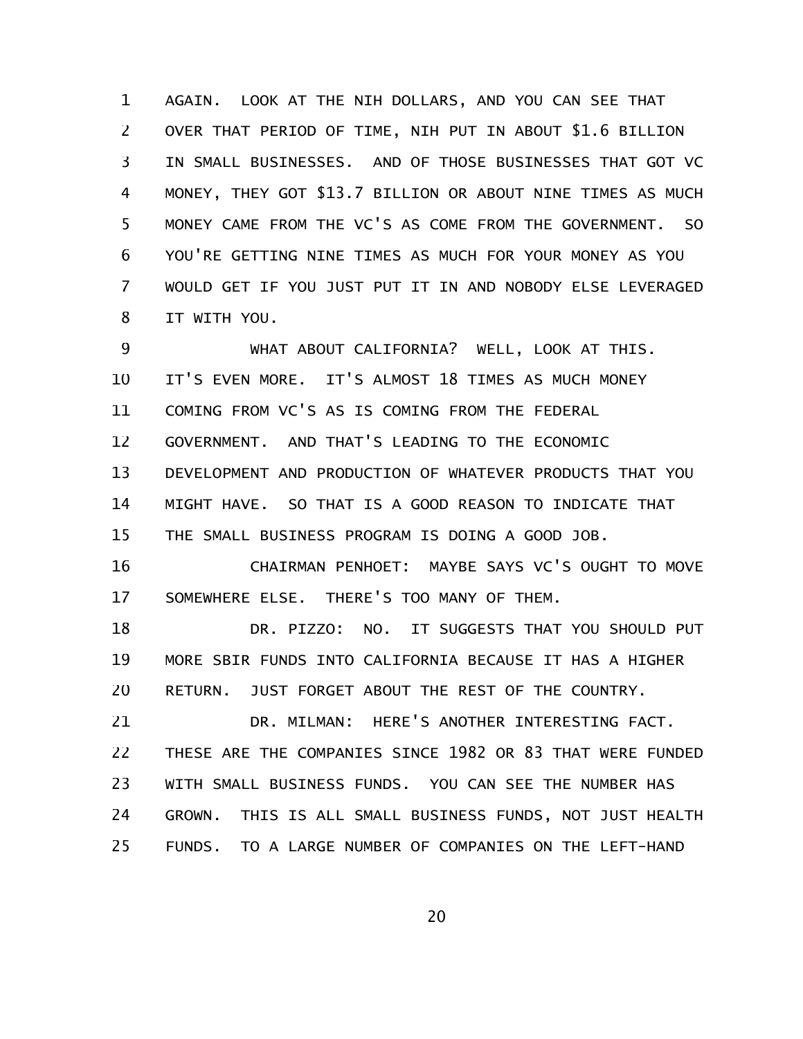AGAIN. LOOK AT THE NIH DOLLARS, AND YOU CAN SEE THAT OVER THAT PERIOD OF TIME, NIH PUT IN ABOUT $1.6 BILLION IN SMALL BUSINESSES. AND OF THOSE BUSINESSES THAT GOT VC MONEY, THEY GOT $13.7 BILLION OR ABOUT NINE TIMES AS MUCH MONEY CAME FROM THE VC'S AS COME FROM THE GOVERNMENT. SO YOU'RE GETTING NINE TIMES AS MUCH FOR YOUR MONEY AS YOU WOULD GET IF YOU JUST PUT IT IN AND NOBODY ELSE LEVERAGED IT WITH YOU.

WHAT ABOUT CALIFORNIA? WELL, LOOK AT THIS. IT'S EVEN MORE. IT'S ALMOST 18 TIMES AS MUCH MONEY COMING FROM VC'S AS IS COMING FROM THE FEDERAL GOVERNMENT. AND THAT'S LEADING TO THE ECONOMIC DEVELOPMENT AND PRODUCTION OF WHATEVER PRODUCTS THAT YOU MIGHT HAVE. SO THAT IS A GOOD REASON TO INDICATE THAT THE SMALL BUSINESS PROGRAM IS DOING A GOOD JOB.

CHAIRMAN PENHOET: MAYBE SAYS VC'S OUGHT TO MOVE SOMEWHERE ELSE. THERE'S TOO MANY OF THEM.

DR. PIZZO: NO. IT SUGGESTS THAT YOU SHOULD PUT MORE SBIR FUNDS INTO CALIFORNIA BECAUSE IT HAS A HIGHER RETURN. JUST FORGET ABOUT THE REST OF THE COUNTRY.

DR. MILMAN: HERE'S ANOTHER INTERESTING FACT. THESE ARE THE COMPANIES SINCE 1982 OR 83 THAT WERE FUNDED WITH SMALL BUSINESS FUNDS. YOU CAN SEE THE NUMBER HAS GROWN. THIS IS ALL SMALL BUSINESS FUNDS, NOT JUST HEALTH FUNDS. TO A LARGE NUMBER OF COMPANIES ON THE LEFT-HAND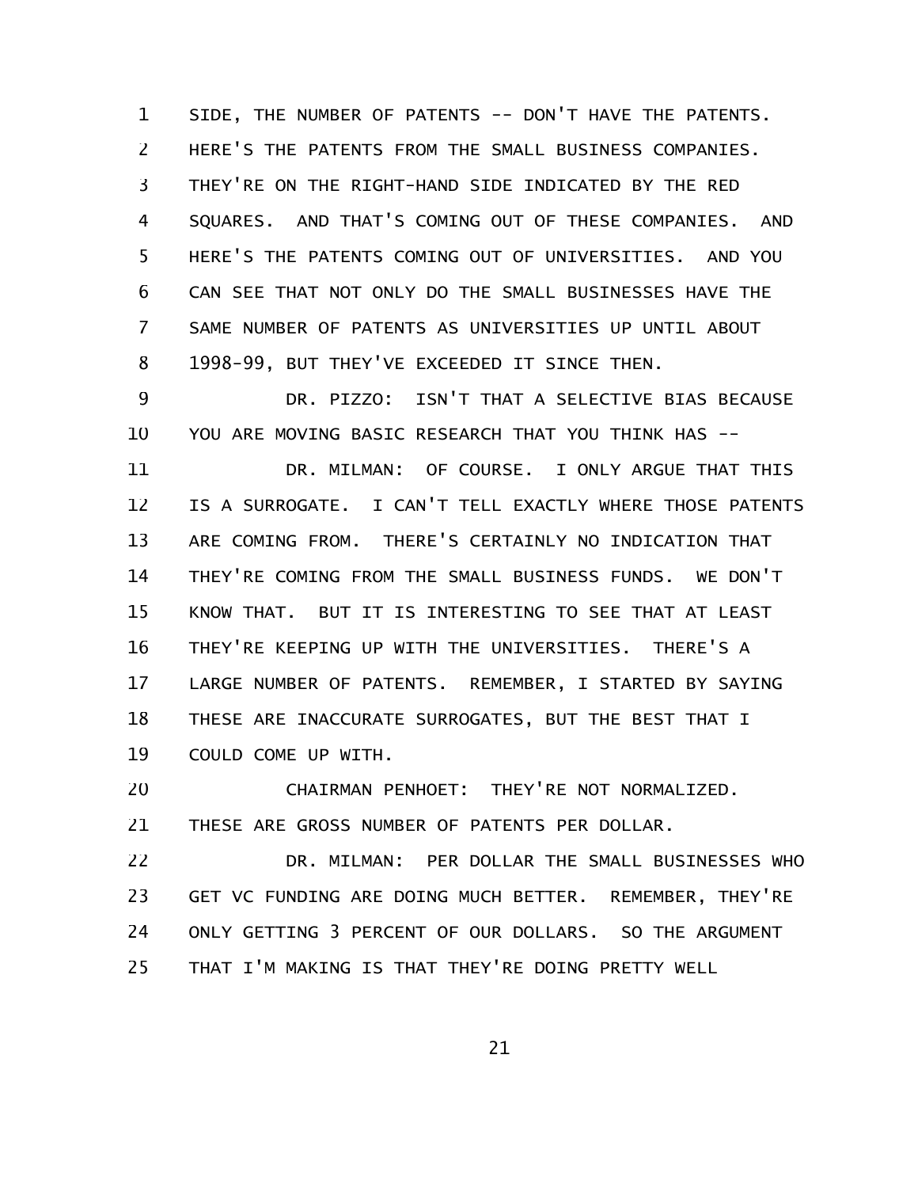SIDE, THE NUMBER OF PATENTS -- DON'T HAVE THE PATENTS. HERE'S THE PATENTS FROM THE SMALL BUSINESS COMPANIES. THEY'RE ON THE RIGHT-HAND SIDE INDICATED BY THE RED SQUARES. AND THAT'S COMING OUT OF THESE COMPANIES. AND HERE'S THE PATENTS COMING OUT OF UNIVERSITIES. AND YOU CAN SEE THAT NOT ONLY DO THE SMALL BUSINESSES HAVE THE SAME NUMBER OF PATENTS AS UNIVERSITIES UP UNTIL ABOUT 1998-99, BUT THEY'VE EXCEEDED IT SINCE THEN.

DR. PIZZO: ISN'T THAT A SELECTIVE BIAS BECAUSE YOU ARE MOVING BASIC RESEARCH THAT YOU THINK HAS --

DR. MILMAN: OF COURSE. I ONLY ARGUE THAT THIS IS A SURROGATE. I CAN'T TELL EXACTLY WHERE THOSE PATENTS ARE COMING FROM. THERE'S CERTAINLY NO INDICATION THAT THEY'RE COMING FROM THE SMALL BUSINESS FUNDS. WE DON'T KNOW THAT. BUT IT IS INTERESTING TO SEE THAT AT LEAST THEY'RE KEEPING UP WITH THE UNIVERSITIES. THERE'S A LARGE NUMBER OF PATENTS. REMEMBER, I STARTED BY SAYING THESE ARE INACCURATE SURROGATES, BUT THE BEST THAT I COULD COME UP WITH.

CHAIRMAN PENHOET: THEY'RE NOT NORMALIZED. THESE ARE GROSS NUMBER OF PATENTS PER DOLLAR.

DR. MILMAN: PER DOLLAR THE SMALL BUSINESSES WHO GET VC FUNDING ARE DOING MUCH BETTER. REMEMBER, THEY'RE ONLY GETTING 3 PERCENT OF OUR DOLLARS. SO THE ARGUMENT THAT I'M MAKING IS THAT THEY'RE DOING PRETTY WELL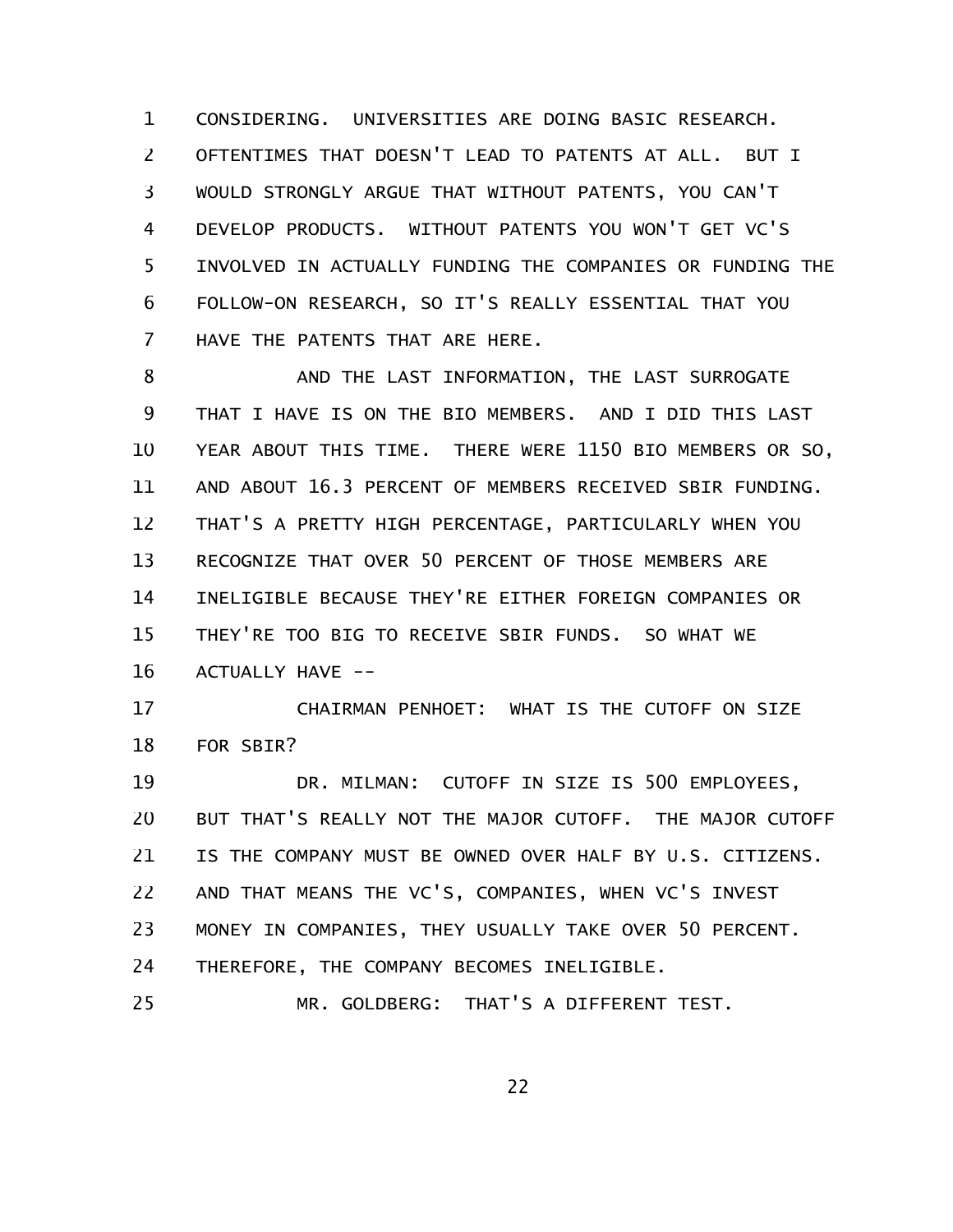CONSIDERING. UNIVERSITIES ARE DOING BASIC RESEARCH. OFTENTIMES THAT DOESN'T LEAD TO PATENTS AT ALL. BUT I WOULD STRONGLY ARGUE THAT WITHOUT PATENTS, YOU CAN'T DEVELOP PRODUCTS. WITHOUT PATENTS YOU WON'T GET VC'S INVOLVED IN ACTUALLY FUNDING THE COMPANIES OR FUNDING THE FOLLOW-ON RESEARCH, SO IT'S REALLY ESSENTIAL THAT YOU HAVE THE PATENTS THAT ARE HERE.

AND THE LAST INFORMATION, THE LAST SURROGATE THAT I HAVE IS ON THE BIO MEMBERS. AND I DID THIS LAST YEAR ABOUT THIS TIME. THERE WERE 1150 BIO MEMBERS OR SO, AND ABOUT 16.3 PERCENT OF MEMBERS RECEIVED SBIR FUNDING. THAT'S A PRETTY HIGH PERCENTAGE, PARTICULARLY WHEN YOU RECOGNIZE THAT OVER 50 PERCENT OF THOSE MEMBERS ARE INELIGIBLE BECAUSE THEY'RE EITHER FOREIGN COMPANIES OR THEY'RE TOO BIG TO RECEIVE SBIR FUNDS. SO WHAT WE ACTUALLY HAVE --

CHAIRMAN PENHOET: WHAT IS THE CUTOFF ON SIZE FOR SBIR?

DR. MILMAN: CUTOFF IN SIZE IS 500 EMPLOYEES, BUT THAT'S REALLY NOT THE MAJOR CUTOFF. THE MAJOR CUTOFF IS THE COMPANY MUST BE OWNED OVER HALF BY U.S. CITIZENS. AND THAT MEANS THE VC'S, COMPANIES, WHEN VC'S INVEST MONEY IN COMPANIES, THEY USUALLY TAKE OVER 50 PERCENT. THEREFORE, THE COMPANY BECOMES INELIGIBLE.

MR. GOLDBERG: THAT'S A DIFFERENT TEST.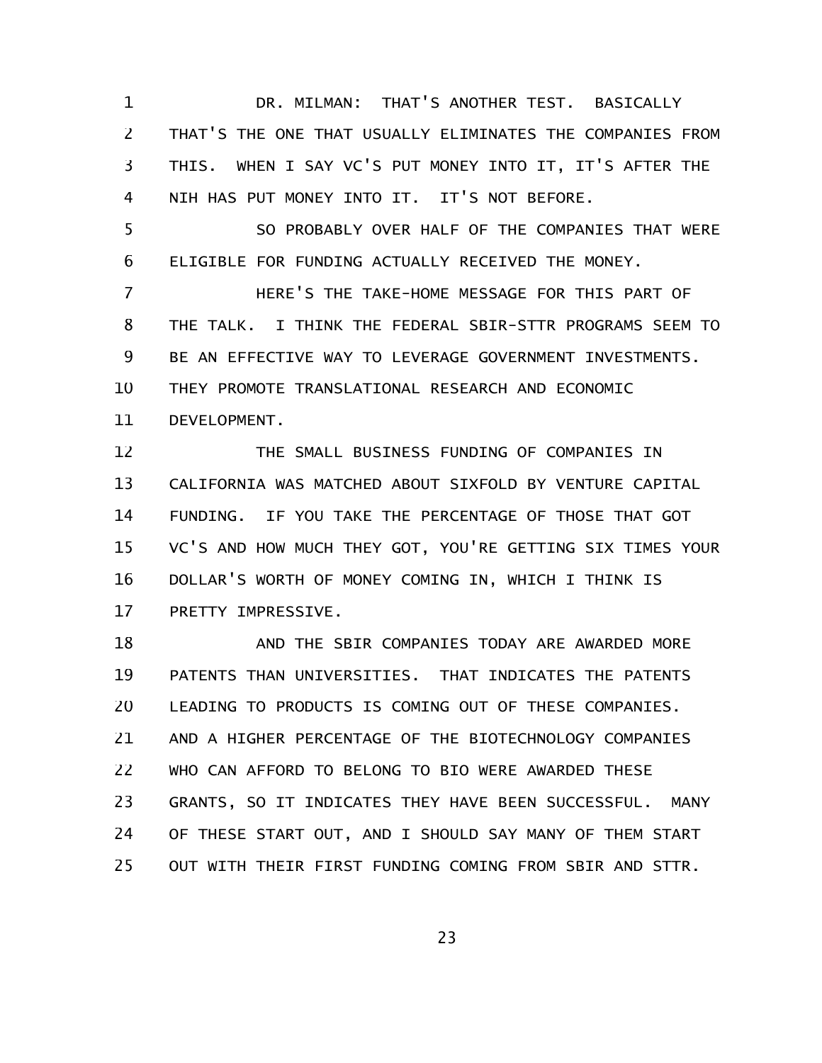DR. MILMAN: THAT'S ANOTHER TEST. BASICALLY THAT'S THE ONE THAT USUALLY ELIMINATES THE COMPANIES FROM THIS. WHEN I SAY VC'S PUT MONEY INTO IT, IT'S AFTER THE NIH HAS PUT MONEY INTO IT. IT'S NOT BEFORE.

SO PROBABLY OVER HALF OF THE COMPANIES THAT WERE ELIGIBLE FOR FUNDING ACTUALLY RECEIVED THE MONEY.

HERE'S THE TAKE-HOME MESSAGE FOR THIS PART OF THE TALK. I THINK THE FEDERAL SBIR-STTR PROGRAMS SEEM TO BE AN EFFECTIVE WAY TO LEVERAGE GOVERNMENT INVESTMENTS. THEY PROMOTE TRANSLATIONAL RESEARCH AND ECONOMIC DEVELOPMENT.

THE SMALL BUSINESS FUNDING OF COMPANIES IN CALIFORNIA WAS MATCHED ABOUT SIXFOLD BY VENTURE CAPITAL FUNDING. IF YOU TAKE THE PERCENTAGE OF THOSE THAT GOT VC'S AND HOW MUCH THEY GOT, YOU'RE GETTING SIX TIMES YOUR DOLLAR'S WORTH OF MONEY COMING IN, WHICH I THINK IS PRETTY IMPRESSIVE.

AND THE SBIR COMPANIES TODAY ARE AWARDED MORE PATENTS THAN UNIVERSITIES. THAT INDICATES THE PATENTS LEADING TO PRODUCTS IS COMING OUT OF THESE COMPANIES. AND A HIGHER PERCENTAGE OF THE BIOTECHNOLOGY COMPANIES WHO CAN AFFORD TO BELONG TO BIO WERE AWARDED THESE GRANTS, SO IT INDICATES THEY HAVE BEEN SUCCESSFUL. MANY OF THESE START OUT, AND I SHOULD SAY MANY OF THEM START OUT WITH THEIR FIRST FUNDING COMING FROM SBIR AND STTR.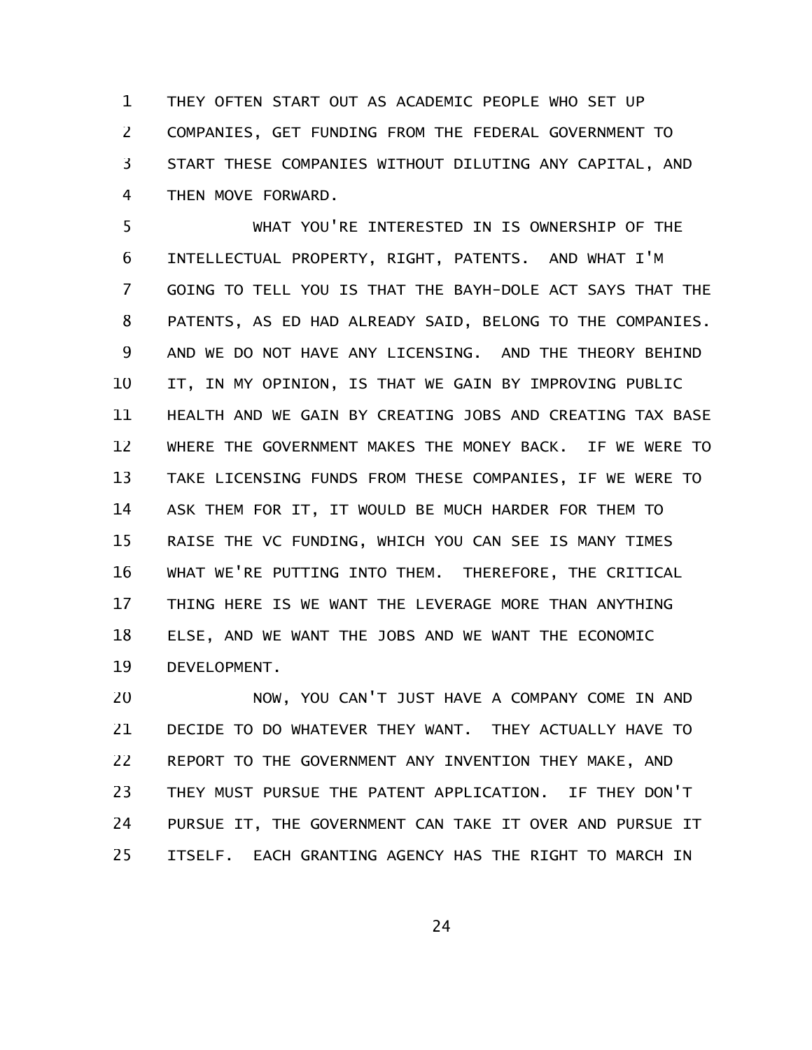THEY OFTEN START OUT AS ACADEMIC PEOPLE WHO SET UP COMPANIES, GET FUNDING FROM THE FEDERAL GOVERNMENT TO START THESE COMPANIES WITHOUT DILUTING ANY CAPITAL, AND THEN MOVE FORWARD.

WHAT YOU'RE INTERESTED IN IS OWNERSHIP OF THE INTELLECTUAL PROPERTY, RIGHT, PATENTS. AND WHAT I'M GOING TO TELL YOU IS THAT THE BAYH-DOLE ACT SAYS THAT THE PATENTS, AS ED HAD ALREADY SAID, BELONG TO THE COMPANIES. AND WE DO NOT HAVE ANY LICENSING. AND THE THEORY BEHIND IT, IN MY OPINION, IS THAT WE GAIN BY IMPROVING PUBLIC HEALTH AND WE GAIN BY CREATING JOBS AND CREATING TAX BASE WHERE THE GOVERNMENT MAKES THE MONEY BACK. IF WE WERE TO TAKE LICENSING FUNDS FROM THESE COMPANIES, IF WE WERE TO ASK THEM FOR IT, IT WOULD BE MUCH HARDER FOR THEM TO RAISE THE VC FUNDING, WHICH YOU CAN SEE IS MANY TIMES WHAT WE'RE PUTTING INTO THEM. THEREFORE, THE CRITICAL THING HERE IS WE WANT THE LEVERAGE MORE THAN ANYTHING ELSE, AND WE WANT THE JOBS AND WE WANT THE ECONOMIC DEVELOPMENT.

NOW, YOU CAN'T JUST HAVE A COMPANY COME IN AND DECIDE TO DO WHATEVER THEY WANT. THEY ACTUALLY HAVE TO REPORT TO THE GOVERNMENT ANY INVENTION THEY MAKE, AND THEY MUST PURSUE THE PATENT APPLICATION. IF THEY DON'T PURSUE IT, THE GOVERNMENT CAN TAKE IT OVER AND PURSUE IT ITSELF. EACH GRANTING AGENCY HAS THE RIGHT TO MARCH IN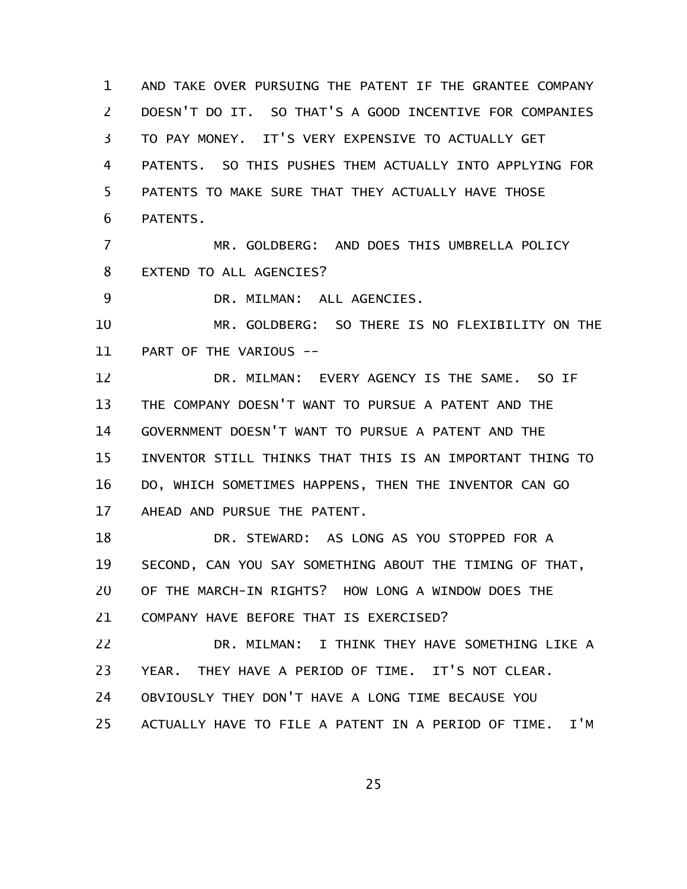AND TAKE OVER PURSUING THE PATENT IF THE GRANTEE COMPANY DOESN'T DO IT. SO THAT'S A GOOD INCENTIVE FOR COMPANIES TO PAY MONEY. IT'S VERY EXPENSIVE TO ACTUALLY GET PATENTS. SO THIS PUSHES THEM ACTUALLY INTO APPLYING FOR PATENTS TO MAKE SURE THAT THEY ACTUALLY HAVE THOSE PATENTS.

MR. GOLDBERG: AND DOES THIS UMBRELLA POLICY EXTEND TO ALL AGENCIES?

DR. MILMAN: ALL AGENCIES.

MR. GOLDBERG: SO THERE IS NO FLEXIBILITY ON THE PART OF THE VARIOUS --

DR. MILMAN: EVERY AGENCY IS THE SAME. SO IF THE COMPANY DOESN'T WANT TO PURSUE A PATENT AND THE GOVERNMENT DOESN'T WANT TO PURSUE A PATENT AND THE INVENTOR STILL THINKS THAT THIS IS AN IMPORTANT THING TO DO, WHICH SOMETIMES HAPPENS, THEN THE INVENTOR CAN GO AHEAD AND PURSUE THE PATENT.

DR. STEWARD: AS LONG AS YOU STOPPED FOR A SECOND, CAN YOU SAY SOMETHING ABOUT THE TIMING OF THAT, OF THE MARCH-IN RIGHTS? HOW LONG A WINDOW DOES THE COMPANY HAVE BEFORE THAT IS EXERCISED?

DR. MILMAN: I THINK THEY HAVE SOMETHING LIKE A YEAR. THEY HAVE A PERIOD OF TIME. IT'S NOT CLEAR. OBVIOUSLY THEY DON'T HAVE A LONG TIME BECAUSE YOU ACTUALLY HAVE TO FILE A PATENT IN A PERIOD OF TIME. I'M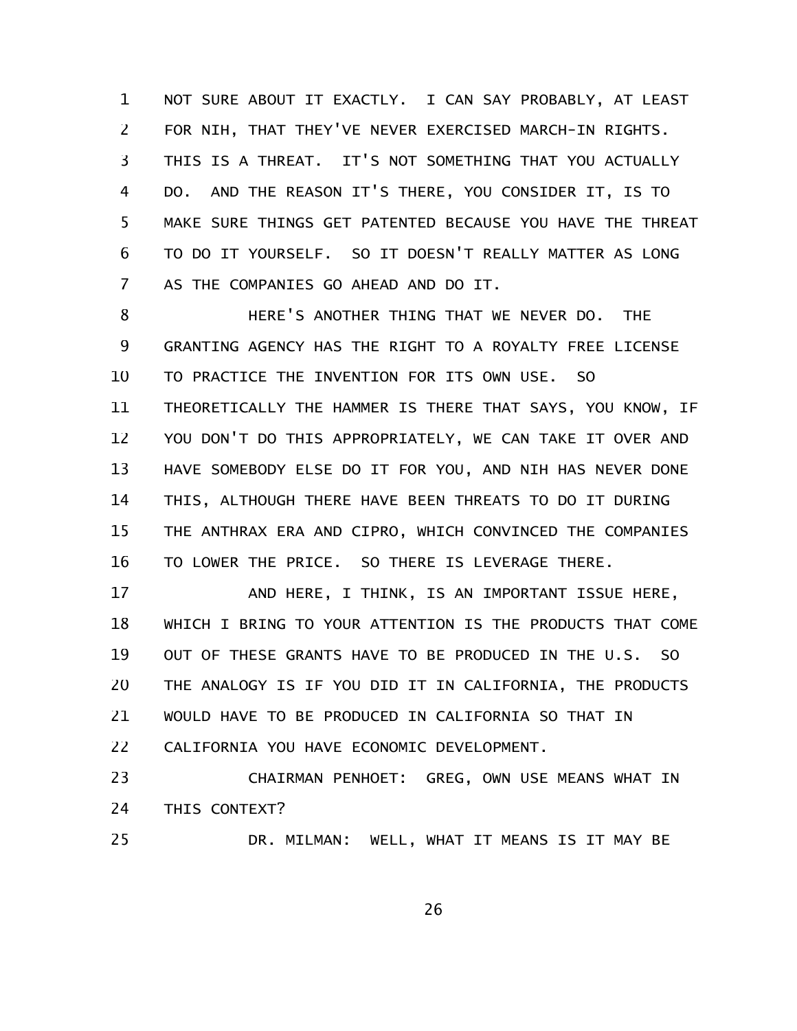NOT SURE ABOUT IT EXACTLY. I CAN SAY PROBABLY, AT LEAST FOR NIH, THAT THEY'VE NEVER EXERCISED MARCH-IN RIGHTS. THIS IS A THREAT. IT'S NOT SOMETHING THAT YOU ACTUALLY DO. AND THE REASON IT'S THERE, YOU CONSIDER IT, IS TO MAKE SURE THINGS GET PATENTED BECAUSE YOU HAVE THE THREAT TO DO IT YOURSELF. SO IT DOESN'T REALLY MATTER AS LONG AS THE COMPANIES GO AHEAD AND DO IT.

HERE'S ANOTHER THING THAT WE NEVER DO. THE GRANTING AGENCY HAS THE RIGHT TO A ROYALTY FREE LICENSE TO PRACTICE THE INVENTION FOR ITS OWN USE. SO THEORETICALLY THE HAMMER IS THERE THAT SAYS, YOU KNOW, IF YOU DON'T DO THIS APPROPRIATELY, WE CAN TAKE IT OVER AND HAVE SOMEBODY ELSE DO IT FOR YOU, AND NIH HAS NEVER DONE THIS, ALTHOUGH THERE HAVE BEEN THREATS TO DO IT DURING THE ANTHRAX ERA AND CIPRO, WHICH CONVINCED THE COMPANIES TO LOWER THE PRICE. SO THERE IS LEVERAGE THERE.

AND HERE, I THINK, IS AN IMPORTANT ISSUE HERE, WHICH I BRING TO YOUR ATTENTION IS THE PRODUCTS THAT COME OUT OF THESE GRANTS HAVE TO BE PRODUCED IN THE U.S. SO THE ANALOGY IS IF YOU DID IT IN CALIFORNIA, THE PRODUCTS WOULD HAVE TO BE PRODUCED IN CALIFORNIA SO THAT IN CALIFORNIA YOU HAVE ECONOMIC DEVELOPMENT.

CHAIRMAN PENHOET: GREG, OWN USE MEANS WHAT IN THIS CONTEXT?

DR. MILMAN: WELL, WHAT IT MEANS IS IT MAY BE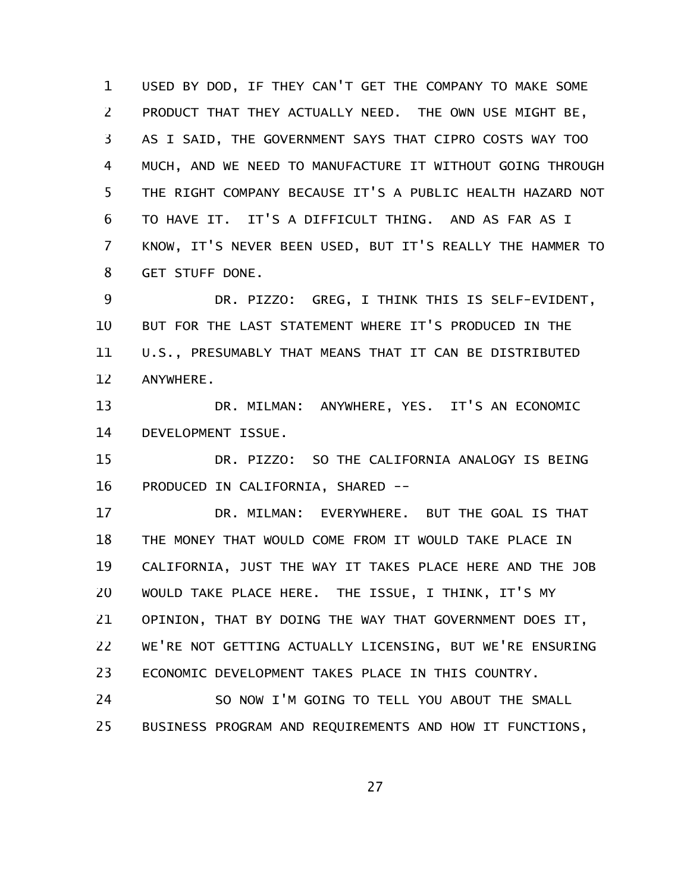USED BY DOD, IF THEY CAN'T GET THE COMPANY TO MAKE SOME PRODUCT THAT THEY ACTUALLY NEED. THE OWN USE MIGHT BE, AS I SAID, THE GOVERNMENT SAYS THAT CIPRO COSTS WAY TOO MUCH, AND WE NEED TO MANUFACTURE IT WITHOUT GOING THROUGH THE RIGHT COMPANY BECAUSE IT'S A PUBLIC HEALTH HAZARD NOT TO HAVE IT. IT'S A DIFFICULT THING. AND AS FAR AS I KNOW, IT'S NEVER BEEN USED, BUT IT'S REALLY THE HAMMER TO GET STUFF DONE.

DR. PIZZO: GREG, I THINK THIS IS SELF-EVIDENT, BUT FOR THE LAST STATEMENT WHERE IT'S PRODUCED IN THE U.S., PRESUMABLY THAT MEANS THAT IT CAN BE DISTRIBUTED ANYWHERE.

DR. MILMAN: ANYWHERE, YES. IT'S AN ECONOMIC DEVELOPMENT ISSUE.

DR. PIZZO: SO THE CALIFORNIA ANALOGY IS BEING PRODUCED IN CALIFORNIA, SHARED --

DR. MILMAN: EVERYWHERE. BUT THE GOAL IS THAT THE MONEY THAT WOULD COME FROM IT WOULD TAKE PLACE IN CALIFORNIA, JUST THE WAY IT TAKES PLACE HERE AND THE JOB WOULD TAKE PLACE HERE. THE ISSUE, I THINK, IT'S MY OPINION, THAT BY DOING THE WAY THAT GOVERNMENT DOES IT, WE'RE NOT GETTING ACTUALLY LICENSING, BUT WE'RE ENSURING ECONOMIC DEVELOPMENT TAKES PLACE IN THIS COUNTRY.

SO NOW I'M GOING TO TELL YOU ABOUT THE SMALL BUSINESS PROGRAM AND REQUIREMENTS AND HOW IT FUNCTIONS,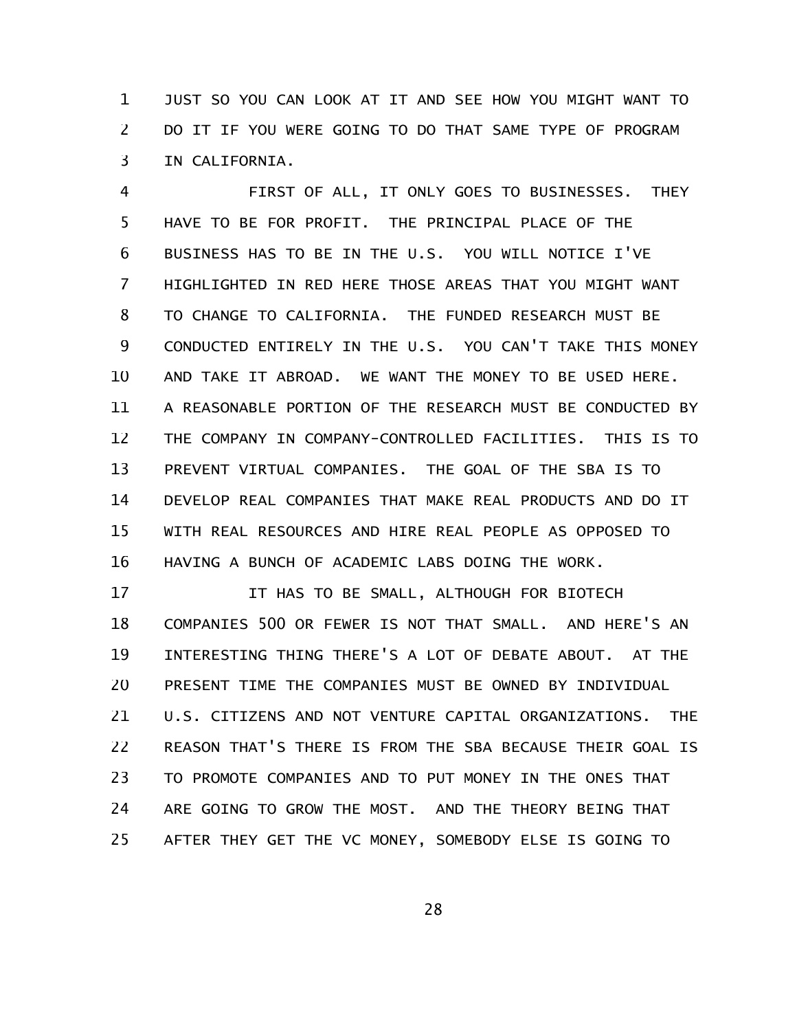JUST SO YOU CAN LOOK AT IT AND SEE HOW YOU MIGHT WANT TO DO IT IF YOU WERE GOING TO DO THAT SAME TYPE OF PROGRAM IN CALIFORNIA.

FIRST OF ALL, IT ONLY GOES TO BUSINESSES. THEY HAVE TO BE FOR PROFIT. THE PRINCIPAL PLACE OF THE BUSINESS HAS TO BE IN THE U.S. YOU WILL NOTICE I'VE HIGHLIGHTED IN RED HERE THOSE AREAS THAT YOU MIGHT WANT TO CHANGE TO CALIFORNIA. THE FUNDED RESEARCH MUST BE CONDUCTED ENTIRELY IN THE U.S. YOU CAN'T TAKE THIS MONEY AND TAKE IT ABROAD. WE WANT THE MONEY TO BE USED HERE. A REASONABLE PORTION OF THE RESEARCH MUST BE CONDUCTED BY THE COMPANY IN COMPANY-CONTROLLED FACILITIES. THIS IS TO PREVENT VIRTUAL COMPANIES. THE GOAL OF THE SBA IS TO DEVELOP REAL COMPANIES THAT MAKE REAL PRODUCTS AND DO IT WITH REAL RESOURCES AND HIRE REAL PEOPLE AS OPPOSED TO HAVING A BUNCH OF ACADEMIC LABS DOING THE WORK.

IT HAS TO BE SMALL, ALTHOUGH FOR BIOTECH COMPANIES 500 OR FEWER IS NOT THAT SMALL. AND HERE'S AN INTERESTING THING THERE'S A LOT OF DEBATE ABOUT. AT THE PRESENT TIME THE COMPANIES MUST BE OWNED BY INDIVIDUAL U.S. CITIZENS AND NOT VENTURE CAPITAL ORGANIZATIONS. THE REASON THAT'S THERE IS FROM THE SBA BECAUSE THEIR GOAL IS TO PROMOTE COMPANIES AND TO PUT MONEY IN THE ONES THAT ARE GOING TO GROW THE MOST. AND THE THEORY BEING THAT AFTER THEY GET THE VC MONEY, SOMEBODY ELSE IS GOING TO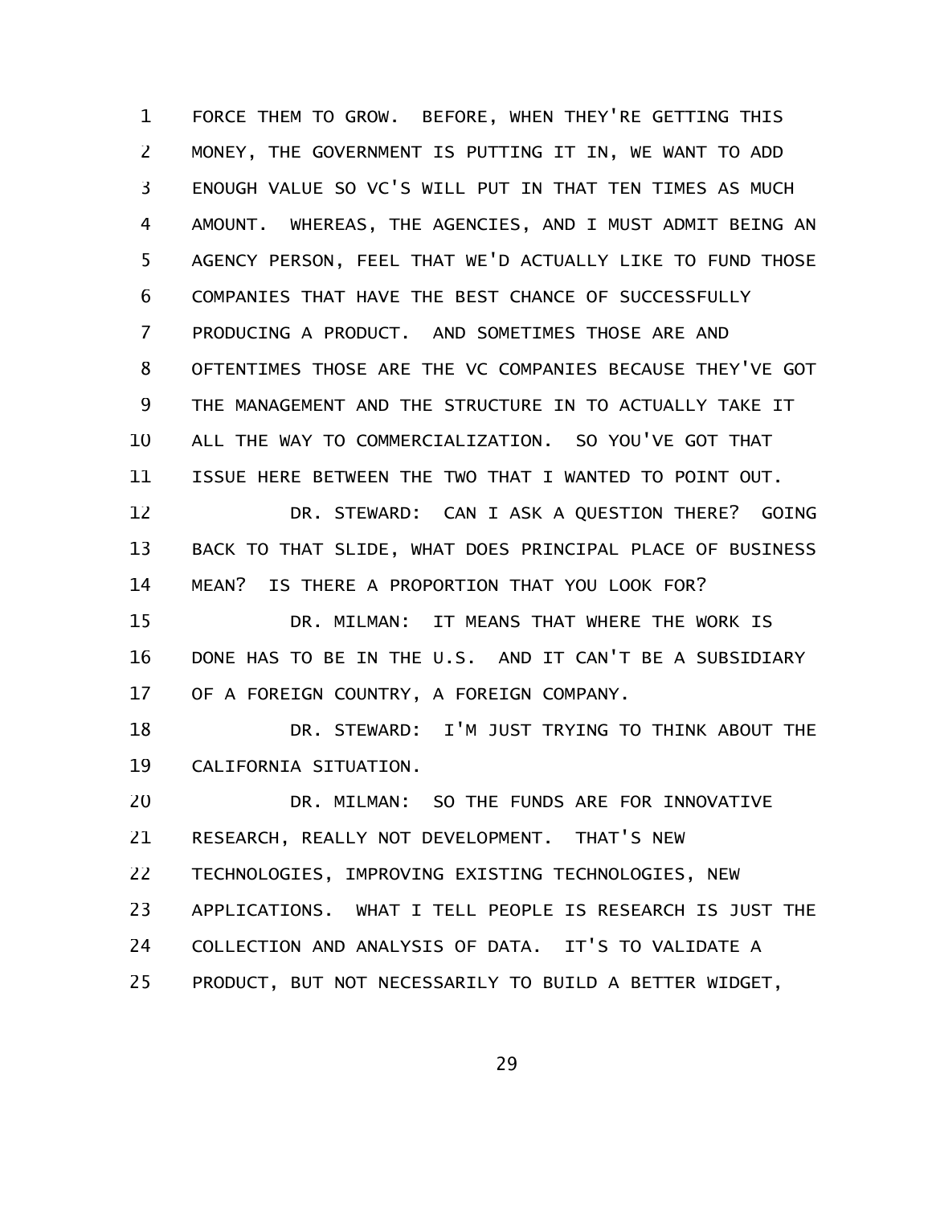FORCE THEM TO GROW. BEFORE, WHEN THEY'RE GETTING THIS MONEY, THE GOVERNMENT IS PUTTING IT IN, WE WANT TO ADD ENOUGH VALUE SO VC'S WILL PUT IN THAT TEN TIMES AS MUCH AMOUNT. WHEREAS, THE AGENCIES, AND I MUST ADMIT BEING AN AGENCY PERSON, FEEL THAT WE'D ACTUALLY LIKE TO FUND THOSE COMPANIES THAT HAVE THE BEST CHANCE OF SUCCESSFULLY PRODUCING A PRODUCT. AND SOMETIMES THOSE ARE AND OFTENTIMES THOSE ARE THE VC COMPANIES BECAUSE THEY'VE GOT THE MANAGEMENT AND THE STRUCTURE IN TO ACTUALLY TAKE IT ALL THE WAY TO COMMERCIALIZATION. SO YOU'VE GOT THAT ISSUE HERE BETWEEN THE TWO THAT I WANTED TO POINT OUT.

DR. STEWARD: CAN I ASK A QUESTION THERE? GOING BACK TO THAT SLIDE, WHAT DOES PRINCIPAL PLACE OF BUSINESS MEAN? IS THERE A PROPORTION THAT YOU LOOK FOR?

DR. MILMAN: IT MEANS THAT WHERE THE WORK IS DONE HAS TO BE IN THE U.S. AND IT CAN'T BE A SUBSIDIARY OF A FOREIGN COUNTRY, A FOREIGN COMPANY.

DR. STEWARD: I'M JUST TRYING TO THINK ABOUT THE CALIFORNIA SITUATION.

DR. MILMAN: SO THE FUNDS ARE FOR INNOVATIVE RESEARCH, REALLY NOT DEVELOPMENT. THAT'S NEW TECHNOLOGIES, IMPROVING EXISTING TECHNOLOGIES, NEW APPLICATIONS. WHAT I TELL PEOPLE IS RESEARCH IS JUST THE COLLECTION AND ANALYSIS OF DATA. IT'S TO VALIDATE A PRODUCT, BUT NOT NECESSARILY TO BUILD A BETTER WIDGET,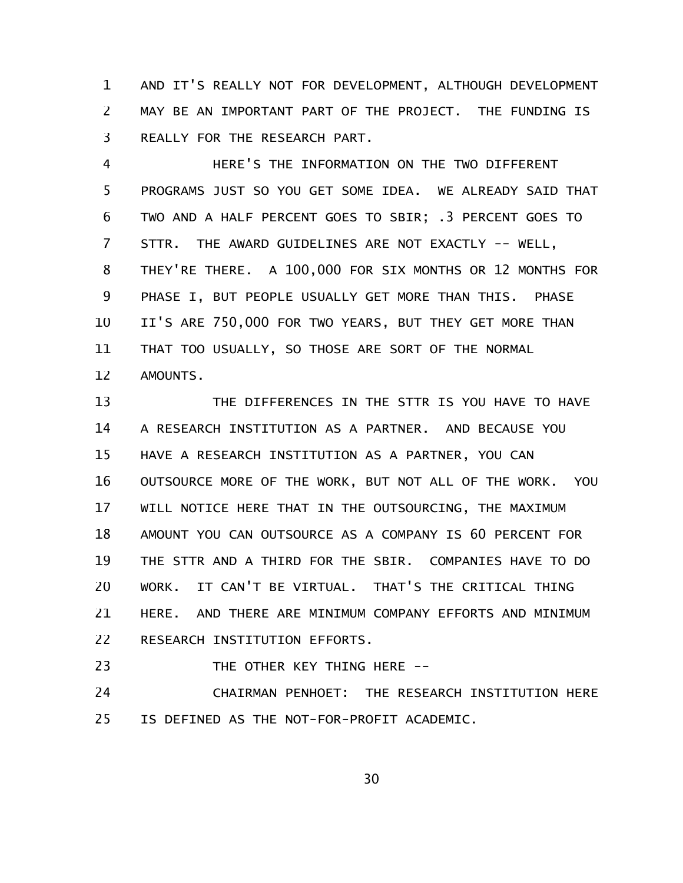AND IT'S REALLY NOT FOR DEVELOPMENT, ALTHOUGH DEVELOPMENT MAY BE AN IMPORTANT PART OF THE PROJECT. THE FUNDING IS REALLY FOR THE RESEARCH PART.

HERE'S THE INFORMATION ON THE TWO DIFFERENT PROGRAMS JUST SO YOU GET SOME IDEA. WE ALREADY SAID THAT TWO AND A HALF PERCENT GOES TO SBIR; .3 PERCENT GOES TO STTR. THE AWARD GUIDELINES ARE NOT EXACTLY -- WELL, THEY'RE THERE. A 100,000 FOR SIX MONTHS OR 12 MONTHS FOR PHASE I, BUT PEOPLE USUALLY GET MORE THAN THIS. PHASE II'S ARE 750,000 FOR TWO YEARS, BUT THEY GET MORE THAN THAT TOO USUALLY, SO THOSE ARE SORT OF THE NORMAL AMOUNTS.

THE DIFFERENCES IN THE STTR IS YOU HAVE TO HAVE A RESEARCH INSTITUTION AS A PARTNER. AND BECAUSE YOU HAVE A RESEARCH INSTITUTION AS A PARTNER, YOU CAN OUTSOURCE MORE OF THE WORK, BUT NOT ALL OF THE WORK. YOU WILL NOTICE HERE THAT IN THE OUTSOURCING, THE MAXIMUM AMOUNT YOU CAN OUTSOURCE AS A COMPANY IS 60 PERCENT FOR THE STTR AND A THIRD FOR THE SBIR. COMPANIES HAVE TO DO WORK. IT CAN'T BE VIRTUAL. THAT'S THE CRITICAL THING HERE. AND THERE ARE MINIMUM COMPANY EFFORTS AND MINIMUM RESEARCH INSTITUTION EFFORTS.

THE OTHER KEY THING HERE --

CHAIRMAN PENHOET: THE RESEARCH INSTITUTION HERE IS DEFINED AS THE NOT-FOR-PROFIT ACADEMIC.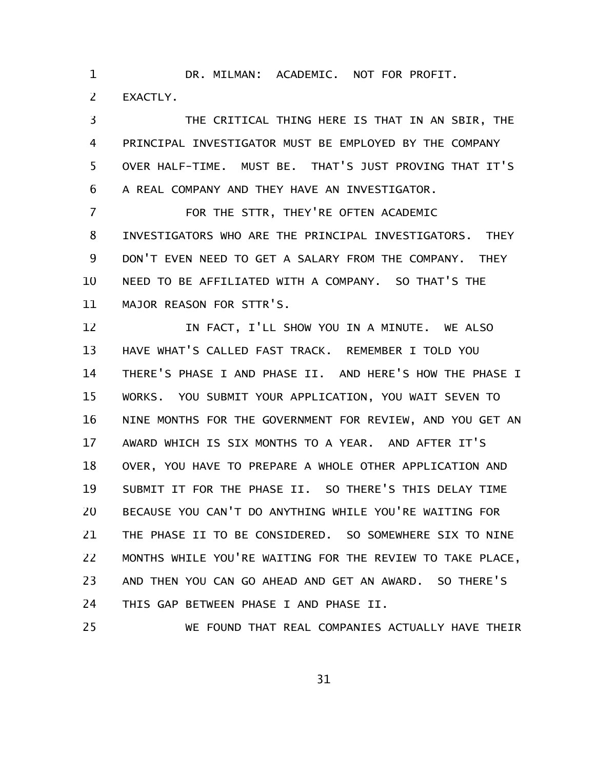DR. MILMAN: ACADEMIC. NOT FOR PROFIT. EXACTLY.

THE CRITICAL THING HERE IS THAT IN AN SBIR, THE PRINCIPAL INVESTIGATOR MUST BE EMPLOYED BY THE COMPANY OVER HALF-TIME. MUST BE. THAT'S JUST PROVING THAT IT'S A REAL COMPANY AND THEY HAVE AN INVESTIGATOR.

FOR THE STTR, THEY'RE OFTEN ACADEMIC INVESTIGATORS WHO ARE THE PRINCIPAL INVESTIGATORS. THEY DON'T EVEN NEED TO GET A SALARY FROM THE COMPANY. THEY NEED TO BE AFFILIATED WITH A COMPANY. SO THAT'S THE MAJOR REASON FOR STTR'S.

IN FACT, I'LL SHOW YOU IN A MINUTE. WE ALSO HAVE WHAT'S CALLED FAST TRACK. REMEMBER I TOLD YOU THERE'S PHASE I AND PHASE II. AND HERE'S HOW THE PHASE I WORKS. YOU SUBMIT YOUR APPLICATION, YOU WAIT SEVEN TO NINE MONTHS FOR THE GOVERNMENT FOR REVIEW, AND YOU GET AN AWARD WHICH IS SIX MONTHS TO A YEAR. AND AFTER IT'S OVER, YOU HAVE TO PREPARE A WHOLE OTHER APPLICATION AND SUBMIT IT FOR THE PHASE II. SO THERE'S THIS DELAY TIME BECAUSE YOU CAN'T DO ANYTHING WHILE YOU'RE WAITING FOR THE PHASE II TO BE CONSIDERED. SO SOMEWHERE SIX TO NINE MONTHS WHILE YOU'RE WAITING FOR THE REVIEW TO TAKE PLACE, AND THEN YOU CAN GO AHEAD AND GET AN AWARD. SO THERE'S THIS GAP BETWEEN PHASE I AND PHASE II.

WE FOUND THAT REAL COMPANIES ACTUALLY HAVE THEIR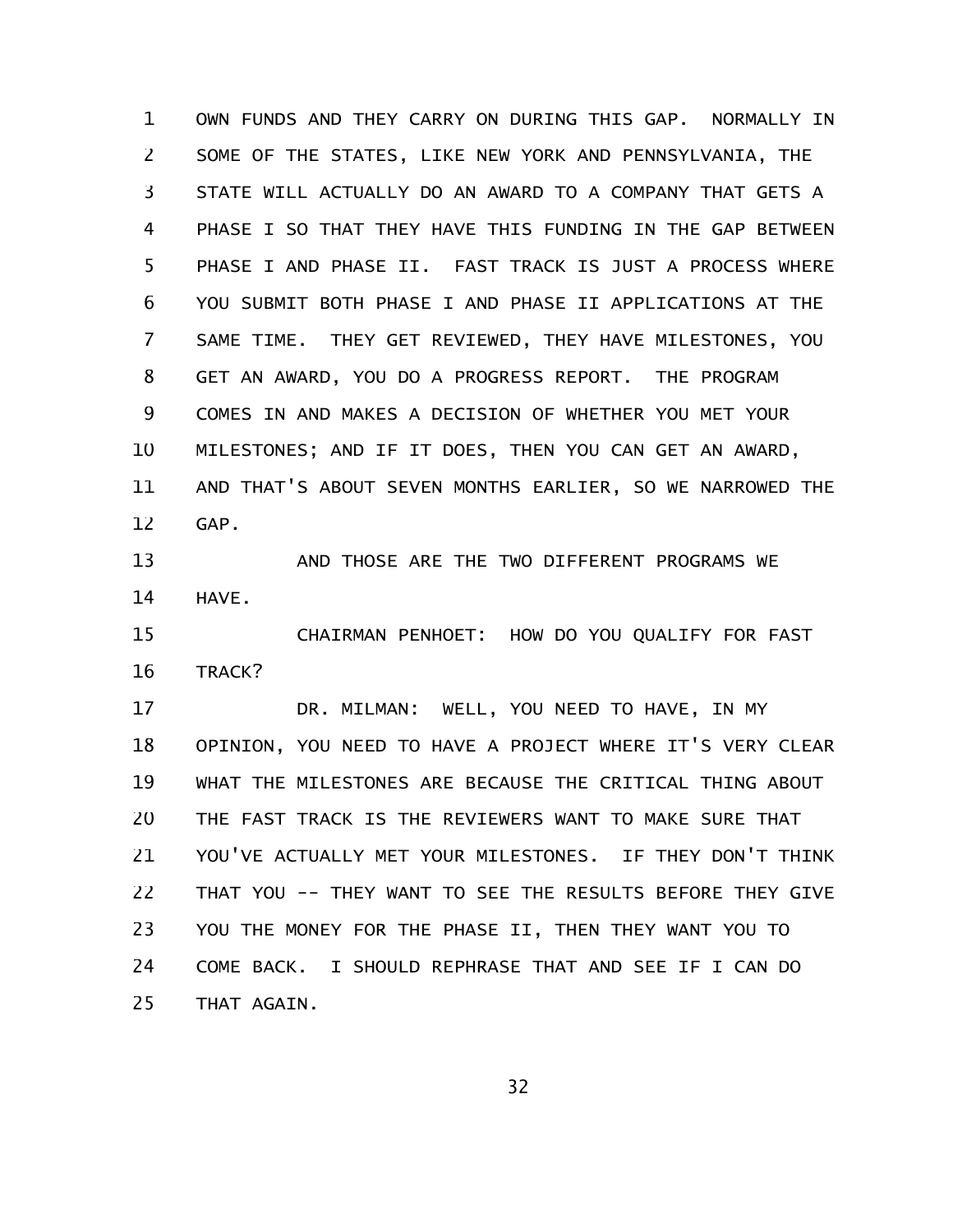OWN FUNDS AND THEY CARRY ON DURING THIS GAP. NORMALLY IN SOME OF THE STATES, LIKE NEW YORK AND PENNSYLVANIA, THE STATE WILL ACTUALLY DO AN AWARD TO A COMPANY THAT GETS A PHASE I SO THAT THEY HAVE THIS FUNDING IN THE GAP BETWEEN PHASE I AND PHASE II. FAST TRACK IS JUST A PROCESS WHERE YOU SUBMIT BOTH PHASE I AND PHASE II APPLICATIONS AT THE SAME TIME. THEY GET REVIEWED, THEY HAVE MILESTONES, YOU GET AN AWARD, YOU DO A PROGRESS REPORT. THE PROGRAM COMES IN AND MAKES A DECISION OF WHETHER YOU MET YOUR MILESTONES; AND IF IT DOES, THEN YOU CAN GET AN AWARD, AND THAT'S ABOUT SEVEN MONTHS EARLIER, SO WE NARROWED THE GAP.

AND THOSE ARE THE TWO DIFFERENT PROGRAMS WE HAVE.

CHAIRMAN PENHOET: HOW DO YOU QUALIFY FOR FAST TRACK?

DR. MILMAN: WELL, YOU NEED TO HAVE, IN MY OPINION, YOU NEED TO HAVE A PROJECT WHERE IT'S VERY CLEAR WHAT THE MILESTONES ARE BECAUSE THE CRITICAL THING ABOUT THE FAST TRACK IS THE REVIEWERS WANT TO MAKE SURE THAT YOU'VE ACTUALLY MET YOUR MILESTONES. IF THEY DON'T THINK THAT YOU -- THEY WANT TO SEE THE RESULTS BEFORE THEY GIVE YOU THE MONEY FOR THE PHASE II, THEN THEY WANT YOU TO COME BACK. I SHOULD REPHRASE THAT AND SEE IF I CAN DO THAT AGAIN.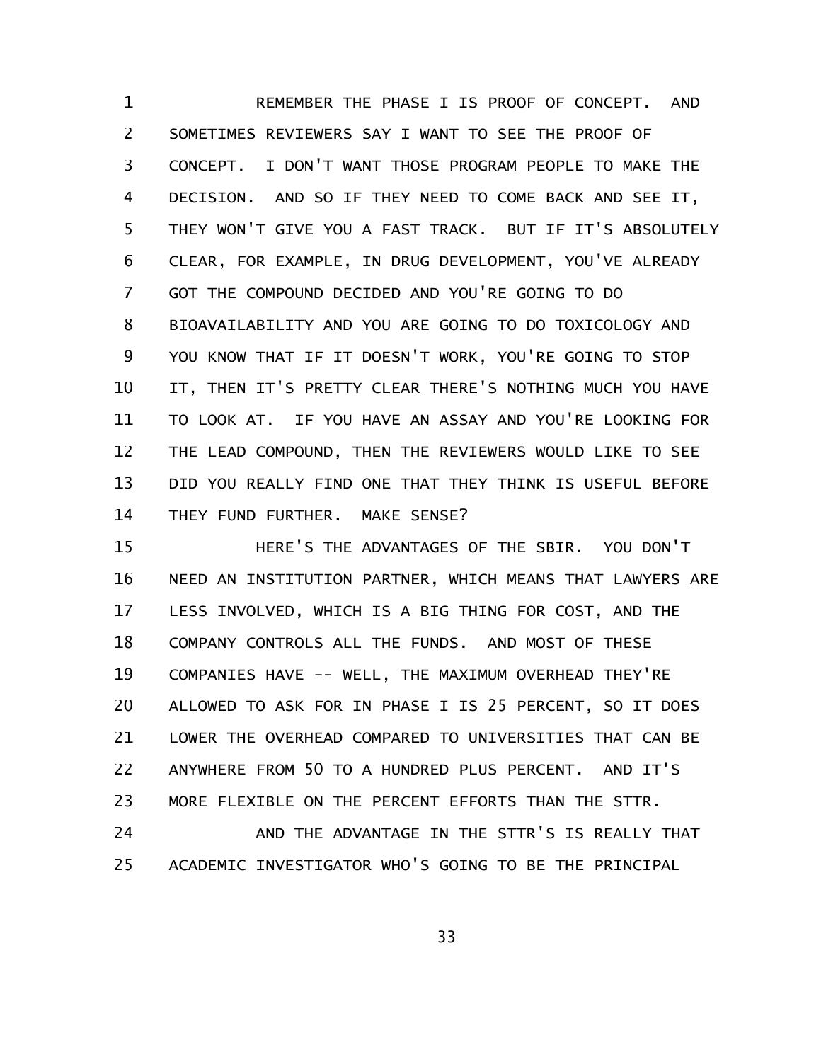REMEMBER THE PHASE I IS PROOF OF CONCEPT. AND SOMETIMES REVIEWERS SAY I WANT TO SEE THE PROOF OF CONCEPT. I DON'T WANT THOSE PROGRAM PEOPLE TO MAKE THE DECISION. AND SO IF THEY NEED TO COME BACK AND SEE IT, THEY WON'T GIVE YOU A FAST TRACK. BUT IF IT'S ABSOLUTELY CLEAR, FOR EXAMPLE, IN DRUG DEVELOPMENT, YOU'VE ALREADY GOT THE COMPOUND DECIDED AND YOU'RE GOING TO DO BIOAVAILABILITY AND YOU ARE GOING TO DO TOXICOLOGY AND YOU KNOW THAT IF IT DOESN'T WORK, YOU'RE GOING TO STOP IT, THEN IT'S PRETTY CLEAR THERE'S NOTHING MUCH YOU HAVE TO LOOK AT. IF YOU HAVE AN ASSAY AND YOU'RE LOOKING FOR THE LEAD COMPOUND, THEN THE REVIEWERS WOULD LIKE TO SEE DID YOU REALLY FIND ONE THAT THEY THINK IS USEFUL BEFORE THEY FUND FURTHER. MAKE SENSE?

HERE'S THE ADVANTAGES OF THE SBIR. YOU DON'T NEED AN INSTITUTION PARTNER, WHICH MEANS THAT LAWYERS ARE LESS INVOLVED, WHICH IS A BIG THING FOR COST, AND THE COMPANY CONTROLS ALL THE FUNDS. AND MOST OF THESE COMPANIES HAVE -- WELL, THE MAXIMUM OVERHEAD THEY'RE ALLOWED TO ASK FOR IN PHASE I IS 25 PERCENT, SO IT DOES LOWER THE OVERHEAD COMPARED TO UNIVERSITIES THAT CAN BE ANYWHERE FROM 50 TO A HUNDRED PLUS PERCENT. AND IT'S MORE FLEXIBLE ON THE PERCENT EFFORTS THAN THE STTR.

AND THE ADVANTAGE IN THE STTR'S IS REALLY THAT ACADEMIC INVESTIGATOR WHO'S GOING TO BE THE PRINCIPAL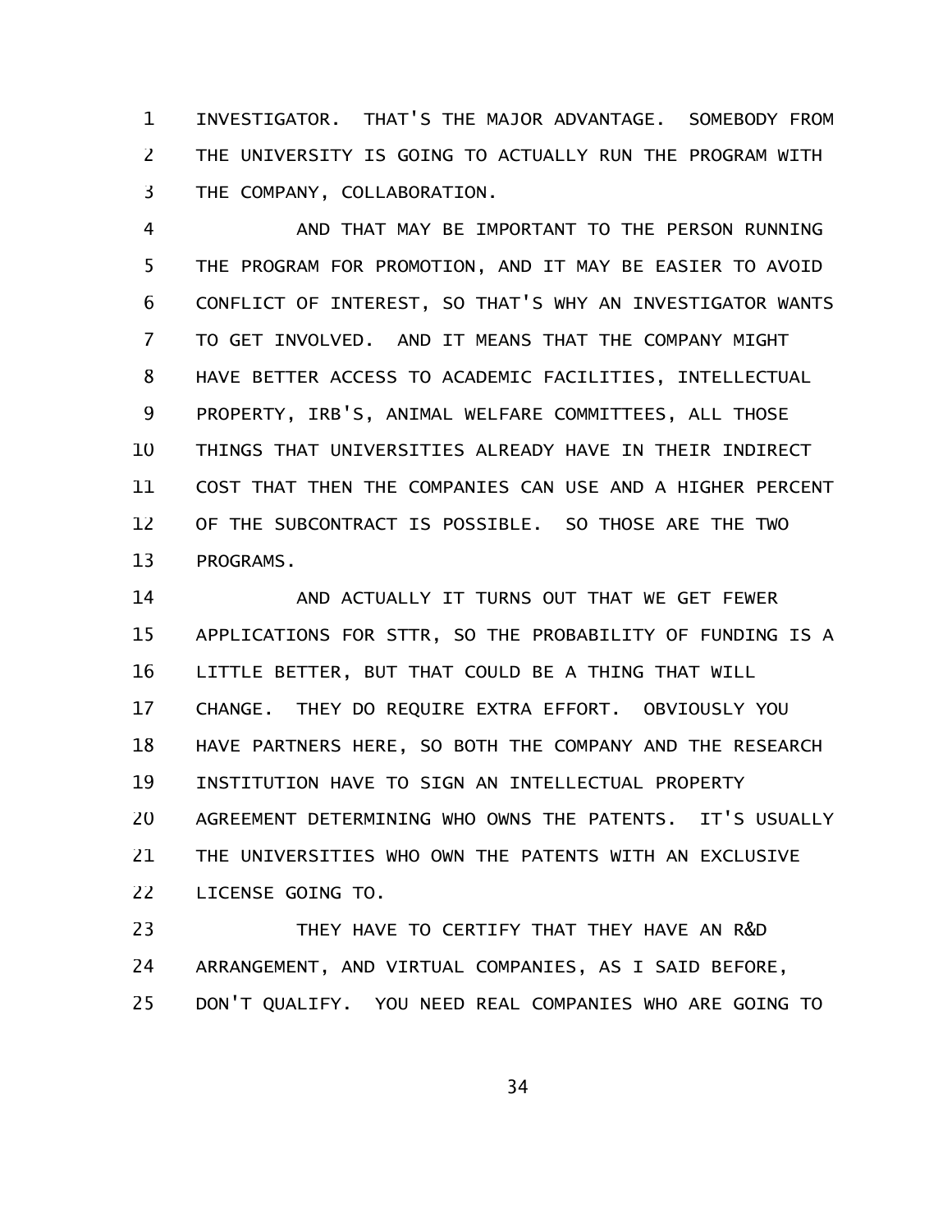INVESTIGATOR. THAT'S THE MAJOR ADVANTAGE. SOMEBODY FROM THE UNIVERSITY IS GOING TO ACTUALLY RUN THE PROGRAM WITH THE COMPANY, COLLABORATION.

AND THAT MAY BE IMPORTANT TO THE PERSON RUNNING THE PROGRAM FOR PROMOTION, AND IT MAY BE EASIER TO AVOID CONFLICT OF INTEREST, SO THAT'S WHY AN INVESTIGATOR WANTS TO GET INVOLVED. AND IT MEANS THAT THE COMPANY MIGHT HAVE BETTER ACCESS TO ACADEMIC FACILITIES, INTELLECTUAL PROPERTY, IRB'S, ANIMAL WELFARE COMMITTEES, ALL THOSE THINGS THAT UNIVERSITIES ALREADY HAVE IN THEIR INDIRECT COST THAT THEN THE COMPANIES CAN USE AND A HIGHER PERCENT OF THE SUBCONTRACT IS POSSIBLE. SO THOSE ARE THE TWO PROGRAMS.

AND ACTUALLY IT TURNS OUT THAT WE GET FEWER APPLICATIONS FOR STTR, SO THE PROBABILITY OF FUNDING IS A LITTLE BETTER, BUT THAT COULD BE A THING THAT WILL CHANGE. THEY DO REQUIRE EXTRA EFFORT. OBVIOUSLY YOU HAVE PARTNERS HERE, SO BOTH THE COMPANY AND THE RESEARCH INSTITUTION HAVE TO SIGN AN INTELLECTUAL PROPERTY AGREEMENT DETERMINING WHO OWNS THE PATENTS. IT'S USUALLY THE UNIVERSITIES WHO OWN THE PATENTS WITH AN EXCLUSIVE LICENSE GOING TO.

THEY HAVE TO CERTIFY THAT THEY HAVE AN R&D ARRANGEMENT, AND VIRTUAL COMPANIES, AS I SAID BEFORE, DON'T QUALIFY. YOU NEED REAL COMPANIES WHO ARE GOING TO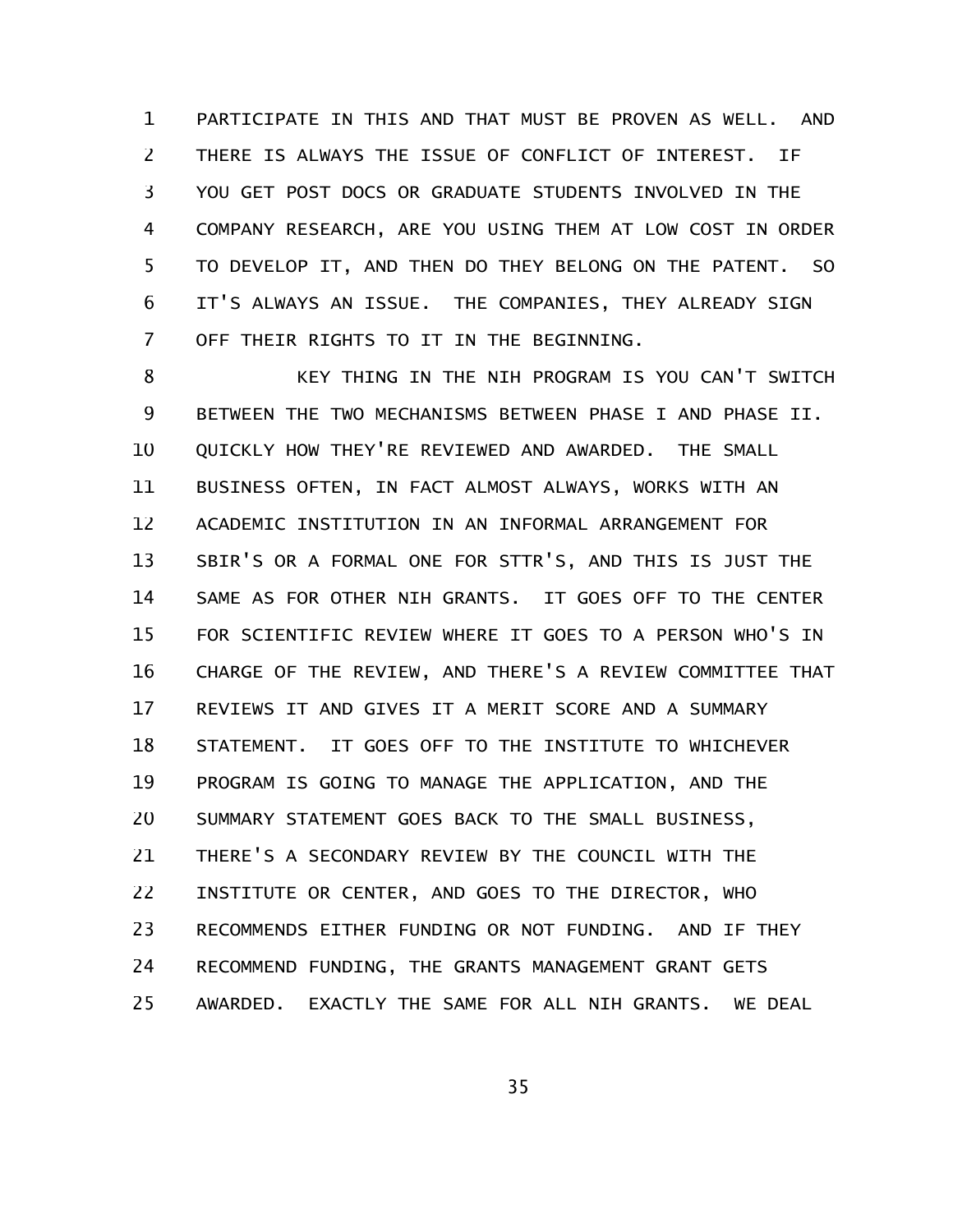PARTICIPATE IN THIS AND THAT MUST BE PROVEN AS WELL. AND THERE IS ALWAYS THE ISSUE OF CONFLICT OF INTEREST. IF YOU GET POST DOCS OR GRADUATE STUDENTS INVOLVED IN THE COMPANY RESEARCH, ARE YOU USING THEM AT LOW COST IN ORDER TO DEVELOP IT, AND THEN DO THEY BELONG ON THE PATENT. SO IT'S ALWAYS AN ISSUE. THE COMPANIES, THEY ALREADY SIGN OFF THEIR RIGHTS TO IT IN THE BEGINNING.

KEY THING IN THE NIH PROGRAM IS YOU CAN'T SWITCH BETWEEN THE TWO MECHANISMS BETWEEN PHASE I AND PHASE II. QUICKLY HOW THEY'RE REVIEWED AND AWARDED. THE SMALL BUSINESS OFTEN, IN FACT ALMOST ALWAYS, WORKS WITH AN ACADEMIC INSTITUTION IN AN INFORMAL ARRANGEMENT FOR SBIR'S OR A FORMAL ONE FOR STTR'S, AND THIS IS JUST THE SAME AS FOR OTHER NIH GRANTS. IT GOES OFF TO THE CENTER FOR SCIENTIFIC REVIEW WHERE IT GOES TO A PERSON WHO'S IN CHARGE OF THE REVIEW, AND THERE'S A REVIEW COMMITTEE THAT REVIEWS IT AND GIVES IT A MERIT SCORE AND A SUMMARY STATEMENT. IT GOES OFF TO THE INSTITUTE TO WHICHEVER PROGRAM IS GOING TO MANAGE THE APPLICATION, AND THE SUMMARY STATEMENT GOES BACK TO THE SMALL BUSINESS, THERE'S A SECONDARY REVIEW BY THE COUNCIL WITH THE INSTITUTE OR CENTER, AND GOES TO THE DIRECTOR, WHO RECOMMENDS EITHER FUNDING OR NOT FUNDING. AND IF THEY RECOMMEND FUNDING, THE GRANTS MANAGEMENT GRANT GETS AWARDED. EXACTLY THE SAME FOR ALL NIH GRANTS. WE DEAL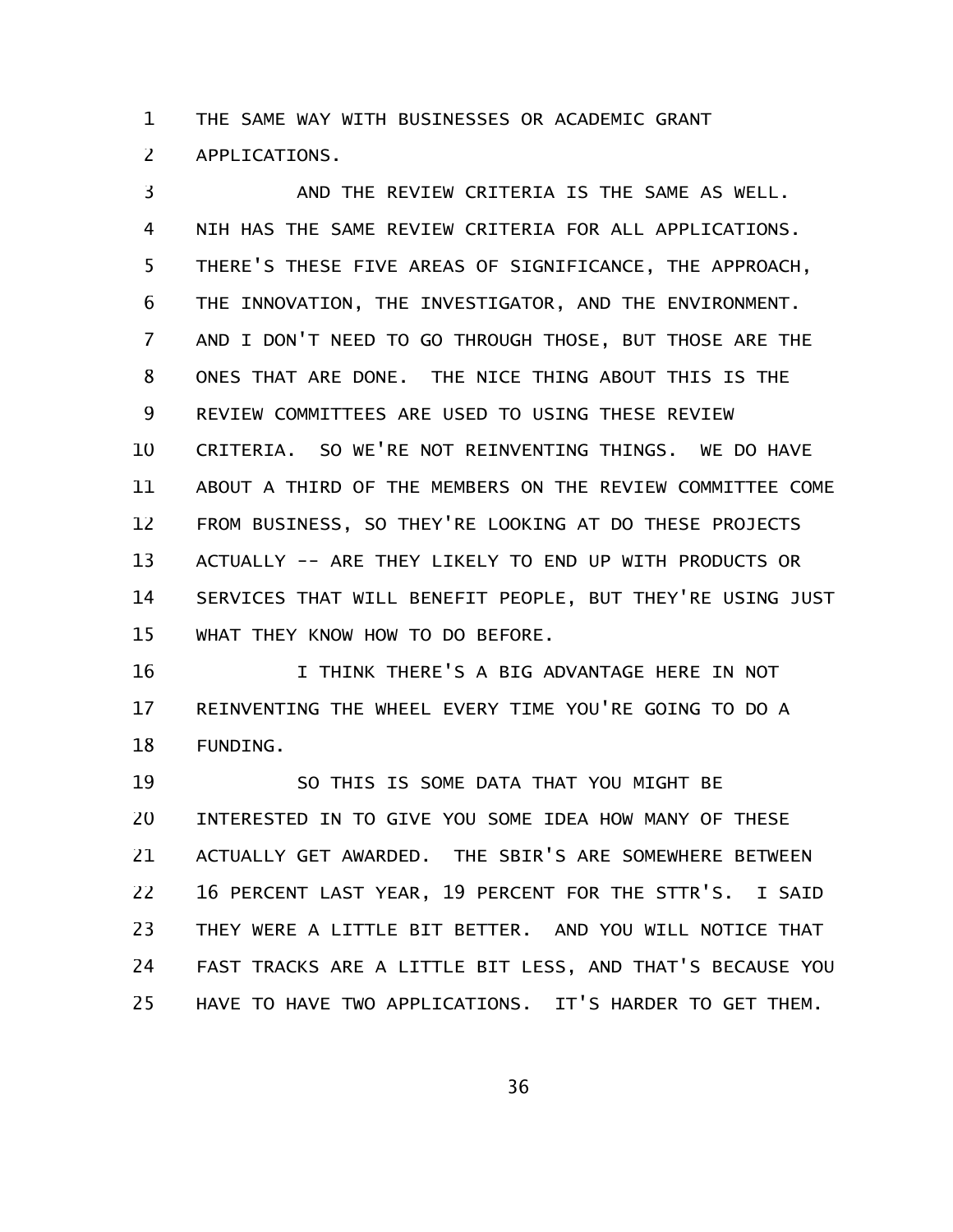THE SAME WAY WITH BUSINESSES OR ACADEMIC GRANT APPLICATIONS.

AND THE REVIEW CRITERIA IS THE SAME AS WELL. NIH HAS THE SAME REVIEW CRITERIA FOR ALL APPLICATIONS. THERE'S THESE FIVE AREAS OF SIGNIFICANCE, THE APPROACH, THE INNOVATION, THE INVESTIGATOR, AND THE ENVIRONMENT. AND I DON'T NEED TO GO THROUGH THOSE, BUT THOSE ARE THE ONES THAT ARE DONE. THE NICE THING ABOUT THIS IS THE REVIEW COMMITTEES ARE USED TO USING THESE REVIEW CRITERIA. SO WE'RE NOT REINVENTING THINGS. WE DO HAVE ABOUT A THIRD OF THE MEMBERS ON THE REVIEW COMMITTEE COME FROM BUSINESS, SO THEY'RE LOOKING AT DO THESE PROJECTS ACTUALLY -- ARE THEY LIKELY TO END UP WITH PRODUCTS OR SERVICES THAT WILL BENEFIT PEOPLE, BUT THEY'RE USING JUST WHAT THEY KNOW HOW TO DO BEFORE.

I THINK THERE'S A BIG ADVANTAGE HERE IN NOT REINVENTING THE WHEEL EVERY TIME YOU'RE GOING TO DO A FUNDING.

SO THIS IS SOME DATA THAT YOU MIGHT BE INTERESTED IN TO GIVE YOU SOME IDEA HOW MANY OF THESE ACTUALLY GET AWARDED. THE SBIR'S ARE SOMEWHERE BETWEEN 16 PERCENT LAST YEAR, 19 PERCENT FOR THE STTR'S. I SAID THEY WERE A LITTLE BIT BETTER. AND YOU WILL NOTICE THAT FAST TRACKS ARE A LITTLE BIT LESS, AND THAT'S BECAUSE YOU HAVE TO HAVE TWO APPLICATIONS. IT'S HARDER TO GET THEM.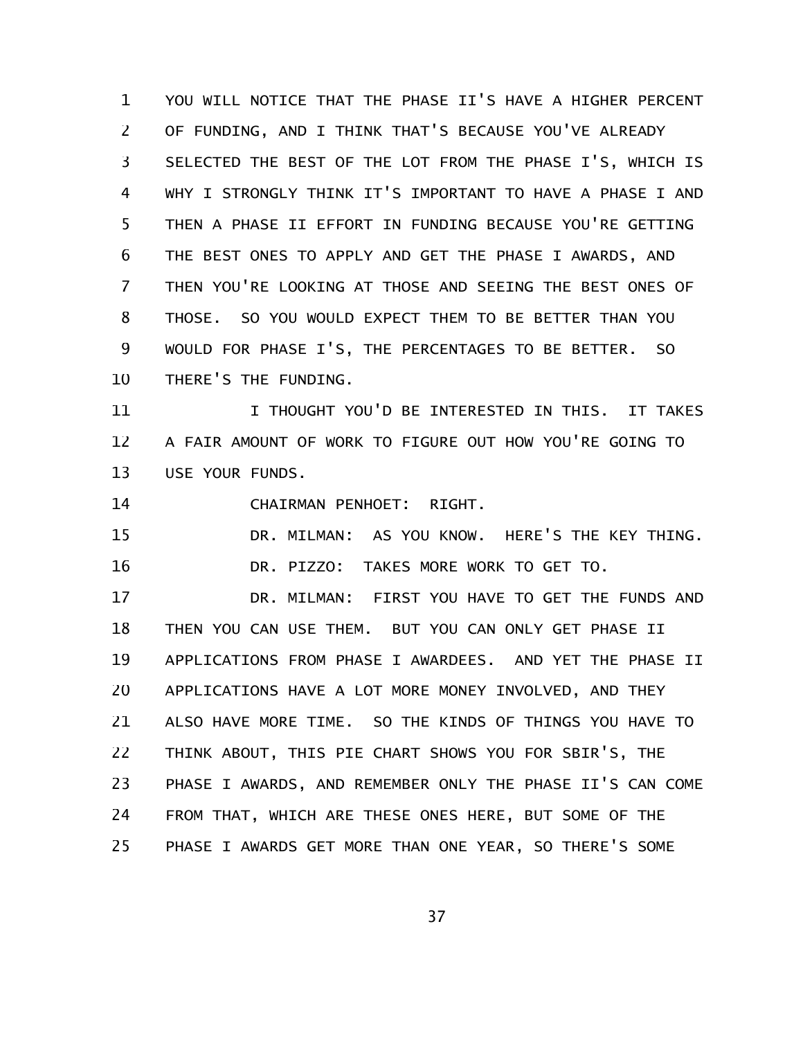YOU WILL NOTICE THAT THE PHASE II'S HAVE A HIGHER PERCENT OF FUNDING, AND I THINK THAT'S BECAUSE YOU'VE ALREADY SELECTED THE BEST OF THE LOT FROM THE PHASE I'S, WHICH IS WHY I STRONGLY THINK IT'S IMPORTANT TO HAVE A PHASE I AND THEN A PHASE II EFFORT IN FUNDING BECAUSE YOU'RE GETTING THE BEST ONES TO APPLY AND GET THE PHASE I AWARDS, AND THEN YOU'RE LOOKING AT THOSE AND SEEING THE BEST ONES OF THOSE. SO YOU WOULD EXPECT THEM TO BE BETTER THAN YOU WOULD FOR PHASE I'S, THE PERCENTAGES TO BE BETTER. SO THERE'S THE FUNDING.

I THOUGHT YOU'D BE INTERESTED IN THIS. IT TAKES A FAIR AMOUNT OF WORK TO FIGURE OUT HOW YOU'RE GOING TO USE YOUR FUNDS.

CHAIRMAN PENHOET: RIGHT.

DR. MILMAN: AS YOU KNOW. HERE'S THE KEY THING.

DR. PIZZO: TAKES MORE WORK TO GET TO.

DR. MILMAN: FIRST YOU HAVE TO GET THE FUNDS AND THEN YOU CAN USE THEM. BUT YOU CAN ONLY GET PHASE II APPLICATIONS FROM PHASE I AWARDEES. AND YET THE PHASE II APPLICATIONS HAVE A LOT MORE MONEY INVOLVED, AND THEY ALSO HAVE MORE TIME. SO THE KINDS OF THINGS YOU HAVE TO THINK ABOUT, THIS PIE CHART SHOWS YOU FOR SBIR'S, THE PHASE I AWARDS, AND REMEMBER ONLY THE PHASE II'S CAN COME FROM THAT, WHICH ARE THESE ONES HERE, BUT SOME OF THE PHASE I AWARDS GET MORE THAN ONE YEAR, SO THERE'S SOME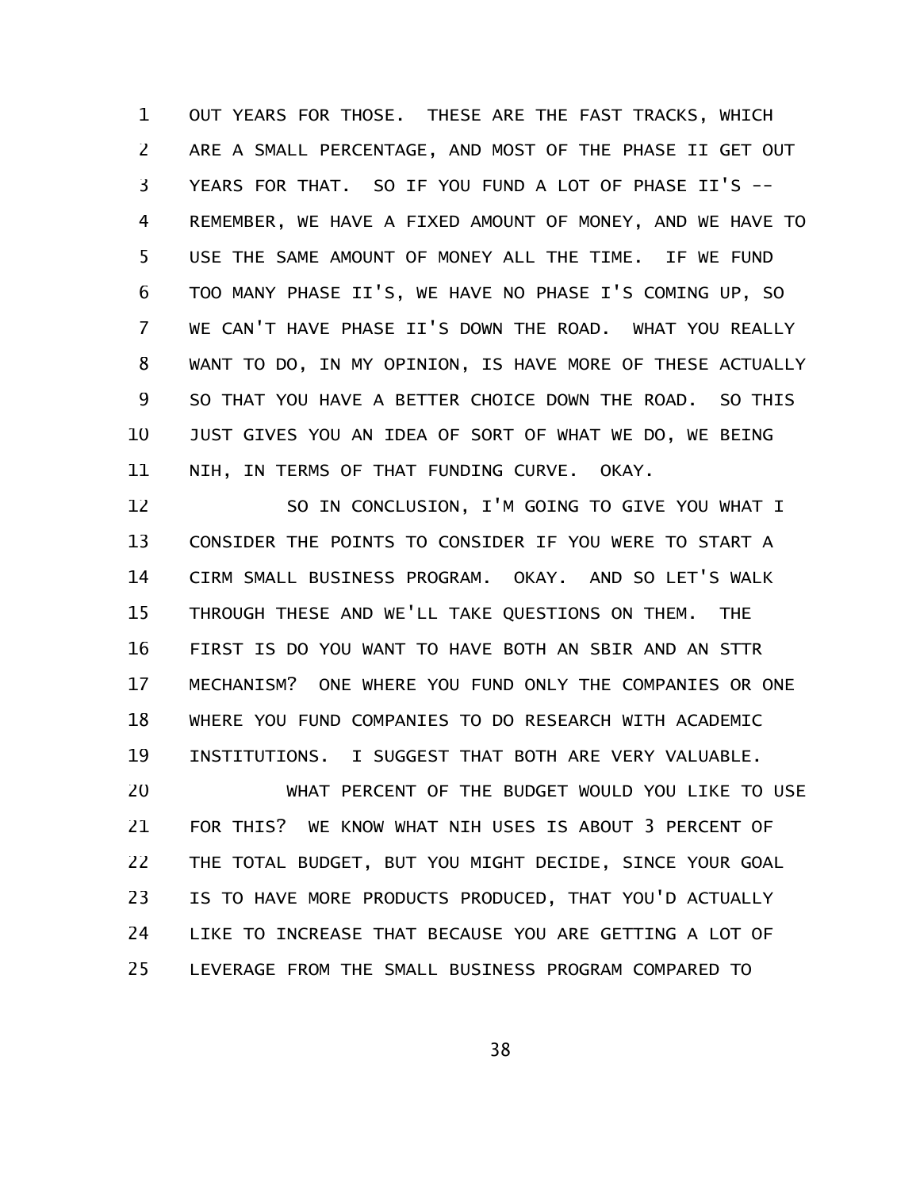OUT YEARS FOR THOSE. THESE ARE THE FAST TRACKS, WHICH ARE A SMALL PERCENTAGE, AND MOST OF THE PHASE II GET OUT YEARS FOR THAT. SO IF YOU FUND A LOT OF PHASE II'S -- REMEMBER, WE HAVE A FIXED AMOUNT OF MONEY, AND WE HAVE TO USE THE SAME AMOUNT OF MONEY ALL THE TIME. IF WE FUND TOO MANY PHASE II'S, WE HAVE NO PHASE I'S COMING UP, SO WE CAN'T HAVE PHASE II'S DOWN THE ROAD. WHAT YOU REALLY WANT TO DO, IN MY OPINION, IS HAVE MORE OF THESE ACTUALLY SO THAT YOU HAVE A BETTER CHOICE DOWN THE ROAD. SO THIS JUST GIVES YOU AN IDEA OF SORT OF WHAT WE DO, WE BEING NIH, IN TERMS OF THAT FUNDING CURVE. OKAY.

SO IN CONCLUSION, I'M GOING TO GIVE YOU WHAT I CONSIDER THE POINTS TO CONSIDER IF YOU WERE TO START A CIRM SMALL BUSINESS PROGRAM. OKAY. AND SO LET'S WALK THROUGH THESE AND WE'LL TAKE QUESTIONS ON THEM. THE FIRST IS DO YOU WANT TO HAVE BOTH AN SBIR AND AN STTR MECHANISM? ONE WHERE YOU FUND ONLY THE COMPANIES OR ONE WHERE YOU FUND COMPANIES TO DO RESEARCH WITH ACADEMIC INSTITUTIONS. I SUGGEST THAT BOTH ARE VERY VALUABLE.

WHAT PERCENT OF THE BUDGET WOULD YOU LIKE TO USE FOR THIS? WE KNOW WHAT NIH USES IS ABOUT 3 PERCENT OF THE TOTAL BUDGET, BUT YOU MIGHT DECIDE, SINCE YOUR GOAL IS TO HAVE MORE PRODUCTS PRODUCED, THAT YOU'D ACTUALLY LIKE TO INCREASE THAT BECAUSE YOU ARE GETTING A LOT OF LEVERAGE FROM THE SMALL BUSINESS PROGRAM COMPARED TO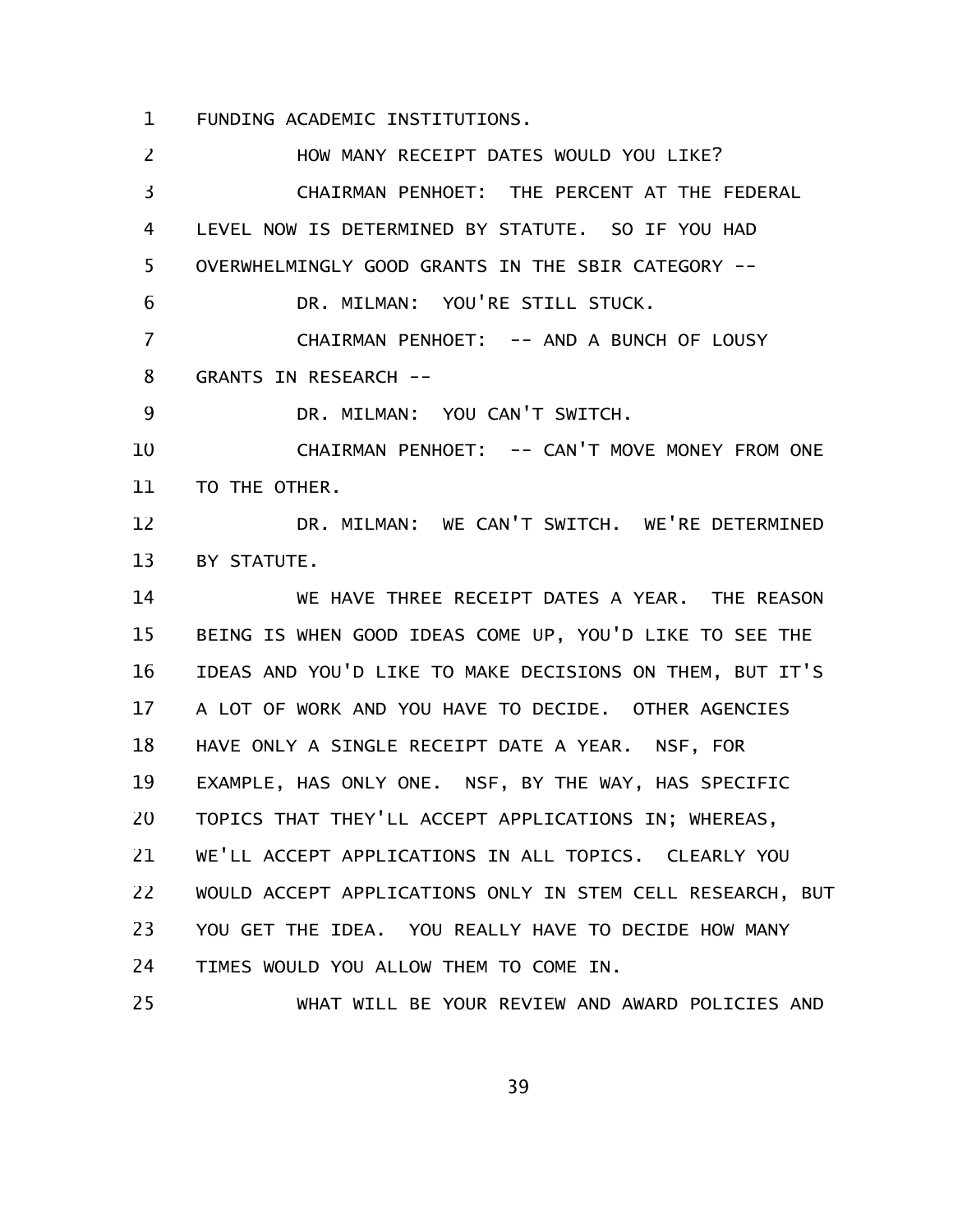FUNDING ACADEMIC INSTITUTIONS.

HOW MANY RECEIPT DATES WOULD YOU LIKE?

CHAIRMAN PENHOET: THE PERCENT AT THE FEDERAL LEVEL NOW IS DETERMINED BY STATUTE. SO IF YOU HAD OVERWHELMINGLY GOOD GRANTS IN THE SBIR CATEGORY --

DR. MILMAN: YOU'RE STILL STUCK.

CHAIRMAN PENHOET: -- AND A BUNCH OF LOUSY GRANTS IN RESEARCH --

DR. MILMAN: YOU CAN'T SWITCH.

CHAIRMAN PENHOET: -- CAN'T MOVE MONEY FROM ONE TO THE OTHER.

DR. MILMAN: WE CAN'T SWITCH. WE'RE DETERMINED BY STATUTE.

WE HAVE THREE RECEIPT DATES A YEAR. THE REASON BEING IS WHEN GOOD IDEAS COME UP, YOU'D LIKE TO SEE THE IDEAS AND YOU'D LIKE TO MAKE DECISIONS ON THEM, BUT IT'S A LOT OF WORK AND YOU HAVE TO DECIDE. OTHER AGENCIES HAVE ONLY A SINGLE RECEIPT DATE A YEAR. NSF, FOR EXAMPLE, HAS ONLY ONE. NSF, BY THE WAY, HAS SPECIFIC TOPICS THAT THEY'LL ACCEPT APPLICATIONS IN; WHEREAS, WE'LL ACCEPT APPLICATIONS IN ALL TOPICS. CLEARLY YOU WOULD ACCEPT APPLICATIONS ONLY IN STEM CELL RESEARCH, BUT YOU GET THE IDEA. YOU REALLY HAVE TO DECIDE HOW MANY TIMES WOULD YOU ALLOW THEM TO COME IN.

WHAT WILL BE YOUR REVIEW AND AWARD POLICIES AND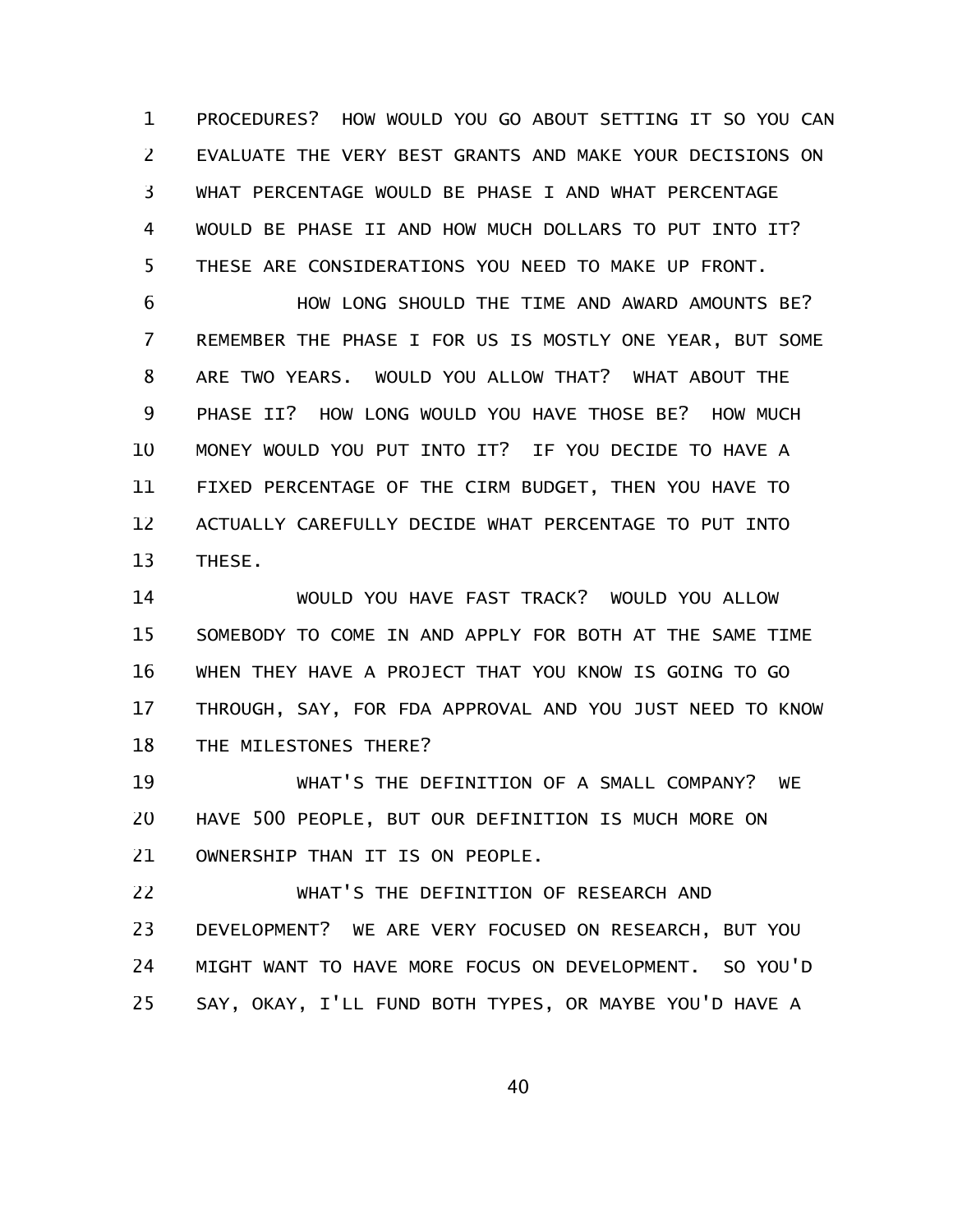PROCEDURES? HOW WOULD YOU GO ABOUT SETTING IT SO YOU CAN EVALUATE THE VERY BEST GRANTS AND MAKE YOUR DECISIONS ON WHAT PERCENTAGE WOULD BE PHASE I AND WHAT PERCENTAGE WOULD BE PHASE II AND HOW MUCH DOLLARS TO PUT INTO IT? THESE ARE CONSIDERATIONS YOU NEED TO MAKE UP FRONT.

HOW LONG SHOULD THE TIME AND AWARD AMOUNTS BE? REMEMBER THE PHASE I FOR US IS MOSTLY ONE YEAR, BUT SOME ARE TWO YEARS. WOULD YOU ALLOW THAT? WHAT ABOUT THE PHASE II? HOW LONG WOULD YOU HAVE THOSE BE? HOW MUCH MONEY WOULD YOU PUT INTO IT? IF YOU DECIDE TO HAVE A FIXED PERCENTAGE OF THE CIRM BUDGET, THEN YOU HAVE TO ACTUALLY CAREFULLY DECIDE WHAT PERCENTAGE TO PUT INTO THESE.

WOULD YOU HAVE FAST TRACK? WOULD YOU ALLOW SOMEBODY TO COME IN AND APPLY FOR BOTH AT THE SAME TIME WHEN THEY HAVE A PROJECT THAT YOU KNOW IS GOING TO GO THROUGH, SAY, FOR FDA APPROVAL AND YOU JUST NEED TO KNOW THE MILESTONES THERE?

WHAT'S THE DEFINITION OF A SMALL COMPANY? WE HAVE 500 PEOPLE, BUT OUR DEFINITION IS MUCH MORE ON OWNERSHIP THAN IT IS ON PEOPLE.

WHAT'S THE DEFINITION OF RESEARCH AND DEVELOPMENT? WE ARE VERY FOCUSED ON RESEARCH, BUT YOU MIGHT WANT TO HAVE MORE FOCUS ON DEVELOPMENT. SO YOU'D SAY, OKAY, I'LL FUND BOTH TYPES, OR MAYBE YOU'D HAVE A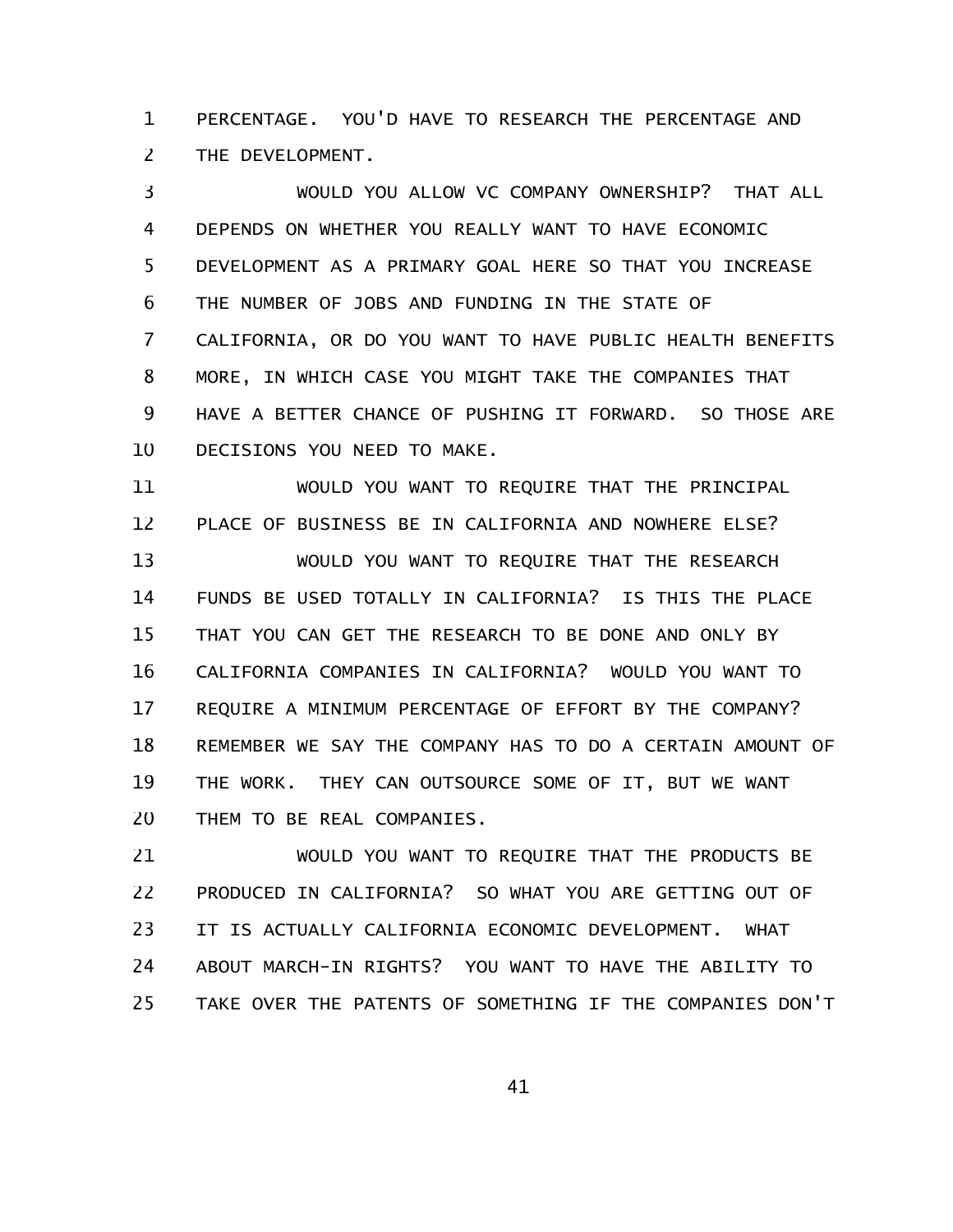PERCENTAGE. YOU'D HAVE TO RESEARCH THE PERCENTAGE AND THE DEVELOPMENT.

WOULD YOU ALLOW VC COMPANY OWNERSHIP? THAT ALL DEPENDS ON WHETHER YOU REALLY WANT TO HAVE ECONOMIC DEVELOPMENT AS A PRIMARY GOAL HERE SO THAT YOU INCREASE THE NUMBER OF JOBS AND FUNDING IN THE STATE OF CALIFORNIA, OR DO YOU WANT TO HAVE PUBLIC HEALTH BENEFITS MORE, IN WHICH CASE YOU MIGHT TAKE THE COMPANIES THAT HAVE A BETTER CHANCE OF PUSHING IT FORWARD. SO THOSE ARE DECISIONS YOU NEED TO MAKE.

WOULD YOU WANT TO REQUIRE THAT THE PRINCIPAL PLACE OF BUSINESS BE IN CALIFORNIA AND NOWHERE ELSE?

WOULD YOU WANT TO REQUIRE THAT THE RESEARCH FUNDS BE USED TOTALLY IN CALIFORNIA? IS THIS THE PLACE THAT YOU CAN GET THE RESEARCH TO BE DONE AND ONLY BY CALIFORNIA COMPANIES IN CALIFORNIA? WOULD YOU WANT TO REQUIRE A MINIMUM PERCENTAGE OF EFFORT BY THE COMPANY? REMEMBER WE SAY THE COMPANY HAS TO DO A CERTAIN AMOUNT OF THE WORK. THEY CAN OUTSOURCE SOME OF IT, BUT WE WANT THEM TO BE REAL COMPANIES.

WOULD YOU WANT TO REQUIRE THAT THE PRODUCTS BE PRODUCED IN CALIFORNIA? SO WHAT YOU ARE GETTING OUT OF IT IS ACTUALLY CALIFORNIA ECONOMIC DEVELOPMENT. WHAT ABOUT MARCH-IN RIGHTS? YOU WANT TO HAVE THE ABILITY TO TAKE OVER THE PATENTS OF SOMETHING IF THE COMPANIES DON'T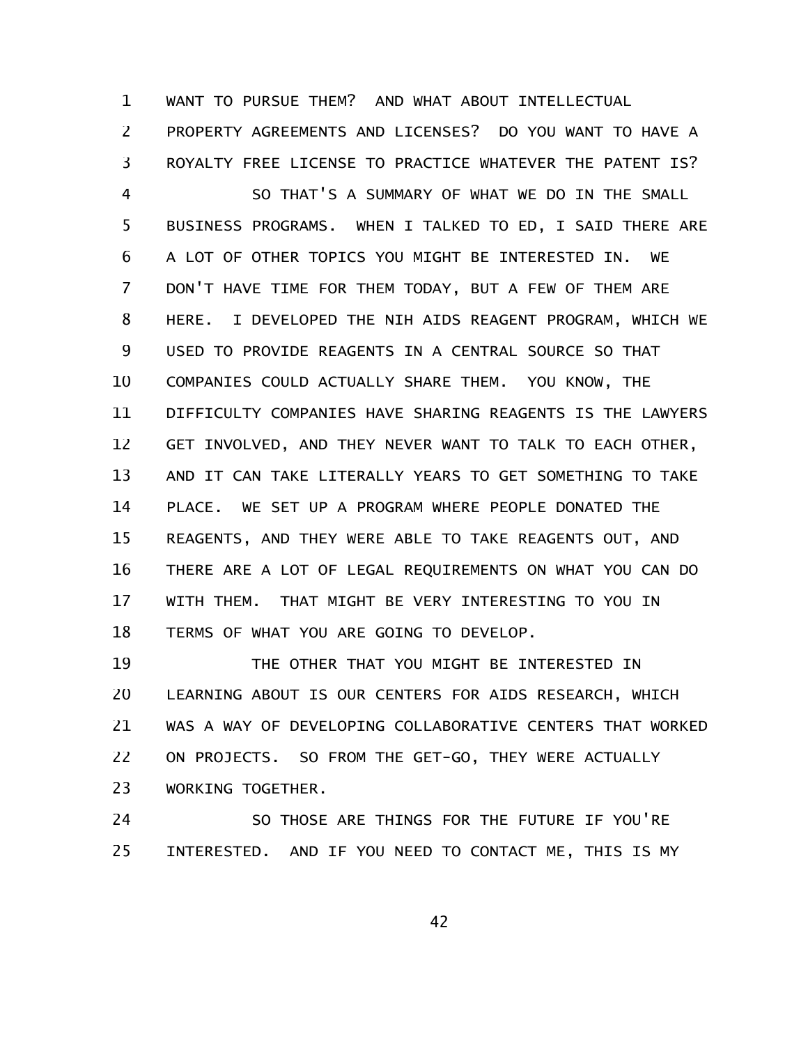WANT TO PURSUE THEM? AND WHAT ABOUT INTELLECTUAL PROPERTY AGREEMENTS AND LICENSES? DO YOU WANT TO HAVE A ROYALTY FREE LICENSE TO PRACTICE WHATEVER THE PATENT IS?

SO THAT'S A SUMMARY OF WHAT WE DO IN THE SMALL BUSINESS PROGRAMS. WHEN I TALKED TO ED, I SAID THERE ARE A LOT OF OTHER TOPICS YOU MIGHT BE INTERESTED IN. WE DON'T HAVE TIME FOR THEM TODAY, BUT A FEW OF THEM ARE HERE. I DEVELOPED THE NIH AIDS REAGENT PROGRAM, WHICH WE USED TO PROVIDE REAGENTS IN A CENTRAL SOURCE SO THAT COMPANIES COULD ACTUALLY SHARE THEM. YOU KNOW, THE DIFFICULTY COMPANIES HAVE SHARING REAGENTS IS THE LAWYERS GET INVOLVED, AND THEY NEVER WANT TO TALK TO EACH OTHER, AND IT CAN TAKE LITERALLY YEARS TO GET SOMETHING TO TAKE PLACE. WE SET UP A PROGRAM WHERE PEOPLE DONATED THE REAGENTS, AND THEY WERE ABLE TO TAKE REAGENTS OUT, AND THERE ARE A LOT OF LEGAL REQUIREMENTS ON WHAT YOU CAN DO WITH THEM. THAT MIGHT BE VERY INTERESTING TO YOU IN TERMS OF WHAT YOU ARE GOING TO DEVELOP.

THE OTHER THAT YOU MIGHT BE INTERESTED IN LEARNING ABOUT IS OUR CENTERS FOR AIDS RESEARCH, WHICH WAS A WAY OF DEVELOPING COLLABORATIVE CENTERS THAT WORKED ON PROJECTS. SO FROM THE GET-GO, THEY WERE ACTUALLY WORKING TOGETHER.

SO THOSE ARE THINGS FOR THE FUTURE IF YOU'RE INTERESTED. AND IF YOU NEED TO CONTACT ME, THIS IS MY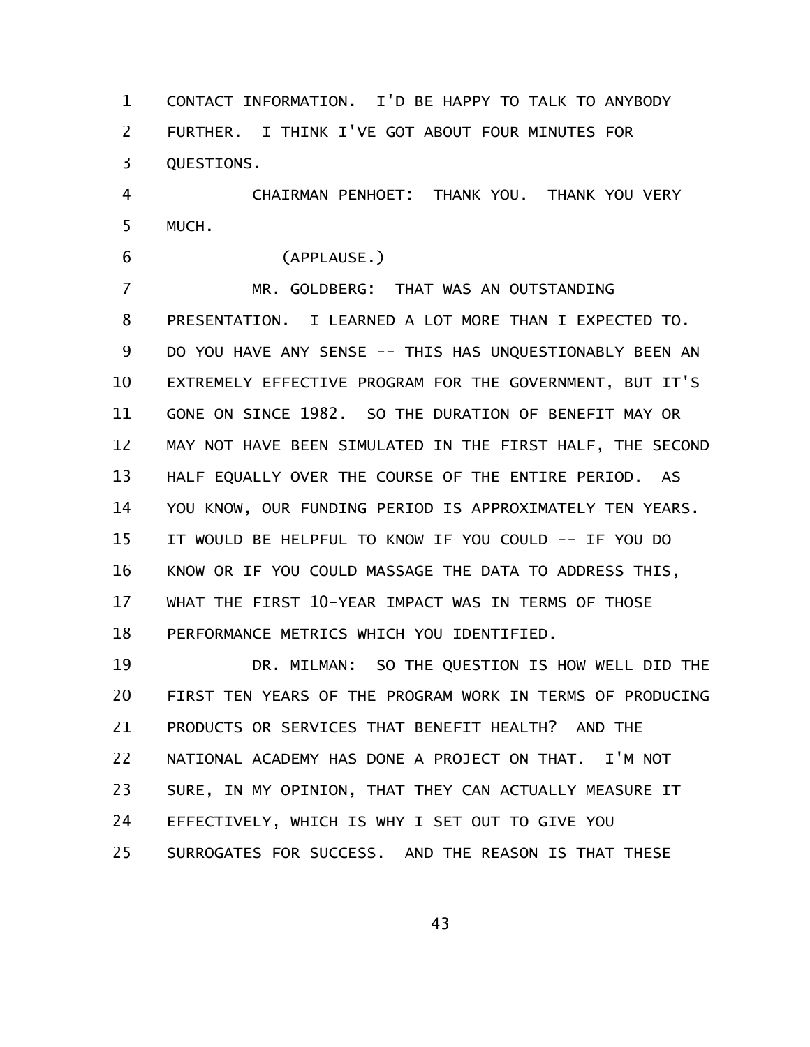CONTACT INFORMATION. I'D BE HAPPY TO TALK TO ANYBODY FURTHER. I THINK I'VE GOT ABOUT FOUR MINUTES FOR QUESTIONS.

CHAIRMAN PENHOET: THANK YOU. THANK YOU VERY MUCH.

(APPLAUSE.)

MR. GOLDBERG: THAT WAS AN OUTSTANDING PRESENTATION. I LEARNED A LOT MORE THAN I EXPECTED TO. DO YOU HAVE ANY SENSE -- THIS HAS UNQUESTIONABLY BEEN AN EXTREMELY EFFECTIVE PROGRAM FOR THE GOVERNMENT, BUT IT'S GONE ON SINCE 1982. SO THE DURATION OF BENEFIT MAY OR MAY NOT HAVE BEEN SIMULATED IN THE FIRST HALF, THE SECOND HALF EQUALLY OVER THE COURSE OF THE ENTIRE PERIOD. AS YOU KNOW, OUR FUNDING PERIOD IS APPROXIMATELY TEN YEARS. IT WOULD BE HELPFUL TO KNOW IF YOU COULD -- IF YOU DO KNOW OR IF YOU COULD MASSAGE THE DATA TO ADDRESS THIS, WHAT THE FIRST 10-YEAR IMPACT WAS IN TERMS OF THOSE PERFORMANCE METRICS WHICH YOU IDENTIFIED.

DR. MILMAN: SO THE QUESTION IS HOW WELL DID THE FIRST TEN YEARS OF THE PROGRAM WORK IN TERMS OF PRODUCING PRODUCTS OR SERVICES THAT BENEFIT HEALTH? AND THE NATIONAL ACADEMY HAS DONE A PROJECT ON THAT. I'M NOT SURE, IN MY OPINION, THAT THEY CAN ACTUALLY MEASURE IT EFFECTIVELY, WHICH IS WHY I SET OUT TO GIVE YOU SURROGATES FOR SUCCESS. AND THE REASON IS THAT THESE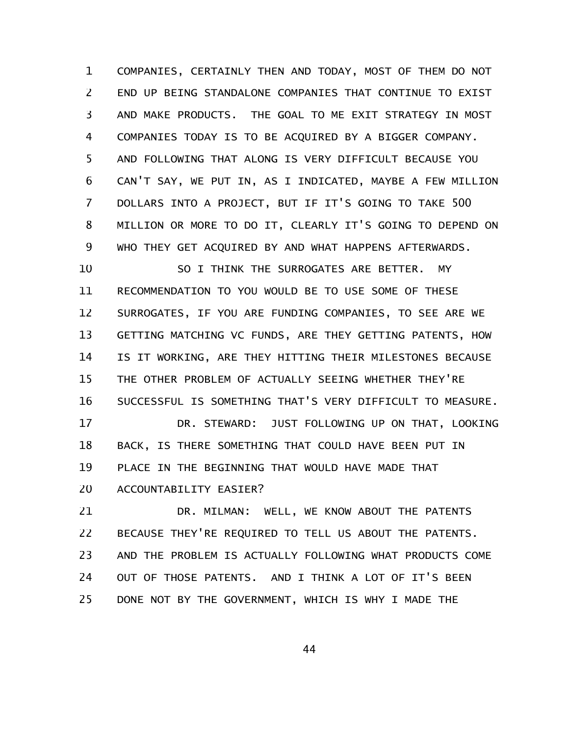COMPANIES, CERTAINLY THEN AND TODAY, MOST OF THEM DO NOT END UP BEING STANDALONE COMPANIES THAT CONTINUE TO EXIST AND MAKE PRODUCTS. THE GOAL TO ME EXIT STRATEGY IN MOST COMPANIES TODAY IS TO BE ACQUIRED BY A BIGGER COMPANY. AND FOLLOWING THAT ALONG IS VERY DIFFICULT BECAUSE YOU CAN'T SAY, WE PUT IN, AS I INDICATED, MAYBE A FEW MILLION DOLLARS INTO A PROJECT, BUT IF IT'S GOING TO TAKE 500 MILLION OR MORE TO DO IT, CLEARLY IT'S GOING TO DEPEND ON WHO THEY GET ACQUIRED BY AND WHAT HAPPENS AFTERWARDS.

SO I THINK THE SURROGATES ARE BETTER. MY RECOMMENDATION TO YOU WOULD BE TO USE SOME OF THESE SURROGATES, IF YOU ARE FUNDING COMPANIES, TO SEE ARE WE GETTING MATCHING VC FUNDS, ARE THEY GETTING PATENTS, HOW IS IT WORKING, ARE THEY HITTING THEIR MILESTONES BECAUSE THE OTHER PROBLEM OF ACTUALLY SEEING WHETHER THEY'RE SUCCESSFUL IS SOMETHING THAT'S VERY DIFFICULT TO MEASURE.

DR. STEWARD: JUST FOLLOWING UP ON THAT, LOOKING BACK, IS THERE SOMETHING THAT COULD HAVE BEEN PUT IN PLACE IN THE BEGINNING THAT WOULD HAVE MADE THAT ACCOUNTABILITY EASIER?

DR. MILMAN: WELL, WE KNOW ABOUT THE PATENTS BECAUSE THEY'RE REQUIRED TO TELL US ABOUT THE PATENTS. AND THE PROBLEM IS ACTUALLY FOLLOWING WHAT PRODUCTS COME OUT OF THOSE PATENTS. AND I THINK A LOT OF IT'S BEEN DONE NOT BY THE GOVERNMENT, WHICH IS WHY I MADE THE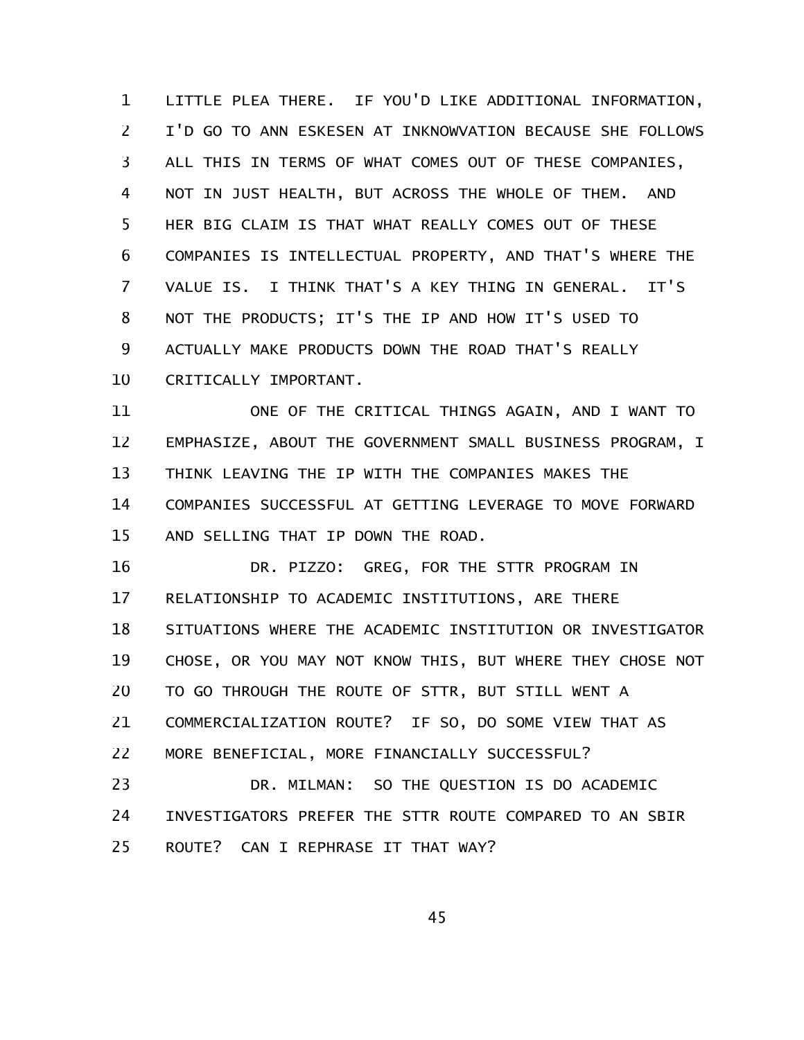LITTLE PLEA THERE. IF YOU'D LIKE ADDITIONAL INFORMATION, I'D GO TO ANN ESKESEN AT INKNOWVATION BECAUSE SHE FOLLOWS ALL THIS IN TERMS OF WHAT COMES OUT OF THESE COMPANIES, NOT IN JUST HEALTH, BUT ACROSS THE WHOLE OF THEM. AND HER BIG CLAIM IS THAT WHAT REALLY COMES OUT OF THESE COMPANIES IS INTELLECTUAL PROPERTY, AND THAT'S WHERE THE VALUE IS. I THINK THAT'S A KEY THING IN GENERAL. IT'S NOT THE PRODUCTS; IT'S THE IP AND HOW IT'S USED TO ACTUALLY MAKE PRODUCTS DOWN THE ROAD THAT'S REALLY CRITICALLY IMPORTANT.

ONE OF THE CRITICAL THINGS AGAIN, AND I WANT TO EMPHASIZE, ABOUT THE GOVERNMENT SMALL BUSINESS PROGRAM, I THINK LEAVING THE IP WITH THE COMPANIES MAKES THE COMPANIES SUCCESSFUL AT GETTING LEVERAGE TO MOVE FORWARD AND SELLING THAT IP DOWN THE ROAD.

DR. PIZZO: GREG, FOR THE STTR PROGRAM IN RELATIONSHIP TO ACADEMIC INSTITUTIONS, ARE THERE SITUATIONS WHERE THE ACADEMIC INSTITUTION OR INVESTIGATOR CHOSE, OR YOU MAY NOT KNOW THIS, BUT WHERE THEY CHOSE NOT TO GO THROUGH THE ROUTE OF STTR, BUT STILL WENT A COMMERCIALIZATION ROUTE? IF SO, DO SOME VIEW THAT AS MORE BENEFICIAL, MORE FINANCIALLY SUCCESSFUL?

DR. MILMAN: SO THE QUESTION IS DO ACADEMIC INVESTIGATORS PREFER THE STTR ROUTE COMPARED TO AN SBIR ROUTE? CAN I REPHRASE IT THAT WAY?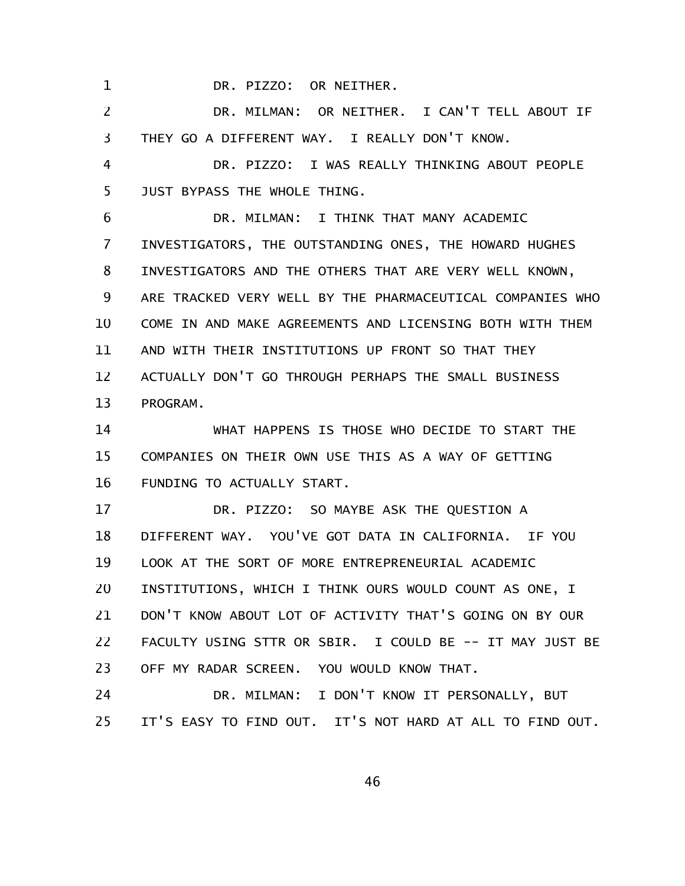DR. PIZZO: OR NEITHER.

DR. MILMAN: OR NEITHER. I CAN'T TELL ABOUT IF THEY GO A DIFFERENT WAY. I REALLY DON'T KNOW.

DR. PIZZO: I WAS REALLY THINKING ABOUT PEOPLE JUST BYPASS THE WHOLE THING.

DR. MILMAN: I THINK THAT MANY ACADEMIC INVESTIGATORS, THE OUTSTANDING ONES, THE HOWARD HUGHES INVESTIGATORS AND THE OTHERS THAT ARE VERY WELL KNOWN, ARE TRACKED VERY WELL BY THE PHARMACEUTICAL COMPANIES WHO COME IN AND MAKE AGREEMENTS AND LICENSING BOTH WITH THEM AND WITH THEIR INSTITUTIONS UP FRONT SO THAT THEY ACTUALLY DON'T GO THROUGH PERHAPS THE SMALL BUSINESS PROGRAM.

WHAT HAPPENS IS THOSE WHO DECIDE TO START THE COMPANIES ON THEIR OWN USE THIS AS A WAY OF GETTING FUNDING TO ACTUALLY START.

DR. PIZZO: SO MAYBE ASK THE QUESTION A DIFFERENT WAY. YOU'VE GOT DATA IN CALIFORNIA. IF YOU LOOK AT THE SORT OF MORE ENTREPRENEURIAL ACADEMIC INSTITUTIONS, WHICH I THINK OURS WOULD COUNT AS ONE, I DON'T KNOW ABOUT LOT OF ACTIVITY THAT'S GOING ON BY OUR FACULTY USING STTR OR SBIR. I COULD BE -- IT MAY JUST BE OFF MY RADAR SCREEN. YOU WOULD KNOW THAT.

DR. MILMAN: I DON'T KNOW IT PERSONALLY, BUT IT'S EASY TO FIND OUT. IT'S NOT HARD AT ALL TO FIND OUT.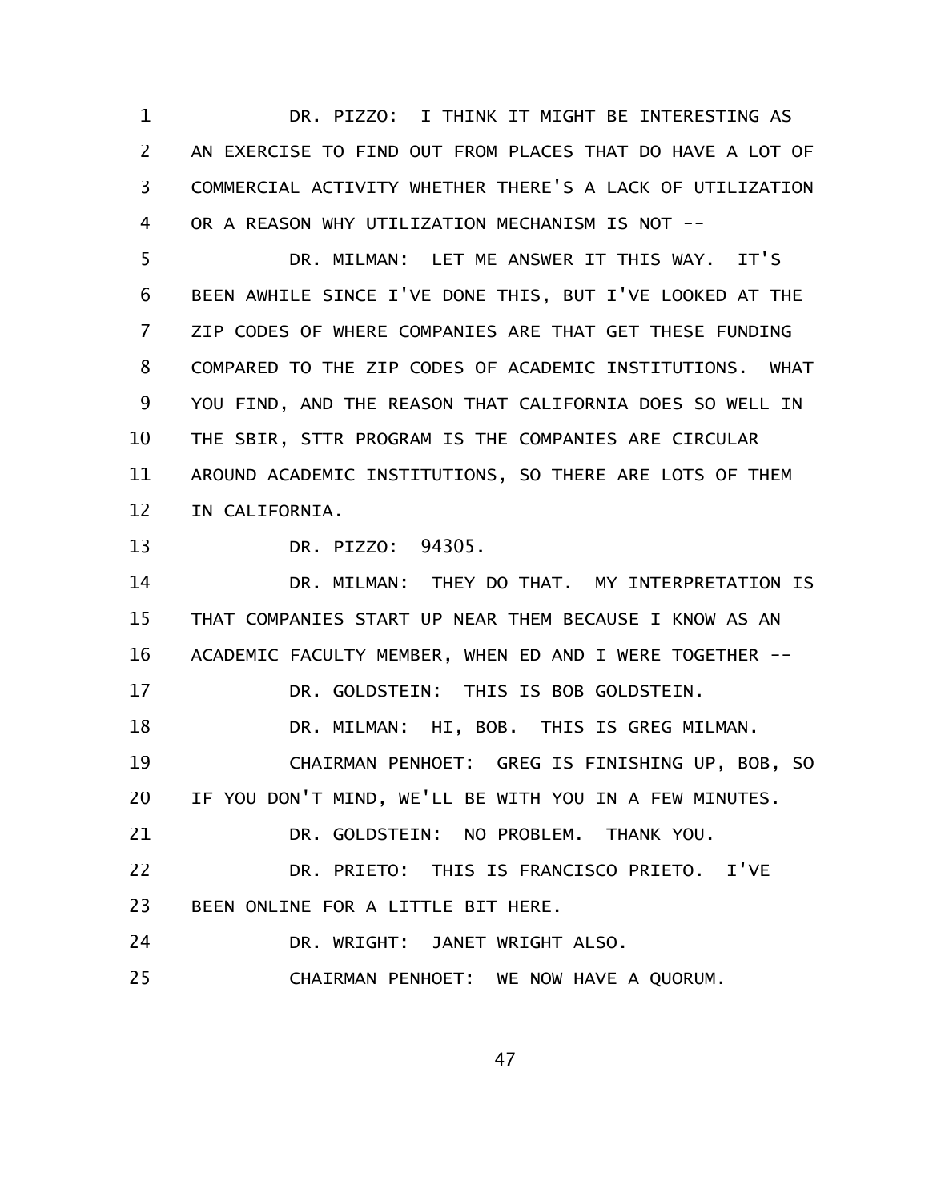DR. PIZZO: I THINK IT MIGHT BE INTERESTING AS AN EXERCISE TO FIND OUT FROM PLACES THAT DO HAVE A LOT OF COMMERCIAL ACTIVITY WHETHER THERE'S A LACK OF UTILIZATION OR A REASON WHY UTILIZATION MECHANISM IS NOT --

DR. MILMAN: LET ME ANSWER IT THIS WAY. IT'S BEEN AWHILE SINCE I'VE DONE THIS, BUT I'VE LOOKED AT THE ZIP CODES OF WHERE COMPANIES ARE THAT GET THESE FUNDING COMPARED TO THE ZIP CODES OF ACADEMIC INSTITUTIONS. WHAT YOU FIND, AND THE REASON THAT CALIFORNIA DOES SO WELL IN THE SBIR, STTR PROGRAM IS THE COMPANIES ARE CIRCULAR AROUND ACADEMIC INSTITUTIONS, SO THERE ARE LOTS OF THEM IN CALIFORNIA.

DR. PIZZO: 94305.

DR. MILMAN: THEY DO THAT. MY INTERPRETATION IS THAT COMPANIES START UP NEAR THEM BECAUSE I KNOW AS AN ACADEMIC FACULTY MEMBER, WHEN ED AND I WERE TOGETHER --

DR. GOLDSTEIN: THIS IS BOB GOLDSTEIN.

DR. MILMAN: HI, BOB. THIS IS GREG MILMAN.

CHAIRMAN PENHOET: GREG IS FINISHING UP, BOB, SO IF YOU DON'T MIND, WE'LL BE WITH YOU IN A FEW MINUTES.

DR. GOLDSTEIN: NO PROBLEM. THANK YOU.

DR. PRIETO: THIS IS FRANCISCO PRIETO. I'VE BEEN ONLINE FOR A LITTLE BIT HERE.

DR. WRIGHT: JANET WRIGHT ALSO.

CHAIRMAN PENHOET: WE NOW HAVE A QUORUM.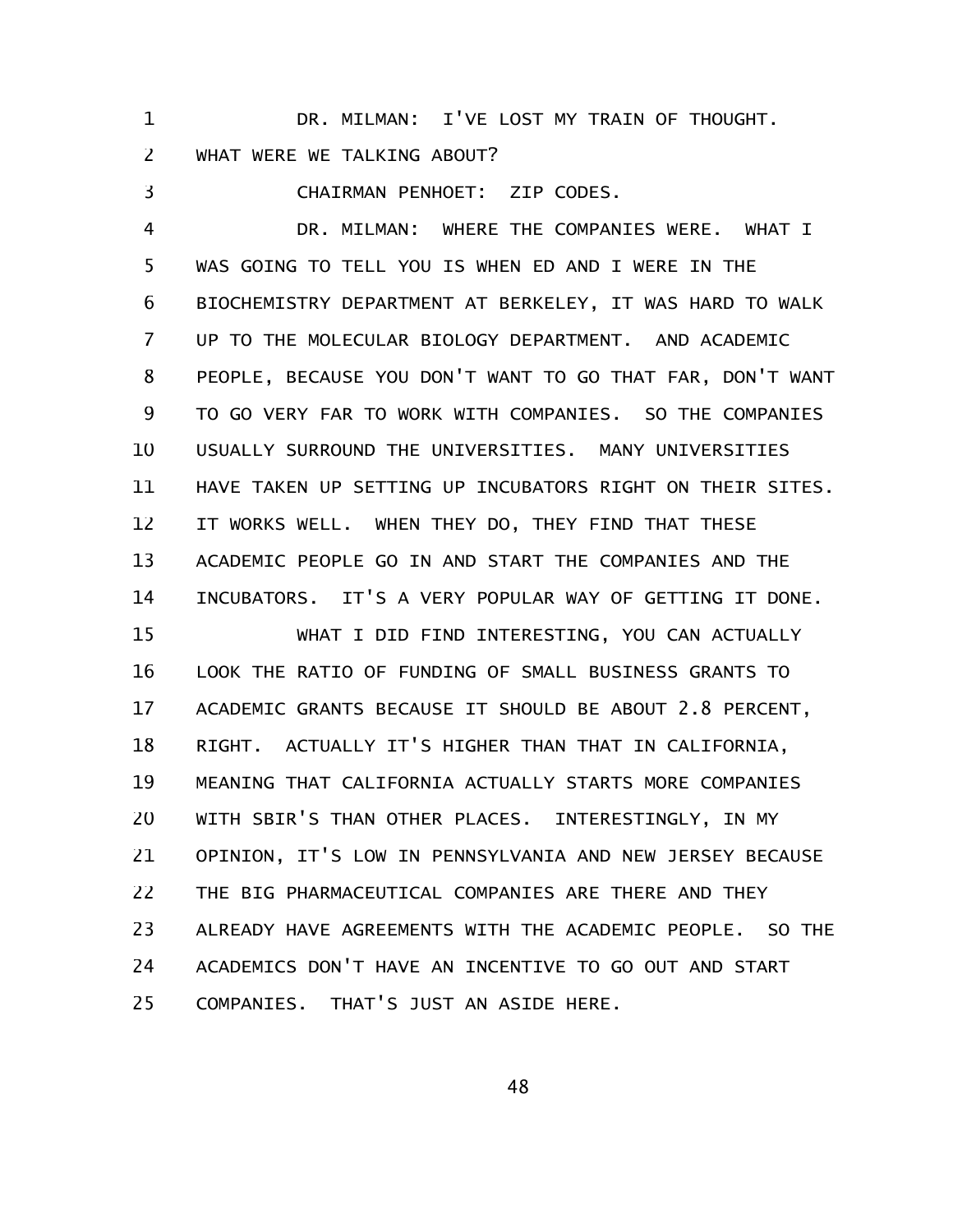DR. MILMAN: I'VE LOST MY TRAIN OF THOUGHT. WHAT WERE WE TALKING ABOUT?

CHAIRMAN PENHOET: ZIP CODES.

DR. MILMAN: WHERE THE COMPANIES WERE. WHAT I WAS GOING TO TELL YOU IS WHEN ED AND I WERE IN THE BIOCHEMISTRY DEPARTMENT AT BERKELEY, IT WAS HARD TO WALK UP TO THE MOLECULAR BIOLOGY DEPARTMENT. AND ACADEMIC PEOPLE, BECAUSE YOU DON'T WANT TO GO THAT FAR, DON'T WANT TO GO VERY FAR TO WORK WITH COMPANIES. SO THE COMPANIES USUALLY SURROUND THE UNIVERSITIES. MANY UNIVERSITIES HAVE TAKEN UP SETTING UP INCUBATORS RIGHT ON THEIR SITES. IT WORKS WELL. WHEN THEY DO, THEY FIND THAT THESE ACADEMIC PEOPLE GO IN AND START THE COMPANIES AND THE INCUBATORS. IT'S A VERY POPULAR WAY OF GETTING IT DONE.

WHAT I DID FIND INTERESTING, YOU CAN ACTUALLY LOOK THE RATIO OF FUNDING OF SMALL BUSINESS GRANTS TO ACADEMIC GRANTS BECAUSE IT SHOULD BE ABOUT 2.8 PERCENT, RIGHT. ACTUALLY IT'S HIGHER THAN THAT IN CALIFORNIA, MEANING THAT CALIFORNIA ACTUALLY STARTS MORE COMPANIES WITH SBIR'S THAN OTHER PLACES. INTERESTINGLY, IN MY OPINION, IT'S LOW IN PENNSYLVANIA AND NEW JERSEY BECAUSE THE BIG PHARMACEUTICAL COMPANIES ARE THERE AND THEY ALREADY HAVE AGREEMENTS WITH THE ACADEMIC PEOPLE. SO THE ACADEMICS DON'T HAVE AN INCENTIVE TO GO OUT AND START COMPANIES. THAT'S JUST AN ASIDE HERE.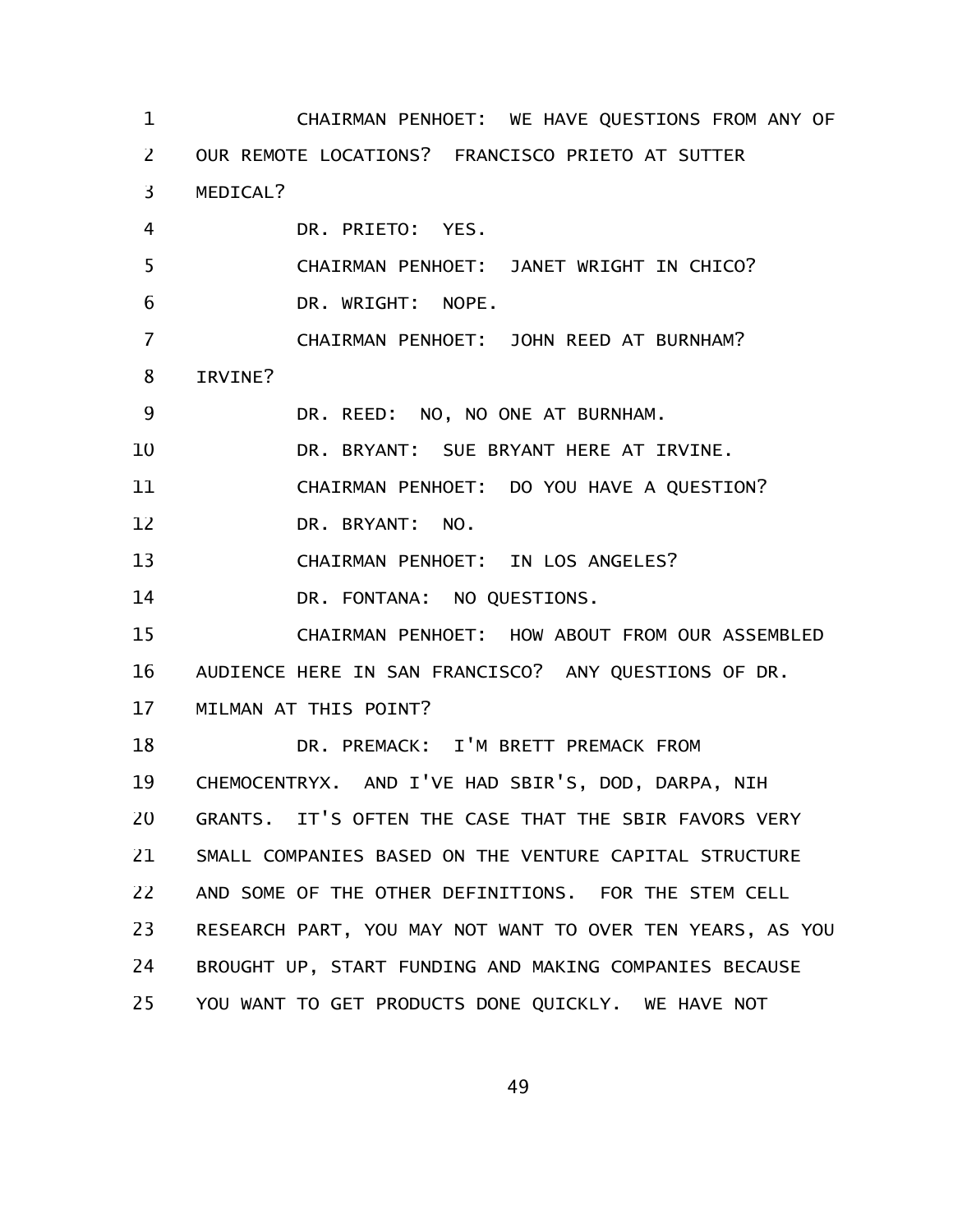CHAIRMAN PENHOET: WE HAVE QUESTIONS FROM ANY OF OUR REMOTE LOCATIONS? FRANCISCO PRIETO AT SUTTER MEDICAL?

DR. PRIETO: YES.

CHAIRMAN PENHOET: JANET WRIGHT IN CHICO?

DR. WRIGHT: NOPE.

CHAIRMAN PENHOET: JOHN REED AT BURNHAM? IRVINE?

DR. REED: NO, NO ONE AT BURNHAM.

DR. BRYANT: SUE BRYANT HERE AT IRVINE.

CHAIRMAN PENHOET: DO YOU HAVE A QUESTION?

DR. BRYANT: NO.

CHAIRMAN PENHOET: IN LOS ANGELES?

DR. FONTANA: NO QUESTIONS.

CHAIRMAN PENHOET: HOW ABOUT FROM OUR ASSEMBLED AUDIENCE HERE IN SAN FRANCISCO? ANY QUESTIONS OF DR. MILMAN AT THIS POINT?

DR. PREMACK: I'M BRETT PREMACK FROM CHEMOCENTRYX. AND I'VE HAD SBIR'S, DOD, DARPA, NIH GRANTS. IT'S OFTEN THE CASE THAT THE SBIR FAVORS VERY SMALL COMPANIES BASED ON THE VENTURE CAPITAL STRUCTURE AND SOME OF THE OTHER DEFINITIONS. FOR THE STEM CELL RESEARCH PART, YOU MAY NOT WANT TO OVER TEN YEARS, AS YOU BROUGHT UP, START FUNDING AND MAKING COMPANIES BECAUSE YOU WANT TO GET PRODUCTS DONE QUICKLY. WE HAVE NOT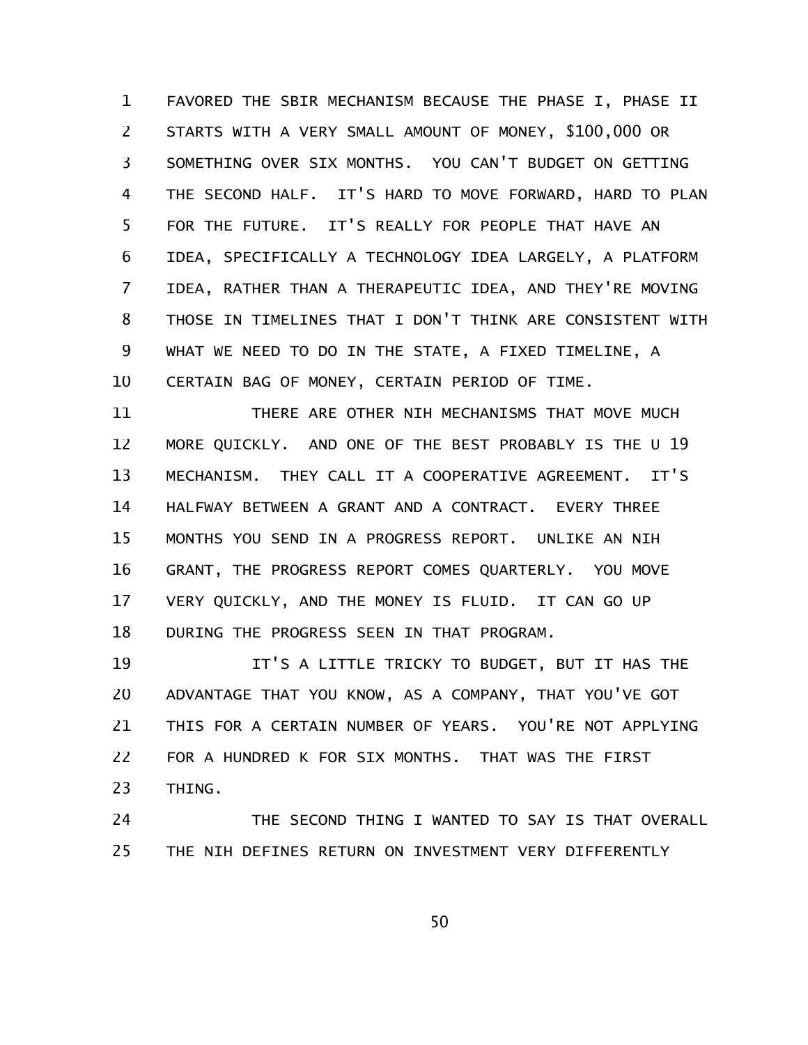FAVORED THE SBIR MECHANISM BECAUSE THE PHASE I, PHASE II STARTS WITH A VERY SMALL AMOUNT OF MONEY, $100,000 OR SOMETHING OVER SIX MONTHS. YOU CAN'T BUDGET ON GETTING THE SECOND HALF. IT'S HARD TO MOVE FORWARD, HARD TO PLAN FOR THE FUTURE. IT'S REALLY FOR PEOPLE THAT HAVE AN IDEA, SPECIFICALLY A TECHNOLOGY IDEA LARGELY, A PLATFORM IDEA, RATHER THAN A THERAPEUTIC IDEA, AND THEY'RE MOVING THOSE IN TIMELINES THAT I DON'T THINK ARE CONSISTENT WITH WHAT WE NEED TO DO IN THE STATE, A FIXED TIMELINE, A CERTAIN BAG OF MONEY, CERTAIN PERIOD OF TIME.

THERE ARE OTHER NIH MECHANISMS THAT MOVE MUCH MORE QUICKLY. AND ONE OF THE BEST PROBABLY IS THE U 19 MECHANISM. THEY CALL IT A COOPERATIVE AGREEMENT. IT'S HALFWAY BETWEEN A GRANT AND A CONTRACT. EVERY THREE MONTHS YOU SEND IN A PROGRESS REPORT. UNLIKE AN NIH GRANT, THE PROGRESS REPORT COMES QUARTERLY. YOU MOVE VERY QUICKLY, AND THE MONEY IS FLUID. IT CAN GO UP DURING THE PROGRESS SEEN IN THAT PROGRAM.

IT'S A LITTLE TRICKY TO BUDGET, BUT IT HAS THE ADVANTAGE THAT YOU KNOW, AS A COMPANY, THAT YOU'VE GOT THIS FOR A CERTAIN NUMBER OF YEARS. YOU'RE NOT APPLYING FOR A HUNDRED K FOR SIX MONTHS. THAT WAS THE FIRST THING.

THE SECOND THING I WANTED TO SAY IS THAT OVERALL THE NIH DEFINES RETURN ON INVESTMENT VERY DIFFERENTLY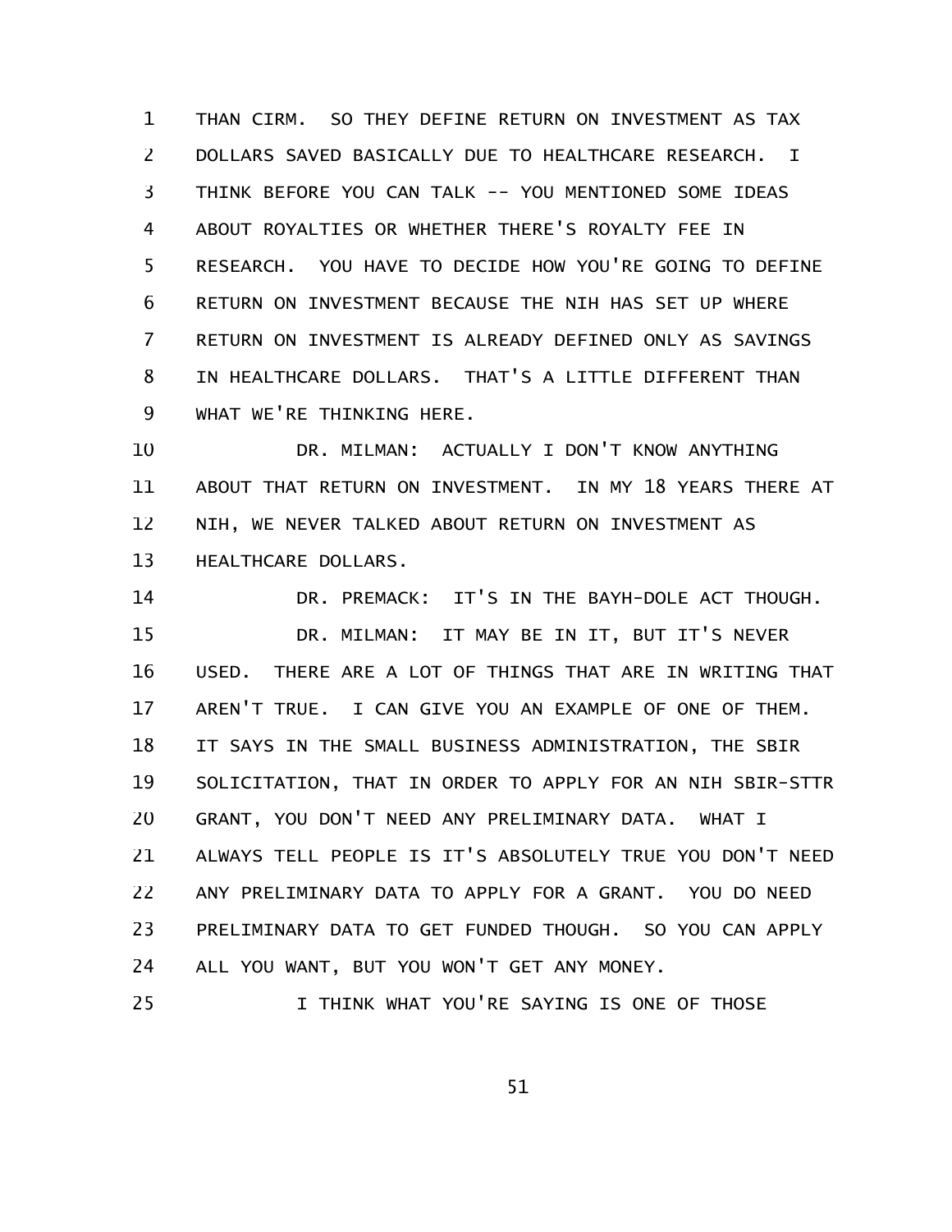THAN CIRM. SO THEY DEFINE RETURN ON INVESTMENT AS TAX DOLLARS SAVED BASICALLY DUE TO HEALTHCARE RESEARCH. I THINK BEFORE YOU CAN TALK -- YOU MENTIONED SOME IDEAS ABOUT ROYALTIES OR WHETHER THERE'S ROYALTY FEE IN RESEARCH. YOU HAVE TO DECIDE HOW YOU'RE GOING TO DEFINE RETURN ON INVESTMENT BECAUSE THE NIH HAS SET UP WHERE RETURN ON INVESTMENT IS ALREADY DEFINED ONLY AS SAVINGS IN HEALTHCARE DOLLARS. THAT'S A LITTLE DIFFERENT THAN WHAT WE'RE THINKING HERE.

DR. MILMAN: ACTUALLY I DON'T KNOW ANYTHING ABOUT THAT RETURN ON INVESTMENT. IN MY 18 YEARS THERE AT NIH, WE NEVER TALKED ABOUT RETURN ON INVESTMENT AS HEALTHCARE DOLLARS.

DR. PREMACK: IT'S IN THE BAYH-DOLE ACT THOUGH.

DR. MILMAN: IT MAY BE IN IT, BUT IT'S NEVER USED. THERE ARE A LOT OF THINGS THAT ARE IN WRITING THAT AREN'T TRUE. I CAN GIVE YOU AN EXAMPLE OF ONE OF THEM. IT SAYS IN THE SMALL BUSINESS ADMINISTRATION, THE SBIR SOLICITATION, THAT IN ORDER TO APPLY FOR AN NIH SBIR-STTR GRANT, YOU DON'T NEED ANY PRELIMINARY DATA. WHAT I ALWAYS TELL PEOPLE IS IT'S ABSOLUTELY TRUE YOU DON'T NEED ANY PRELIMINARY DATA TO APPLY FOR A GRANT. YOU DO NEED PRELIMINARY DATA TO GET FUNDED THOUGH. SO YOU CAN APPLY ALL YOU WANT, BUT YOU WON'T GET ANY MONEY.

I THINK WHAT YOU'RE SAYING IS ONE OF THOSE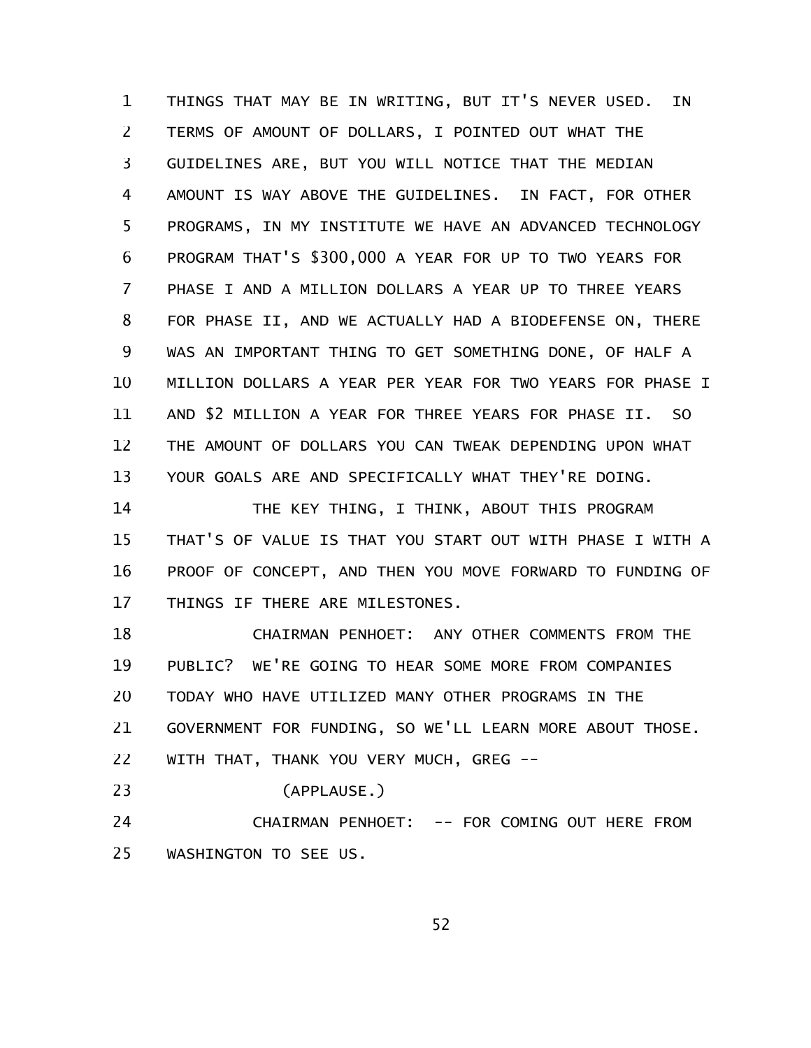THINGS THAT MAY BE IN WRITING, BUT IT'S NEVER USED. IN TERMS OF AMOUNT OF DOLLARS, I POINTED OUT WHAT THE GUIDELINES ARE, BUT YOU WILL NOTICE THAT THE MEDIAN AMOUNT IS WAY ABOVE THE GUIDELINES. IN FACT, FOR OTHER PROGRAMS, IN MY INSTITUTE WE HAVE AN ADVANCED TECHNOLOGY PROGRAM THAT'S $300,000 A YEAR FOR UP TO TWO YEARS FOR PHASE I AND A MILLION DOLLARS A YEAR UP TO THREE YEARS FOR PHASE II, AND WE ACTUALLY HAD A BIODEFENSE ON, THERE WAS AN IMPORTANT THING TO GET SOMETHING DONE, OF HALF A MILLION DOLLARS A YEAR PER YEAR FOR TWO YEARS FOR PHASE I AND $2 MILLION A YEAR FOR THREE YEARS FOR PHASE II. SO THE AMOUNT OF DOLLARS YOU CAN TWEAK DEPENDING UPON WHAT YOUR GOALS ARE AND SPECIFICALLY WHAT THEY'RE DOING.

THE KEY THING, I THINK, ABOUT THIS PROGRAM THAT'S OF VALUE IS THAT YOU START OUT WITH PHASE I WITH A PROOF OF CONCEPT, AND THEN YOU MOVE FORWARD TO FUNDING OF THINGS IF THERE ARE MILESTONES.

CHAIRMAN PENHOET: ANY OTHER COMMENTS FROM THE PUBLIC? WE'RE GOING TO HEAR SOME MORE FROM COMPANIES TODAY WHO HAVE UTILIZED MANY OTHER PROGRAMS IN THE GOVERNMENT FOR FUNDING, SO WE'LL LEARN MORE ABOUT THOSE. WITH THAT, THANK YOU VERY MUCH, GREG --

(APPLAUSE.)

CHAIRMAN PENHOET: -- FOR COMING OUT HERE FROM WASHINGTON TO SEE US.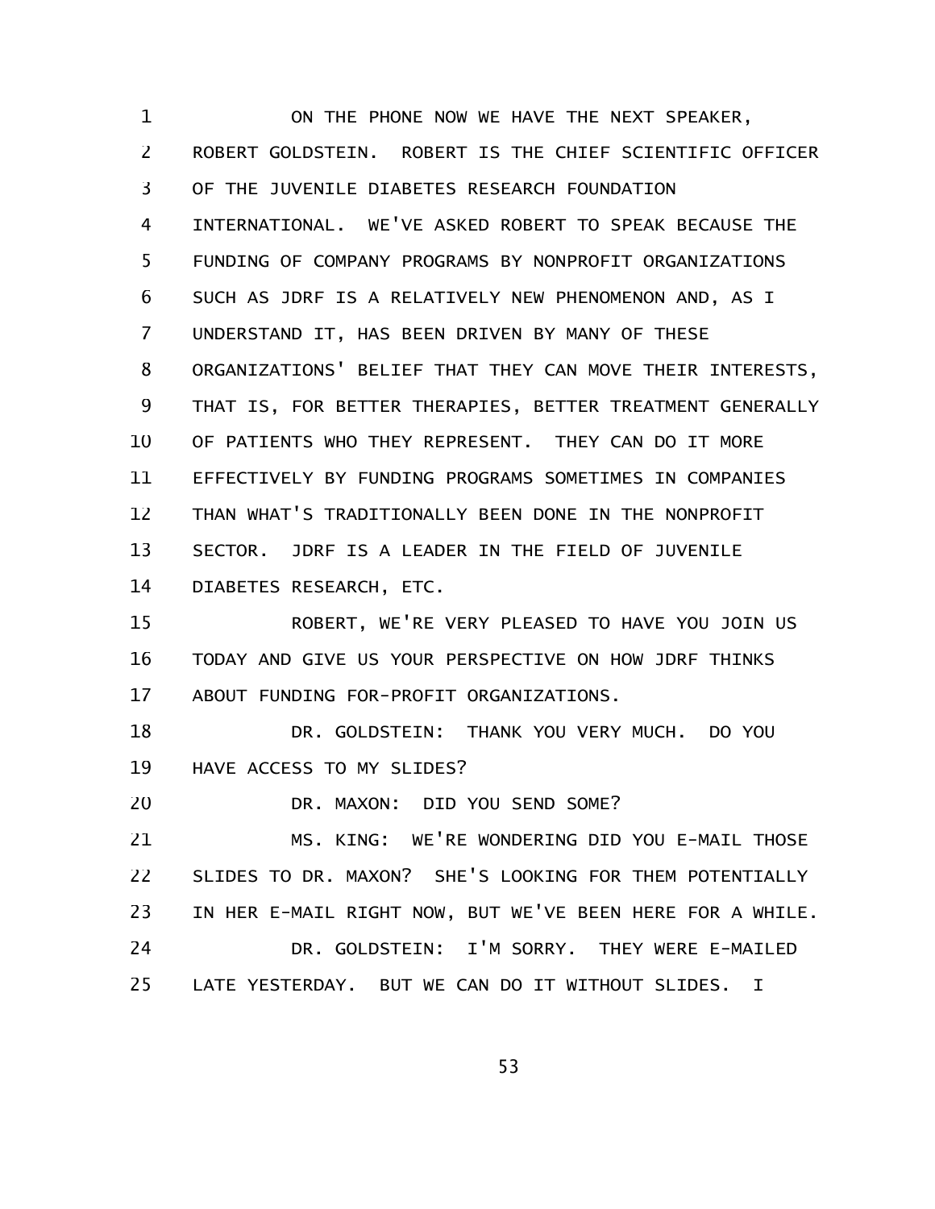ON THE PHONE NOW WE HAVE THE NEXT SPEAKER, ROBERT GOLDSTEIN. ROBERT IS THE CHIEF SCIENTIFIC OFFICER OF THE JUVENILE DIABETES RESEARCH FOUNDATION INTERNATIONAL. WE'VE ASKED ROBERT TO SPEAK BECAUSE THE FUNDING OF COMPANY PROGRAMS BY NONPROFIT ORGANIZATIONS SUCH AS JDRF IS A RELATIVELY NEW PHENOMENON AND, AS I UNDERSTAND IT, HAS BEEN DRIVEN BY MANY OF THESE ORGANIZATIONS' BELIEF THAT THEY CAN MOVE THEIR INTERESTS, THAT IS, FOR BETTER THERAPIES, BETTER TREATMENT GENERALLY OF PATIENTS WHO THEY REPRESENT. THEY CAN DO IT MORE EFFECTIVELY BY FUNDING PROGRAMS SOMETIMES IN COMPANIES THAN WHAT'S TRADITIONALLY BEEN DONE IN THE NONPROFIT SECTOR. JDRF IS A LEADER IN THE FIELD OF JUVENILE DIABETES RESEARCH, ETC.

ROBERT, WE'RE VERY PLEASED TO HAVE YOU JOIN US TODAY AND GIVE US YOUR PERSPECTIVE ON HOW JDRF THINKS ABOUT FUNDING FOR-PROFIT ORGANIZATIONS.

DR. GOLDSTEIN: THANK YOU VERY MUCH. DO YOU HAVE ACCESS TO MY SLIDES?

DR. MAXON: DID YOU SEND SOME?

MS. KING: WE'RE WONDERING DID YOU E-MAIL THOSE SLIDES TO DR. MAXON? SHE'S LOOKING FOR THEM POTENTIALLY IN HER E-MAIL RIGHT NOW, BUT WE'VE BEEN HERE FOR A WHILE.

DR. GOLDSTEIN: I'M SORRY. THEY WERE E-MAILED LATE YESTERDAY. BUT WE CAN DO IT WITHOUT SLIDES. I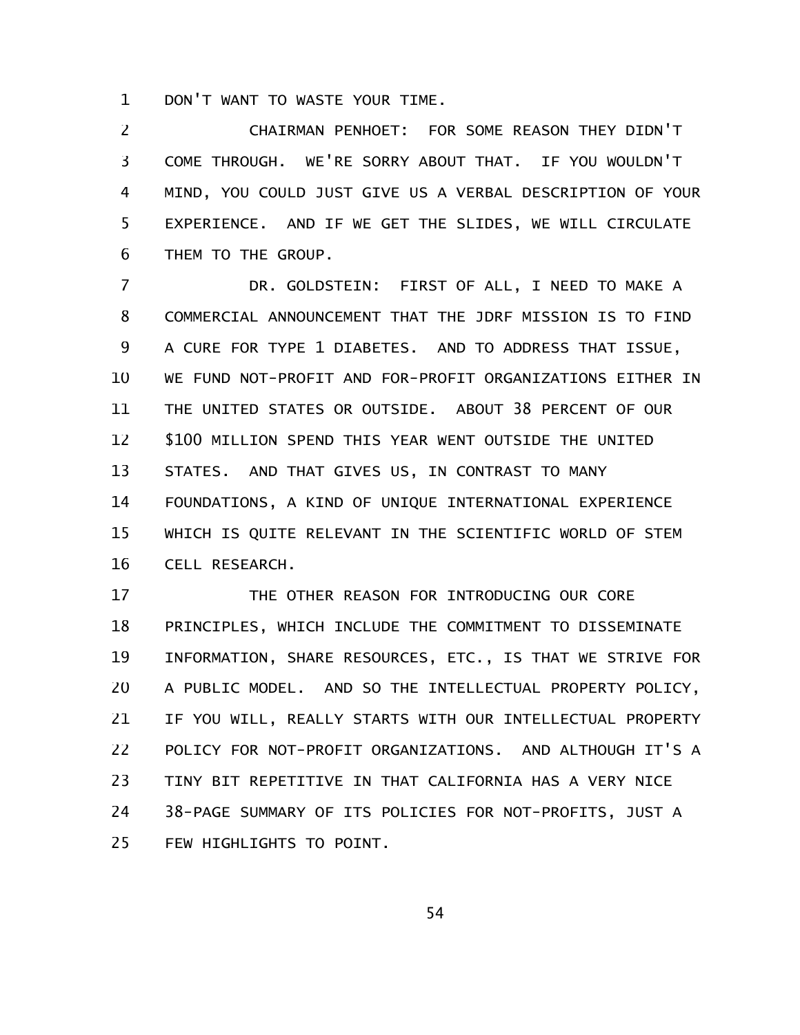DON'T WANT TO WASTE YOUR TIME.

CHAIRMAN PENHOET: FOR SOME REASON THEY DIDN'T COME THROUGH. WE'RE SORRY ABOUT THAT. IF YOU WOULDN'T MIND, YOU COULD JUST GIVE US A VERBAL DESCRIPTION OF YOUR EXPERIENCE. AND IF WE GET THE SLIDES, WE WILL CIRCULATE THEM TO THE GROUP.

DR. GOLDSTEIN: FIRST OF ALL, I NEED TO MAKE A COMMERCIAL ANNOUNCEMENT THAT THE JDRF MISSION IS TO FIND A CURE FOR TYPE 1 DIABETES. AND TO ADDRESS THAT ISSUE, WE FUND NOT-PROFIT AND FOR-PROFIT ORGANIZATIONS EITHER IN THE UNITED STATES OR OUTSIDE. ABOUT 38 PERCENT OF OUR $100 MILLION SPEND THIS YEAR WENT OUTSIDE THE UNITED STATES. AND THAT GIVES US, IN CONTRAST TO MANY FOUNDATIONS, A KIND OF UNIQUE INTERNATIONAL EXPERIENCE WHICH IS QUITE RELEVANT IN THE SCIENTIFIC WORLD OF STEM CELL RESEARCH.

THE OTHER REASON FOR INTRODUCING OUR CORE PRINCIPLES, WHICH INCLUDE THE COMMITMENT TO DISSEMINATE INFORMATION, SHARE RESOURCES, ETC., IS THAT WE STRIVE FOR A PUBLIC MODEL. AND SO THE INTELLECTUAL PROPERTY POLICY, IF YOU WILL, REALLY STARTS WITH OUR INTELLECTUAL PROPERTY POLICY FOR NOT-PROFIT ORGANIZATIONS. AND ALTHOUGH IT'S A TINY BIT REPETITIVE IN THAT CALIFORNIA HAS A VERY NICE 38-PAGE SUMMARY OF ITS POLICIES FOR NOT-PROFITS, JUST A FEW HIGHLIGHTS TO POINT.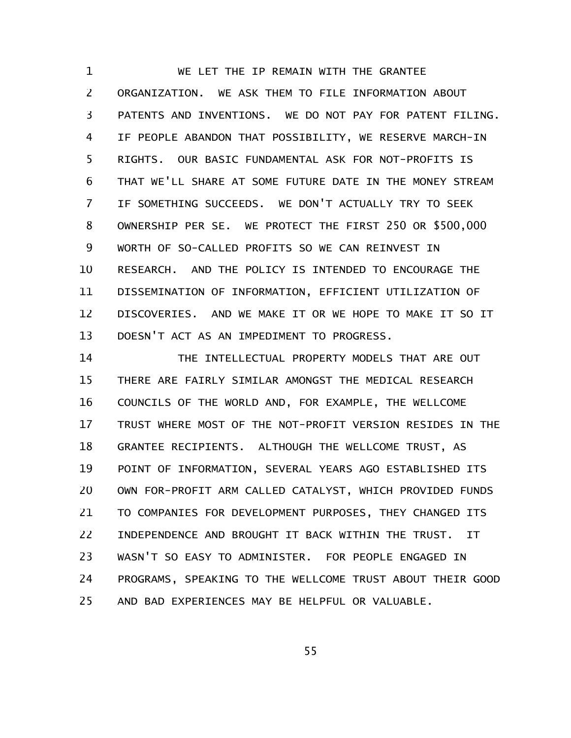WE LET THE IP REMAIN WITH THE GRANTEE ORGANIZATION. WE ASK THEM TO FILE INFORMATION ABOUT PATENTS AND INVENTIONS. WE DO NOT PAY FOR PATENT FILING. IF PEOPLE ABANDON THAT POSSIBILITY, WE RESERVE MARCH-IN RIGHTS. OUR BASIC FUNDAMENTAL ASK FOR NOT-PROFITS IS THAT WE'LL SHARE AT SOME FUTURE DATE IN THE MONEY STREAM IF SOMETHING SUCCEEDS. WE DON'T ACTUALLY TRY TO SEEK OWNERSHIP PER SE. WE PROTECT THE FIRST 250 OR $500,000 WORTH OF SO-CALLED PROFITS SO WE CAN REINVEST IN RESEARCH. AND THE POLICY IS INTENDED TO ENCOURAGE THE DISSEMINATION OF INFORMATION, EFFICIENT UTILIZATION OF DISCOVERIES. AND WE MAKE IT OR WE HOPE TO MAKE IT SO IT DOESN'T ACT AS AN IMPEDIMENT TO PROGRESS.

THE INTELLECTUAL PROPERTY MODELS THAT ARE OUT THERE ARE FAIRLY SIMILAR AMONGST THE MEDICAL RESEARCH COUNCILS OF THE WORLD AND, FOR EXAMPLE, THE WELLCOME TRUST WHERE MOST OF THE NOT-PROFIT VERSION RESIDES IN THE GRANTEE RECIPIENTS. ALTHOUGH THE WELLCOME TRUST, AS POINT OF INFORMATION, SEVERAL YEARS AGO ESTABLISHED ITS OWN FOR-PROFIT ARM CALLED CATALYST, WHICH PROVIDED FUNDS TO COMPANIES FOR DEVELOPMENT PURPOSES, THEY CHANGED ITS INDEPENDENCE AND BROUGHT IT BACK WITHIN THE TRUST. IT WASN'T SO EASY TO ADMINISTER. FOR PEOPLE ENGAGED IN PROGRAMS, SPEAKING TO THE WELLCOME TRUST ABOUT THEIR GOOD AND BAD EXPERIENCES MAY BE HELPFUL OR VALUABLE.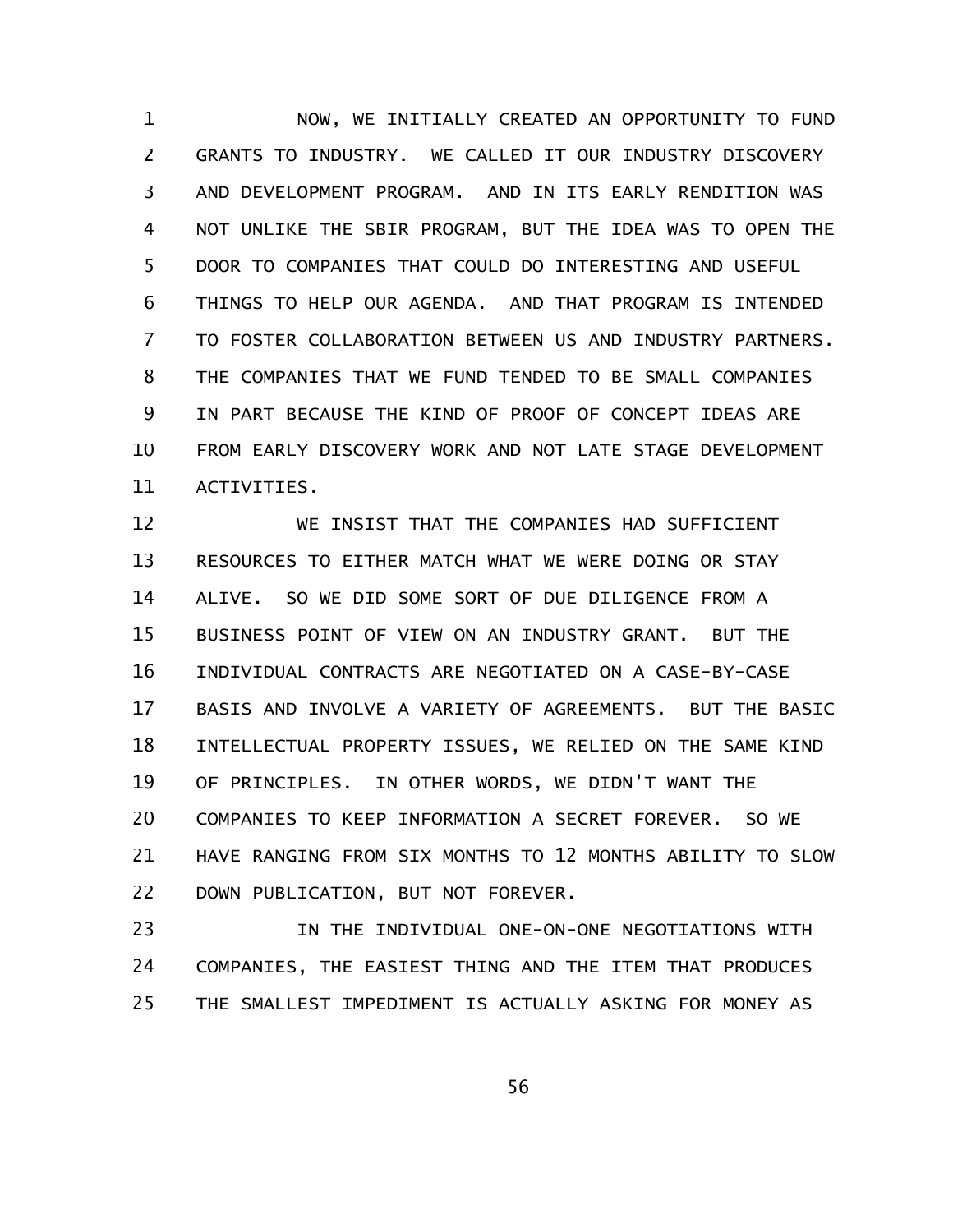NOW, WE INITIALLY CREATED AN OPPORTUNITY TO FUND GRANTS TO INDUSTRY. WE CALLED IT OUR INDUSTRY DISCOVERY AND DEVELOPMENT PROGRAM. AND IN ITS EARLY RENDITION WAS NOT UNLIKE THE SBIR PROGRAM, BUT THE IDEA WAS TO OPEN THE DOOR TO COMPANIES THAT COULD DO INTERESTING AND USEFUL THINGS TO HELP OUR AGENDA. AND THAT PROGRAM IS INTENDED TO FOSTER COLLABORATION BETWEEN US AND INDUSTRY PARTNERS. THE COMPANIES THAT WE FUND TENDED TO BE SMALL COMPANIES IN PART BECAUSE THE KIND OF PROOF OF CONCEPT IDEAS ARE FROM EARLY DISCOVERY WORK AND NOT LATE STAGE DEVELOPMENT ACTIVITIES.

WE INSIST THAT THE COMPANIES HAD SUFFICIENT RESOURCES TO EITHER MATCH WHAT WE WERE DOING OR STAY ALIVE. SO WE DID SOME SORT OF DUE DILIGENCE FROM A BUSINESS POINT OF VIEW ON AN INDUSTRY GRANT. BUT THE INDIVIDUAL CONTRACTS ARE NEGOTIATED ON A CASE-BY-CASE BASIS AND INVOLVE A VARIETY OF AGREEMENTS. BUT THE BASIC INTELLECTUAL PROPERTY ISSUES, WE RELIED ON THE SAME KIND OF PRINCIPLES. IN OTHER WORDS, WE DIDN'T WANT THE COMPANIES TO KEEP INFORMATION A SECRET FOREVER. SO WE HAVE RANGING FROM SIX MONTHS TO 12 MONTHS ABILITY TO SLOW DOWN PUBLICATION, BUT NOT FOREVER.

IN THE INDIVIDUAL ONE-ON-ONE NEGOTIATIONS WITH COMPANIES, THE EASIEST THING AND THE ITEM THAT PRODUCES THE SMALLEST IMPEDIMENT IS ACTUALLY ASKING FOR MONEY AS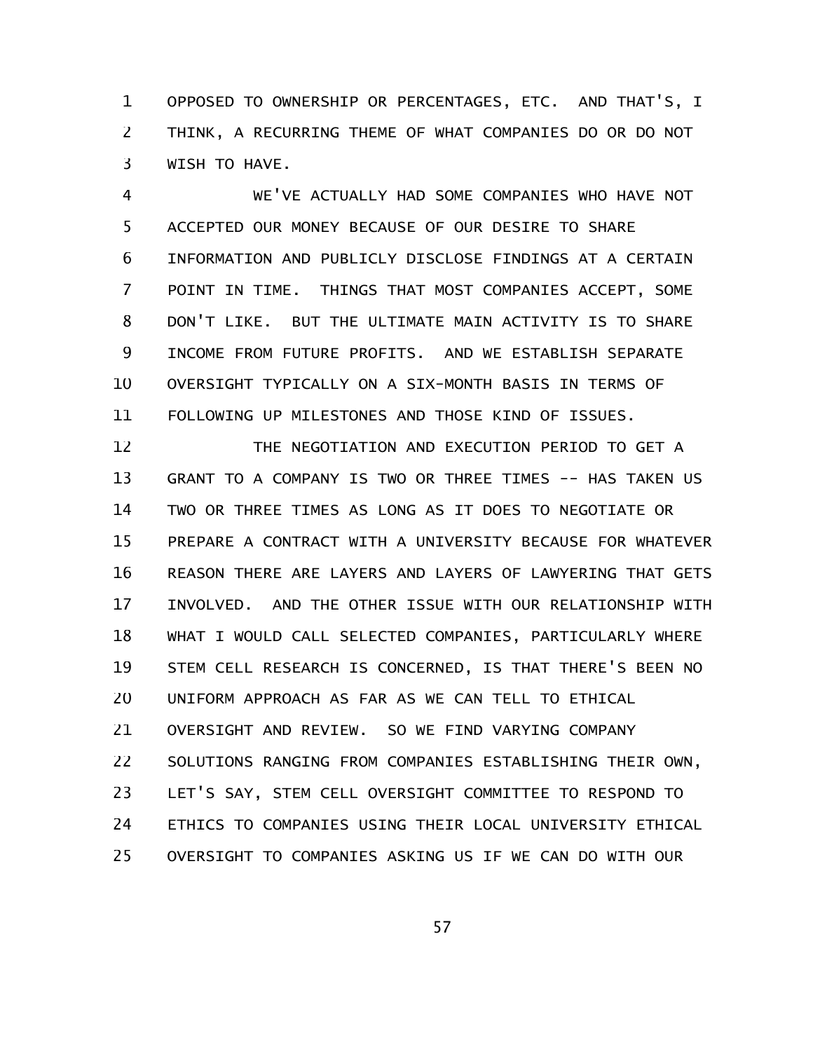OPPOSED TO OWNERSHIP OR PERCENTAGES, ETC. AND THAT'S, I THINK, A RECURRING THEME OF WHAT COMPANIES DO OR DO NOT WISH TO HAVE.

WE'VE ACTUALLY HAD SOME COMPANIES WHO HAVE NOT ACCEPTED OUR MONEY BECAUSE OF OUR DESIRE TO SHARE INFORMATION AND PUBLICLY DISCLOSE FINDINGS AT A CERTAIN POINT IN TIME. THINGS THAT MOST COMPANIES ACCEPT, SOME DON'T LIKE. BUT THE ULTIMATE MAIN ACTIVITY IS TO SHARE INCOME FROM FUTURE PROFITS. AND WE ESTABLISH SEPARATE OVERSIGHT TYPICALLY ON A SIX-MONTH BASIS IN TERMS OF FOLLOWING UP MILESTONES AND THOSE KIND OF ISSUES.

THE NEGOTIATION AND EXECUTION PERIOD TO GET A GRANT TO A COMPANY IS TWO OR THREE TIMES -- HAS TAKEN US TWO OR THREE TIMES AS LONG AS IT DOES TO NEGOTIATE OR PREPARE A CONTRACT WITH A UNIVERSITY BECAUSE FOR WHATEVER REASON THERE ARE LAYERS AND LAYERS OF LAWYERING THAT GETS INVOLVED. AND THE OTHER ISSUE WITH OUR RELATIONSHIP WITH WHAT I WOULD CALL SELECTED COMPANIES, PARTICULARLY WHERE STEM CELL RESEARCH IS CONCERNED, IS THAT THERE'S BEEN NO UNIFORM APPROACH AS FAR AS WE CAN TELL TO ETHICAL OVERSIGHT AND REVIEW. SO WE FIND VARYING COMPANY SOLUTIONS RANGING FROM COMPANIES ESTABLISHING THEIR OWN, LET'S SAY, STEM CELL OVERSIGHT COMMITTEE TO RESPOND TO ETHICS TO COMPANIES USING THEIR LOCAL UNIVERSITY ETHICAL OVERSIGHT TO COMPANIES ASKING US IF WE CAN DO WITH OUR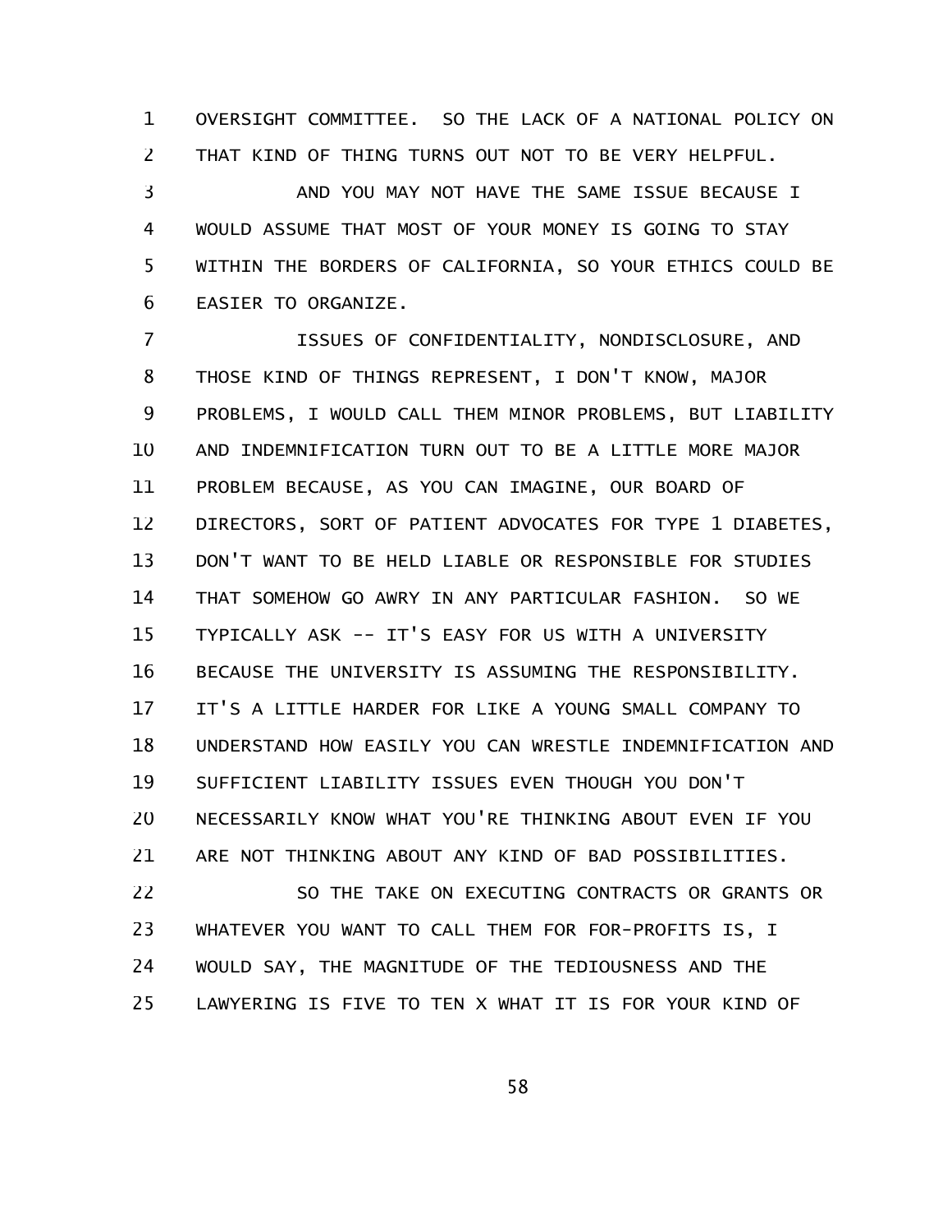OVERSIGHT COMMITTEE. SO THE LACK OF A NATIONAL POLICY ON THAT KIND OF THING TURNS OUT NOT TO BE VERY HELPFUL.

AND YOU MAY NOT HAVE THE SAME ISSUE BECAUSE I WOULD ASSUME THAT MOST OF YOUR MONEY IS GOING TO STAY WITHIN THE BORDERS OF CALIFORNIA, SO YOUR ETHICS COULD BE EASIER TO ORGANIZE.

ISSUES OF CONFIDENTIALITY, NONDISCLOSURE, AND THOSE KIND OF THINGS REPRESENT, I DON'T KNOW, MAJOR PROBLEMS, I WOULD CALL THEM MINOR PROBLEMS, BUT LIABILITY AND INDEMNIFICATION TURN OUT TO BE A LITTLE MORE MAJOR PROBLEM BECAUSE, AS YOU CAN IMAGINE, OUR BOARD OF DIRECTORS, SORT OF PATIENT ADVOCATES FOR TYPE 1 DIABETES, DON'T WANT TO BE HELD LIABLE OR RESPONSIBLE FOR STUDIES THAT SOMEHOW GO AWRY IN ANY PARTICULAR FASHION. SO WE TYPICALLY ASK -- IT'S EASY FOR US WITH A UNIVERSITY BECAUSE THE UNIVERSITY IS ASSUMING THE RESPONSIBILITY. IT'S A LITTLE HARDER FOR LIKE A YOUNG SMALL COMPANY TO UNDERSTAND HOW EASILY YOU CAN WRESTLE INDEMNIFICATION AND SUFFICIENT LIABILITY ISSUES EVEN THOUGH YOU DON'T NECESSARILY KNOW WHAT YOU'RE THINKING ABOUT EVEN IF YOU ARE NOT THINKING ABOUT ANY KIND OF BAD POSSIBILITIES.

SO THE TAKE ON EXECUTING CONTRACTS OR GRANTS OR WHATEVER YOU WANT TO CALL THEM FOR FOR-PROFITS IS, I WOULD SAY, THE MAGNITUDE OF THE TEDIOUSNESS AND THE LAWYERING IS FIVE TO TEN X WHAT IT IS FOR YOUR KIND OF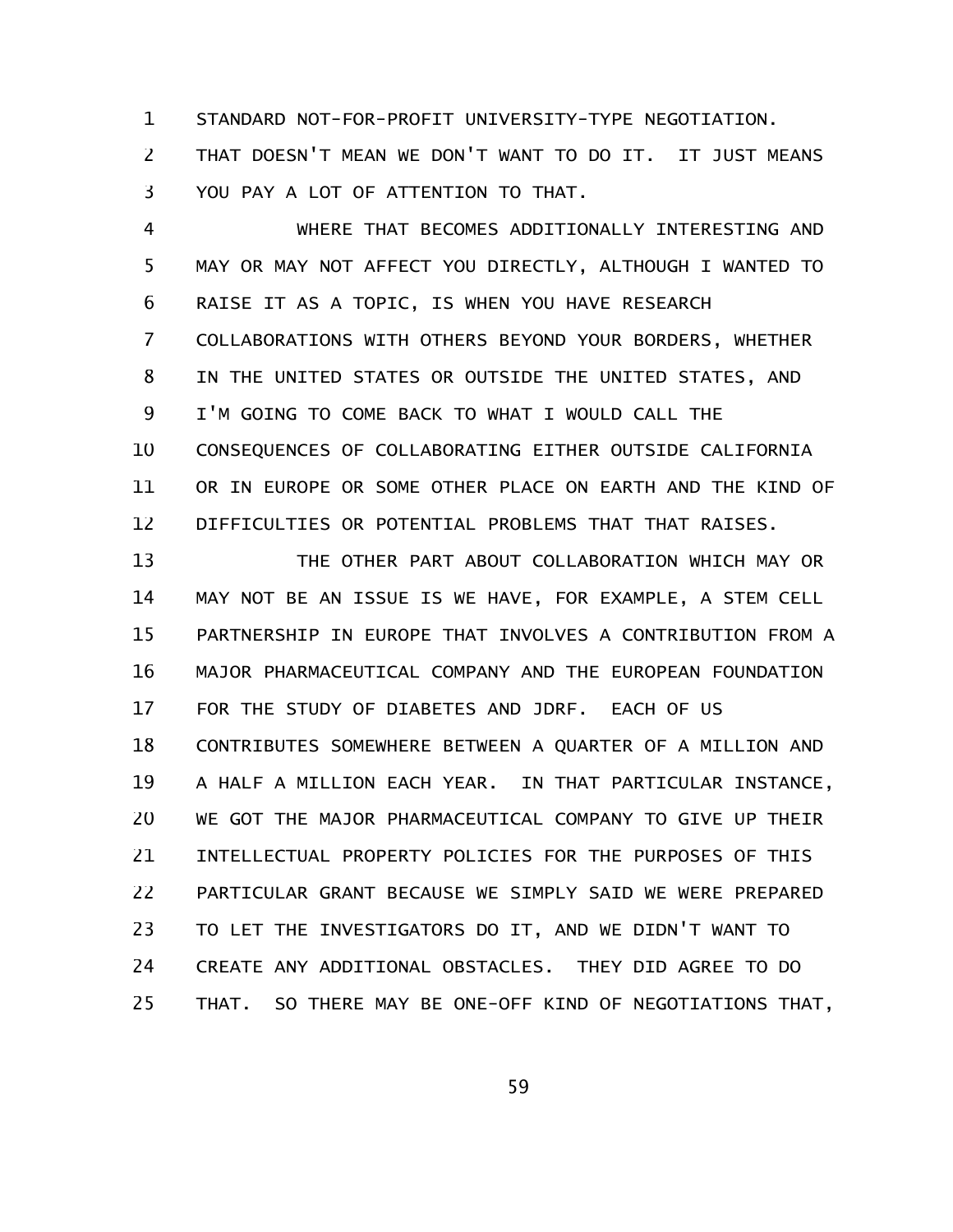STANDARD NOT-FOR-PROFIT UNIVERSITY-TYPE NEGOTIATION. THAT DOESN'T MEAN WE DON'T WANT TO DO IT. IT JUST MEANS YOU PAY A LOT OF ATTENTION TO THAT.

WHERE THAT BECOMES ADDITIONALLY INTERESTING AND MAY OR MAY NOT AFFECT YOU DIRECTLY, ALTHOUGH I WANTED TO RAISE IT AS A TOPIC, IS WHEN YOU HAVE RESEARCH COLLABORATIONS WITH OTHERS BEYOND YOUR BORDERS, WHETHER IN THE UNITED STATES OR OUTSIDE THE UNITED STATES, AND I'M GOING TO COME BACK TO WHAT I WOULD CALL THE CONSEQUENCES OF COLLABORATING EITHER OUTSIDE CALIFORNIA OR IN EUROPE OR SOME OTHER PLACE ON EARTH AND THE KIND OF DIFFICULTIES OR POTENTIAL PROBLEMS THAT THAT RAISES.

THE OTHER PART ABOUT COLLABORATION WHICH MAY OR MAY NOT BE AN ISSUE IS WE HAVE, FOR EXAMPLE, A STEM CELL PARTNERSHIP IN EUROPE THAT INVOLVES A CONTRIBUTION FROM A MAJOR PHARMACEUTICAL COMPANY AND THE EUROPEAN FOUNDATION FOR THE STUDY OF DIABETES AND JDRF. EACH OF US CONTRIBUTES SOMEWHERE BETWEEN A QUARTER OF A MILLION AND A HALF A MILLION EACH YEAR. IN THAT PARTICULAR INSTANCE, WE GOT THE MAJOR PHARMACEUTICAL COMPANY TO GIVE UP THEIR INTELLECTUAL PROPERTY POLICIES FOR THE PURPOSES OF THIS PARTICULAR GRANT BECAUSE WE SIMPLY SAID WE WERE PREPARED TO LET THE INVESTIGATORS DO IT, AND WE DIDN'T WANT TO CREATE ANY ADDITIONAL OBSTACLES. THEY DID AGREE TO DO THAT. SO THERE MAY BE ONE-OFF KIND OF NEGOTIATIONS THAT,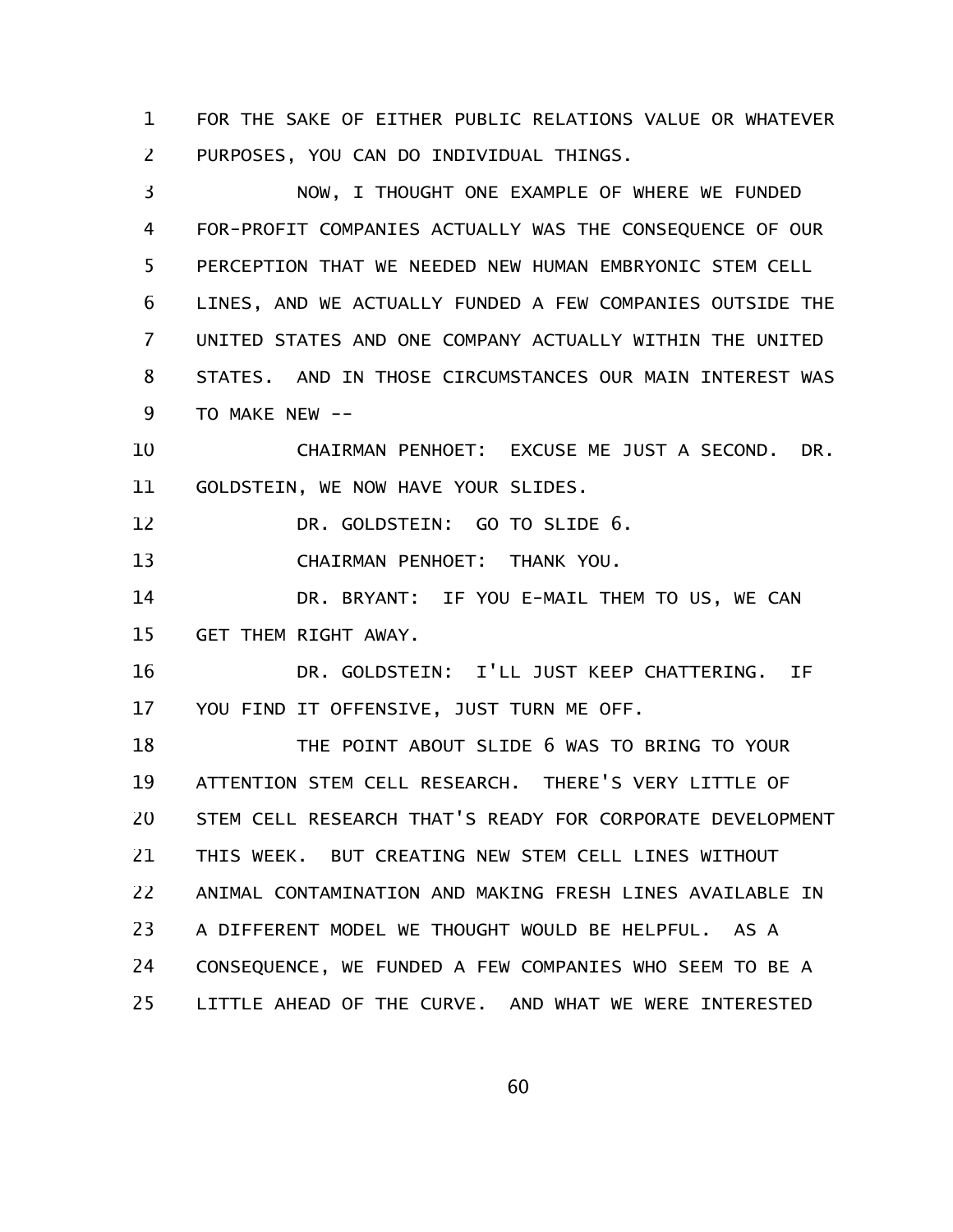FOR THE SAKE OF EITHER PUBLIC RELATIONS VALUE OR WHATEVER PURPOSES, YOU CAN DO INDIVIDUAL THINGS.

NOW, I THOUGHT ONE EXAMPLE OF WHERE WE FUNDED FOR-PROFIT COMPANIES ACTUALLY WAS THE CONSEQUENCE OF OUR PERCEPTION THAT WE NEEDED NEW HUMAN EMBRYONIC STEM CELL LINES, AND WE ACTUALLY FUNDED A FEW COMPANIES OUTSIDE THE UNITED STATES AND ONE COMPANY ACTUALLY WITHIN THE UNITED STATES. AND IN THOSE CIRCUMSTANCES OUR MAIN INTEREST WAS TO MAKE NEW --

CHAIRMAN PENHOET: EXCUSE ME JUST A SECOND. DR. GOLDSTEIN, WE NOW HAVE YOUR SLIDES.

DR. GOLDSTEIN: GO TO SLIDE 6.

CHAIRMAN PENHOET: THANK YOU.

DR. BRYANT: IF YOU E-MAIL THEM TO US, WE CAN GET THEM RIGHT AWAY.

DR. GOLDSTEIN: I'LL JUST KEEP CHATTERING. IF YOU FIND IT OFFENSIVE, JUST TURN ME OFF.

THE POINT ABOUT SLIDE 6 WAS TO BRING TO YOUR ATTENTION STEM CELL RESEARCH. THERE'S VERY LITTLE OF STEM CELL RESEARCH THAT'S READY FOR CORPORATE DEVELOPMENT THIS WEEK. BUT CREATING NEW STEM CELL LINES WITHOUT ANIMAL CONTAMINATION AND MAKING FRESH LINES AVAILABLE IN A DIFFERENT MODEL WE THOUGHT WOULD BE HELPFUL. AS A CONSEQUENCE, WE FUNDED A FEW COMPANIES WHO SEEM TO BE A LITTLE AHEAD OF THE CURVE. AND WHAT WE WERE INTERESTED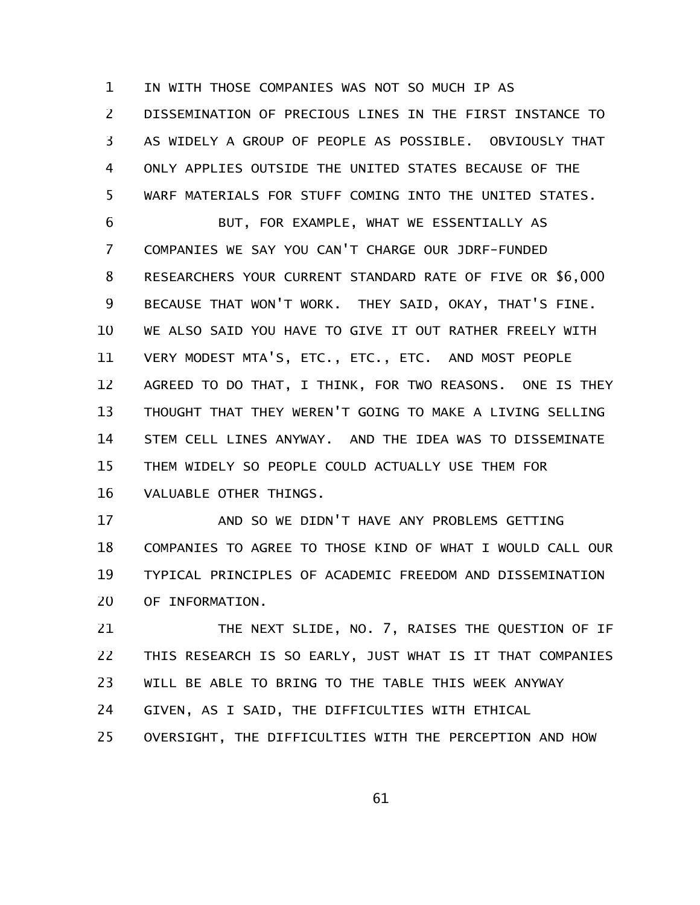IN WITH THOSE COMPANIES WAS NOT SO MUCH IP AS DISSEMINATION OF PRECIOUS LINES IN THE FIRST INSTANCE TO AS WIDELY A GROUP OF PEOPLE AS POSSIBLE. OBVIOUSLY THAT ONLY APPLIES OUTSIDE THE UNITED STATES BECAUSE OF THE WARF MATERIALS FOR STUFF COMING INTO THE UNITED STATES.

BUT, FOR EXAMPLE, WHAT WE ESSENTIALLY AS COMPANIES WE SAY YOU CAN'T CHARGE OUR JDRF-FUNDED RESEARCHERS YOUR CURRENT STANDARD RATE OF FIVE OR $6,000 BECAUSE THAT WON'T WORK. THEY SAID, OKAY, THAT'S FINE. WE ALSO SAID YOU HAVE TO GIVE IT OUT RATHER FREELY WITH VERY MODEST MTA'S, ETC., ETC., ETC. AND MOST PEOPLE AGREED TO DO THAT, I THINK, FOR TWO REASONS. ONE IS THEY THOUGHT THAT THEY WEREN'T GOING TO MAKE A LIVING SELLING STEM CELL LINES ANYWAY. AND THE IDEA WAS TO DISSEMINATE THEM WIDELY SO PEOPLE COULD ACTUALLY USE THEM FOR VALUABLE OTHER THINGS.

AND SO WE DIDN'T HAVE ANY PROBLEMS GETTING COMPANIES TO AGREE TO THOSE KIND OF WHAT I WOULD CALL OUR TYPICAL PRINCIPLES OF ACADEMIC FREEDOM AND DISSEMINATION OF INFORMATION.

THE NEXT SLIDE, NO. 7, RAISES THE QUESTION OF IF THIS RESEARCH IS SO EARLY, JUST WHAT IS IT THAT COMPANIES WILL BE ABLE TO BRING TO THE TABLE THIS WEEK ANYWAY GIVEN, AS I SAID, THE DIFFICULTIES WITH ETHICAL OVERSIGHT, THE DIFFICULTIES WITH THE PERCEPTION AND HOW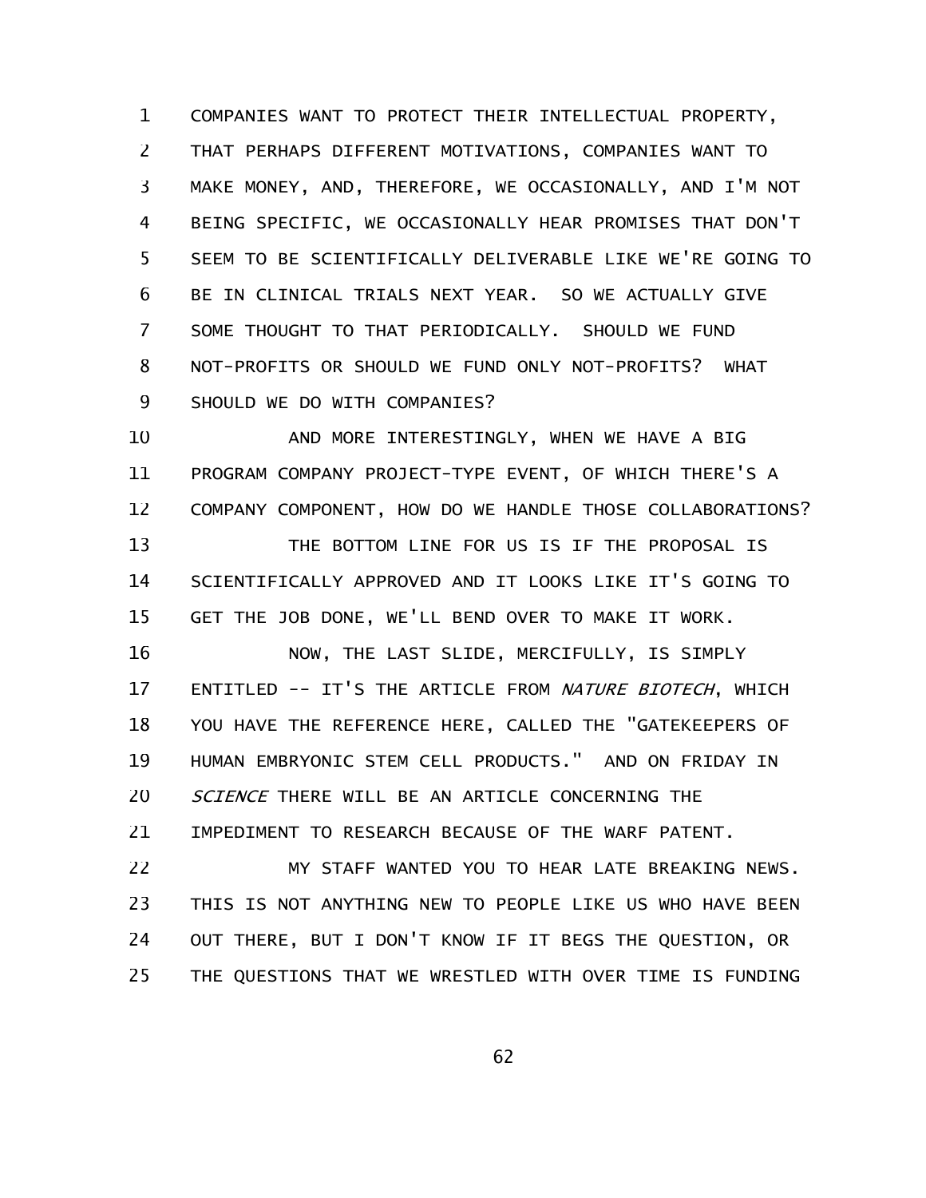COMPANIES WANT TO PROTECT THEIR INTELLECTUAL PROPERTY, THAT PERHAPS DIFFERENT MOTIVATIONS, COMPANIES WANT TO MAKE MONEY, AND, THEREFORE, WE OCCASIONALLY, AND I'M NOT BEING SPECIFIC, WE OCCASIONALLY HEAR PROMISES THAT DON'T SEEM TO BE SCIENTIFICALLY DELIVERABLE LIKE WE'RE GOING TO BE IN CLINICAL TRIALS NEXT YEAR. SO WE ACTUALLY GIVE SOME THOUGHT TO THAT PERIODICALLY. SHOULD WE FUND NOT-PROFITS OR SHOULD WE FUND ONLY NOT-PROFITS? WHAT SHOULD WE DO WITH COMPANIES?

AND MORE INTERESTINGLY, WHEN WE HAVE A BIG PROGRAM COMPANY PROJECT-TYPE EVENT, OF WHICH THERE'S A COMPANY COMPONENT, HOW DO WE HANDLE THOSE COLLABORATIONS?

THE BOTTOM LINE FOR US IS IF THE PROPOSAL IS SCIENTIFICALLY APPROVED AND IT LOOKS LIKE IT'S GOING TO GET THE JOB DONE, WE'LL BEND OVER TO MAKE IT WORK.

NOW, THE LAST SLIDE, MERCIFULLY, IS SIMPLY ENTITLED -- IT'S THE ARTICLE FROM *NATURE BIOTECH*, WHICH YOU HAVE THE REFERENCE HERE, CALLED THE "GATEKEEPERS OF HUMAN EMBRYONIC STEM CELL PRODUCTS." AND ON FRIDAY IN *SCIENCE* THERE WILL BE AN ARTICLE CONCERNING THE IMPEDIMENT TO RESEARCH BECAUSE OF THE WARF PATENT.

MY STAFF WANTED YOU TO HEAR LATE BREAKING NEWS. THIS IS NOT ANYTHING NEW TO PEOPLE LIKE US WHO HAVE BEEN OUT THERE, BUT I DON'T KNOW IF IT BEGS THE QUESTION, OR THE QUESTIONS THAT WE WRESTLED WITH OVER TIME IS FUNDING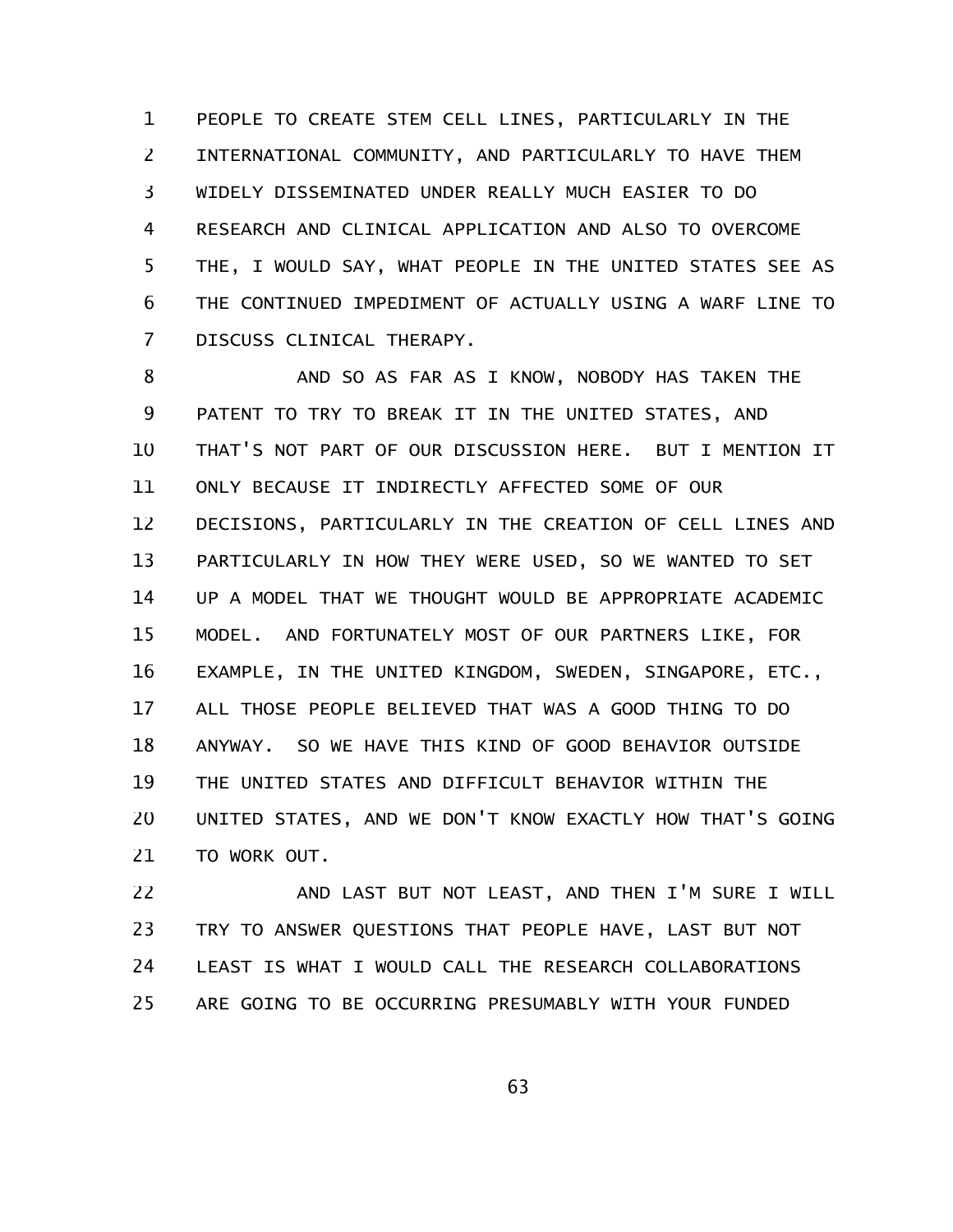PEOPLE TO CREATE STEM CELL LINES, PARTICULARLY IN THE INTERNATIONAL COMMUNITY, AND PARTICULARLY TO HAVE THEM WIDELY DISSEMINATED UNDER REALLY MUCH EASIER TO DO RESEARCH AND CLINICAL APPLICATION AND ALSO TO OVERCOME THE, I WOULD SAY, WHAT PEOPLE IN THE UNITED STATES SEE AS THE CONTINUED IMPEDIMENT OF ACTUALLY USING A WARF LINE TO DISCUSS CLINICAL THERAPY.

AND SO AS FAR AS I KNOW, NOBODY HAS TAKEN THE PATENT TO TRY TO BREAK IT IN THE UNITED STATES, AND THAT'S NOT PART OF OUR DISCUSSION HERE. BUT I MENTION IT ONLY BECAUSE IT INDIRECTLY AFFECTED SOME OF OUR DECISIONS, PARTICULARLY IN THE CREATION OF CELL LINES AND PARTICULARLY IN HOW THEY WERE USED, SO WE WANTED TO SET UP A MODEL THAT WE THOUGHT WOULD BE APPROPRIATE ACADEMIC MODEL. AND FORTUNATELY MOST OF OUR PARTNERS LIKE, FOR EXAMPLE, IN THE UNITED KINGDOM, SWEDEN, SINGAPORE, ETC., ALL THOSE PEOPLE BELIEVED THAT WAS A GOOD THING TO DO ANYWAY. SO WE HAVE THIS KIND OF GOOD BEHAVIOR OUTSIDE THE UNITED STATES AND DIFFICULT BEHAVIOR WITHIN THE UNITED STATES, AND WE DON'T KNOW EXACTLY HOW THAT'S GOING TO WORK OUT.

AND LAST BUT NOT LEAST, AND THEN I'M SURE I WILL TRY TO ANSWER QUESTIONS THAT PEOPLE HAVE, LAST BUT NOT LEAST IS WHAT I WOULD CALL THE RESEARCH COLLABORATIONS ARE GOING TO BE OCCURRING PRESUMABLY WITH YOUR FUNDED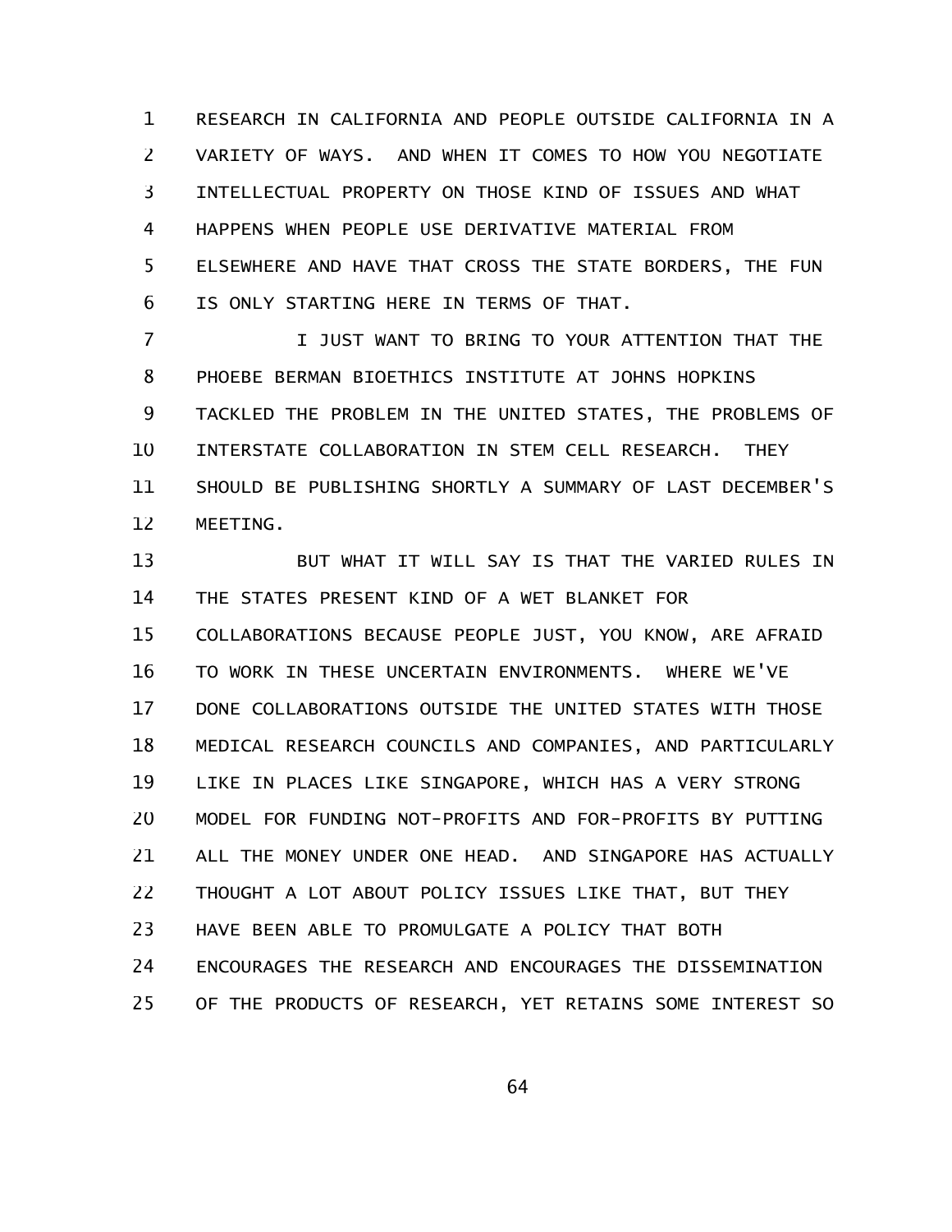RESEARCH IN CALIFORNIA AND PEOPLE OUTSIDE CALIFORNIA IN A VARIETY OF WAYS. AND WHEN IT COMES TO HOW YOU NEGOTIATE INTELLECTUAL PROPERTY ON THOSE KIND OF ISSUES AND WHAT HAPPENS WHEN PEOPLE USE DERIVATIVE MATERIAL FROM ELSEWHERE AND HAVE THAT CROSS THE STATE BORDERS, THE FUN IS ONLY STARTING HERE IN TERMS OF THAT.

I JUST WANT TO BRING TO YOUR ATTENTION THAT THE PHOEBE BERMAN BIOETHICS INSTITUTE AT JOHNS HOPKINS TACKLED THE PROBLEM IN THE UNITED STATES, THE PROBLEMS OF INTERSTATE COLLABORATION IN STEM CELL RESEARCH. THEY SHOULD BE PUBLISHING SHORTLY A SUMMARY OF LAST DECEMBER'S MEETING.

BUT WHAT IT WILL SAY IS THAT THE VARIED RULES IN THE STATES PRESENT KIND OF A WET BLANKET FOR COLLABORATIONS BECAUSE PEOPLE JUST, YOU KNOW, ARE AFRAID TO WORK IN THESE UNCERTAIN ENVIRONMENTS. WHERE WE'VE DONE COLLABORATIONS OUTSIDE THE UNITED STATES WITH THOSE MEDICAL RESEARCH COUNCILS AND COMPANIES, AND PARTICULARLY LIKE IN PLACES LIKE SINGAPORE, WHICH HAS A VERY STRONG MODEL FOR FUNDING NOT-PROFITS AND FOR-PROFITS BY PUTTING ALL THE MONEY UNDER ONE HEAD. AND SINGAPORE HAS ACTUALLY THOUGHT A LOT ABOUT POLICY ISSUES LIKE THAT, BUT THEY HAVE BEEN ABLE TO PROMULGATE A POLICY THAT BOTH ENCOURAGES THE RESEARCH AND ENCOURAGES THE DISSEMINATION OF THE PRODUCTS OF RESEARCH, YET RETAINS SOME INTEREST SO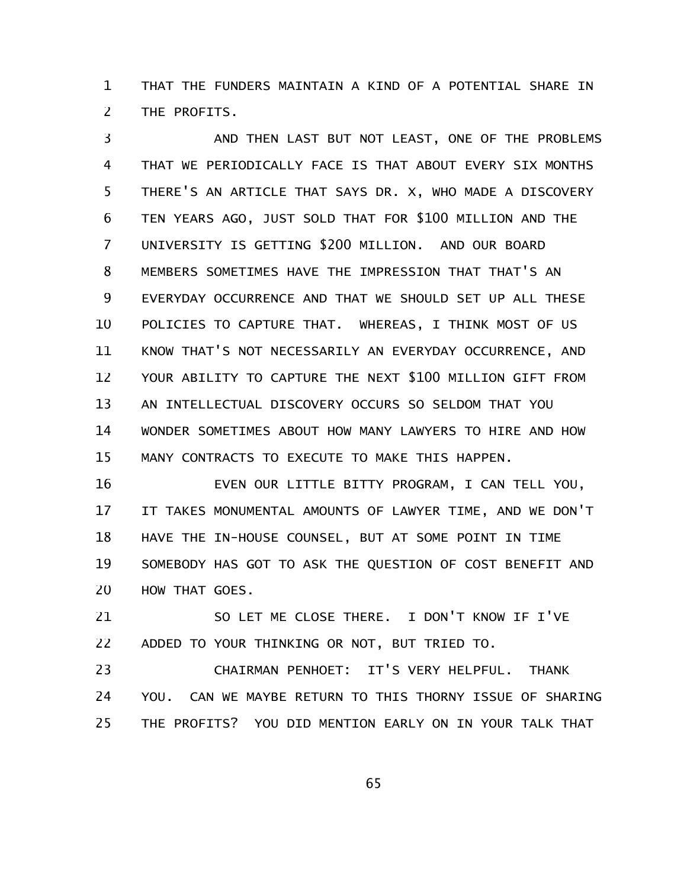THAT THE FUNDERS MAINTAIN A KIND OF A POTENTIAL SHARE IN THE PROFITS.

AND THEN LAST BUT NOT LEAST, ONE OF THE PROBLEMS THAT WE PERIODICALLY FACE IS THAT ABOUT EVERY SIX MONTHS THERE'S AN ARTICLE THAT SAYS DR. X, WHO MADE A DISCOVERY TEN YEARS AGO, JUST SOLD THAT FOR $100 MILLION AND THE UNIVERSITY IS GETTING $200 MILLION. AND OUR BOARD MEMBERS SOMETIMES HAVE THE IMPRESSION THAT THAT'S AN EVERYDAY OCCURRENCE AND THAT WE SHOULD SET UP ALL THESE POLICIES TO CAPTURE THAT. WHEREAS, I THINK MOST OF US KNOW THAT'S NOT NECESSARILY AN EVERYDAY OCCURRENCE, AND YOUR ABILITY TO CAPTURE THE NEXT $100 MILLION GIFT FROM AN INTELLECTUAL DISCOVERY OCCURS SO SELDOM THAT YOU WONDER SOMETIMES ABOUT HOW MANY LAWYERS TO HIRE AND HOW MANY CONTRACTS TO EXECUTE TO MAKE THIS HAPPEN.

EVEN OUR LITTLE BITTY PROGRAM, I CAN TELL YOU, IT TAKES MONUMENTAL AMOUNTS OF LAWYER TIME, AND WE DON'T HAVE THE IN-HOUSE COUNSEL, BUT AT SOME POINT IN TIME SOMEBODY HAS GOT TO ASK THE QUESTION OF COST BENEFIT AND HOW THAT GOES.

SO LET ME CLOSE THERE. I DON'T KNOW IF I'VE ADDED TO YOUR THINKING OR NOT, BUT TRIED TO.

CHAIRMAN PENHOET: IT'S VERY HELPFUL. THANK YOU. CAN WE MAYBE RETURN TO THIS THORNY ISSUE OF SHARING THE PROFITS? YOU DID MENTION EARLY ON IN YOUR TALK THAT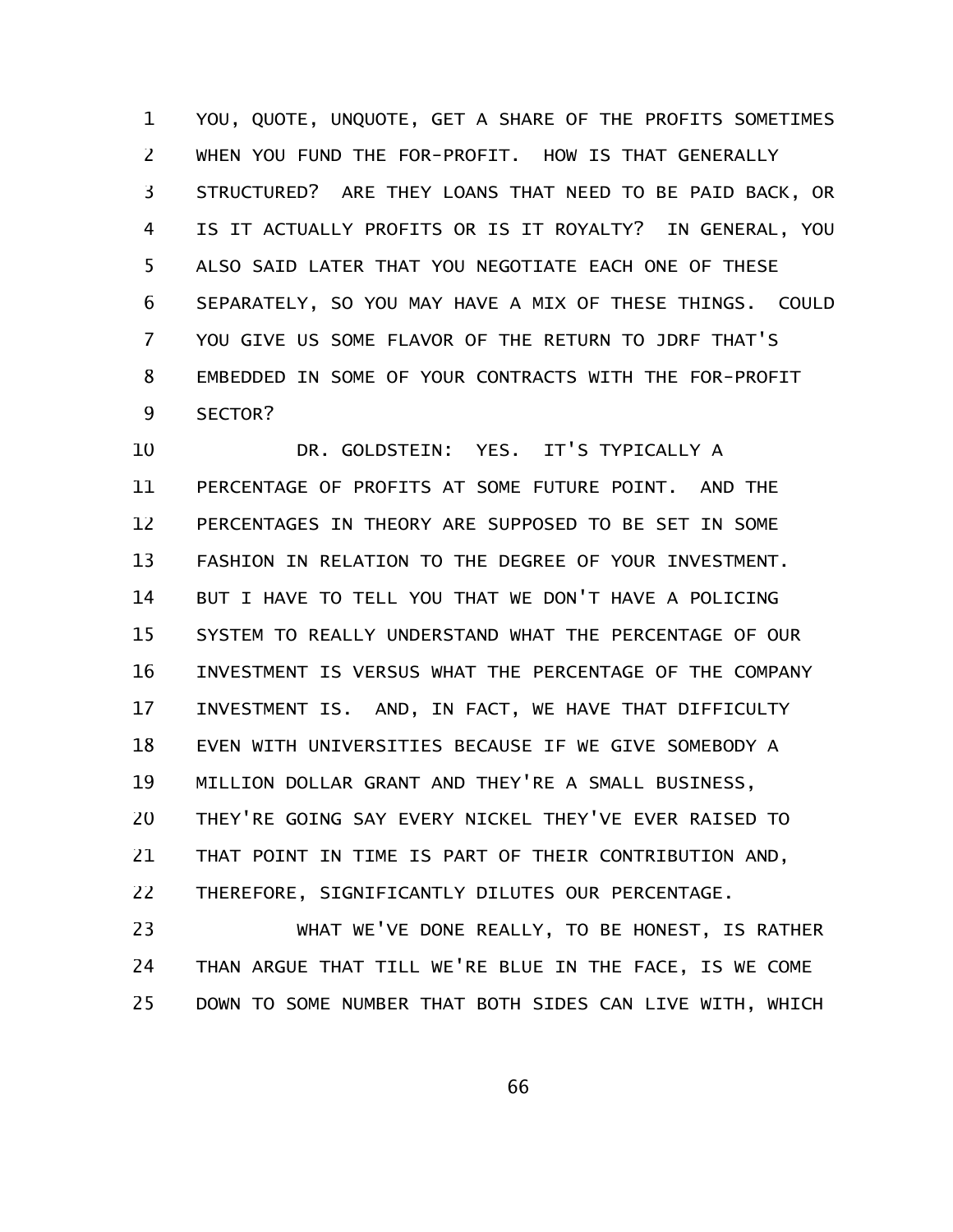YOU, QUOTE, UNQUOTE, GET A SHARE OF THE PROFITS SOMETIMES WHEN YOU FUND THE FOR-PROFIT. HOW IS THAT GENERALLY STRUCTURED? ARE THEY LOANS THAT NEED TO BE PAID BACK, OR IS IT ACTUALLY PROFITS OR IS IT ROYALTY? IN GENERAL, YOU ALSO SAID LATER THAT YOU NEGOTIATE EACH ONE OF THESE SEPARATELY, SO YOU MAY HAVE A MIX OF THESE THINGS. COULD YOU GIVE US SOME FLAVOR OF THE RETURN TO JDRF THAT'S EMBEDDED IN SOME OF YOUR CONTRACTS WITH THE FOR-PROFIT SECTOR?

DR. GOLDSTEIN: YES. IT'S TYPICALLY A PERCENTAGE OF PROFITS AT SOME FUTURE POINT. AND THE PERCENTAGES IN THEORY ARE SUPPOSED TO BE SET IN SOME FASHION IN RELATION TO THE DEGREE OF YOUR INVESTMENT. BUT I HAVE TO TELL YOU THAT WE DON'T HAVE A POLICING SYSTEM TO REALLY UNDERSTAND WHAT THE PERCENTAGE OF OUR INVESTMENT IS VERSUS WHAT THE PERCENTAGE OF THE COMPANY INVESTMENT IS. AND, IN FACT, WE HAVE THAT DIFFICULTY EVEN WITH UNIVERSITIES BECAUSE IF WE GIVE SOMEBODY A MILLION DOLLAR GRANT AND THEY'RE A SMALL BUSINESS, THEY'RE GOING SAY EVERY NICKEL THEY'VE EVER RAISED TO THAT POINT IN TIME IS PART OF THEIR CONTRIBUTION AND, THEREFORE, SIGNIFICANTLY DILUTES OUR PERCENTAGE.

WHAT WE'VE DONE REALLY, TO BE HONEST, IS RATHER THAN ARGUE THAT TILL WE'RE BLUE IN THE FACE, IS WE COME DOWN TO SOME NUMBER THAT BOTH SIDES CAN LIVE WITH, WHICH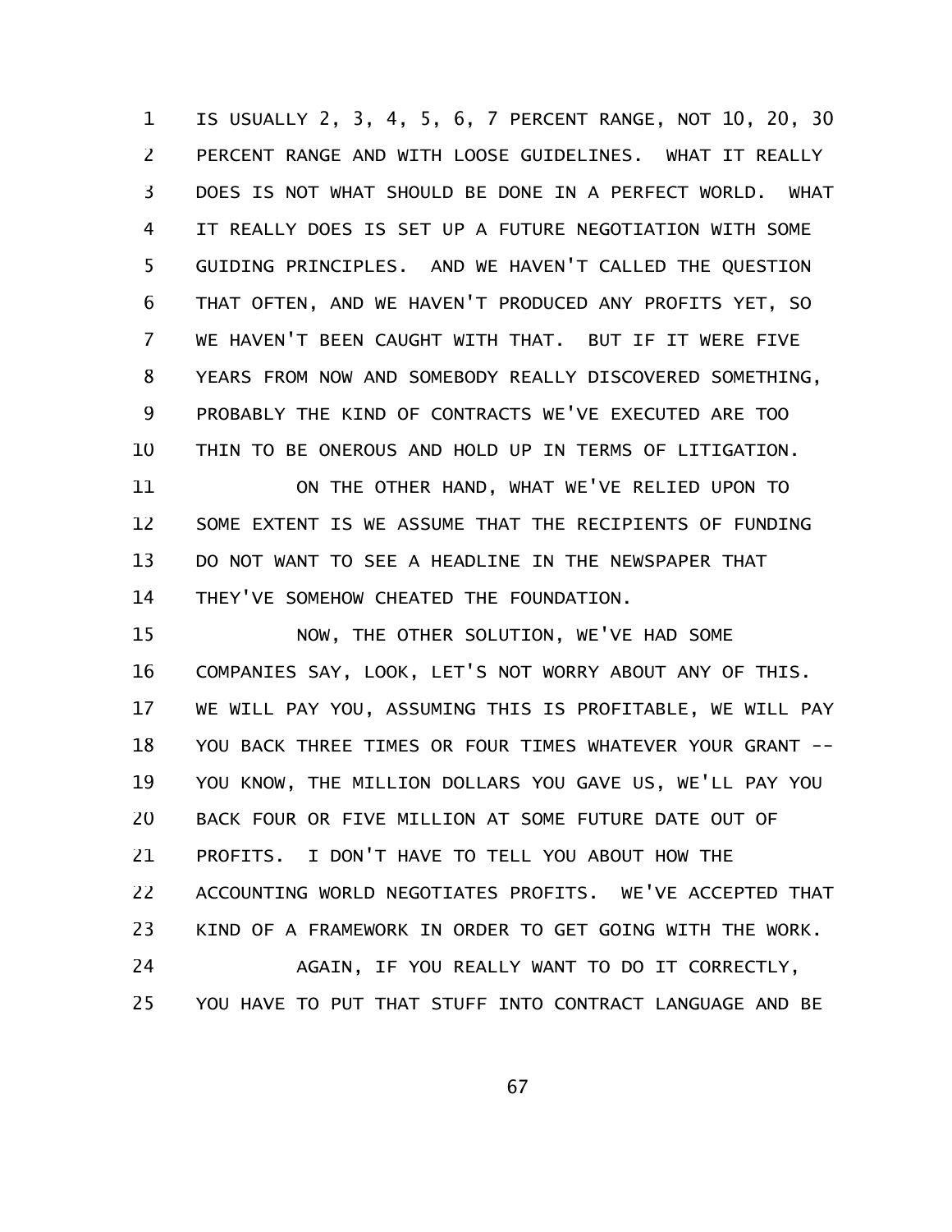IS USUALLY 2, 3, 4, 5, 6, 7 PERCENT RANGE, NOT 10, 20, 30 PERCENT RANGE AND WITH LOOSE GUIDELINES. WHAT IT REALLY DOES IS NOT WHAT SHOULD BE DONE IN A PERFECT WORLD. WHAT IT REALLY DOES IS SET UP A FUTURE NEGOTIATION WITH SOME GUIDING PRINCIPLES. AND WE HAVEN'T CALLED THE QUESTION THAT OFTEN, AND WE HAVEN'T PRODUCED ANY PROFITS YET, SO WE HAVEN'T BEEN CAUGHT WITH THAT. BUT IF IT WERE FIVE YEARS FROM NOW AND SOMEBODY REALLY DISCOVERED SOMETHING, PROBABLY THE KIND OF CONTRACTS WE'VE EXECUTED ARE TOO THIN TO BE ONEROUS AND HOLD UP IN TERMS OF LITIGATION.

ON THE OTHER HAND, WHAT WE'VE RELIED UPON TO SOME EXTENT IS WE ASSUME THAT THE RECIPIENTS OF FUNDING DO NOT WANT TO SEE A HEADLINE IN THE NEWSPAPER THAT THEY'VE SOMEHOW CHEATED THE FOUNDATION.

NOW, THE OTHER SOLUTION, WE'VE HAD SOME COMPANIES SAY, LOOK, LET'S NOT WORRY ABOUT ANY OF THIS. WE WILL PAY YOU, ASSUMING THIS IS PROFITABLE, WE WILL PAY YOU BACK THREE TIMES OR FOUR TIMES WHATEVER YOUR GRANT -- YOU KNOW, THE MILLION DOLLARS YOU GAVE US, WE'LL PAY YOU BACK FOUR OR FIVE MILLION AT SOME FUTURE DATE OUT OF PROFITS. I DON'T HAVE TO TELL YOU ABOUT HOW THE ACCOUNTING WORLD NEGOTIATES PROFITS. WE'VE ACCEPTED THAT KIND OF A FRAMEWORK IN ORDER TO GET GOING WITH THE WORK.

AGAIN, IF YOU REALLY WANT TO DO IT CORRECTLY, YOU HAVE TO PUT THAT STUFF INTO CONTRACT LANGUAGE AND BE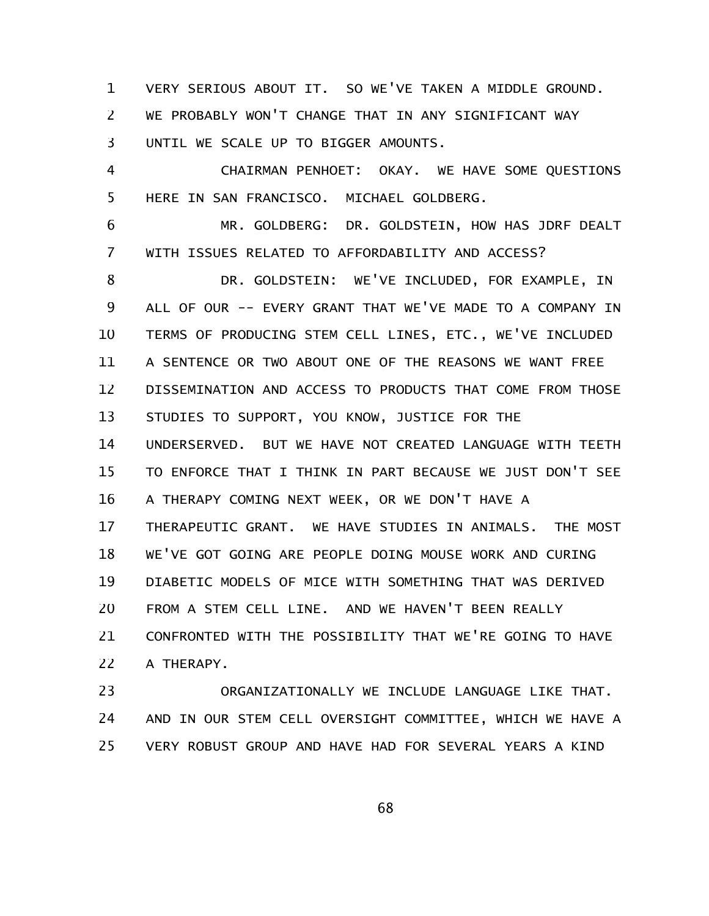VERY SERIOUS ABOUT IT. SO WE'VE TAKEN A MIDDLE GROUND. WE PROBABLY WON'T CHANGE THAT IN ANY SIGNIFICANT WAY UNTIL WE SCALE UP TO BIGGER AMOUNTS.

CHAIRMAN PENHOET: OKAY. WE HAVE SOME QUESTIONS HERE IN SAN FRANCISCO. MICHAEL GOLDBERG.

MR. GOLDBERG: DR. GOLDSTEIN, HOW HAS JDRF DEALT WITH ISSUES RELATED TO AFFORDABILITY AND ACCESS?

DR. GOLDSTEIN: WE'VE INCLUDED, FOR EXAMPLE, IN ALL OF OUR -- EVERY GRANT THAT WE'VE MADE TO A COMPANY IN TERMS OF PRODUCING STEM CELL LINES, ETC., WE'VE INCLUDED A SENTENCE OR TWO ABOUT ONE OF THE REASONS WE WANT FREE DISSEMINATION AND ACCESS TO PRODUCTS THAT COME FROM THOSE STUDIES TO SUPPORT, YOU KNOW, JUSTICE FOR THE UNDERSERVED. BUT WE HAVE NOT CREATED LANGUAGE WITH TEETH TO ENFORCE THAT I THINK IN PART BECAUSE WE JUST DON'T SEE A THERAPY COMING NEXT WEEK, OR WE DON'T HAVE A THERAPEUTIC GRANT. WE HAVE STUDIES IN ANIMALS. THE MOST WE'VE GOT GOING ARE PEOPLE DOING MOUSE WORK AND CURING DIABETIC MODELS OF MICE WITH SOMETHING THAT WAS DERIVED FROM A STEM CELL LINE. AND WE HAVEN'T BEEN REALLY CONFRONTED WITH THE POSSIBILITY THAT WE'RE GOING TO HAVE A THERAPY.

ORGANIZATIONALLY WE INCLUDE LANGUAGE LIKE THAT. AND IN OUR STEM CELL OVERSIGHT COMMITTEE, WHICH WE HAVE A VERY ROBUST GROUP AND HAVE HAD FOR SEVERAL YEARS A KIND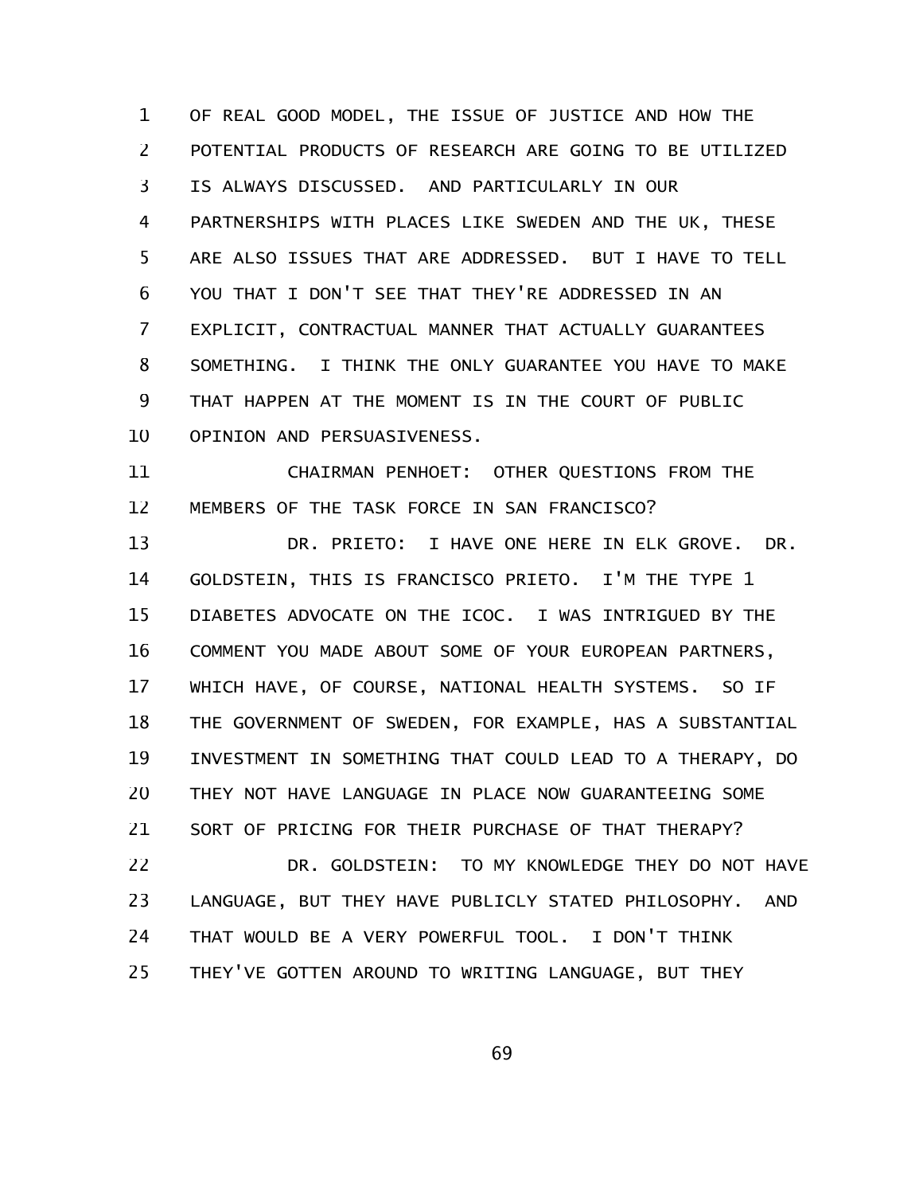OF REAL GOOD MODEL, THE ISSUE OF JUSTICE AND HOW THE POTENTIAL PRODUCTS OF RESEARCH ARE GOING TO BE UTILIZED IS ALWAYS DISCUSSED. AND PARTICULARLY IN OUR PARTNERSHIPS WITH PLACES LIKE SWEDEN AND THE UK, THESE ARE ALSO ISSUES THAT ARE ADDRESSED. BUT I HAVE TO TELL YOU THAT I DON'T SEE THAT THEY'RE ADDRESSED IN AN EXPLICIT, CONTRACTUAL MANNER THAT ACTUALLY GUARANTEES SOMETHING. I THINK THE ONLY GUARANTEE YOU HAVE TO MAKE THAT HAPPEN AT THE MOMENT IS IN THE COURT OF PUBLIC OPINION AND PERSUASIVENESS.

CHAIRMAN PENHOET: OTHER QUESTIONS FROM THE MEMBERS OF THE TASK FORCE IN SAN FRANCISCO?

DR. PRIETO: I HAVE ONE HERE IN ELK GROVE. DR. GOLDSTEIN, THIS IS FRANCISCO PRIETO. I'M THE TYPE 1 DIABETES ADVOCATE ON THE ICOC. I WAS INTRIGUED BY THE COMMENT YOU MADE ABOUT SOME OF YOUR EUROPEAN PARTNERS, WHICH HAVE, OF COURSE, NATIONAL HEALTH SYSTEMS. SO IF THE GOVERNMENT OF SWEDEN, FOR EXAMPLE, HAS A SUBSTANTIAL INVESTMENT IN SOMETHING THAT COULD LEAD TO A THERAPY, DO THEY NOT HAVE LANGUAGE IN PLACE NOW GUARANTEEING SOME SORT OF PRICING FOR THEIR PURCHASE OF THAT THERAPY?

DR. GOLDSTEIN: TO MY KNOWLEDGE THEY DO NOT HAVE LANGUAGE, BUT THEY HAVE PUBLICLY STATED PHILOSOPHY. AND THAT WOULD BE A VERY POWERFUL TOOL. I DON'T THINK THEY'VE GOTTEN AROUND TO WRITING LANGUAGE, BUT THEY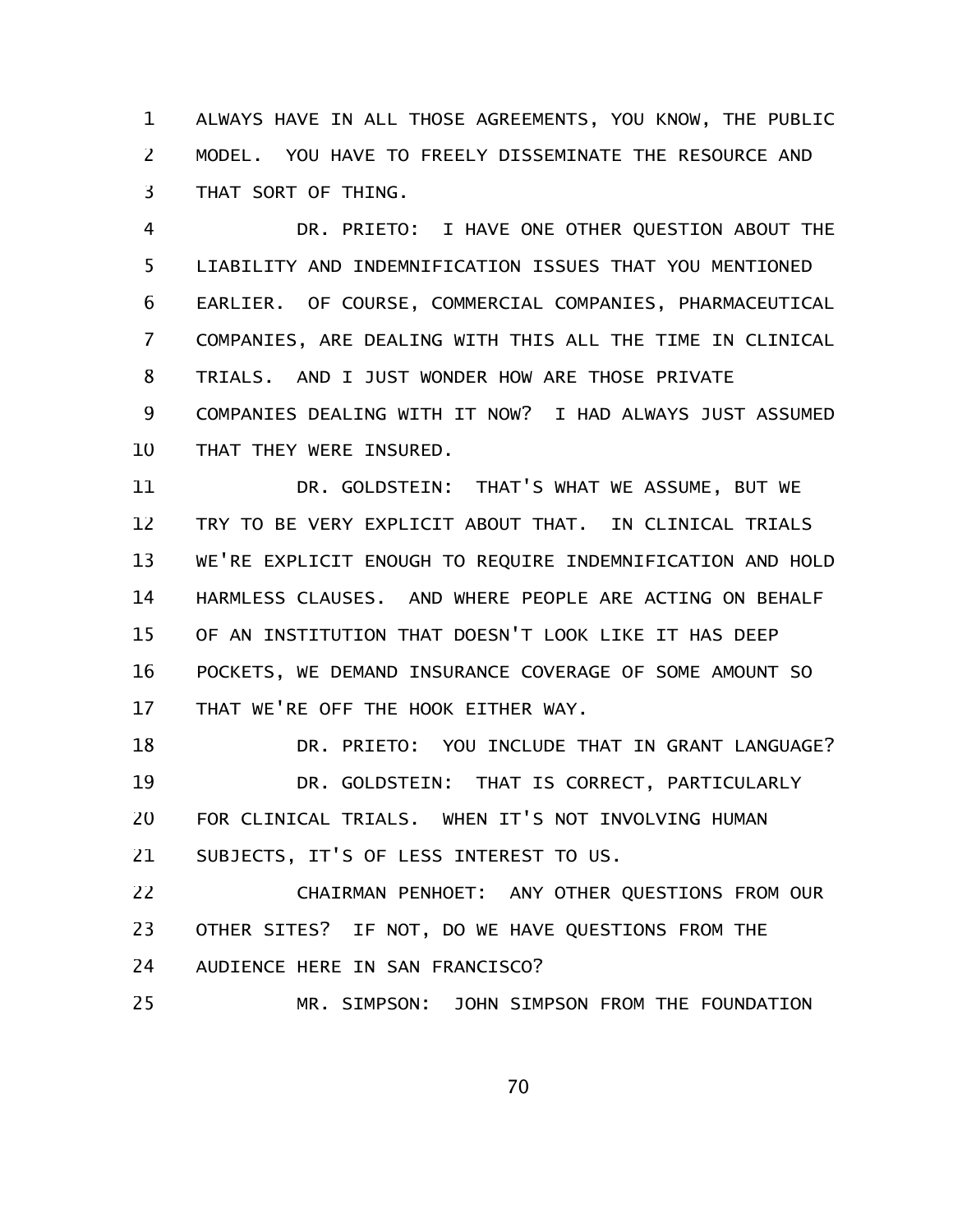ALWAYS HAVE IN ALL THOSE AGREEMENTS, YOU KNOW, THE PUBLIC MODEL. YOU HAVE TO FREELY DISSEMINATE THE RESOURCE AND THAT SORT OF THING.

DR. PRIETO: I HAVE ONE OTHER QUESTION ABOUT THE LIABILITY AND INDEMNIFICATION ISSUES THAT YOU MENTIONED EARLIER. OF COURSE, COMMERCIAL COMPANIES, PHARMACEUTICAL COMPANIES, ARE DEALING WITH THIS ALL THE TIME IN CLINICAL TRIALS. AND I JUST WONDER HOW ARE THOSE PRIVATE COMPANIES DEALING WITH IT NOW? I HAD ALWAYS JUST ASSUMED THAT THEY WERE INSURED.

DR. GOLDSTEIN: THAT'S WHAT WE ASSUME, BUT WE TRY TO BE VERY EXPLICIT ABOUT THAT. IN CLINICAL TRIALS WE'RE EXPLICIT ENOUGH TO REQUIRE INDEMNIFICATION AND HOLD HARMLESS CLAUSES. AND WHERE PEOPLE ARE ACTING ON BEHALF OF AN INSTITUTION THAT DOESN'T LOOK LIKE IT HAS DEEP POCKETS, WE DEMAND INSURANCE COVERAGE OF SOME AMOUNT SO THAT WE'RE OFF THE HOOK EITHER WAY.

DR. PRIETO: YOU INCLUDE THAT IN GRANT LANGUAGE?

DR. GOLDSTEIN: THAT IS CORRECT, PARTICULARLY FOR CLINICAL TRIALS. WHEN IT'S NOT INVOLVING HUMAN SUBJECTS, IT'S OF LESS INTEREST TO US.

CHAIRMAN PENHOET: ANY OTHER QUESTIONS FROM OUR OTHER SITES? IF NOT, DO WE HAVE QUESTIONS FROM THE AUDIENCE HERE IN SAN FRANCISCO?

MR. SIMPSON: JOHN SIMPSON FROM THE FOUNDATION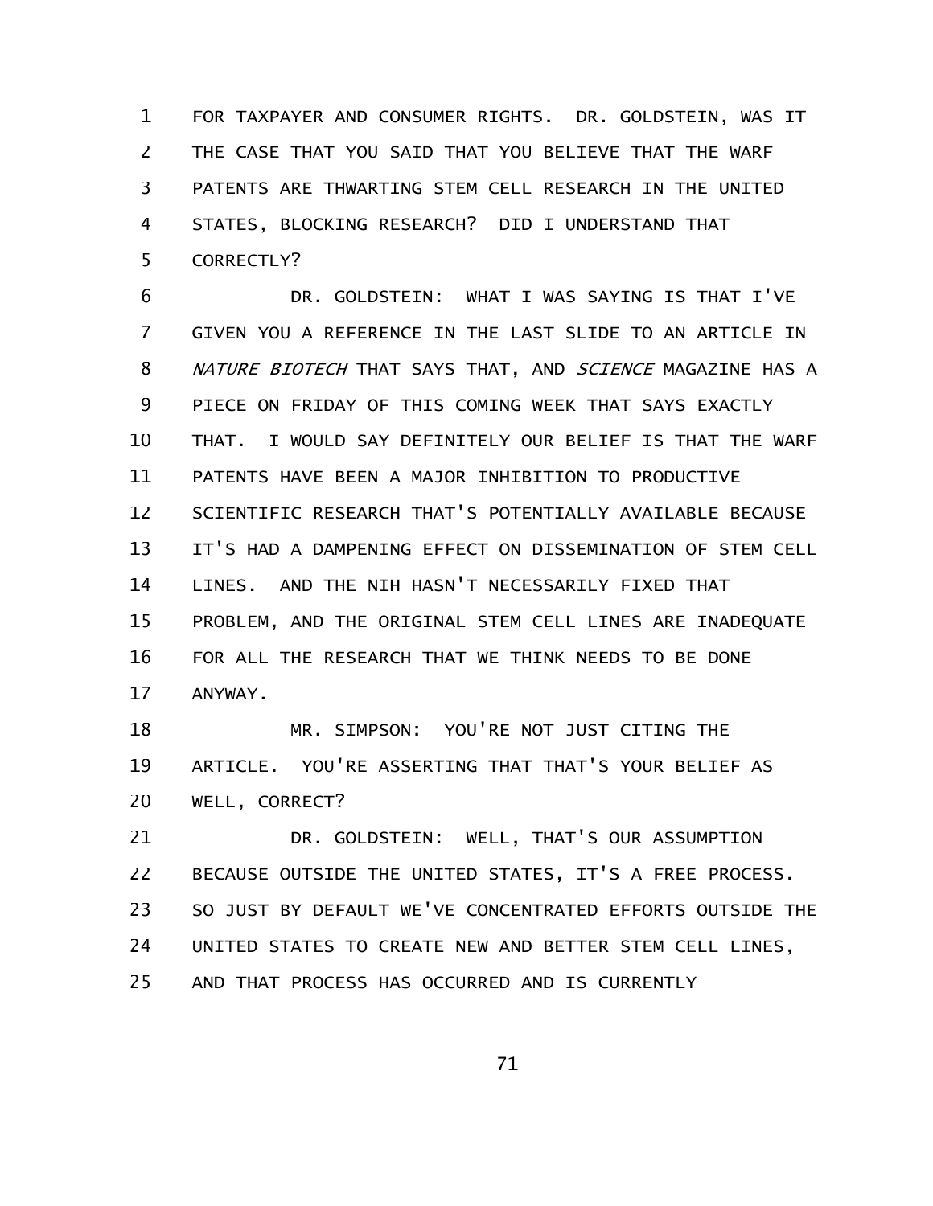FOR TAXPAYER AND CONSUMER RIGHTS. DR. GOLDSTEIN, WAS IT THE CASE THAT YOU SAID THAT YOU BELIEVE THAT THE WARF PATENTS ARE THWARTING STEM CELL RESEARCH IN THE UNITED STATES, BLOCKING RESEARCH? DID I UNDERSTAND THAT CORRECTLY?

DR. GOLDSTEIN: WHAT I WAS SAYING IS THAT I'VE GIVEN YOU A REFERENCE IN THE LAST SLIDE TO AN ARTICLE IN *NATURE BIOTECH* THAT SAYS THAT, AND *SCIENCE* MAGAZINE HAS A PIECE ON FRIDAY OF THIS COMING WEEK THAT SAYS EXACTLY THAT. I WOULD SAY DEFINITELY OUR BELIEF IS THAT THE WARF PATENTS HAVE BEEN A MAJOR INHIBITION TO PRODUCTIVE SCIENTIFIC RESEARCH THAT'S POTENTIALLY AVAILABLE BECAUSE IT'S HAD A DAMPENING EFFECT ON DISSEMINATION OF STEM CELL LINES. AND THE NIH HASN'T NECESSARILY FIXED THAT PROBLEM, AND THE ORIGINAL STEM CELL LINES ARE INADEQUATE FOR ALL THE RESEARCH THAT WE THINK NEEDS TO BE DONE ANYWAY.

MR. SIMPSON: YOU'RE NOT JUST CITING THE ARTICLE. YOU'RE ASSERTING THAT THAT'S YOUR BELIEF AS WELL, CORRECT?

DR. GOLDSTEIN: WELL, THAT'S OUR ASSUMPTION BECAUSE OUTSIDE THE UNITED STATES, IT'S A FREE PROCESS. SO JUST BY DEFAULT WE'VE CONCENTRATED EFFORTS OUTSIDE THE UNITED STATES TO CREATE NEW AND BETTER STEM CELL LINES, AND THAT PROCESS HAS OCCURRED AND IS CURRENTLY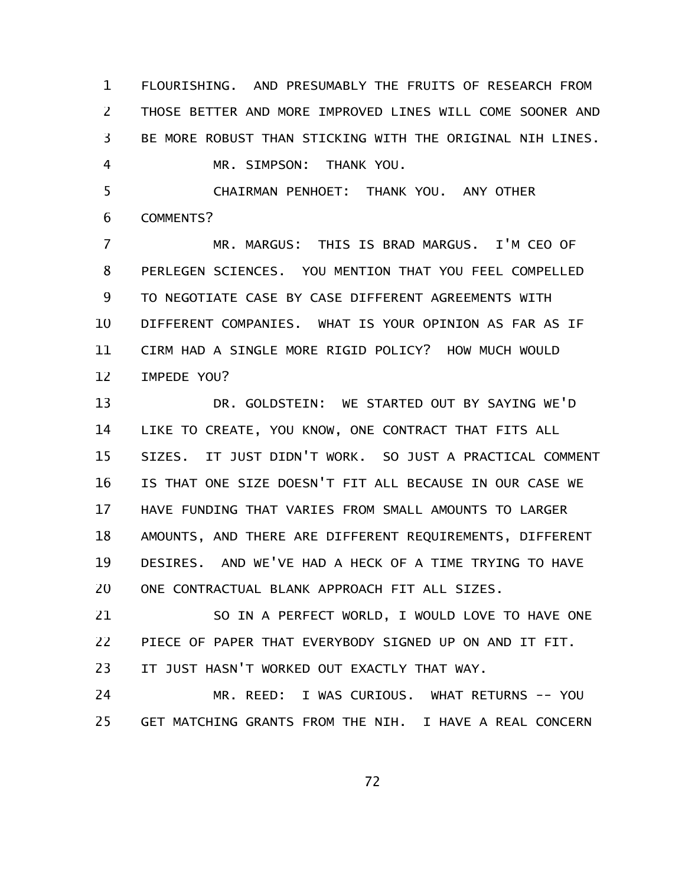FLOURISHING. AND PRESUMABLY THE FRUITS OF RESEARCH FROM THOSE BETTER AND MORE IMPROVED LINES WILL COME SOONER AND BE MORE ROBUST THAN STICKING WITH THE ORIGINAL NIH LINES.

MR. SIMPSON: THANK YOU.

CHAIRMAN PENHOET: THANK YOU. ANY OTHER COMMENTS?

MR. MARGUS: THIS IS BRAD MARGUS. I'M CEO OF PERLEGEN SCIENCES. YOU MENTION THAT YOU FEEL COMPELLED TO NEGOTIATE CASE BY CASE DIFFERENT AGREEMENTS WITH DIFFERENT COMPANIES. WHAT IS YOUR OPINION AS FAR AS IF CIRM HAD A SINGLE MORE RIGID POLICY? HOW MUCH WOULD IMPEDE YOU?

DR. GOLDSTEIN: WE STARTED OUT BY SAYING WE'D LIKE TO CREATE, YOU KNOW, ONE CONTRACT THAT FITS ALL SIZES. IT JUST DIDN'T WORK. SO JUST A PRACTICAL COMMENT IS THAT ONE SIZE DOESN'T FIT ALL BECAUSE IN OUR CASE WE HAVE FUNDING THAT VARIES FROM SMALL AMOUNTS TO LARGER AMOUNTS, AND THERE ARE DIFFERENT REQUIREMENTS, DIFFERENT DESIRES. AND WE'VE HAD A HECK OF A TIME TRYING TO HAVE ONE CONTRACTUAL BLANK APPROACH FIT ALL SIZES.

SO IN A PERFECT WORLD, I WOULD LOVE TO HAVE ONE PIECE OF PAPER THAT EVERYBODY SIGNED UP ON AND IT FIT. IT JUST HASN'T WORKED OUT EXACTLY THAT WAY.

MR. REED: I WAS CURIOUS. WHAT RETURNS -- YOU GET MATCHING GRANTS FROM THE NIH. I HAVE A REAL CONCERN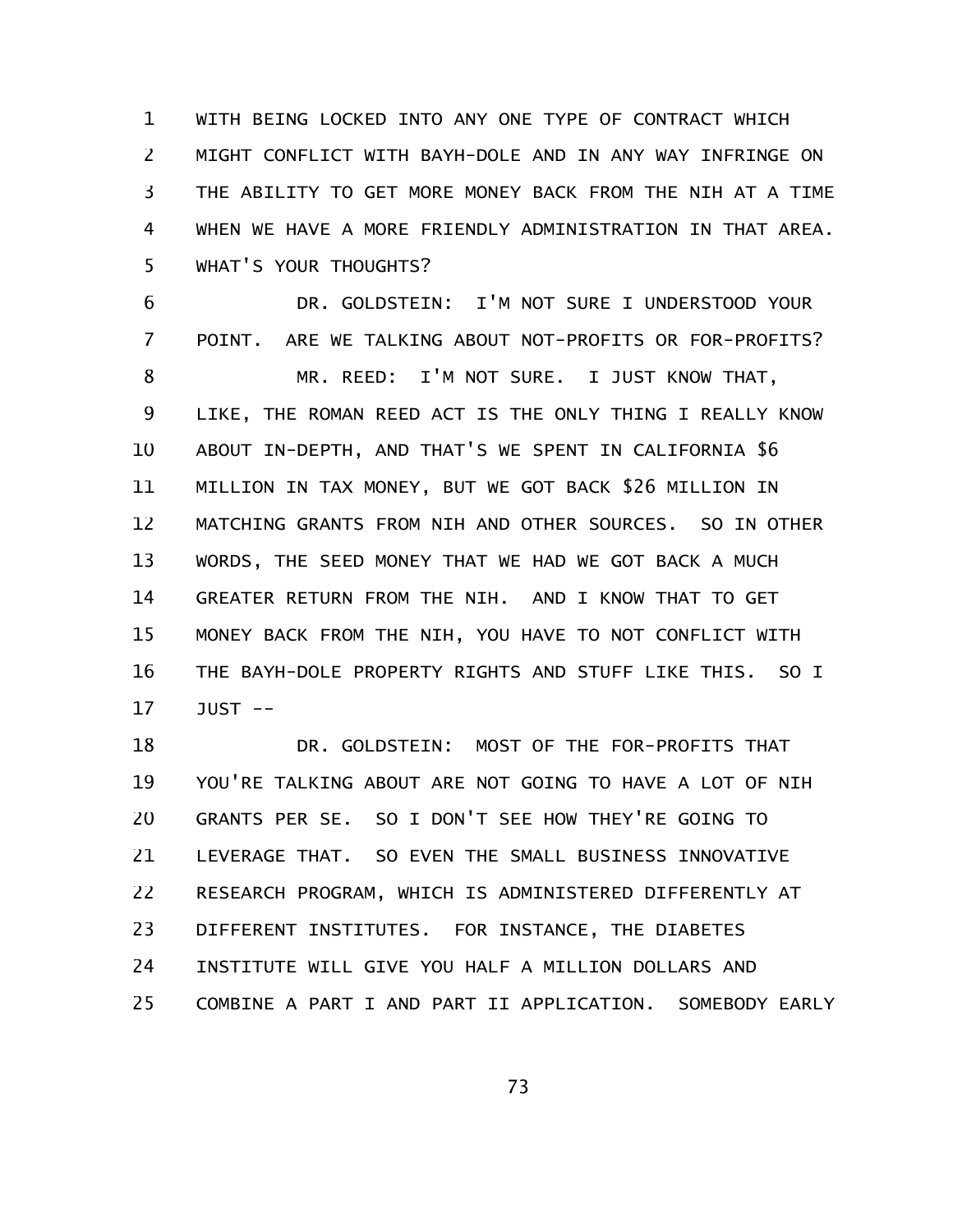WITH BEING LOCKED INTO ANY ONE TYPE OF CONTRACT WHICH MIGHT CONFLICT WITH BAYH-DOLE AND IN ANY WAY INFRINGE ON THE ABILITY TO GET MORE MONEY BACK FROM THE NIH AT A TIME WHEN WE HAVE A MORE FRIENDLY ADMINISTRATION IN THAT AREA. WHAT'S YOUR THOUGHTS?

DR. GOLDSTEIN: I'M NOT SURE I UNDERSTOOD YOUR POINT. ARE WE TALKING ABOUT NOT-PROFITS OR FOR-PROFITS?

MR. REED: I'M NOT SURE. I JUST KNOW THAT, LIKE, THE ROMAN REED ACT IS THE ONLY THING I REALLY KNOW ABOUT IN-DEPTH, AND THAT'S WE SPENT IN CALIFORNIA $6 MILLION IN TAX MONEY, BUT WE GOT BACK $26 MILLION IN MATCHING GRANTS FROM NIH AND OTHER SOURCES. SO IN OTHER WORDS, THE SEED MONEY THAT WE HAD WE GOT BACK A MUCH GREATER RETURN FROM THE NIH. AND I KNOW THAT TO GET MONEY BACK FROM THE NIH, YOU HAVE TO NOT CONFLICT WITH THE BAYH-DOLE PROPERTY RIGHTS AND STUFF LIKE THIS. SO I JUST --

DR. GOLDSTEIN: MOST OF THE FOR-PROFITS THAT YOU'RE TALKING ABOUT ARE NOT GOING TO HAVE A LOT OF NIH GRANTS PER SE. SO I DON'T SEE HOW THEY'RE GOING TO LEVERAGE THAT. SO EVEN THE SMALL BUSINESS INNOVATIVE RESEARCH PROGRAM, WHICH IS ADMINISTERED DIFFERENTLY AT DIFFERENT INSTITUTES. FOR INSTANCE, THE DIABETES INSTITUTE WILL GIVE YOU HALF A MILLION DOLLARS AND COMBINE A PART I AND PART II APPLICATION. SOMEBODY EARLY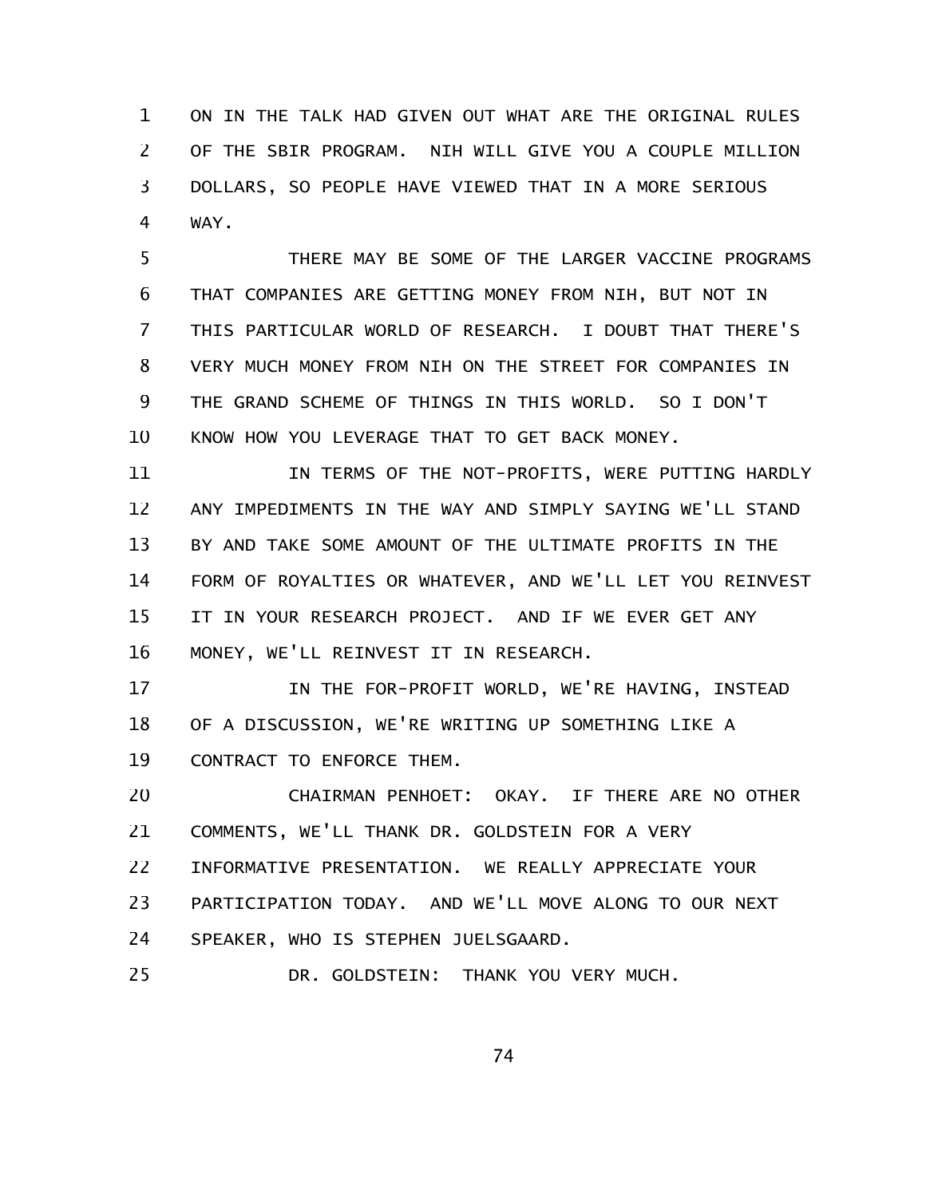ON IN THE TALK HAD GIVEN OUT WHAT ARE THE ORIGINAL RULES OF THE SBIR PROGRAM. NIH WILL GIVE YOU A COUPLE MILLION DOLLARS, SO PEOPLE HAVE VIEWED THAT IN A MORE SERIOUS WAY.

THERE MAY BE SOME OF THE LARGER VACCINE PROGRAMS THAT COMPANIES ARE GETTING MONEY FROM NIH, BUT NOT IN THIS PARTICULAR WORLD OF RESEARCH. I DOUBT THAT THERE'S VERY MUCH MONEY FROM NIH ON THE STREET FOR COMPANIES IN THE GRAND SCHEME OF THINGS IN THIS WORLD. SO I DON'T KNOW HOW YOU LEVERAGE THAT TO GET BACK MONEY.

IN TERMS OF THE NOT-PROFITS, WERE PUTTING HARDLY ANY IMPEDIMENTS IN THE WAY AND SIMPLY SAYING WE'LL STAND BY AND TAKE SOME AMOUNT OF THE ULTIMATE PROFITS IN THE FORM OF ROYALTIES OR WHATEVER, AND WE'LL LET YOU REINVEST IT IN YOUR RESEARCH PROJECT. AND IF WE EVER GET ANY MONEY, WE'LL REINVEST IT IN RESEARCH.

IN THE FOR-PROFIT WORLD, WE'RE HAVING, INSTEAD OF A DISCUSSION, WE'RE WRITING UP SOMETHING LIKE A CONTRACT TO ENFORCE THEM.

CHAIRMAN PENHOET: OKAY. IF THERE ARE NO OTHER COMMENTS, WE'LL THANK DR. GOLDSTEIN FOR A VERY INFORMATIVE PRESENTATION. WE REALLY APPRECIATE YOUR PARTICIPATION TODAY. AND WE'LL MOVE ALONG TO OUR NEXT SPEAKER, WHO IS STEPHEN JUELSGAARD.

DR. GOLDSTEIN: THANK YOU VERY MUCH.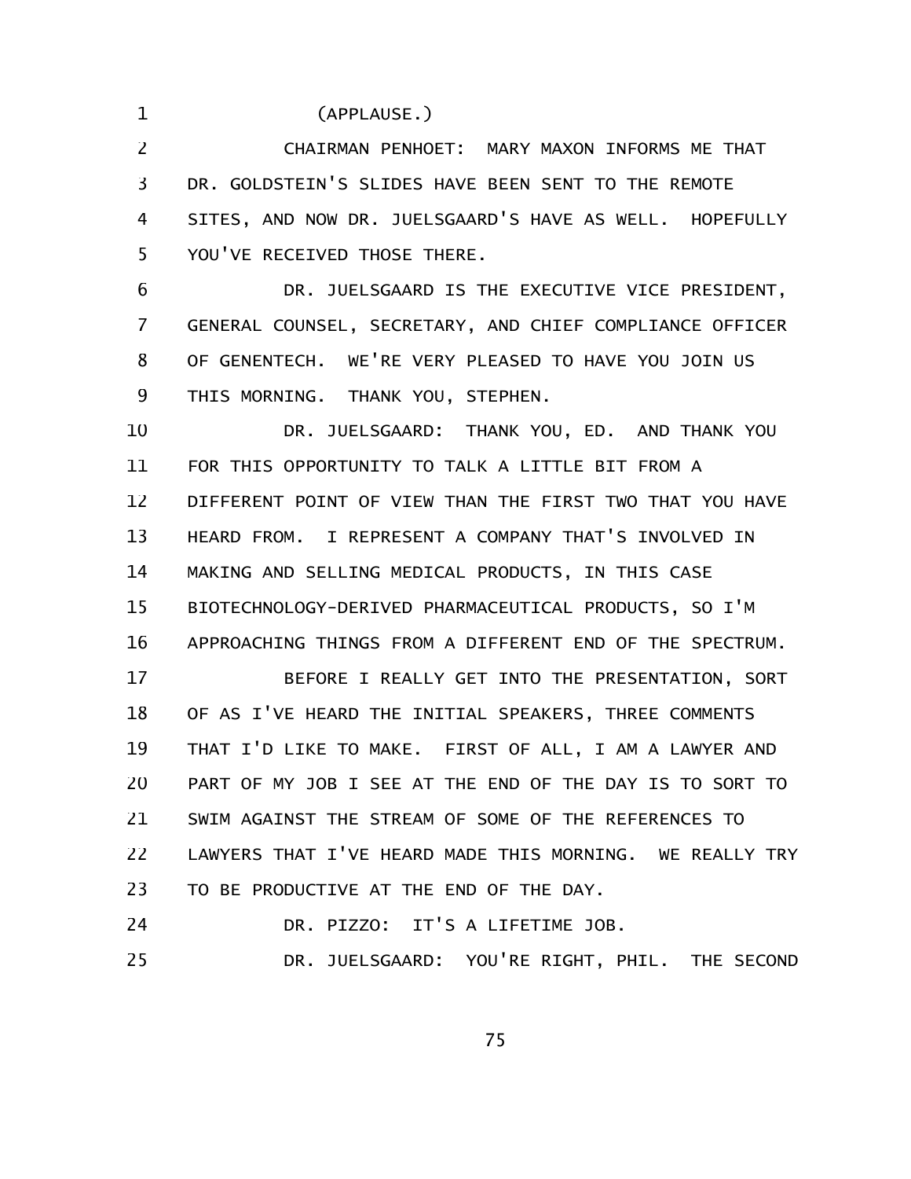(APPLAUSE.)

CHAIRMAN PENHOET: MARY MAXON INFORMS ME THAT DR. GOLDSTEIN'S SLIDES HAVE BEEN SENT TO THE REMOTE SITES, AND NOW DR. JUELSGAARD'S HAVE AS WELL. HOPEFULLY YOU'VE RECEIVED THOSE THERE.

DR. JUELSGAARD IS THE EXECUTIVE VICE PRESIDENT, GENERAL COUNSEL, SECRETARY, AND CHIEF COMPLIANCE OFFICER OF GENENTECH. WE'RE VERY PLEASED TO HAVE YOU JOIN US THIS MORNING. THANK YOU, STEPHEN.

DR. JUELSGAARD: THANK YOU, ED. AND THANK YOU FOR THIS OPPORTUNITY TO TALK A LITTLE BIT FROM A DIFFERENT POINT OF VIEW THAN THE FIRST TWO THAT YOU HAVE HEARD FROM. I REPRESENT A COMPANY THAT'S INVOLVED IN MAKING AND SELLING MEDICAL PRODUCTS, IN THIS CASE BIOTECHNOLOGY-DERIVED PHARMACEUTICAL PRODUCTS, SO I'M APPROACHING THINGS FROM A DIFFERENT END OF THE SPECTRUM.

BEFORE I REALLY GET INTO THE PRESENTATION, SORT OF AS I'VE HEARD THE INITIAL SPEAKERS, THREE COMMENTS THAT I'D LIKE TO MAKE. FIRST OF ALL, I AM A LAWYER AND PART OF MY JOB I SEE AT THE END OF THE DAY IS TO SORT TO SWIM AGAINST THE STREAM OF SOME OF THE REFERENCES TO LAWYERS THAT I'VE HEARD MADE THIS MORNING. WE REALLY TRY TO BE PRODUCTIVE AT THE END OF THE DAY.

DR. PIZZO: IT'S A LIFETIME JOB.

DR. JUELSGAARD: YOU'RE RIGHT, PHIL. THE SECOND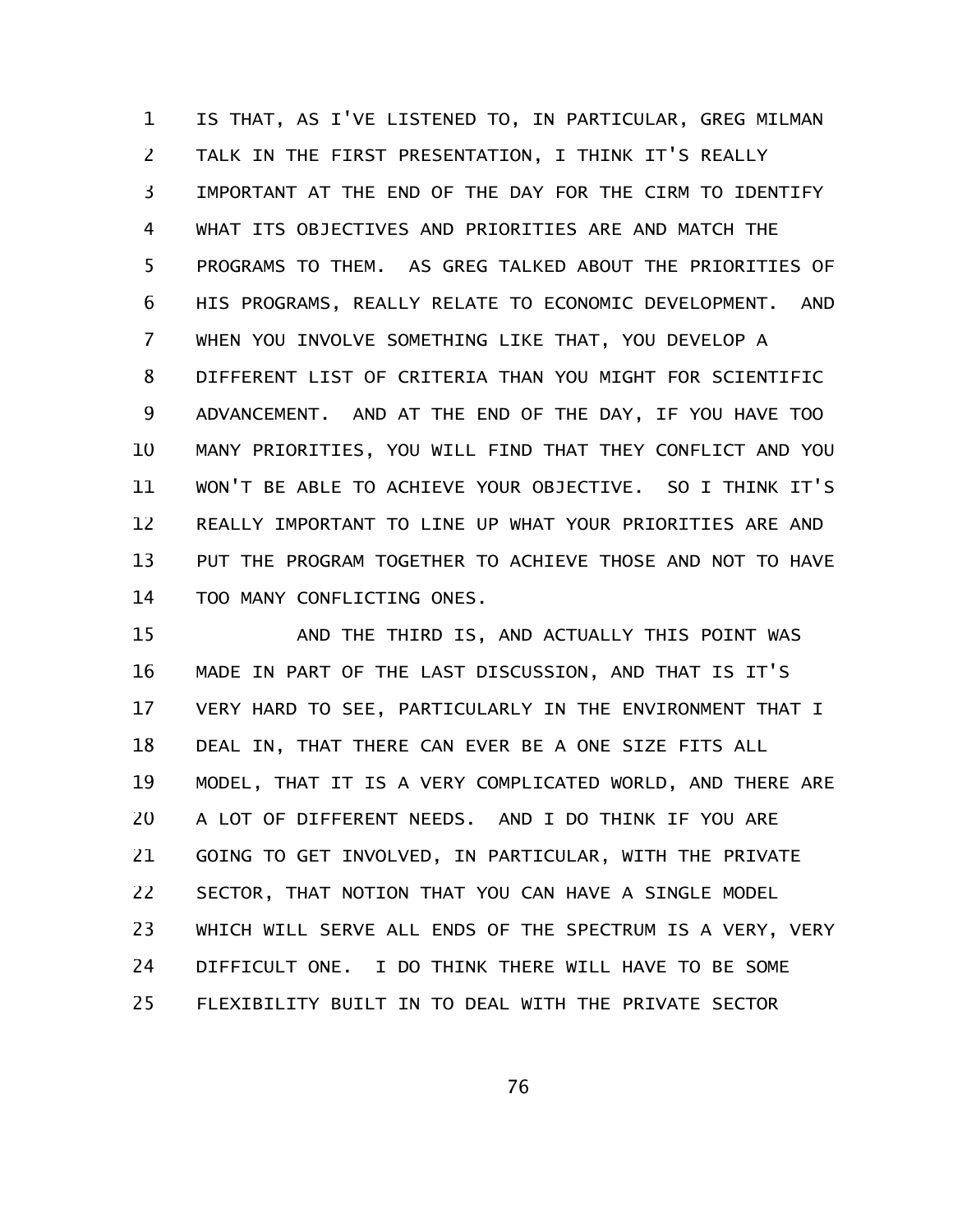IS THAT, AS I'VE LISTENED TO, IN PARTICULAR, GREG MILMAN TALK IN THE FIRST PRESENTATION, I THINK IT'S REALLY IMPORTANT AT THE END OF THE DAY FOR THE CIRM TO IDENTIFY WHAT ITS OBJECTIVES AND PRIORITIES ARE AND MATCH THE PROGRAMS TO THEM. AS GREG TALKED ABOUT THE PRIORITIES OF HIS PROGRAMS, REALLY RELATE TO ECONOMIC DEVELOPMENT. AND WHEN YOU INVOLVE SOMETHING LIKE THAT, YOU DEVELOP A DIFFERENT LIST OF CRITERIA THAN YOU MIGHT FOR SCIENTIFIC ADVANCEMENT. AND AT THE END OF THE DAY, IF YOU HAVE TOO MANY PRIORITIES, YOU WILL FIND THAT THEY CONFLICT AND YOU WON'T BE ABLE TO ACHIEVE YOUR OBJECTIVE. SO I THINK IT'S REALLY IMPORTANT TO LINE UP WHAT YOUR PRIORITIES ARE AND PUT THE PROGRAM TOGETHER TO ACHIEVE THOSE AND NOT TO HAVE TOO MANY CONFLICTING ONES.

AND THE THIRD IS, AND ACTUALLY THIS POINT WAS MADE IN PART OF THE LAST DISCUSSION, AND THAT IS IT'S VERY HARD TO SEE, PARTICULARLY IN THE ENVIRONMENT THAT I DEAL IN, THAT THERE CAN EVER BE A ONE SIZE FITS ALL MODEL, THAT IT IS A VERY COMPLICATED WORLD, AND THERE ARE A LOT OF DIFFERENT NEEDS. AND I DO THINK IF YOU ARE GOING TO GET INVOLVED, IN PARTICULAR, WITH THE PRIVATE SECTOR, THAT NOTION THAT YOU CAN HAVE A SINGLE MODEL WHICH WILL SERVE ALL ENDS OF THE SPECTRUM IS A VERY, VERY DIFFICULT ONE. I DO THINK THERE WILL HAVE TO BE SOME FLEXIBILITY BUILT IN TO DEAL WITH THE PRIVATE SECTOR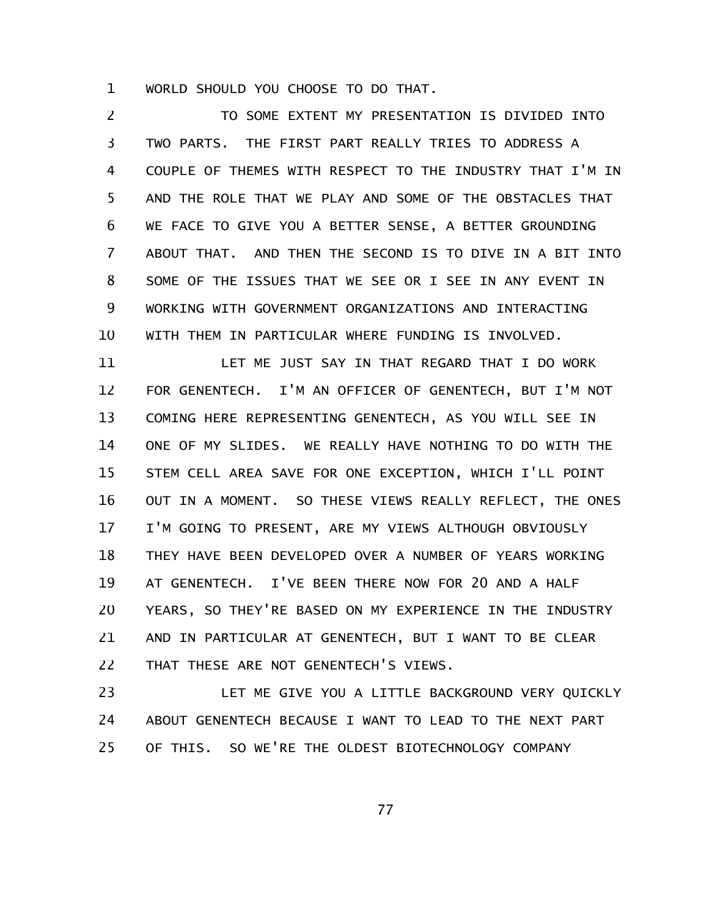WORLD SHOULD YOU CHOOSE TO DO THAT.

TO SOME EXTENT MY PRESENTATION IS DIVIDED INTO TWO PARTS. THE FIRST PART REALLY TRIES TO ADDRESS A COUPLE OF THEMES WITH RESPECT TO THE INDUSTRY THAT I'M IN AND THE ROLE THAT WE PLAY AND SOME OF THE OBSTACLES THAT WE FACE TO GIVE YOU A BETTER SENSE, A BETTER GROUNDING ABOUT THAT. AND THEN THE SECOND IS TO DIVE IN A BIT INTO SOME OF THE ISSUES THAT WE SEE OR I SEE IN ANY EVENT IN WORKING WITH GOVERNMENT ORGANIZATIONS AND INTERACTING WITH THEM IN PARTICULAR WHERE FUNDING IS INVOLVED.

LET ME JUST SAY IN THAT REGARD THAT I DO WORK FOR GENENTECH. I'M AN OFFICER OF GENENTECH, BUT I'M NOT COMING HERE REPRESENTING GENENTECH, AS YOU WILL SEE IN ONE OF MY SLIDES. WE REALLY HAVE NOTHING TO DO WITH THE STEM CELL AREA SAVE FOR ONE EXCEPTION, WHICH I'LL POINT OUT IN A MOMENT. SO THESE VIEWS REALLY REFLECT, THE ONES I'M GOING TO PRESENT, ARE MY VIEWS ALTHOUGH OBVIOUSLY THEY HAVE BEEN DEVELOPED OVER A NUMBER OF YEARS WORKING AT GENENTECH. I'VE BEEN THERE NOW FOR 20 AND A HALF YEARS, SO THEY'RE BASED ON MY EXPERIENCE IN THE INDUSTRY AND IN PARTICULAR AT GENENTECH, BUT I WANT TO BE CLEAR THAT THESE ARE NOT GENENTECH'S VIEWS.

LET ME GIVE YOU A LITTLE BACKGROUND VERY QUICKLY ABOUT GENENTECH BECAUSE I WANT TO LEAD TO THE NEXT PART OF THIS. SO WE'RE THE OLDEST BIOTECHNOLOGY COMPANY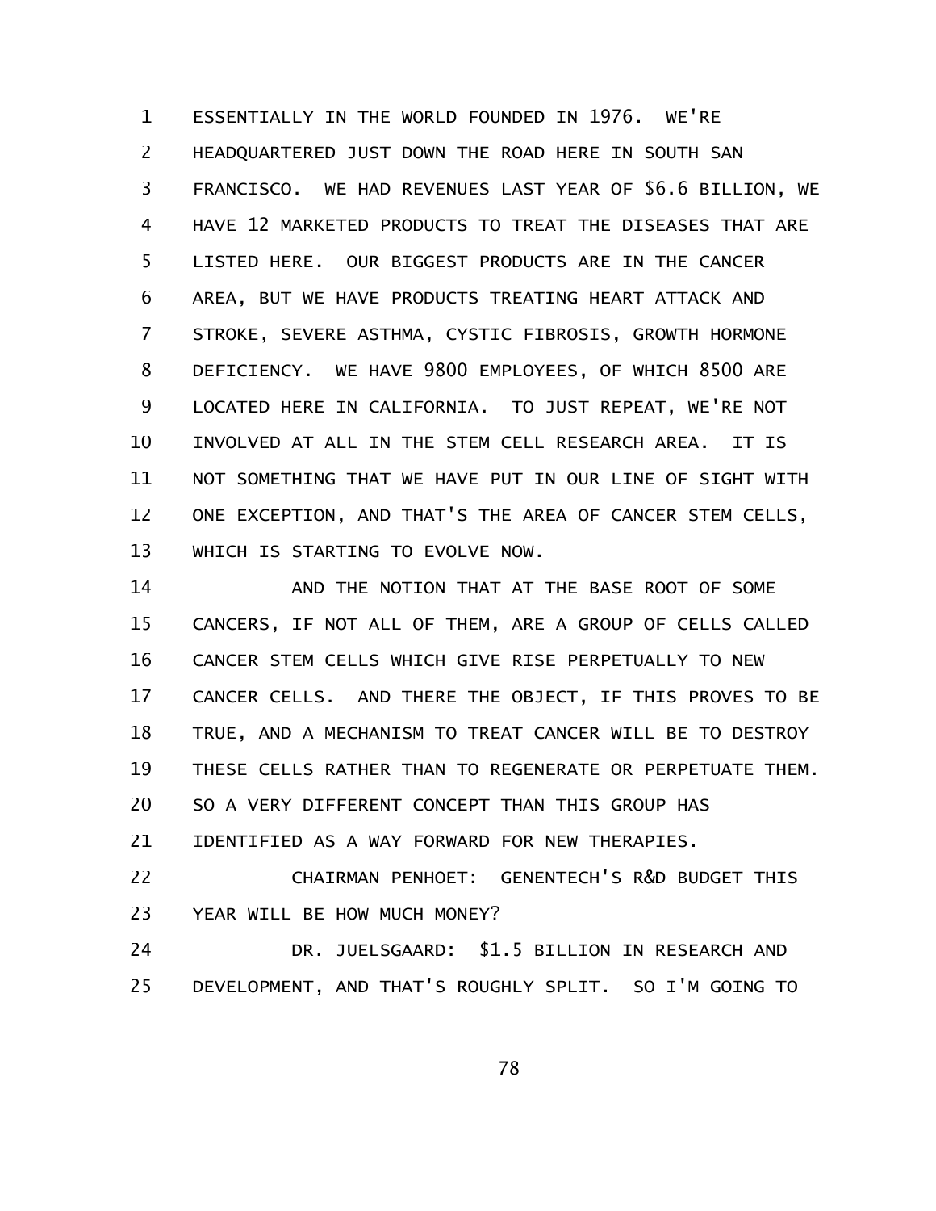ESSENTIALLY IN THE WORLD FOUNDED IN 1976. WE'RE HEADQUARTERED JUST DOWN THE ROAD HERE IN SOUTH SAN FRANCISCO. WE HAD REVENUES LAST YEAR OF $6.6 BILLION, WE HAVE 12 MARKETED PRODUCTS TO TREAT THE DISEASES THAT ARE LISTED HERE. OUR BIGGEST PRODUCTS ARE IN THE CANCER AREA, BUT WE HAVE PRODUCTS TREATING HEART ATTACK AND STROKE, SEVERE ASTHMA, CYSTIC FIBROSIS, GROWTH HORMONE DEFICIENCY. WE HAVE 9800 EMPLOYEES, OF WHICH 8500 ARE LOCATED HERE IN CALIFORNIA. TO JUST REPEAT, WE'RE NOT INVOLVED AT ALL IN THE STEM CELL RESEARCH AREA. IT IS NOT SOMETHING THAT WE HAVE PUT IN OUR LINE OF SIGHT WITH ONE EXCEPTION, AND THAT'S THE AREA OF CANCER STEM CELLS, WHICH IS STARTING TO EVOLVE NOW.

AND THE NOTION THAT AT THE BASE ROOT OF SOME CANCERS, IF NOT ALL OF THEM, ARE A GROUP OF CELLS CALLED CANCER STEM CELLS WHICH GIVE RISE PERPETUALLY TO NEW CANCER CELLS. AND THERE THE OBJECT, IF THIS PROVES TO BE TRUE, AND A MECHANISM TO TREAT CANCER WILL BE TO DESTROY THESE CELLS RATHER THAN TO REGENERATE OR PERPETUATE THEM. SO A VERY DIFFERENT CONCEPT THAN THIS GROUP HAS IDENTIFIED AS A WAY FORWARD FOR NEW THERAPIES.

CHAIRMAN PENHOET: GENENTECH'S R&D BUDGET THIS YEAR WILL BE HOW MUCH MONEY?

DR. JUELSGAARD: $1.5 BILLION IN RESEARCH AND DEVELOPMENT, AND THAT'S ROUGHLY SPLIT. SO I'M GOING TO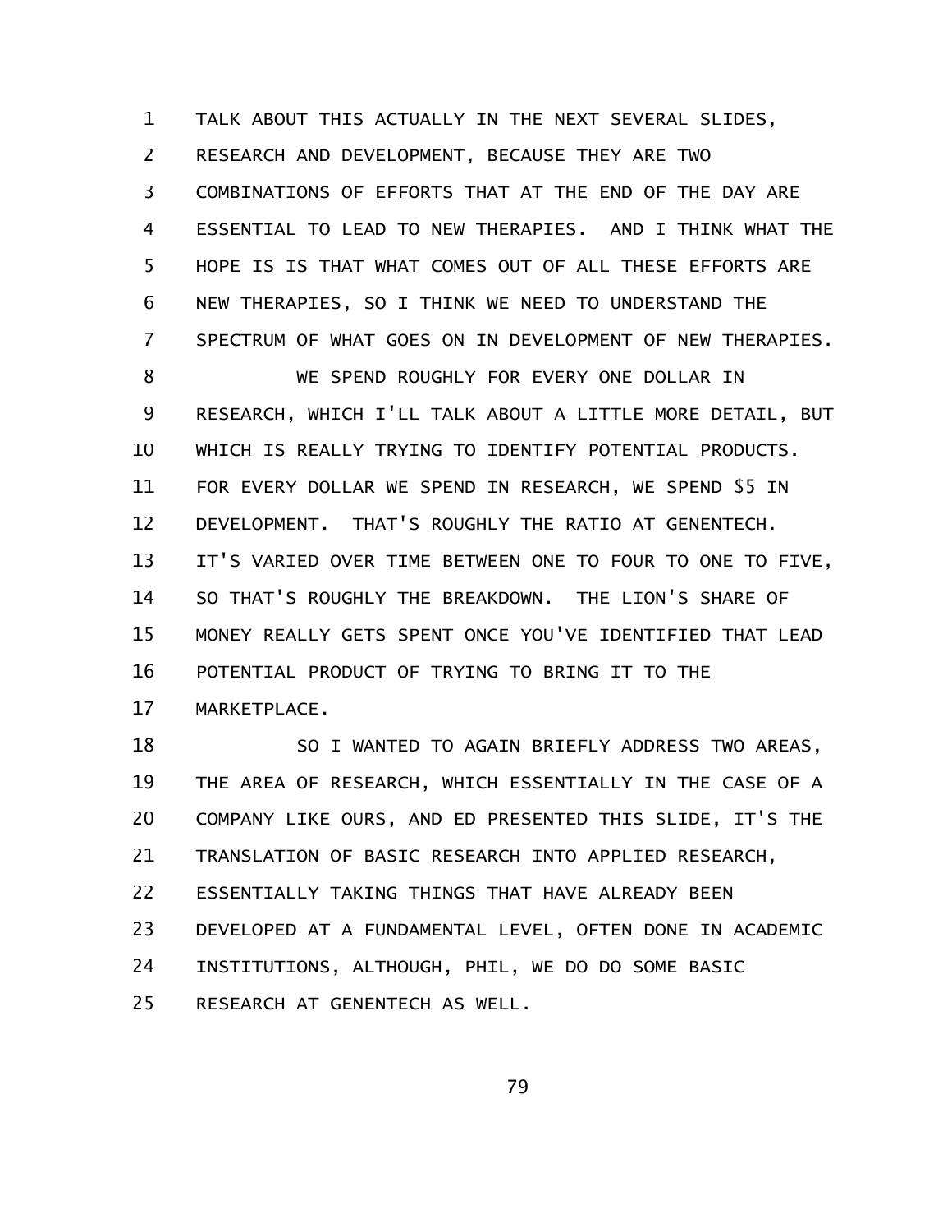TALK ABOUT THIS ACTUALLY IN THE NEXT SEVERAL SLIDES, RESEARCH AND DEVELOPMENT, BECAUSE THEY ARE TWO COMBINATIONS OF EFFORTS THAT AT THE END OF THE DAY ARE ESSENTIAL TO LEAD TO NEW THERAPIES. AND I THINK WHAT THE HOPE IS IS THAT WHAT COMES OUT OF ALL THESE EFFORTS ARE NEW THERAPIES, SO I THINK WE NEED TO UNDERSTAND THE SPECTRUM OF WHAT GOES ON IN DEVELOPMENT OF NEW THERAPIES.

WE SPEND ROUGHLY FOR EVERY ONE DOLLAR IN RESEARCH, WHICH I'LL TALK ABOUT A LITTLE MORE DETAIL, BUT WHICH IS REALLY TRYING TO IDENTIFY POTENTIAL PRODUCTS. FOR EVERY DOLLAR WE SPEND IN RESEARCH, WE SPEND $5 IN DEVELOPMENT. THAT'S ROUGHLY THE RATIO AT GENENTECH. IT'S VARIED OVER TIME BETWEEN ONE TO FOUR TO ONE TO FIVE, SO THAT'S ROUGHLY THE BREAKDOWN. THE LION'S SHARE OF MONEY REALLY GETS SPENT ONCE YOU'VE IDENTIFIED THAT LEAD POTENTIAL PRODUCT OF TRYING TO BRING IT TO THE MARKETPLACE.

SO I WANTED TO AGAIN BRIEFLY ADDRESS TWO AREAS, THE AREA OF RESEARCH, WHICH ESSENTIALLY IN THE CASE OF A COMPANY LIKE OURS, AND ED PRESENTED THIS SLIDE, IT'S THE TRANSLATION OF BASIC RESEARCH INTO APPLIED RESEARCH, ESSENTIALLY TAKING THINGS THAT HAVE ALREADY BEEN DEVELOPED AT A FUNDAMENTAL LEVEL, OFTEN DONE IN ACADEMIC INSTITUTIONS, ALTHOUGH, PHIL, WE DO DO SOME BASIC RESEARCH AT GENENTECH AS WELL.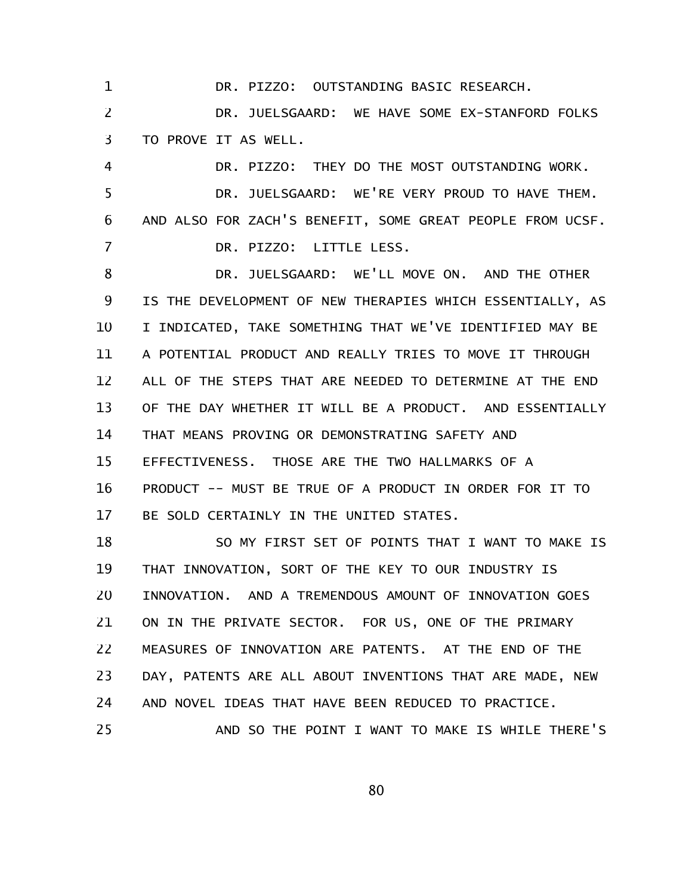DR. PIZZO: OUTSTANDING BASIC RESEARCH.

DR. JUELSGAARD: WE HAVE SOME EX-STANFORD FOLKS TO PROVE IT AS WELL.

DR. PIZZO: THEY DO THE MOST OUTSTANDING WORK.

DR. JUELSGAARD: WE'RE VERY PROUD TO HAVE THEM. AND ALSO FOR ZACH'S BENEFIT, SOME GREAT PEOPLE FROM UCSF.

DR. PIZZO: LITTLE LESS.

DR. JUELSGAARD: WE'LL MOVE ON. AND THE OTHER IS THE DEVELOPMENT OF NEW THERAPIES WHICH ESSENTIALLY, AS I INDICATED, TAKE SOMETHING THAT WE'VE IDENTIFIED MAY BE A POTENTIAL PRODUCT AND REALLY TRIES TO MOVE IT THROUGH ALL OF THE STEPS THAT ARE NEEDED TO DETERMINE AT THE END OF THE DAY WHETHER IT WILL BE A PRODUCT. AND ESSENTIALLY THAT MEANS PROVING OR DEMONSTRATING SAFETY AND EFFECTIVENESS. THOSE ARE THE TWO HALLMARKS OF A PRODUCT -- MUST BE TRUE OF A PRODUCT IN ORDER FOR IT TO BE SOLD CERTAINLY IN THE UNITED STATES.

SO MY FIRST SET OF POINTS THAT I WANT TO MAKE IS THAT INNOVATION, SORT OF THE KEY TO OUR INDUSTRY IS INNOVATION. AND A TREMENDOUS AMOUNT OF INNOVATION GOES ON IN THE PRIVATE SECTOR. FOR US, ONE OF THE PRIMARY MEASURES OF INNOVATION ARE PATENTS. AT THE END OF THE DAY, PATENTS ARE ALL ABOUT INVENTIONS THAT ARE MADE, NEW AND NOVEL IDEAS THAT HAVE BEEN REDUCED TO PRACTICE.

AND SO THE POINT I WANT TO MAKE IS WHILE THERE'S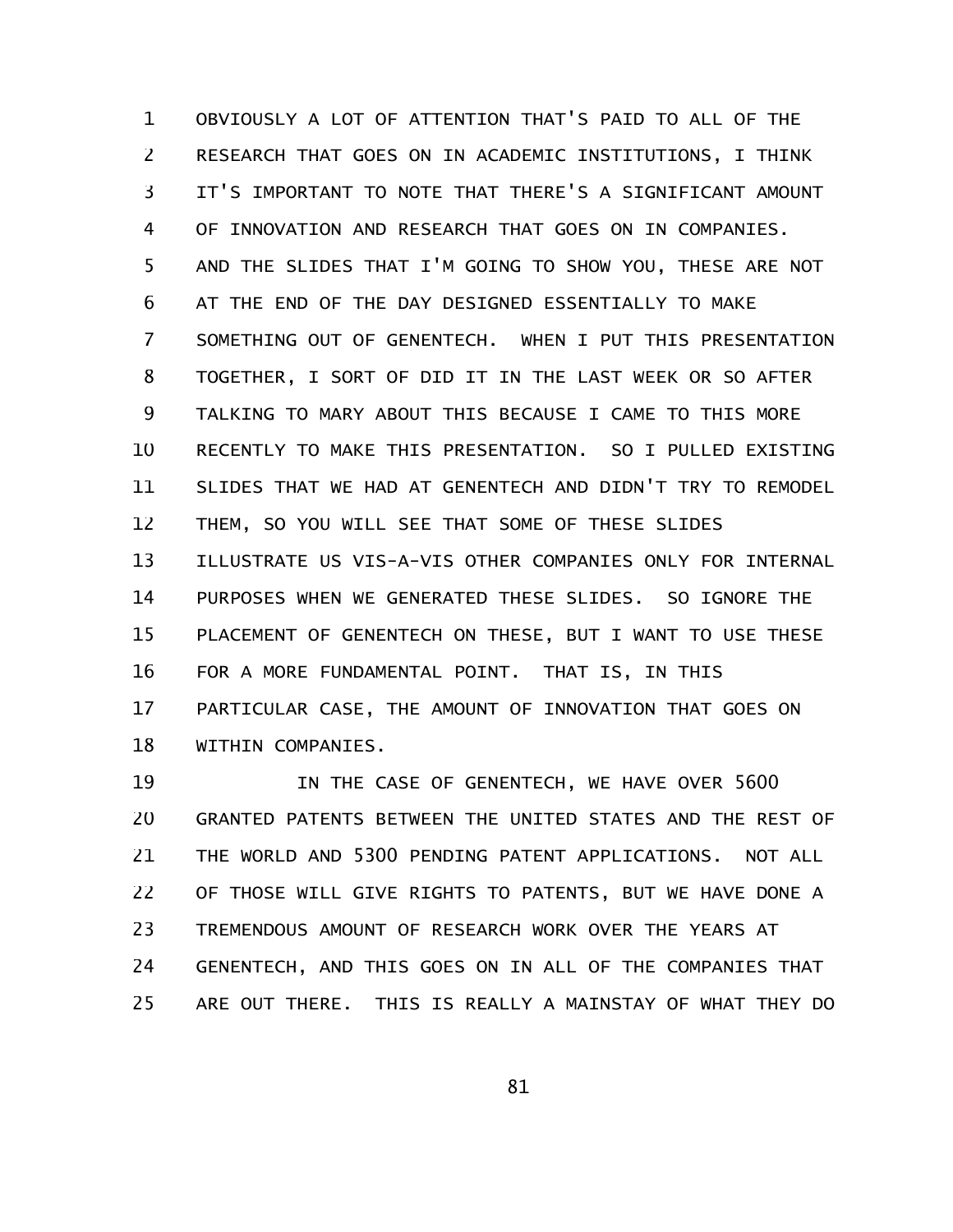OBVIOUSLY A LOT OF ATTENTION THAT'S PAID TO ALL OF THE RESEARCH THAT GOES ON IN ACADEMIC INSTITUTIONS, I THINK IT'S IMPORTANT TO NOTE THAT THERE'S A SIGNIFICANT AMOUNT OF INNOVATION AND RESEARCH THAT GOES ON IN COMPANIES. AND THE SLIDES THAT I'M GOING TO SHOW YOU, THESE ARE NOT AT THE END OF THE DAY DESIGNED ESSENTIALLY TO MAKE SOMETHING OUT OF GENENTECH. WHEN I PUT THIS PRESENTATION TOGETHER, I SORT OF DID IT IN THE LAST WEEK OR SO AFTER TALKING TO MARY ABOUT THIS BECAUSE I CAME TO THIS MORE RECENTLY TO MAKE THIS PRESENTATION. SO I PULLED EXISTING SLIDES THAT WE HAD AT GENENTECH AND DIDN'T TRY TO REMODEL THEM, SO YOU WILL SEE THAT SOME OF THESE SLIDES ILLUSTRATE US VIS-A-VIS OTHER COMPANIES ONLY FOR INTERNAL PURPOSES WHEN WE GENERATED THESE SLIDES. SO IGNORE THE PLACEMENT OF GENENTECH ON THESE, BUT I WANT TO USE THESE FOR A MORE FUNDAMENTAL POINT. THAT IS, IN THIS PARTICULAR CASE, THE AMOUNT OF INNOVATION THAT GOES ON WITHIN COMPANIES.

IN THE CASE OF GENENTECH, WE HAVE OVER 5600 GRANTED PATENTS BETWEEN THE UNITED STATES AND THE REST OF THE WORLD AND 5300 PENDING PATENT APPLICATIONS. NOT ALL OF THOSE WILL GIVE RIGHTS TO PATENTS, BUT WE HAVE DONE A TREMENDOUS AMOUNT OF RESEARCH WORK OVER THE YEARS AT GENENTECH, AND THIS GOES ON IN ALL OF THE COMPANIES THAT ARE OUT THERE. THIS IS REALLY A MAINSTAY OF WHAT THEY DO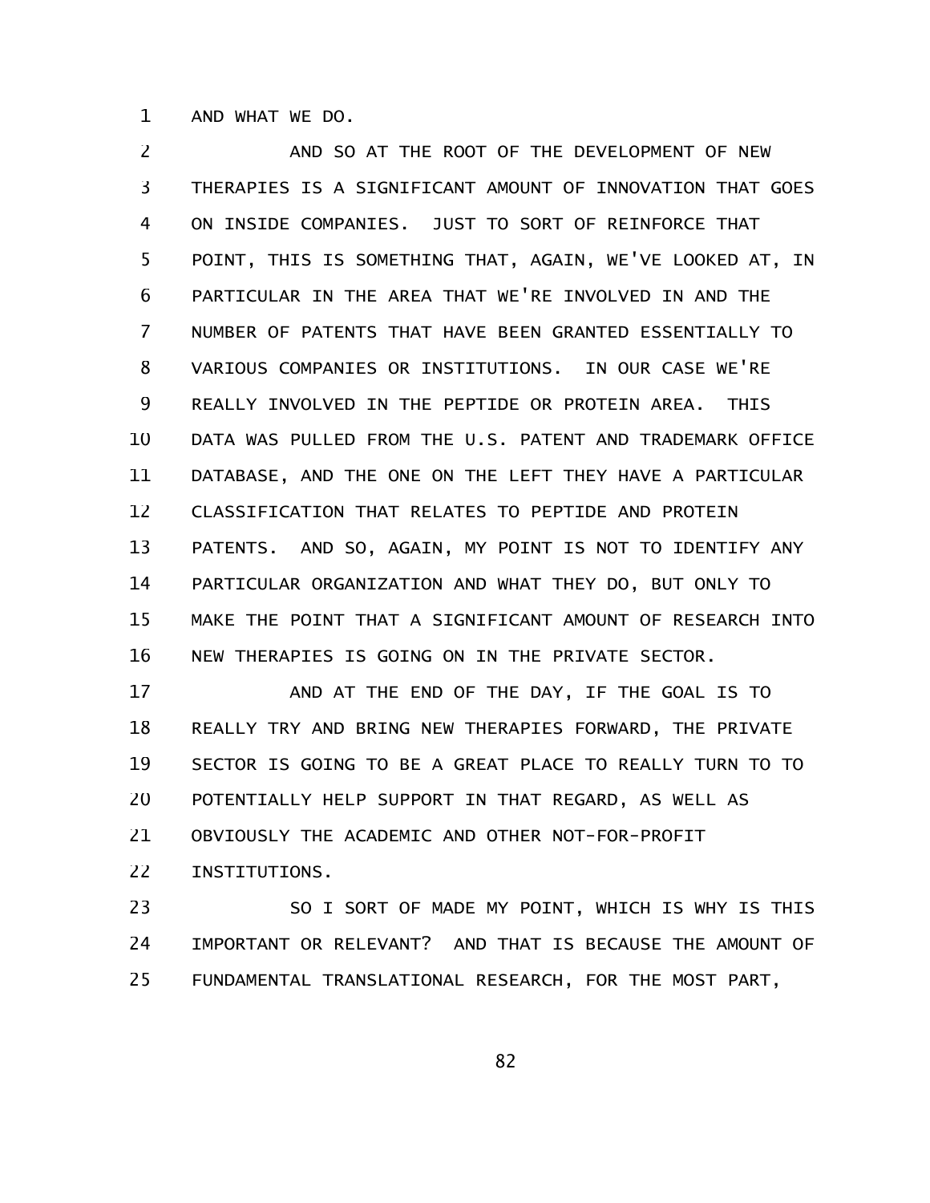AND WHAT WE DO.

AND SO AT THE ROOT OF THE DEVELOPMENT OF NEW THERAPIES IS A SIGNIFICANT AMOUNT OF INNOVATION THAT GOES ON INSIDE COMPANIES. JUST TO SORT OF REINFORCE THAT POINT, THIS IS SOMETHING THAT, AGAIN, WE'VE LOOKED AT, IN PARTICULAR IN THE AREA THAT WE'RE INVOLVED IN AND THE NUMBER OF PATENTS THAT HAVE BEEN GRANTED ESSENTIALLY TO VARIOUS COMPANIES OR INSTITUTIONS. IN OUR CASE WE'RE REALLY INVOLVED IN THE PEPTIDE OR PROTEIN AREA. THIS DATA WAS PULLED FROM THE U.S. PATENT AND TRADEMARK OFFICE DATABASE, AND THE ONE ON THE LEFT THEY HAVE A PARTICULAR CLASSIFICATION THAT RELATES TO PEPTIDE AND PROTEIN PATENTS. AND SO, AGAIN, MY POINT IS NOT TO IDENTIFY ANY PARTICULAR ORGANIZATION AND WHAT THEY DO, BUT ONLY TO MAKE THE POINT THAT A SIGNIFICANT AMOUNT OF RESEARCH INTO NEW THERAPIES IS GOING ON IN THE PRIVATE SECTOR.

AND AT THE END OF THE DAY, IF THE GOAL IS TO REALLY TRY AND BRING NEW THERAPIES FORWARD, THE PRIVATE SECTOR IS GOING TO BE A GREAT PLACE TO REALLY TURN TO TO POTENTIALLY HELP SUPPORT IN THAT REGARD, AS WELL AS OBVIOUSLY THE ACADEMIC AND OTHER NOT-FOR-PROFIT INSTITUTIONS.

SO I SORT OF MADE MY POINT, WHICH IS WHY IS THIS IMPORTANT OR RELEVANT? AND THAT IS BECAUSE THE AMOUNT OF FUNDAMENTAL TRANSLATIONAL RESEARCH, FOR THE MOST PART,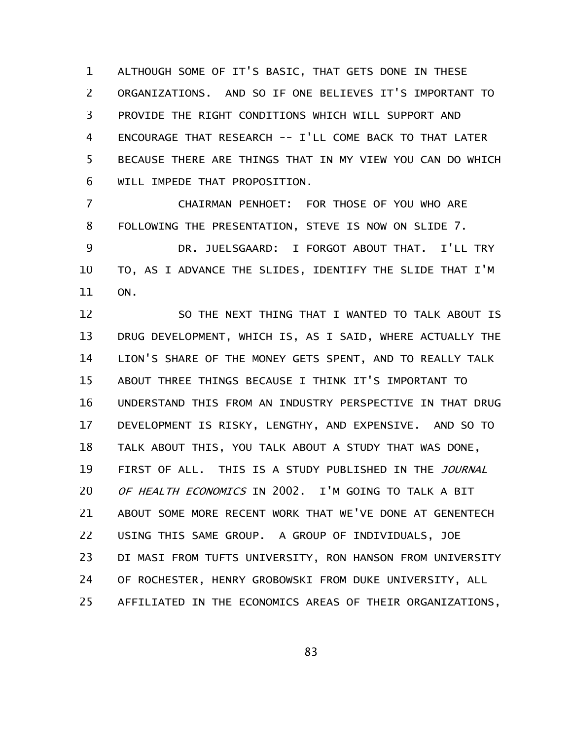ALTHOUGH SOME OF IT'S BASIC, THAT GETS DONE IN THESE ORGANIZATIONS. AND SO IF ONE BELIEVES IT'S IMPORTANT TO PROVIDE THE RIGHT CONDITIONS WHICH WILL SUPPORT AND ENCOURAGE THAT RESEARCH -- I'LL COME BACK TO THAT LATER BECAUSE THERE ARE THINGS THAT IN MY VIEW YOU CAN DO WHICH WILL IMPEDE THAT PROPOSITION.

CHAIRMAN PENHOET: FOR THOSE OF YOU WHO ARE FOLLOWING THE PRESENTATION, STEVE IS NOW ON SLIDE 7.

DR. JUELSGAARD: I FORGOT ABOUT THAT. I'LL TRY TO, AS I ADVANCE THE SLIDES, IDENTIFY THE SLIDE THAT I'M ON.

SO THE NEXT THING THAT I WANTED TO TALK ABOUT IS DRUG DEVELOPMENT, WHICH IS, AS I SAID, WHERE ACTUALLY THE LION'S SHARE OF THE MONEY GETS SPENT, AND TO REALLY TALK ABOUT THREE THINGS BECAUSE I THINK IT'S IMPORTANT TO UNDERSTAND THIS FROM AN INDUSTRY PERSPECTIVE IN THAT DRUG DEVELOPMENT IS RISKY, LENGTHY, AND EXPENSIVE. AND SO TO TALK ABOUT THIS, YOU TALK ABOUT A STUDY THAT WAS DONE, FIRST OF ALL. THIS IS A STUDY PUBLISHED IN THE *JOURNAL OF HEALTH ECONOMICS* IN 2002. I'M GOING TO TALK A BIT ABOUT SOME MORE RECENT WORK THAT WE'VE DONE AT GENENTECH USING THIS SAME GROUP. A GROUP OF INDIVIDUALS, JOE DI MASI FROM TUFTS UNIVERSITY, RON HANSON FROM UNIVERSITY OF ROCHESTER, HENRY GROBOWSKI FROM DUKE UNIVERSITY, ALL AFFILIATED IN THE ECONOMICS AREAS OF THEIR ORGANIZATIONS,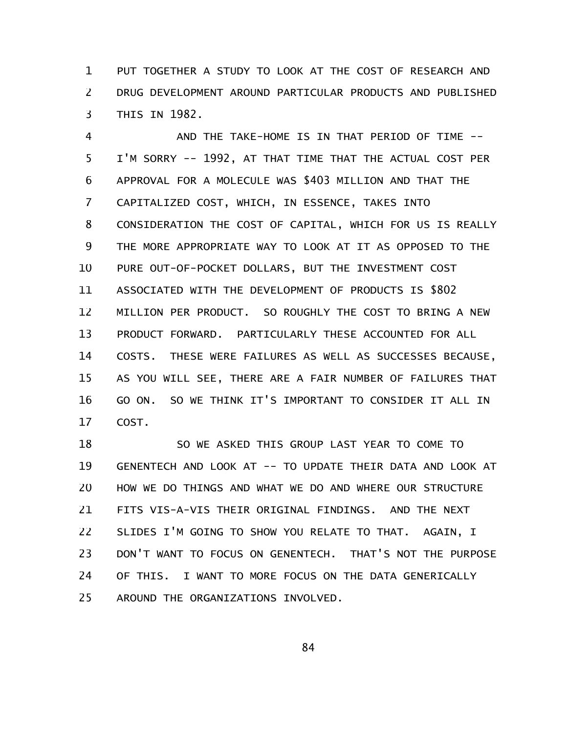PUT TOGETHER A STUDY TO LOOK AT THE COST OF RESEARCH AND DRUG DEVELOPMENT AROUND PARTICULAR PRODUCTS AND PUBLISHED THIS IN 1982.

AND THE TAKE-HOME IS IN THAT PERIOD OF TIME -- I'M SORRY -- 1992, AT THAT TIME THAT THE ACTUAL COST PER APPROVAL FOR A MOLECULE WAS $403 MILLION AND THAT THE CAPITALIZED COST, WHICH, IN ESSENCE, TAKES INTO CONSIDERATION THE COST OF CAPITAL, WHICH FOR US IS REALLY THE MORE APPROPRIATE WAY TO LOOK AT IT AS OPPOSED TO THE PURE OUT-OF-POCKET DOLLARS, BUT THE INVESTMENT COST ASSOCIATED WITH THE DEVELOPMENT OF PRODUCTS IS $802 MILLION PER PRODUCT. SO ROUGHLY THE COST TO BRING A NEW PRODUCT FORWARD. PARTICULARLY THESE ACCOUNTED FOR ALL COSTS. THESE WERE FAILURES AS WELL AS SUCCESSES BECAUSE, AS YOU WILL SEE, THERE ARE A FAIR NUMBER OF FAILURES THAT GO ON. SO WE THINK IT'S IMPORTANT TO CONSIDER IT ALL IN COST.

SO WE ASKED THIS GROUP LAST YEAR TO COME TO GENENTECH AND LOOK AT -- TO UPDATE THEIR DATA AND LOOK AT HOW WE DO THINGS AND WHAT WE DO AND WHERE OUR STRUCTURE FITS VIS-A-VIS THEIR ORIGINAL FINDINGS. AND THE NEXT SLIDES I'M GOING TO SHOW YOU RELATE TO THAT. AGAIN, I DON'T WANT TO FOCUS ON GENENTECH. THAT'S NOT THE PURPOSE OF THIS. I WANT TO MORE FOCUS ON THE DATA GENERICALLY AROUND THE ORGANIZATIONS INVOLVED.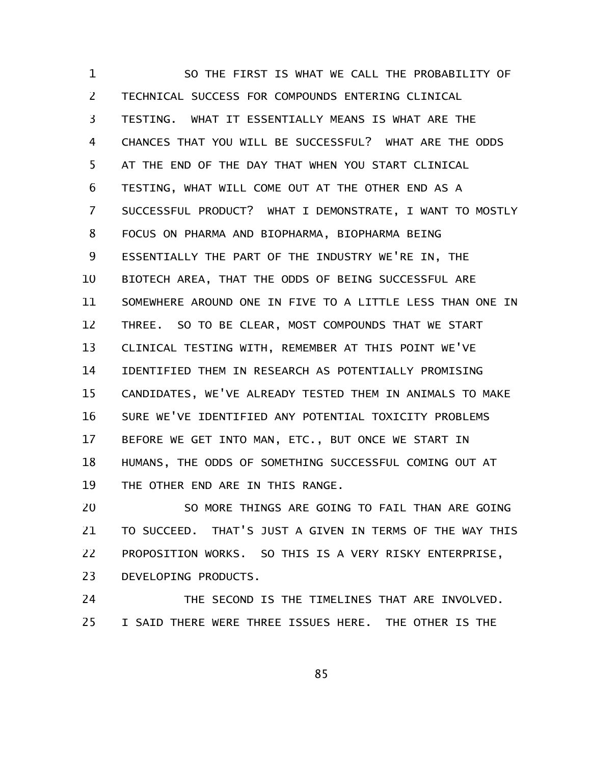SO THE FIRST IS WHAT WE CALL THE PROBABILITY OF TECHNICAL SUCCESS FOR COMPOUNDS ENTERING CLINICAL TESTING. WHAT IT ESSENTIALLY MEANS IS WHAT ARE THE CHANCES THAT YOU WILL BE SUCCESSFUL? WHAT ARE THE ODDS AT THE END OF THE DAY THAT WHEN YOU START CLINICAL TESTING, WHAT WILL COME OUT AT THE OTHER END AS A SUCCESSFUL PRODUCT? WHAT I DEMONSTRATE, I WANT TO MOSTLY FOCUS ON PHARMA AND BIOPHARMA, BIOPHARMA BEING ESSENTIALLY THE PART OF THE INDUSTRY WE'RE IN, THE BIOTECH AREA, THAT THE ODDS OF BEING SUCCESSFUL ARE SOMEWHERE AROUND ONE IN FIVE TO A LITTLE LESS THAN ONE IN THREE. SO TO BE CLEAR, MOST COMPOUNDS THAT WE START CLINICAL TESTING WITH, REMEMBER AT THIS POINT WE'VE IDENTIFIED THEM IN RESEARCH AS POTENTIALLY PROMISING CANDIDATES, WE'VE ALREADY TESTED THEM IN ANIMALS TO MAKE SURE WE'VE IDENTIFIED ANY POTENTIAL TOXICITY PROBLEMS BEFORE WE GET INTO MAN, ETC., BUT ONCE WE START IN HUMANS, THE ODDS OF SOMETHING SUCCESSFUL COMING OUT AT THE OTHER END ARE IN THIS RANGE.

SO MORE THINGS ARE GOING TO FAIL THAN ARE GOING TO SUCCEED. THAT'S JUST A GIVEN IN TERMS OF THE WAY THIS PROPOSITION WORKS. SO THIS IS A VERY RISKY ENTERPRISE, DEVELOPING PRODUCTS.

THE SECOND IS THE TIMELINES THAT ARE INVOLVED. I SAID THERE WERE THREE ISSUES HERE. THE OTHER IS THE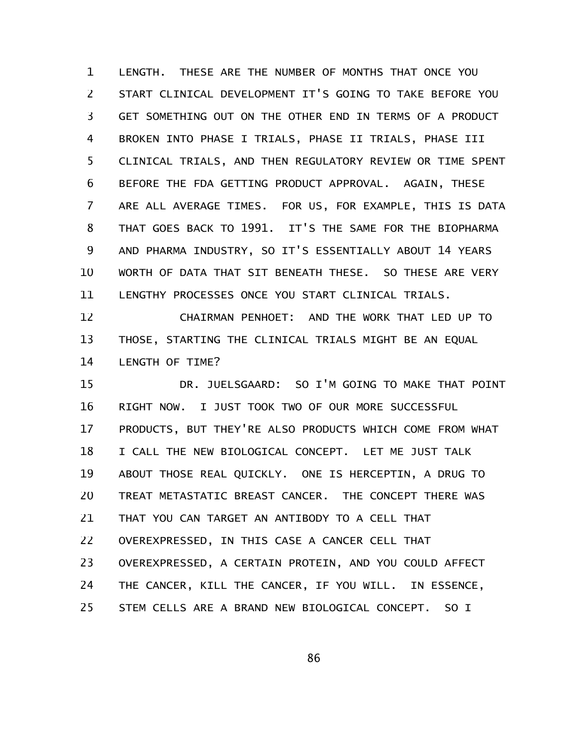LENGTH. THESE ARE THE NUMBER OF MONTHS THAT ONCE YOU START CLINICAL DEVELOPMENT IT'S GOING TO TAKE BEFORE YOU GET SOMETHING OUT ON THE OTHER END IN TERMS OF A PRODUCT BROKEN INTO PHASE I TRIALS, PHASE II TRIALS, PHASE III CLINICAL TRIALS, AND THEN REGULATORY REVIEW OR TIME SPENT BEFORE THE FDA GETTING PRODUCT APPROVAL. AGAIN, THESE ARE ALL AVERAGE TIMES. FOR US, FOR EXAMPLE, THIS IS DATA THAT GOES BACK TO 1991. IT'S THE SAME FOR THE BIOPHARMA AND PHARMA INDUSTRY, SO IT'S ESSENTIALLY ABOUT 14 YEARS WORTH OF DATA THAT SIT BENEATH THESE. SO THESE ARE VERY LENGTHY PROCESSES ONCE YOU START CLINICAL TRIALS.

CHAIRMAN PENHOET: AND THE WORK THAT LED UP TO THOSE, STARTING THE CLINICAL TRIALS MIGHT BE AN EQUAL LENGTH OF TIME?

DR. JUELSGAARD: SO I'M GOING TO MAKE THAT POINT RIGHT NOW. I JUST TOOK TWO OF OUR MORE SUCCESSFUL PRODUCTS, BUT THEY'RE ALSO PRODUCTS WHICH COME FROM WHAT I CALL THE NEW BIOLOGICAL CONCEPT. LET ME JUST TALK ABOUT THOSE REAL QUICKLY. ONE IS HERCEPTIN, A DRUG TO TREAT METASTATIC BREAST CANCER. THE CONCEPT THERE WAS THAT YOU CAN TARGET AN ANTIBODY TO A CELL THAT OVEREXPRESSED, IN THIS CASE A CANCER CELL THAT OVEREXPRESSED, A CERTAIN PROTEIN, AND YOU COULD AFFECT THE CANCER, KILL THE CANCER, IF YOU WILL. IN ESSENCE, STEM CELLS ARE A BRAND NEW BIOLOGICAL CONCEPT. SO I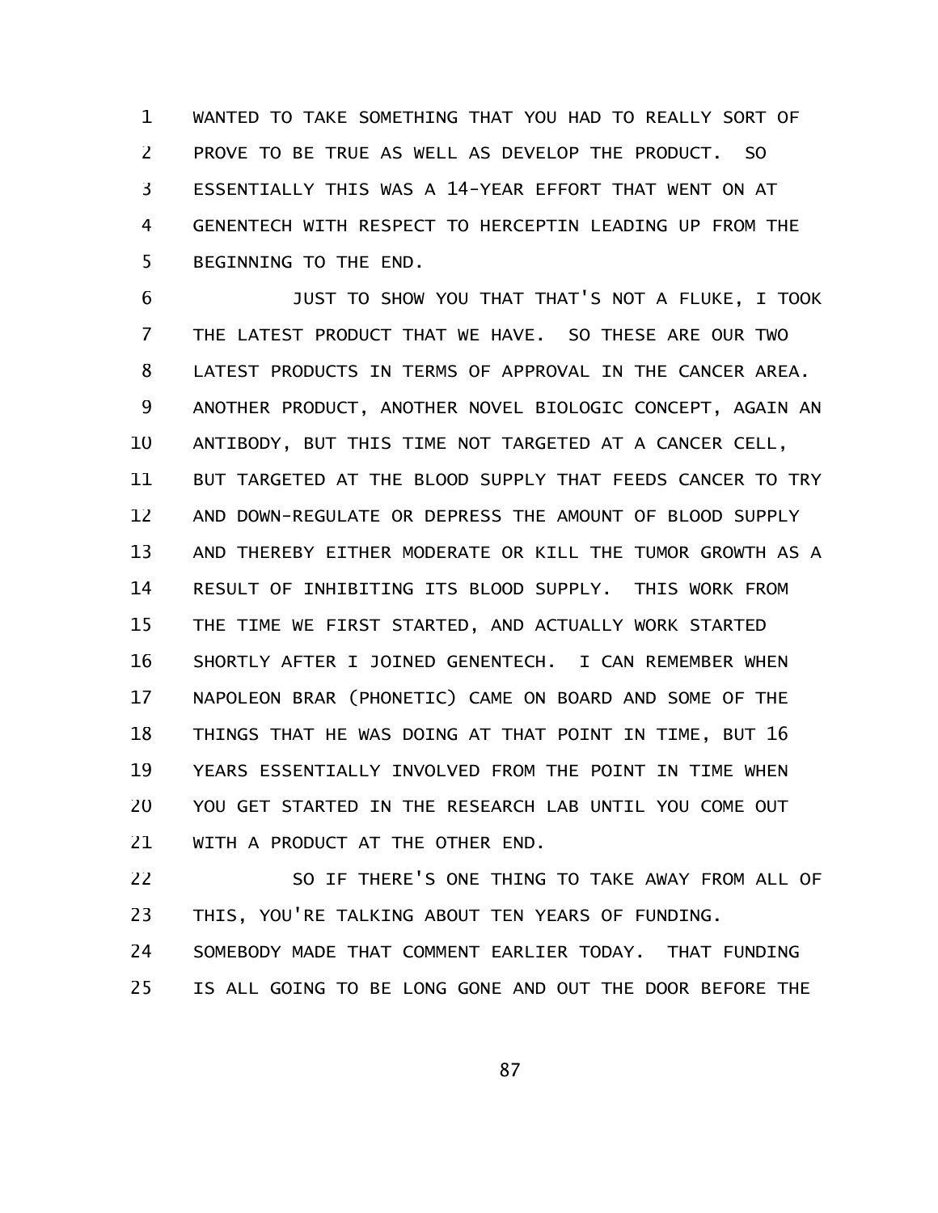WANTED TO TAKE SOMETHING THAT YOU HAD TO REALLY SORT OF PROVE TO BE TRUE AS WELL AS DEVELOP THE PRODUCT. SO ESSENTIALLY THIS WAS A 14-YEAR EFFORT THAT WENT ON AT GENENTECH WITH RESPECT TO HERCEPTIN LEADING UP FROM THE BEGINNING TO THE END.

JUST TO SHOW YOU THAT THAT'S NOT A FLUKE, I TOOK THE LATEST PRODUCT THAT WE HAVE. SO THESE ARE OUR TWO LATEST PRODUCTS IN TERMS OF APPROVAL IN THE CANCER AREA. ANOTHER PRODUCT, ANOTHER NOVEL BIOLOGIC CONCEPT, AGAIN AN ANTIBODY, BUT THIS TIME NOT TARGETED AT A CANCER CELL, BUT TARGETED AT THE BLOOD SUPPLY THAT FEEDS CANCER TO TRY AND DOWN-REGULATE OR DEPRESS THE AMOUNT OF BLOOD SUPPLY AND THEREBY EITHER MODERATE OR KILL THE TUMOR GROWTH AS A RESULT OF INHIBITING ITS BLOOD SUPPLY. THIS WORK FROM THE TIME WE FIRST STARTED, AND ACTUALLY WORK STARTED SHORTLY AFTER I JOINED GENENTECH. I CAN REMEMBER WHEN NAPOLEON BRAR (PHONETIC) CAME ON BOARD AND SOME OF THE THINGS THAT HE WAS DOING AT THAT POINT IN TIME, BUT 16 YEARS ESSENTIALLY INVOLVED FROM THE POINT IN TIME WHEN YOU GET STARTED IN THE RESEARCH LAB UNTIL YOU COME OUT WITH A PRODUCT AT THE OTHER END.

SO IF THERE'S ONE THING TO TAKE AWAY FROM ALL OF THIS, YOU'RE TALKING ABOUT TEN YEARS OF FUNDING. SOMEBODY MADE THAT COMMENT EARLIER TODAY. THAT FUNDING IS ALL GOING TO BE LONG GONE AND OUT THE DOOR BEFORE THE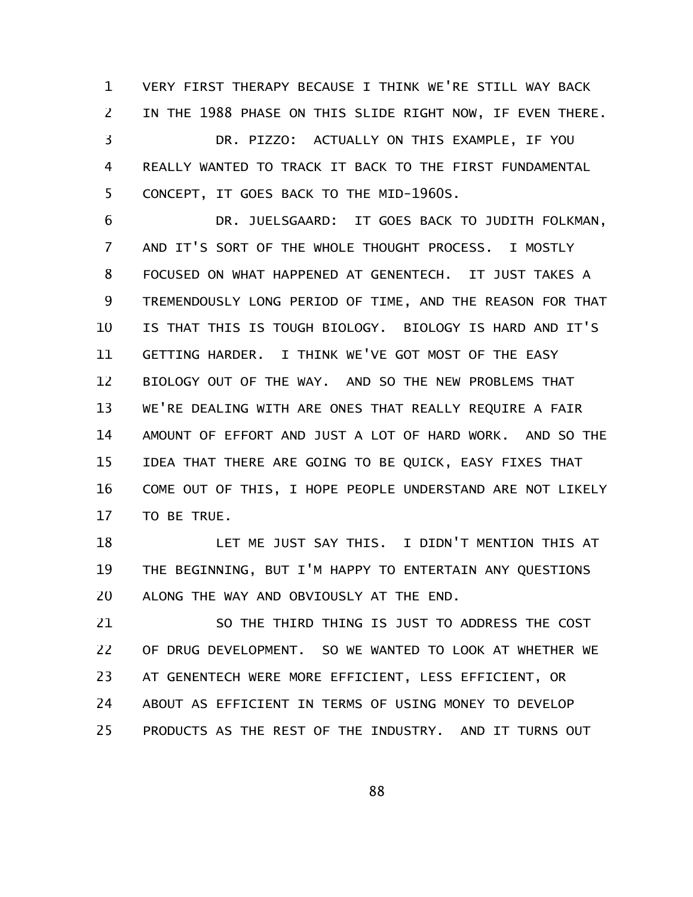VERY FIRST THERAPY BECAUSE I THINK WE'RE STILL WAY BACK IN THE 1988 PHASE ON THIS SLIDE RIGHT NOW, IF EVEN THERE.

DR. PIZZO: ACTUALLY ON THIS EXAMPLE, IF YOU REALLY WANTED TO TRACK IT BACK TO THE FIRST FUNDAMENTAL CONCEPT, IT GOES BACK TO THE MID-1960S.

DR. JUELSGAARD: IT GOES BACK TO JUDITH FOLKMAN, AND IT'S SORT OF THE WHOLE THOUGHT PROCESS. I MOSTLY FOCUSED ON WHAT HAPPENED AT GENENTECH. IT JUST TAKES A TREMENDOUSLY LONG PERIOD OF TIME, AND THE REASON FOR THAT IS THAT THIS IS TOUGH BIOLOGY. BIOLOGY IS HARD AND IT'S GETTING HARDER. I THINK WE'VE GOT MOST OF THE EASY BIOLOGY OUT OF THE WAY. AND SO THE NEW PROBLEMS THAT WE'RE DEALING WITH ARE ONES THAT REALLY REQUIRE A FAIR AMOUNT OF EFFORT AND JUST A LOT OF HARD WORK. AND SO THE IDEA THAT THERE ARE GOING TO BE QUICK, EASY FIXES THAT COME OUT OF THIS, I HOPE PEOPLE UNDERSTAND ARE NOT LIKELY TO BE TRUE.

LET ME JUST SAY THIS. I DIDN'T MENTION THIS AT THE BEGINNING, BUT I'M HAPPY TO ENTERTAIN ANY QUESTIONS ALONG THE WAY AND OBVIOUSLY AT THE END.

SO THE THIRD THING IS JUST TO ADDRESS THE COST OF DRUG DEVELOPMENT. SO WE WANTED TO LOOK AT WHETHER WE AT GENENTECH WERE MORE EFFICIENT, LESS EFFICIENT, OR ABOUT AS EFFICIENT IN TERMS OF USING MONEY TO DEVELOP PRODUCTS AS THE REST OF THE INDUSTRY. AND IT TURNS OUT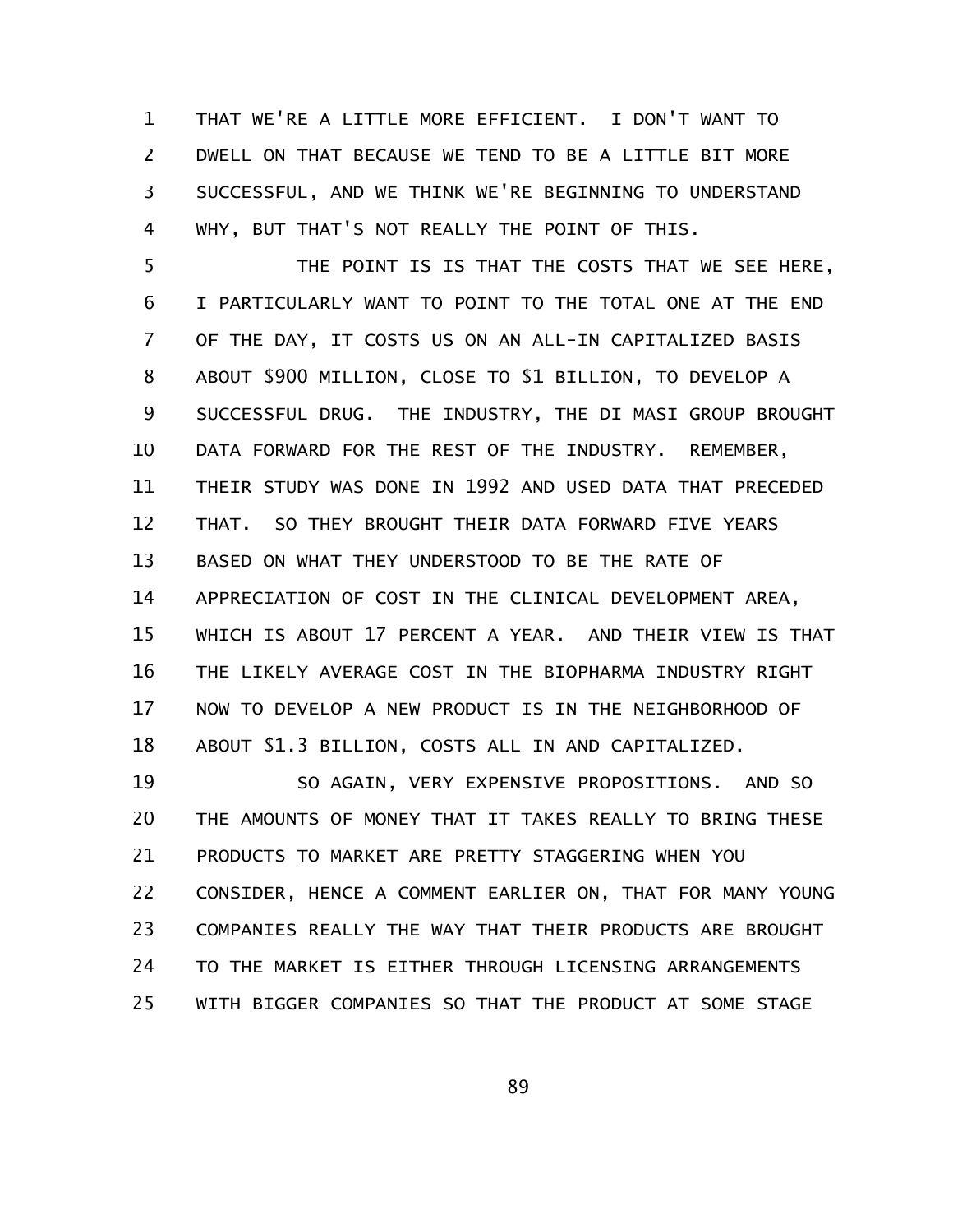THAT WE'RE A LITTLE MORE EFFICIENT. I DON'T WANT TO DWELL ON THAT BECAUSE WE TEND TO BE A LITTLE BIT MORE SUCCESSFUL, AND WE THINK WE'RE BEGINNING TO UNDERSTAND WHY, BUT THAT'S NOT REALLY THE POINT OF THIS.

THE POINT IS IS THAT THE COSTS THAT WE SEE HERE, I PARTICULARLY WANT TO POINT TO THE TOTAL ONE AT THE END OF THE DAY, IT COSTS US ON AN ALL-IN CAPITALIZED BASIS ABOUT $900 MILLION, CLOSE TO $1 BILLION, TO DEVELOP A SUCCESSFUL DRUG. THE INDUSTRY, THE DI MASI GROUP BROUGHT DATA FORWARD FOR THE REST OF THE INDUSTRY. REMEMBER, THEIR STUDY WAS DONE IN 1992 AND USED DATA THAT PRECEDED THAT. SO THEY BROUGHT THEIR DATA FORWARD FIVE YEARS BASED ON WHAT THEY UNDERSTOOD TO BE THE RATE OF APPRECIATION OF COST IN THE CLINICAL DEVELOPMENT AREA, WHICH IS ABOUT 17 PERCENT A YEAR. AND THEIR VIEW IS THAT THE LIKELY AVERAGE COST IN THE BIOPHARMA INDUSTRY RIGHT NOW TO DEVELOP A NEW PRODUCT IS IN THE NEIGHBORHOOD OF ABOUT $1.3 BILLION, COSTS ALL IN AND CAPITALIZED.

SO AGAIN, VERY EXPENSIVE PROPOSITIONS. AND SO THE AMOUNTS OF MONEY THAT IT TAKES REALLY TO BRING THESE PRODUCTS TO MARKET ARE PRETTY STAGGERING WHEN YOU CONSIDER, HENCE A COMMENT EARLIER ON, THAT FOR MANY YOUNG COMPANIES REALLY THE WAY THAT THEIR PRODUCTS ARE BROUGHT TO THE MARKET IS EITHER THROUGH LICENSING ARRANGEMENTS WITH BIGGER COMPANIES SO THAT THE PRODUCT AT SOME STAGE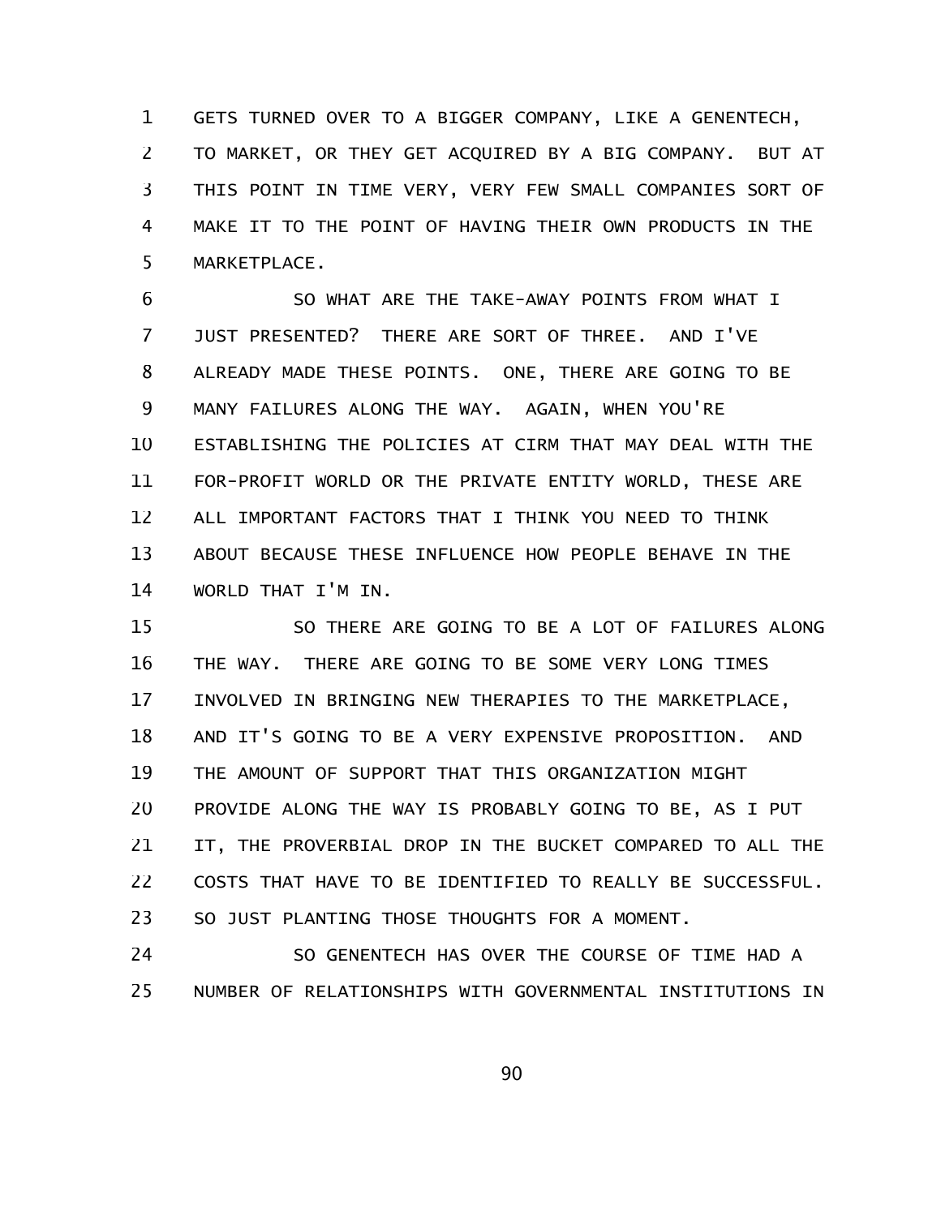GETS TURNED OVER TO A BIGGER COMPANY, LIKE A GENENTECH, TO MARKET, OR THEY GET ACQUIRED BY A BIG COMPANY. BUT AT THIS POINT IN TIME VERY, VERY FEW SMALL COMPANIES SORT OF MAKE IT TO THE POINT OF HAVING THEIR OWN PRODUCTS IN THE MARKETPLACE.

SO WHAT ARE THE TAKE-AWAY POINTS FROM WHAT I JUST PRESENTED? THERE ARE SORT OF THREE. AND I'VE ALREADY MADE THESE POINTS. ONE, THERE ARE GOING TO BE MANY FAILURES ALONG THE WAY. AGAIN, WHEN YOU'RE ESTABLISHING THE POLICIES AT CIRM THAT MAY DEAL WITH THE FOR-PROFIT WORLD OR THE PRIVATE ENTITY WORLD, THESE ARE ALL IMPORTANT FACTORS THAT I THINK YOU NEED TO THINK ABOUT BECAUSE THESE INFLUENCE HOW PEOPLE BEHAVE IN THE WORLD THAT I'M IN.

SO THERE ARE GOING TO BE A LOT OF FAILURES ALONG THE WAY. THERE ARE GOING TO BE SOME VERY LONG TIMES INVOLVED IN BRINGING NEW THERAPIES TO THE MARKETPLACE, AND IT'S GOING TO BE A VERY EXPENSIVE PROPOSITION. AND THE AMOUNT OF SUPPORT THAT THIS ORGANIZATION MIGHT PROVIDE ALONG THE WAY IS PROBABLY GOING TO BE, AS I PUT IT, THE PROVERBIAL DROP IN THE BUCKET COMPARED TO ALL THE COSTS THAT HAVE TO BE IDENTIFIED TO REALLY BE SUCCESSFUL. SO JUST PLANTING THOSE THOUGHTS FOR A MOMENT.

SO GENENTECH HAS OVER THE COURSE OF TIME HAD A NUMBER OF RELATIONSHIPS WITH GOVERNMENTAL INSTITUTIONS IN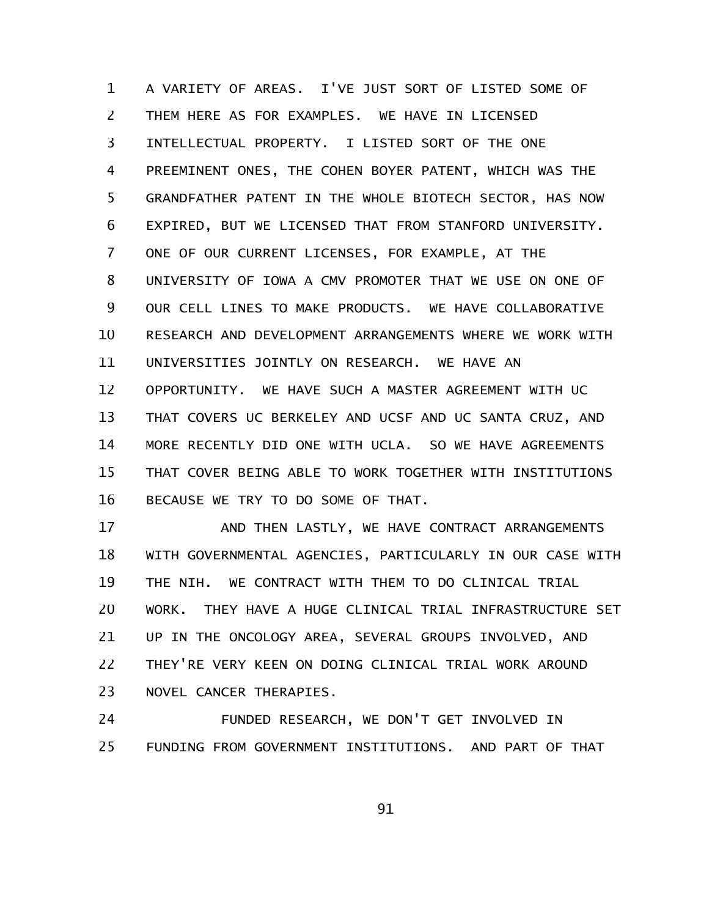A VARIETY OF AREAS. I'VE JUST SORT OF LISTED SOME OF THEM HERE AS FOR EXAMPLES. WE HAVE IN LICENSED INTELLECTUAL PROPERTY. I LISTED SORT OF THE ONE PREEMINENT ONES, THE COHEN BOYER PATENT, WHICH WAS THE GRANDFATHER PATENT IN THE WHOLE BIOTECH SECTOR, HAS NOW EXPIRED, BUT WE LICENSED THAT FROM STANFORD UNIVERSITY. ONE OF OUR CURRENT LICENSES, FOR EXAMPLE, AT THE UNIVERSITY OF IOWA A CMV PROMOTER THAT WE USE ON ONE OF OUR CELL LINES TO MAKE PRODUCTS. WE HAVE COLLABORATIVE RESEARCH AND DEVELOPMENT ARRANGEMENTS WHERE WE WORK WITH UNIVERSITIES JOINTLY ON RESEARCH. WE HAVE AN OPPORTUNITY. WE HAVE SUCH A MASTER AGREEMENT WITH UC THAT COVERS UC BERKELEY AND UCSF AND UC SANTA CRUZ, AND MORE RECENTLY DID ONE WITH UCLA. SO WE HAVE AGREEMENTS THAT COVER BEING ABLE TO WORK TOGETHER WITH INSTITUTIONS BECAUSE WE TRY TO DO SOME OF THAT.

AND THEN LASTLY, WE HAVE CONTRACT ARRANGEMENTS WITH GOVERNMENTAL AGENCIES, PARTICULARLY IN OUR CASE WITH THE NIH. WE CONTRACT WITH THEM TO DO CLINICAL TRIAL WORK. THEY HAVE A HUGE CLINICAL TRIAL INFRASTRUCTURE SET UP IN THE ONCOLOGY AREA, SEVERAL GROUPS INVOLVED, AND THEY'RE VERY KEEN ON DOING CLINICAL TRIAL WORK AROUND NOVEL CANCER THERAPIES.

FUNDED RESEARCH, WE DON'T GET INVOLVED IN FUNDING FROM GOVERNMENT INSTITUTIONS. AND PART OF THAT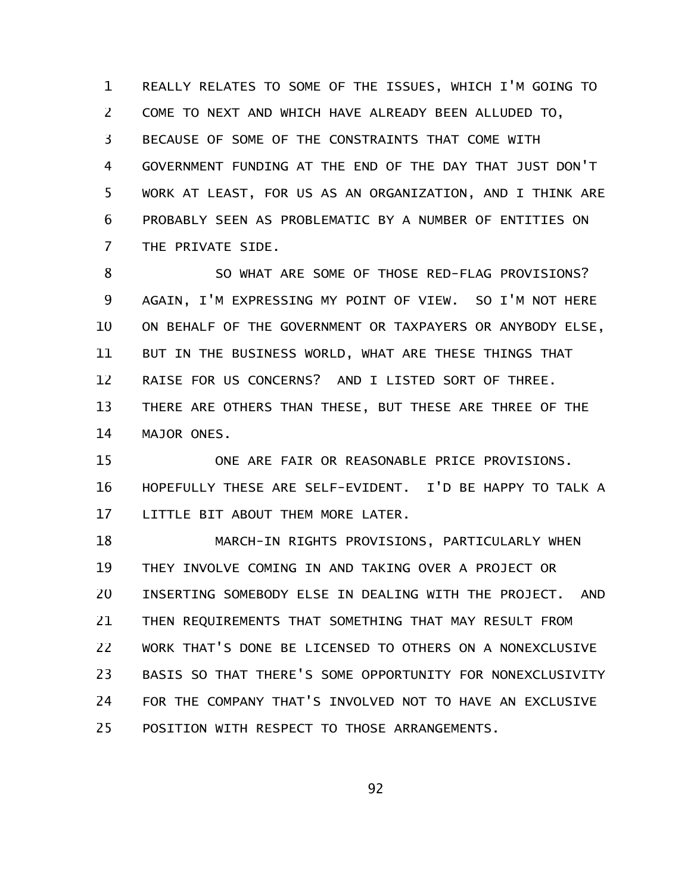REALLY RELATES TO SOME OF THE ISSUES, WHICH I'M GOING TO COME TO NEXT AND WHICH HAVE ALREADY BEEN ALLUDED TO, BECAUSE OF SOME OF THE CONSTRAINTS THAT COME WITH GOVERNMENT FUNDING AT THE END OF THE DAY THAT JUST DON'T WORK AT LEAST, FOR US AS AN ORGANIZATION, AND I THINK ARE PROBABLY SEEN AS PROBLEMATIC BY A NUMBER OF ENTITIES ON THE PRIVATE SIDE.

SO WHAT ARE SOME OF THOSE RED-FLAG PROVISIONS? AGAIN, I'M EXPRESSING MY POINT OF VIEW. SO I'M NOT HERE ON BEHALF OF THE GOVERNMENT OR TAXPAYERS OR ANYBODY ELSE, BUT IN THE BUSINESS WORLD, WHAT ARE THESE THINGS THAT RAISE FOR US CONCERNS? AND I LISTED SORT OF THREE. THERE ARE OTHERS THAN THESE, BUT THESE ARE THREE OF THE MAJOR ONES.

ONE ARE FAIR OR REASONABLE PRICE PROVISIONS. HOPEFULLY THESE ARE SELF-EVIDENT. I'D BE HAPPY TO TALK A LITTLE BIT ABOUT THEM MORE LATER.

MARCH-IN RIGHTS PROVISIONS, PARTICULARLY WHEN THEY INVOLVE COMING IN AND TAKING OVER A PROJECT OR INSERTING SOMEBODY ELSE IN DEALING WITH THE PROJECT. AND THEN REQUIREMENTS THAT SOMETHING THAT MAY RESULT FROM WORK THAT'S DONE BE LICENSED TO OTHERS ON A NONEXCLUSIVE BASIS SO THAT THERE'S SOME OPPORTUNITY FOR NONEXCLUSIVITY FOR THE COMPANY THAT'S INVOLVED NOT TO HAVE AN EXCLUSIVE POSITION WITH RESPECT TO THOSE ARRANGEMENTS.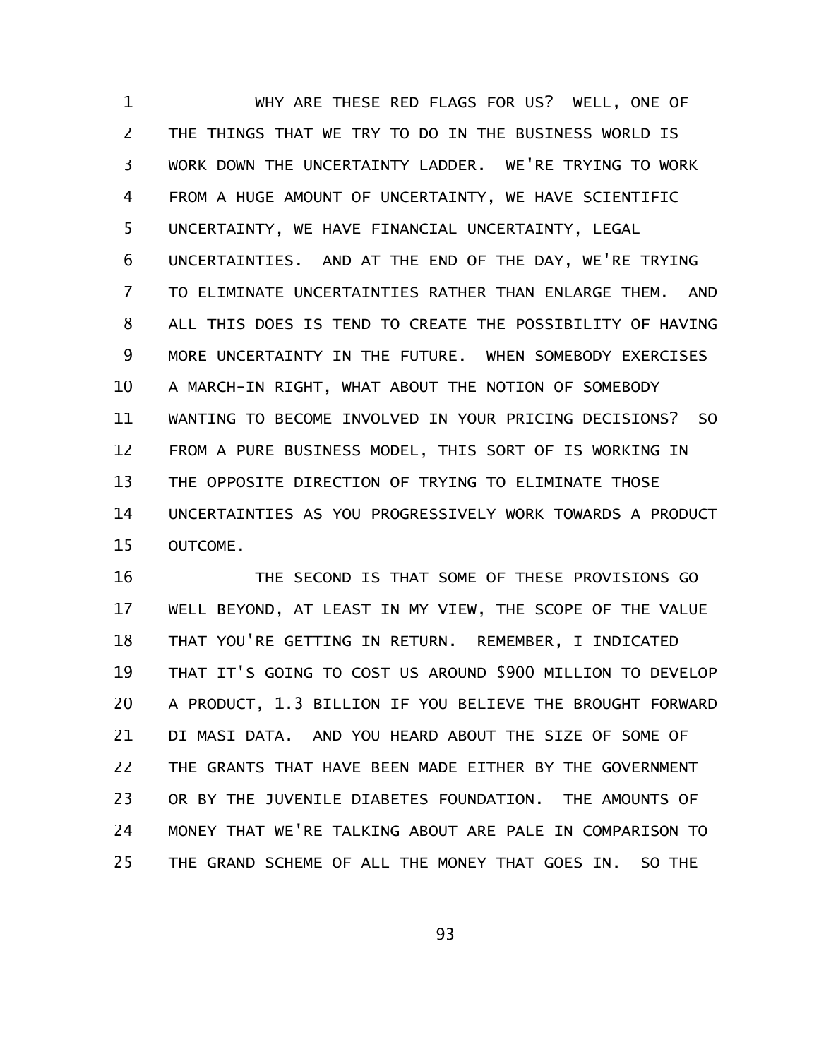WHY ARE THESE RED FLAGS FOR US? WELL, ONE OF THE THINGS THAT WE TRY TO DO IN THE BUSINESS WORLD IS WORK DOWN THE UNCERTAINTY LADDER. WE'RE TRYING TO WORK FROM A HUGE AMOUNT OF UNCERTAINTY, WE HAVE SCIENTIFIC UNCERTAINTY, WE HAVE FINANCIAL UNCERTAINTY, LEGAL UNCERTAINTIES. AND AT THE END OF THE DAY, WE'RE TRYING TO ELIMINATE UNCERTAINTIES RATHER THAN ENLARGE THEM. AND ALL THIS DOES IS TEND TO CREATE THE POSSIBILITY OF HAVING MORE UNCERTAINTY IN THE FUTURE. WHEN SOMEBODY EXERCISES A MARCH-IN RIGHT, WHAT ABOUT THE NOTION OF SOMEBODY WANTING TO BECOME INVOLVED IN YOUR PRICING DECISIONS? SO FROM A PURE BUSINESS MODEL, THIS SORT OF IS WORKING IN THE OPPOSITE DIRECTION OF TRYING TO ELIMINATE THOSE UNCERTAINTIES AS YOU PROGRESSIVELY WORK TOWARDS A PRODUCT OUTCOME.

THE SECOND IS THAT SOME OF THESE PROVISIONS GO WELL BEYOND, AT LEAST IN MY VIEW, THE SCOPE OF THE VALUE THAT YOU'RE GETTING IN RETURN. REMEMBER, I INDICATED THAT IT'S GOING TO COST US AROUND $900 MILLION TO DEVELOP A PRODUCT, 1.3 BILLION IF YOU BELIEVE THE BROUGHT FORWARD DI MASI DATA. AND YOU HEARD ABOUT THE SIZE OF SOME OF THE GRANTS THAT HAVE BEEN MADE EITHER BY THE GOVERNMENT OR BY THE JUVENILE DIABETES FOUNDATION. THE AMOUNTS OF MONEY THAT WE'RE TALKING ABOUT ARE PALE IN COMPARISON TO THE GRAND SCHEME OF ALL THE MONEY THAT GOES IN. SO THE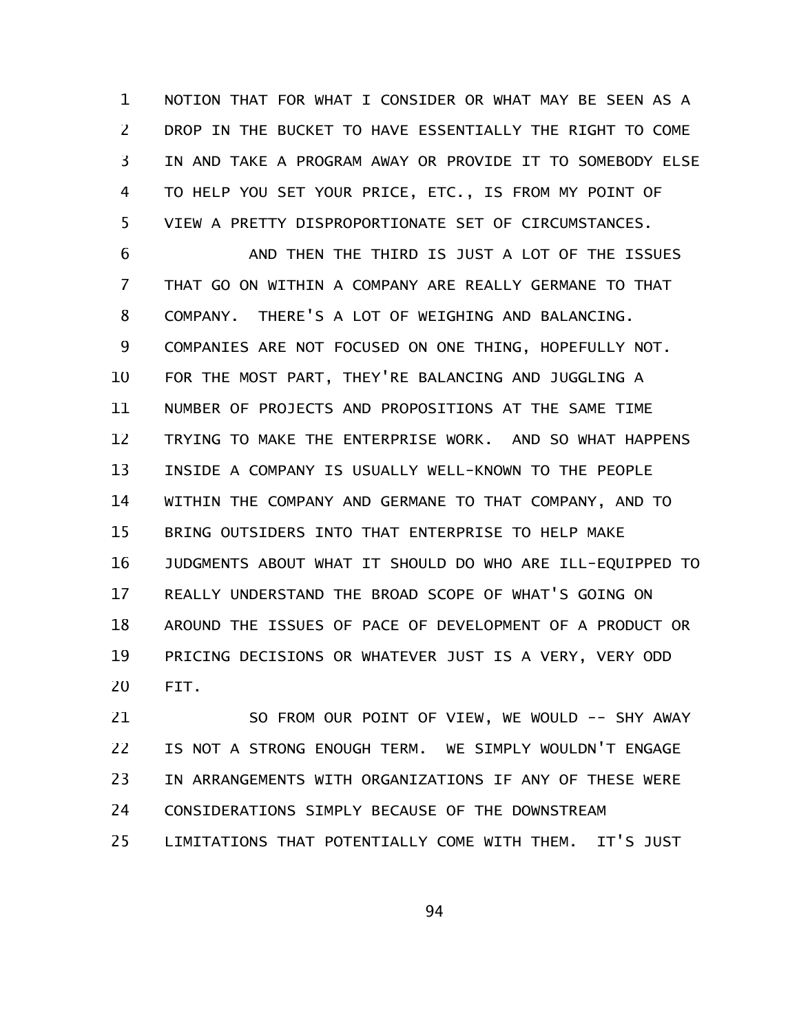NOTION THAT FOR WHAT I CONSIDER OR WHAT MAY BE SEEN AS A DROP IN THE BUCKET TO HAVE ESSENTIALLY THE RIGHT TO COME IN AND TAKE A PROGRAM AWAY OR PROVIDE IT TO SOMEBODY ELSE TO HELP YOU SET YOUR PRICE, ETC., IS FROM MY POINT OF VIEW A PRETTY DISPROPORTIONATE SET OF CIRCUMSTANCES.

AND THEN THE THIRD IS JUST A LOT OF THE ISSUES THAT GO ON WITHIN A COMPANY ARE REALLY GERMANE TO THAT COMPANY. THERE'S A LOT OF WEIGHING AND BALANCING. COMPANIES ARE NOT FOCUSED ON ONE THING, HOPEFULLY NOT. FOR THE MOST PART, THEY'RE BALANCING AND JUGGLING A NUMBER OF PROJECTS AND PROPOSITIONS AT THE SAME TIME TRYING TO MAKE THE ENTERPRISE WORK. AND SO WHAT HAPPENS INSIDE A COMPANY IS USUALLY WELL-KNOWN TO THE PEOPLE WITHIN THE COMPANY AND GERMANE TO THAT COMPANY, AND TO BRING OUTSIDERS INTO THAT ENTERPRISE TO HELP MAKE JUDGMENTS ABOUT WHAT IT SHOULD DO WHO ARE ILL-EQUIPPED TO REALLY UNDERSTAND THE BROAD SCOPE OF WHAT'S GOING ON AROUND THE ISSUES OF PACE OF DEVELOPMENT OF A PRODUCT OR PRICING DECISIONS OR WHATEVER JUST IS A VERY, VERY ODD FIT.

SO FROM OUR POINT OF VIEW, WE WOULD -- SHY AWAY IS NOT A STRONG ENOUGH TERM. WE SIMPLY WOULDN'T ENGAGE IN ARRANGEMENTS WITH ORGANIZATIONS IF ANY OF THESE WERE CONSIDERATIONS SIMPLY BECAUSE OF THE DOWNSTREAM LIMITATIONS THAT POTENTIALLY COME WITH THEM. IT'S JUST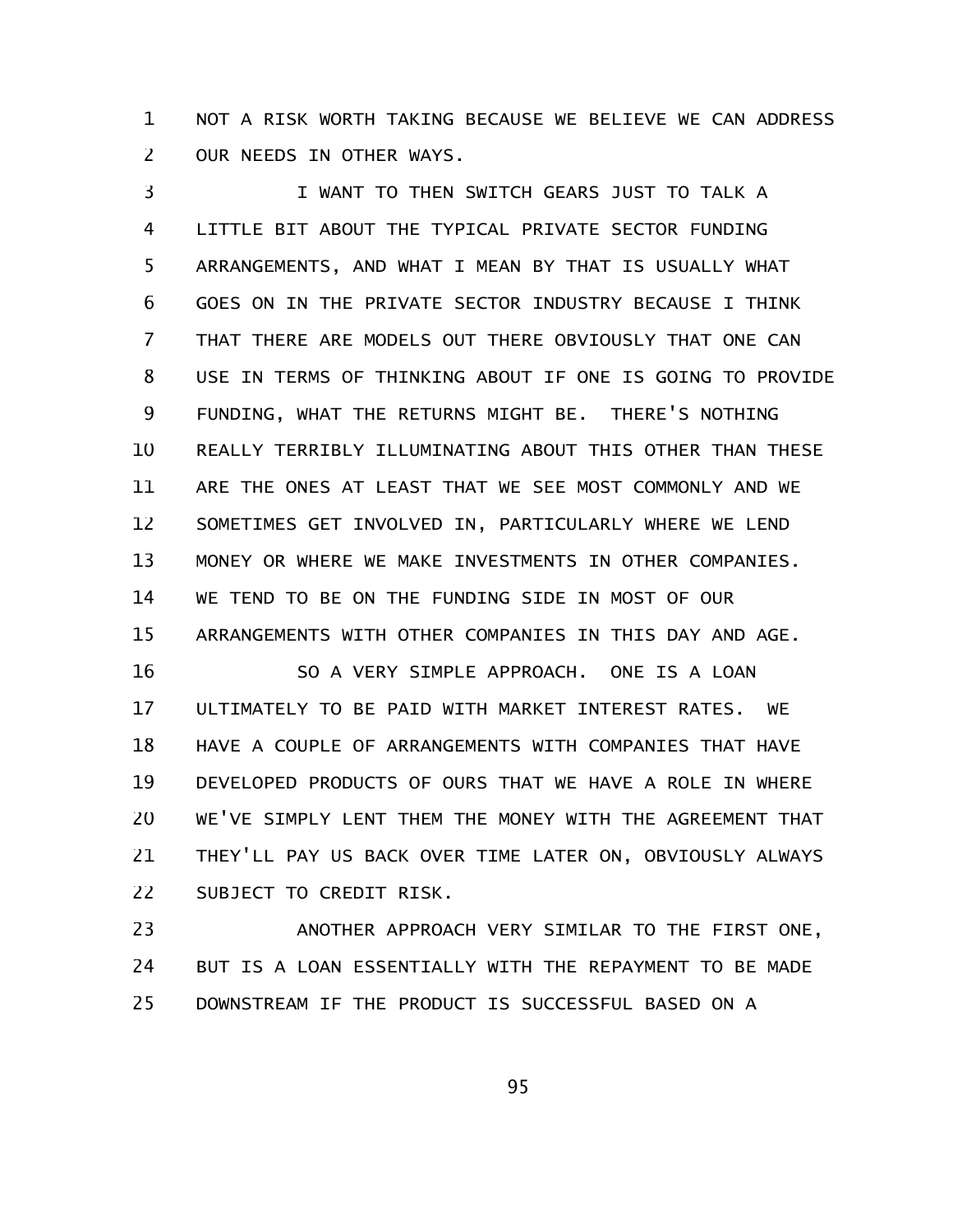NOT A RISK WORTH TAKING BECAUSE WE BELIEVE WE CAN ADDRESS OUR NEEDS IN OTHER WAYS.

I WANT TO THEN SWITCH GEARS JUST TO TALK A LITTLE BIT ABOUT THE TYPICAL PRIVATE SECTOR FUNDING ARRANGEMENTS, AND WHAT I MEAN BY THAT IS USUALLY WHAT GOES ON IN THE PRIVATE SECTOR INDUSTRY BECAUSE I THINK THAT THERE ARE MODELS OUT THERE OBVIOUSLY THAT ONE CAN USE IN TERMS OF THINKING ABOUT IF ONE IS GOING TO PROVIDE FUNDING, WHAT THE RETURNS MIGHT BE. THERE'S NOTHING REALLY TERRIBLY ILLUMINATING ABOUT THIS OTHER THAN THESE ARE THE ONES AT LEAST THAT WE SEE MOST COMMONLY AND WE SOMETIMES GET INVOLVED IN, PARTICULARLY WHERE WE LEND MONEY OR WHERE WE MAKE INVESTMENTS IN OTHER COMPANIES. WE TEND TO BE ON THE FUNDING SIDE IN MOST OF OUR ARRANGEMENTS WITH OTHER COMPANIES IN THIS DAY AND AGE.

SO A VERY SIMPLE APPROACH. ONE IS A LOAN ULTIMATELY TO BE PAID WITH MARKET INTEREST RATES. WE HAVE A COUPLE OF ARRANGEMENTS WITH COMPANIES THAT HAVE DEVELOPED PRODUCTS OF OURS THAT WE HAVE A ROLE IN WHERE WE'VE SIMPLY LENT THEM THE MONEY WITH THE AGREEMENT THAT THEY'LL PAY US BACK OVER TIME LATER ON, OBVIOUSLY ALWAYS SUBJECT TO CREDIT RISK.

ANOTHER APPROACH VERY SIMILAR TO THE FIRST ONE, BUT IS A LOAN ESSENTIALLY WITH THE REPAYMENT TO BE MADE DOWNSTREAM IF THE PRODUCT IS SUCCESSFUL BASED ON A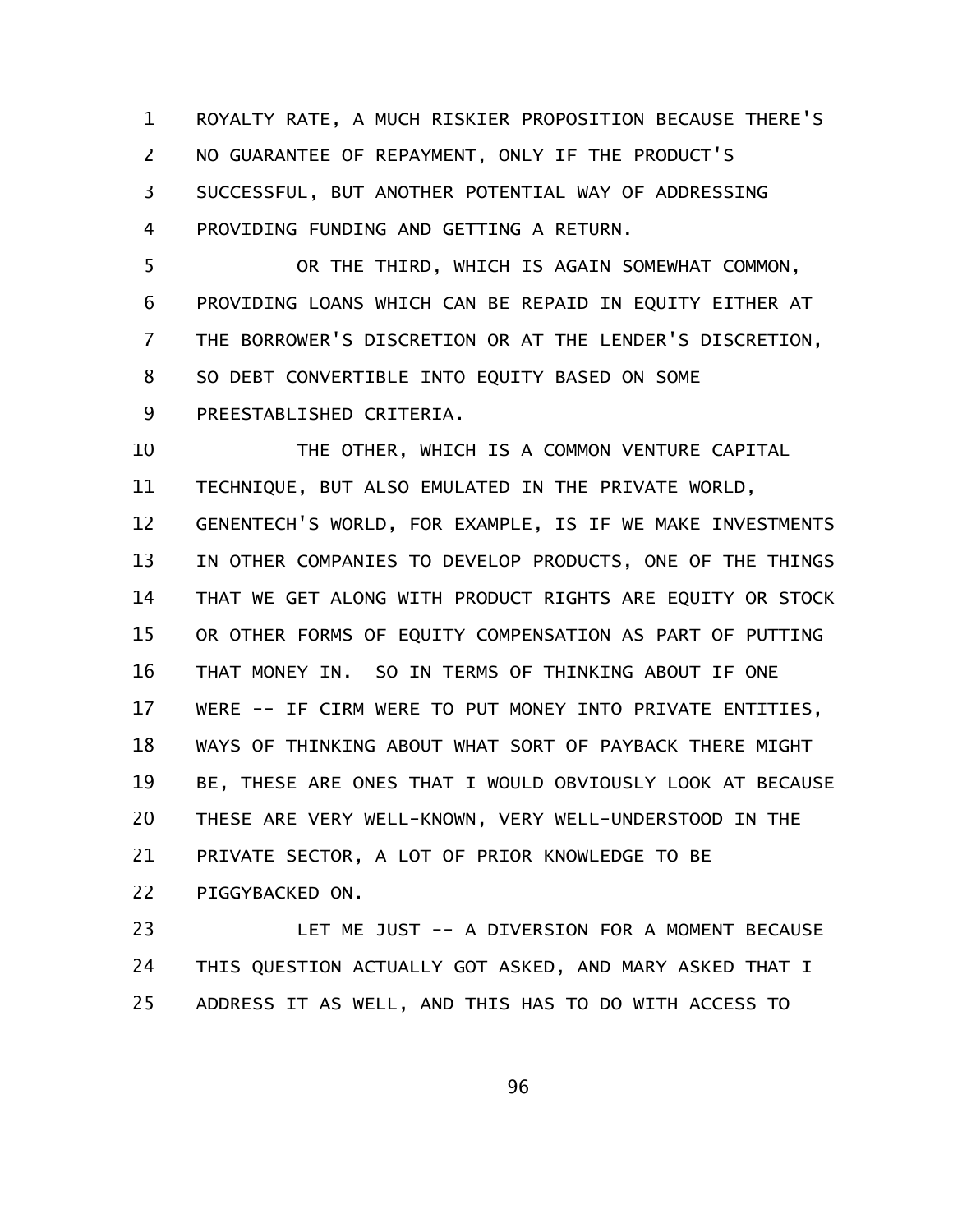ROYALTY RATE, A MUCH RISKIER PROPOSITION BECAUSE THERE'S NO GUARANTEE OF REPAYMENT, ONLY IF THE PRODUCT'S SUCCESSFUL, BUT ANOTHER POTENTIAL WAY OF ADDRESSING PROVIDING FUNDING AND GETTING A RETURN.

OR THE THIRD, WHICH IS AGAIN SOMEWHAT COMMON, PROVIDING LOANS WHICH CAN BE REPAID IN EQUITY EITHER AT THE BORROWER'S DISCRETION OR AT THE LENDER'S DISCRETION, SO DEBT CONVERTIBLE INTO EQUITY BASED ON SOME PREESTABLISHED CRITERIA.

THE OTHER, WHICH IS A COMMON VENTURE CAPITAL TECHNIQUE, BUT ALSO EMULATED IN THE PRIVATE WORLD, GENENTECH'S WORLD, FOR EXAMPLE, IS IF WE MAKE INVESTMENTS IN OTHER COMPANIES TO DEVELOP PRODUCTS, ONE OF THE THINGS THAT WE GET ALONG WITH PRODUCT RIGHTS ARE EQUITY OR STOCK OR OTHER FORMS OF EQUITY COMPENSATION AS PART OF PUTTING THAT MONEY IN. SO IN TERMS OF THINKING ABOUT IF ONE WERE -- IF CIRM WERE TO PUT MONEY INTO PRIVATE ENTITIES, WAYS OF THINKING ABOUT WHAT SORT OF PAYBACK THERE MIGHT BE, THESE ARE ONES THAT I WOULD OBVIOUSLY LOOK AT BECAUSE THESE ARE VERY WELL-KNOWN, VERY WELL-UNDERSTOOD IN THE PRIVATE SECTOR, A LOT OF PRIOR KNOWLEDGE TO BE PIGGYBACKED ON.

LET ME JUST -- A DIVERSION FOR A MOMENT BECAUSE THIS QUESTION ACTUALLY GOT ASKED, AND MARY ASKED THAT I ADDRESS IT AS WELL, AND THIS HAS TO DO WITH ACCESS TO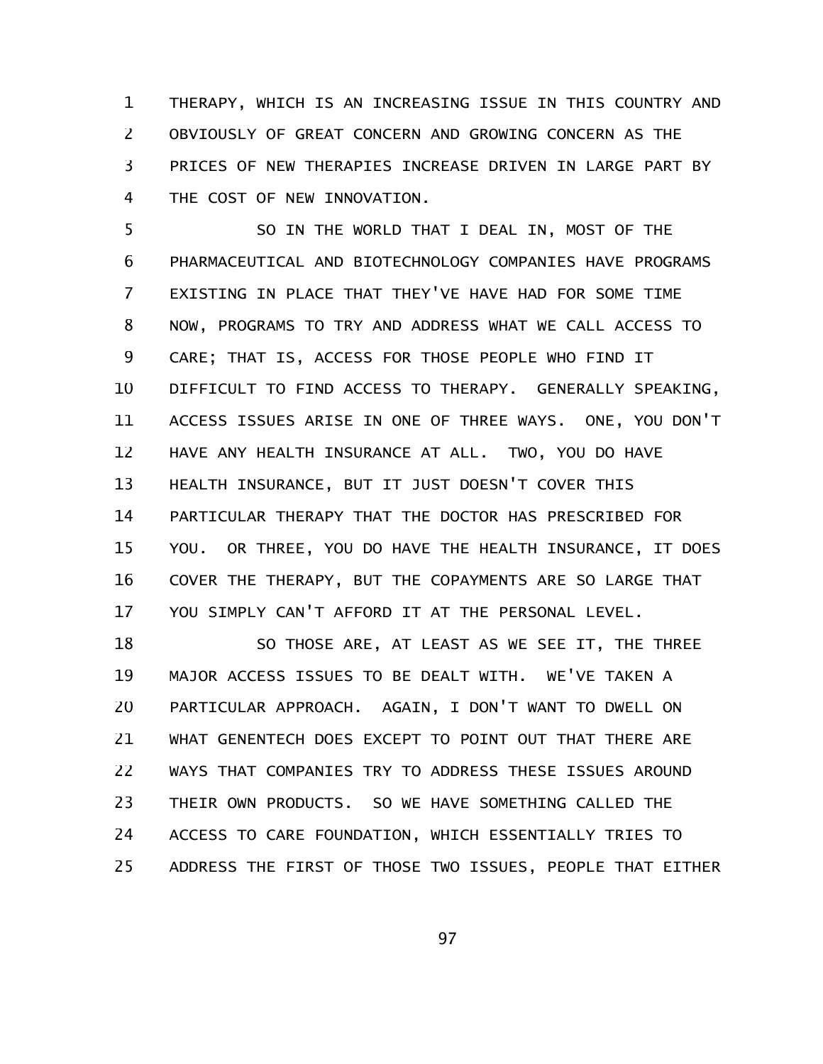THERAPY, WHICH IS AN INCREASING ISSUE IN THIS COUNTRY AND OBVIOUSLY OF GREAT CONCERN AND GROWING CONCERN AS THE PRICES OF NEW THERAPIES INCREASE DRIVEN IN LARGE PART BY THE COST OF NEW INNOVATION.

SO IN THE WORLD THAT I DEAL IN, MOST OF THE PHARMACEUTICAL AND BIOTECHNOLOGY COMPANIES HAVE PROGRAMS EXISTING IN PLACE THAT THEY'VE HAVE HAD FOR SOME TIME NOW, PROGRAMS TO TRY AND ADDRESS WHAT WE CALL ACCESS TO CARE; THAT IS, ACCESS FOR THOSE PEOPLE WHO FIND IT DIFFICULT TO FIND ACCESS TO THERAPY. GENERALLY SPEAKING, ACCESS ISSUES ARISE IN ONE OF THREE WAYS. ONE, YOU DON'T HAVE ANY HEALTH INSURANCE AT ALL. TWO, YOU DO HAVE HEALTH INSURANCE, BUT IT JUST DOESN'T COVER THIS PARTICULAR THERAPY THAT THE DOCTOR HAS PRESCRIBED FOR YOU. OR THREE, YOU DO HAVE THE HEALTH INSURANCE, IT DOES COVER THE THERAPY, BUT THE COPAYMENTS ARE SO LARGE THAT YOU SIMPLY CAN'T AFFORD IT AT THE PERSONAL LEVEL.

SO THOSE ARE, AT LEAST AS WE SEE IT, THE THREE MAJOR ACCESS ISSUES TO BE DEALT WITH. WE'VE TAKEN A PARTICULAR APPROACH. AGAIN, I DON'T WANT TO DWELL ON WHAT GENENTECH DOES EXCEPT TO POINT OUT THAT THERE ARE WAYS THAT COMPANIES TRY TO ADDRESS THESE ISSUES AROUND THEIR OWN PRODUCTS. SO WE HAVE SOMETHING CALLED THE ACCESS TO CARE FOUNDATION, WHICH ESSENTIALLY TRIES TO ADDRESS THE FIRST OF THOSE TWO ISSUES, PEOPLE THAT EITHER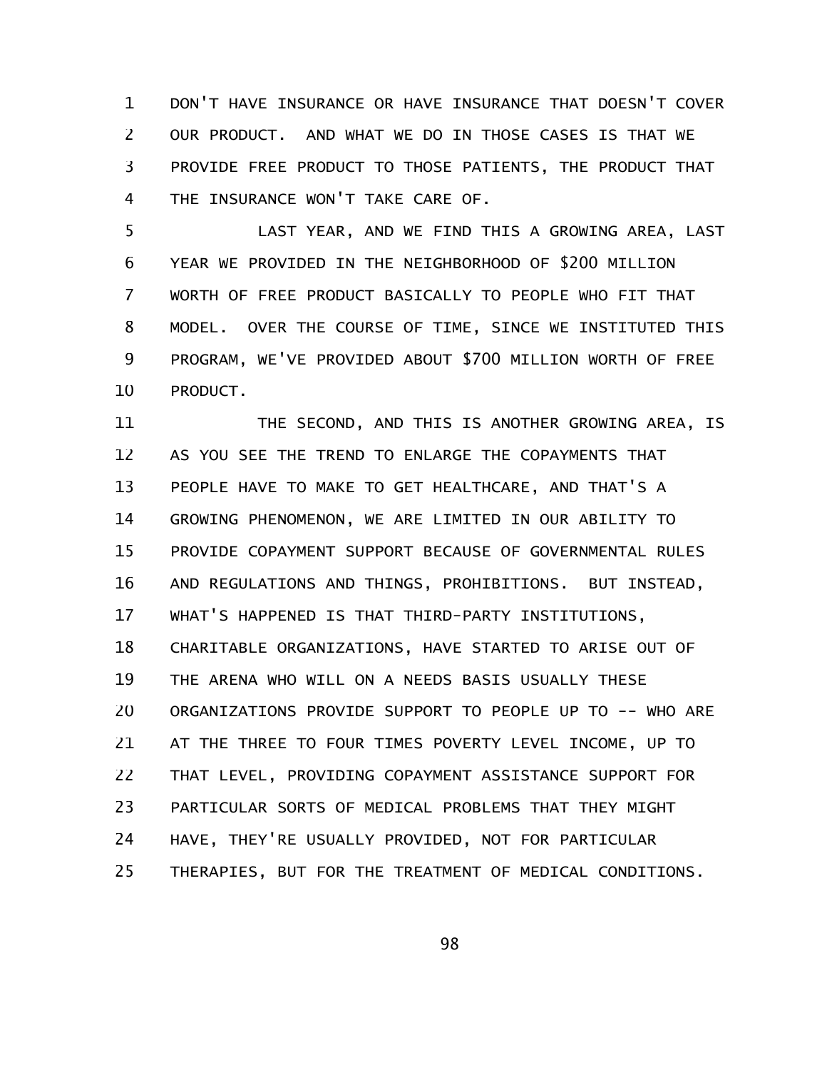DON'T HAVE INSURANCE OR HAVE INSURANCE THAT DOESN'T COVER OUR PRODUCT. AND WHAT WE DO IN THOSE CASES IS THAT WE PROVIDE FREE PRODUCT TO THOSE PATIENTS, THE PRODUCT THAT THE INSURANCE WON'T TAKE CARE OF.

LAST YEAR, AND WE FIND THIS A GROWING AREA, LAST YEAR WE PROVIDED IN THE NEIGHBORHOOD OF $200 MILLION WORTH OF FREE PRODUCT BASICALLY TO PEOPLE WHO FIT THAT MODEL. OVER THE COURSE OF TIME, SINCE WE INSTITUTED THIS PROGRAM, WE'VE PROVIDED ABOUT $700 MILLION WORTH OF FREE PRODUCT.

THE SECOND, AND THIS IS ANOTHER GROWING AREA, IS AS YOU SEE THE TREND TO ENLARGE THE COPAYMENTS THAT PEOPLE HAVE TO MAKE TO GET HEALTHCARE, AND THAT'S A GROWING PHENOMENON, WE ARE LIMITED IN OUR ABILITY TO PROVIDE COPAYMENT SUPPORT BECAUSE OF GOVERNMENTAL RULES AND REGULATIONS AND THINGS, PROHIBITIONS. BUT INSTEAD, WHAT'S HAPPENED IS THAT THIRD-PARTY INSTITUTIONS, CHARITABLE ORGANIZATIONS, HAVE STARTED TO ARISE OUT OF THE ARENA WHO WILL ON A NEEDS BASIS USUALLY THESE ORGANIZATIONS PROVIDE SUPPORT TO PEOPLE UP TO -- WHO ARE AT THE THREE TO FOUR TIMES POVERTY LEVEL INCOME, UP TO THAT LEVEL, PROVIDING COPAYMENT ASSISTANCE SUPPORT FOR PARTICULAR SORTS OF MEDICAL PROBLEMS THAT THEY MIGHT HAVE, THEY'RE USUALLY PROVIDED, NOT FOR PARTICULAR THERAPIES, BUT FOR THE TREATMENT OF MEDICAL CONDITIONS.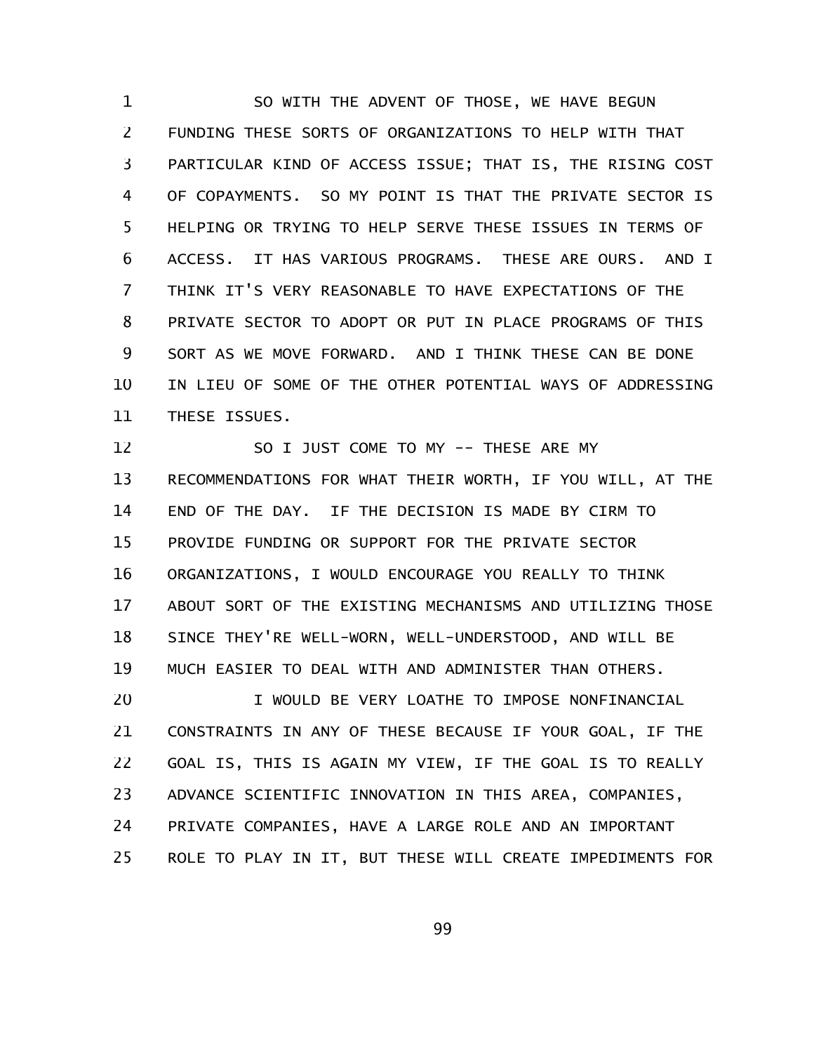SO WITH THE ADVENT OF THOSE, WE HAVE BEGUN FUNDING THESE SORTS OF ORGANIZATIONS TO HELP WITH THAT PARTICULAR KIND OF ACCESS ISSUE; THAT IS, THE RISING COST OF COPAYMENTS. SO MY POINT IS THAT THE PRIVATE SECTOR IS HELPING OR TRYING TO HELP SERVE THESE ISSUES IN TERMS OF ACCESS. IT HAS VARIOUS PROGRAMS. THESE ARE OURS. AND I THINK IT'S VERY REASONABLE TO HAVE EXPECTATIONS OF THE PRIVATE SECTOR TO ADOPT OR PUT IN PLACE PROGRAMS OF THIS SORT AS WE MOVE FORWARD. AND I THINK THESE CAN BE DONE IN LIEU OF SOME OF THE OTHER POTENTIAL WAYS OF ADDRESSING THESE ISSUES.

SO I JUST COME TO MY -- THESE ARE MY RECOMMENDATIONS FOR WHAT THEIR WORTH, IF YOU WILL, AT THE END OF THE DAY. IF THE DECISION IS MADE BY CIRM TO PROVIDE FUNDING OR SUPPORT FOR THE PRIVATE SECTOR ORGANIZATIONS, I WOULD ENCOURAGE YOU REALLY TO THINK ABOUT SORT OF THE EXISTING MECHANISMS AND UTILIZING THOSE SINCE THEY'RE WELL-WORN, WELL-UNDERSTOOD, AND WILL BE MUCH EASIER TO DEAL WITH AND ADMINISTER THAN OTHERS.

I WOULD BE VERY LOATHE TO IMPOSE NONFINANCIAL CONSTRAINTS IN ANY OF THESE BECAUSE IF YOUR GOAL, IF THE GOAL IS, THIS IS AGAIN MY VIEW, IF THE GOAL IS TO REALLY ADVANCE SCIENTIFIC INNOVATION IN THIS AREA, COMPANIES, PRIVATE COMPANIES, HAVE A LARGE ROLE AND AN IMPORTANT ROLE TO PLAY IN IT, BUT THESE WILL CREATE IMPEDIMENTS FOR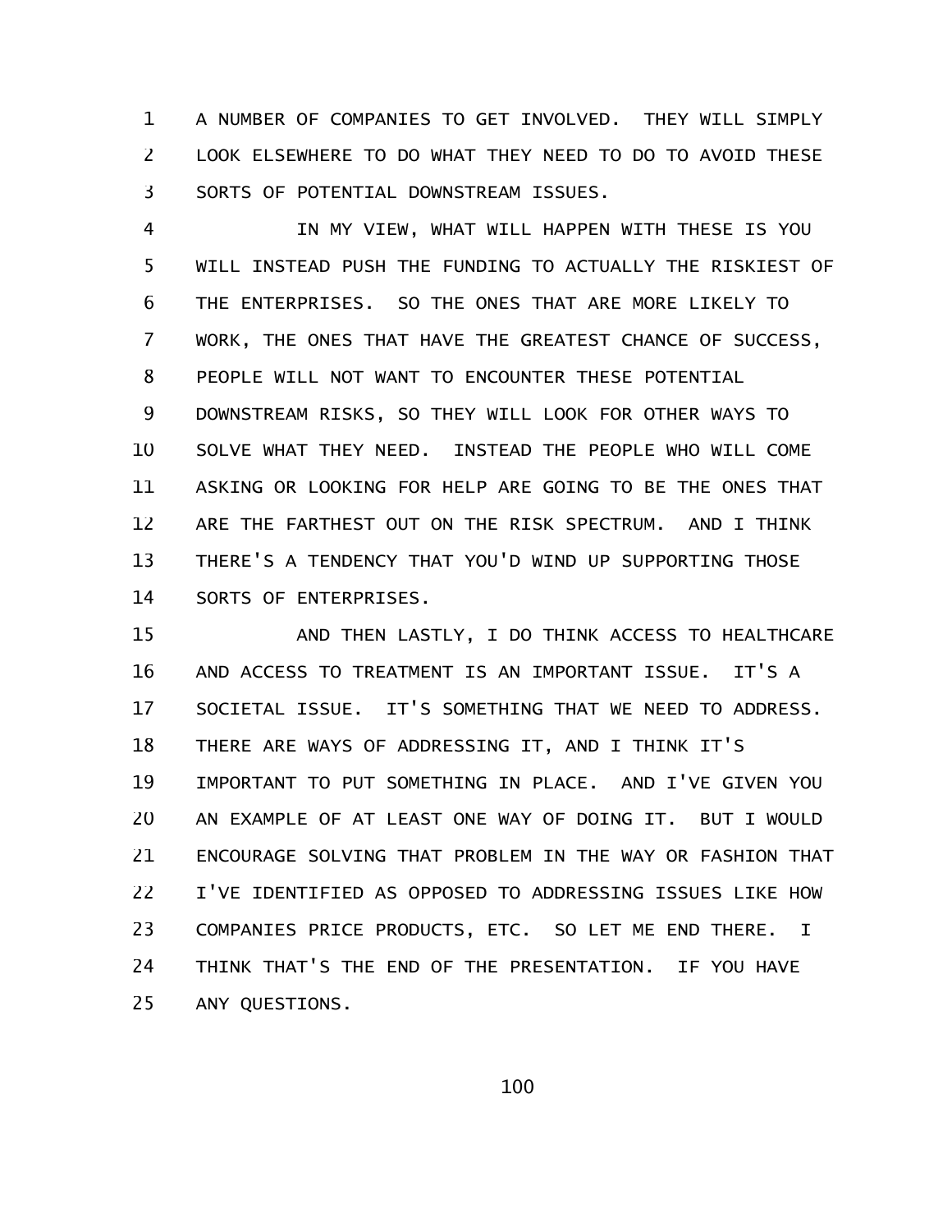A NUMBER OF COMPANIES TO GET INVOLVED. THEY WILL SIMPLY LOOK ELSEWHERE TO DO WHAT THEY NEED TO DO TO AVOID THESE SORTS OF POTENTIAL DOWNSTREAM ISSUES.

IN MY VIEW, WHAT WILL HAPPEN WITH THESE IS YOU WILL INSTEAD PUSH THE FUNDING TO ACTUALLY THE RISKIEST OF THE ENTERPRISES. SO THE ONES THAT ARE MORE LIKELY TO WORK, THE ONES THAT HAVE THE GREATEST CHANCE OF SUCCESS, PEOPLE WILL NOT WANT TO ENCOUNTER THESE POTENTIAL DOWNSTREAM RISKS, SO THEY WILL LOOK FOR OTHER WAYS TO SOLVE WHAT THEY NEED. INSTEAD THE PEOPLE WHO WILL COME ASKING OR LOOKING FOR HELP ARE GOING TO BE THE ONES THAT ARE THE FARTHEST OUT ON THE RISK SPECTRUM. AND I THINK THERE'S A TENDENCY THAT YOU'D WIND UP SUPPORTING THOSE SORTS OF ENTERPRISES.

AND THEN LASTLY, I DO THINK ACCESS TO HEALTHCARE AND ACCESS TO TREATMENT IS AN IMPORTANT ISSUE. IT'S A SOCIETAL ISSUE. IT'S SOMETHING THAT WE NEED TO ADDRESS. THERE ARE WAYS OF ADDRESSING IT, AND I THINK IT'S IMPORTANT TO PUT SOMETHING IN PLACE. AND I'VE GIVEN YOU AN EXAMPLE OF AT LEAST ONE WAY OF DOING IT. BUT I WOULD ENCOURAGE SOLVING THAT PROBLEM IN THE WAY OR FASHION THAT I'VE IDENTIFIED AS OPPOSED TO ADDRESSING ISSUES LIKE HOW COMPANIES PRICE PRODUCTS, ETC. SO LET ME END THERE. I THINK THAT'S THE END OF THE PRESENTATION. IF YOU HAVE ANY QUESTIONS.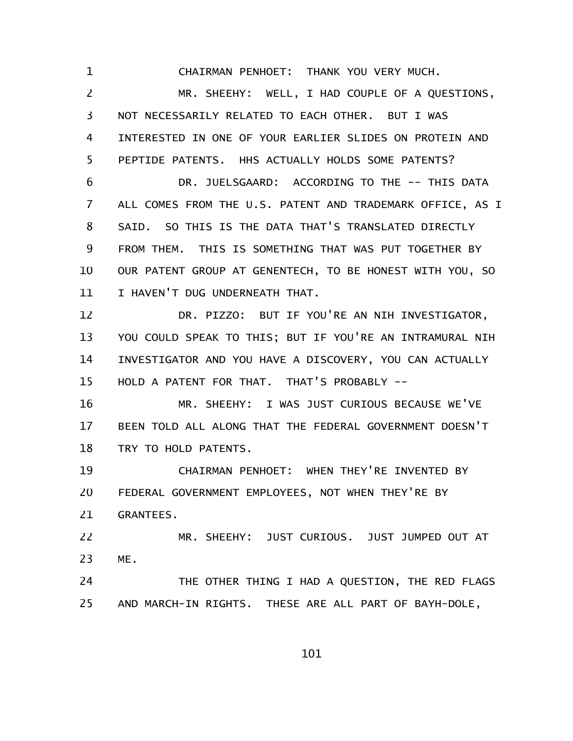CHAIRMAN PENHOET: THANK YOU VERY MUCH.

MR. SHEEHY: WELL, I HAD COUPLE OF A QUESTIONS, NOT NECESSARILY RELATED TO EACH OTHER. BUT I WAS INTERESTED IN ONE OF YOUR EARLIER SLIDES ON PROTEIN AND PEPTIDE PATENTS. HHS ACTUALLY HOLDS SOME PATENTS?

DR. JUELSGAARD: ACCORDING TO THE -- THIS DATA ALL COMES FROM THE U.S. PATENT AND TRADEMARK OFFICE, AS I SAID. SO THIS IS THE DATA THAT'S TRANSLATED DIRECTLY FROM THEM. THIS IS SOMETHING THAT WAS PUT TOGETHER BY OUR PATENT GROUP AT GENENTECH, TO BE HONEST WITH YOU, SO I HAVEN'T DUG UNDERNEATH THAT.

DR. PIZZO: BUT IF YOU'RE AN NIH INVESTIGATOR, YOU COULD SPEAK TO THIS; BUT IF YOU'RE AN INTRAMURAL NIH INVESTIGATOR AND YOU HAVE A DISCOVERY, YOU CAN ACTUALLY HOLD A PATENT FOR THAT. THAT'S PROBABLY --

MR. SHEEHY: I WAS JUST CURIOUS BECAUSE WE'VE BEEN TOLD ALL ALONG THAT THE FEDERAL GOVERNMENT DOESN'T TRY TO HOLD PATENTS.

CHAIRMAN PENHOET: WHEN THEY'RE INVENTED BY FEDERAL GOVERNMENT EMPLOYEES, NOT WHEN THEY'RE BY GRANTEES.

MR. SHEEHY: JUST CURIOUS. JUST JUMPED OUT AT ME.

THE OTHER THING I HAD A QUESTION, THE RED FLAGS AND MARCH-IN RIGHTS. THESE ARE ALL PART OF BAYH-DOLE,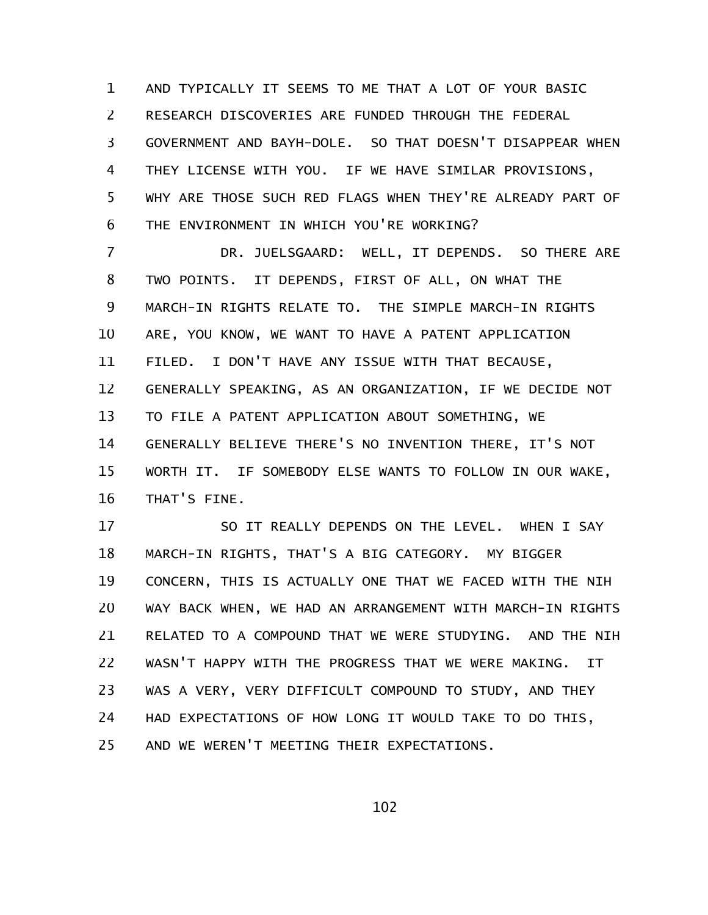AND TYPICALLY IT SEEMS TO ME THAT A LOT OF YOUR BASIC RESEARCH DISCOVERIES ARE FUNDED THROUGH THE FEDERAL GOVERNMENT AND BAYH-DOLE. SO THAT DOESN'T DISAPPEAR WHEN THEY LICENSE WITH YOU. IF WE HAVE SIMILAR PROVISIONS, WHY ARE THOSE SUCH RED FLAGS WHEN THEY'RE ALREADY PART OF THE ENVIRONMENT IN WHICH YOU'RE WORKING?

DR. JUELSGAARD: WELL, IT DEPENDS. SO THERE ARE TWO POINTS. IT DEPENDS, FIRST OF ALL, ON WHAT THE MARCH-IN RIGHTS RELATE TO. THE SIMPLE MARCH-IN RIGHTS ARE, YOU KNOW, WE WANT TO HAVE A PATENT APPLICATION FILED. I DON'T HAVE ANY ISSUE WITH THAT BECAUSE, GENERALLY SPEAKING, AS AN ORGANIZATION, IF WE DECIDE NOT TO FILE A PATENT APPLICATION ABOUT SOMETHING, WE GENERALLY BELIEVE THERE'S NO INVENTION THERE, IT'S NOT WORTH IT. IF SOMEBODY ELSE WANTS TO FOLLOW IN OUR WAKE, THAT'S FINE.

SO IT REALLY DEPENDS ON THE LEVEL. WHEN I SAY MARCH-IN RIGHTS, THAT'S A BIG CATEGORY. MY BIGGER CONCERN, THIS IS ACTUALLY ONE THAT WE FACED WITH THE NIH WAY BACK WHEN, WE HAD AN ARRANGEMENT WITH MARCH-IN RIGHTS RELATED TO A COMPOUND THAT WE WERE STUDYING. AND THE NIH WASN'T HAPPY WITH THE PROGRESS THAT WE WERE MAKING. IT WAS A VERY, VERY DIFFICULT COMPOUND TO STUDY, AND THEY HAD EXPECTATIONS OF HOW LONG IT WOULD TAKE TO DO THIS, AND WE WEREN'T MEETING THEIR EXPECTATIONS.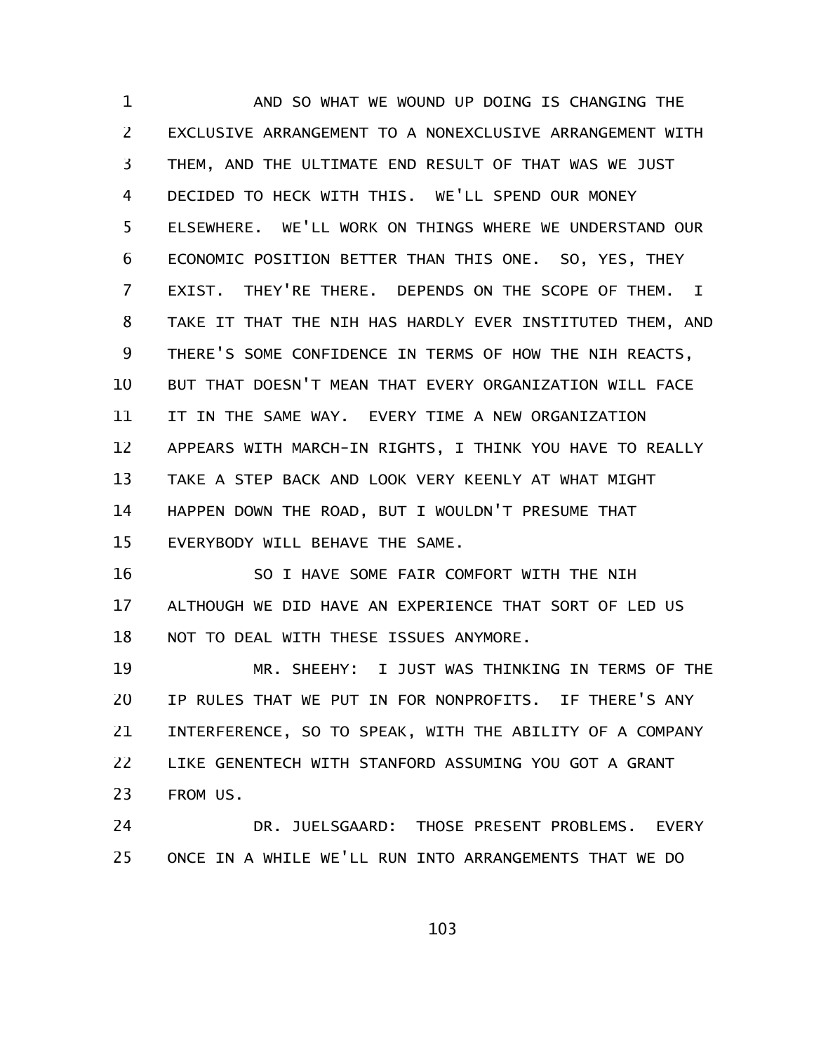AND SO WHAT WE WOUND UP DOING IS CHANGING THE EXCLUSIVE ARRANGEMENT TO A NONEXCLUSIVE ARRANGEMENT WITH THEM, AND THE ULTIMATE END RESULT OF THAT WAS WE JUST DECIDED TO HECK WITH THIS. WE'LL SPEND OUR MONEY ELSEWHERE. WE'LL WORK ON THINGS WHERE WE UNDERSTAND OUR ECONOMIC POSITION BETTER THAN THIS ONE. SO, YES, THEY EXIST. THEY'RE THERE. DEPENDS ON THE SCOPE OF THEM. I TAKE IT THAT THE NIH HAS HARDLY EVER INSTITUTED THEM, AND THERE'S SOME CONFIDENCE IN TERMS OF HOW THE NIH REACTS, BUT THAT DOESN'T MEAN THAT EVERY ORGANIZATION WILL FACE IT IN THE SAME WAY. EVERY TIME A NEW ORGANIZATION APPEARS WITH MARCH-IN RIGHTS, I THINK YOU HAVE TO REALLY TAKE A STEP BACK AND LOOK VERY KEENLY AT WHAT MIGHT HAPPEN DOWN THE ROAD, BUT I WOULDN'T PRESUME THAT EVERYBODY WILL BEHAVE THE SAME.

SO I HAVE SOME FAIR COMFORT WITH THE NIH ALTHOUGH WE DID HAVE AN EXPERIENCE THAT SORT OF LED US NOT TO DEAL WITH THESE ISSUES ANYMORE.

MR. SHEEHY: I JUST WAS THINKING IN TERMS OF THE IP RULES THAT WE PUT IN FOR NONPROFITS. IF THERE'S ANY INTERFERENCE, SO TO SPEAK, WITH THE ABILITY OF A COMPANY LIKE GENENTECH WITH STANFORD ASSUMING YOU GOT A GRANT FROM US.

DR. JUELSGAARD: THOSE PRESENT PROBLEMS. EVERY ONCE IN A WHILE WE'LL RUN INTO ARRANGEMENTS THAT WE DO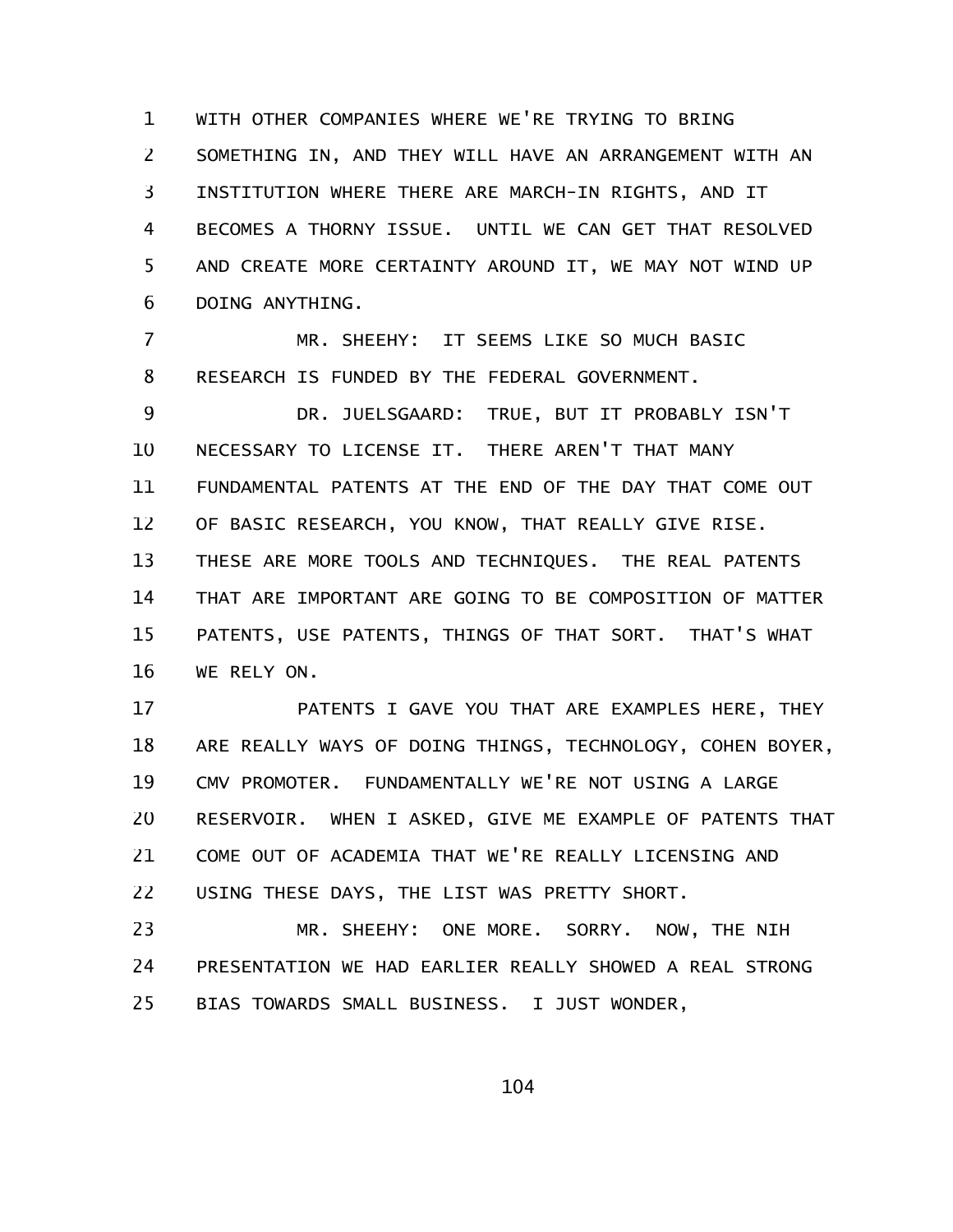WITH OTHER COMPANIES WHERE WE'RE TRYING TO BRING SOMETHING IN, AND THEY WILL HAVE AN ARRANGEMENT WITH AN INSTITUTION WHERE THERE ARE MARCH-IN RIGHTS, AND IT BECOMES A THORNY ISSUE. UNTIL WE CAN GET THAT RESOLVED AND CREATE MORE CERTAINTY AROUND IT, WE MAY NOT WIND UP DOING ANYTHING.

MR. SHEEHY: IT SEEMS LIKE SO MUCH BASIC RESEARCH IS FUNDED BY THE FEDERAL GOVERNMENT.

DR. JUELSGAARD: TRUE, BUT IT PROBABLY ISN'T NECESSARY TO LICENSE IT. THERE AREN'T THAT MANY FUNDAMENTAL PATENTS AT THE END OF THE DAY THAT COME OUT OF BASIC RESEARCH, YOU KNOW, THAT REALLY GIVE RISE. THESE ARE MORE TOOLS AND TECHNIQUES. THE REAL PATENTS THAT ARE IMPORTANT ARE GOING TO BE COMPOSITION OF MATTER PATENTS, USE PATENTS, THINGS OF THAT SORT. THAT'S WHAT WE RELY ON.

PATENTS I GAVE YOU THAT ARE EXAMPLES HERE, THEY ARE REALLY WAYS OF DOING THINGS, TECHNOLOGY, COHEN BOYER, CMV PROMOTER. FUNDAMENTALLY WE'RE NOT USING A LARGE RESERVOIR. WHEN I ASKED, GIVE ME EXAMPLE OF PATENTS THAT COME OUT OF ACADEMIA THAT WE'RE REALLY LICENSING AND USING THESE DAYS, THE LIST WAS PRETTY SHORT.

MR. SHEEHY: ONE MORE. SORRY. NOW, THE NIH PRESENTATION WE HAD EARLIER REALLY SHOWED A REAL STRONG BIAS TOWARDS SMALL BUSINESS. I JUST WONDER,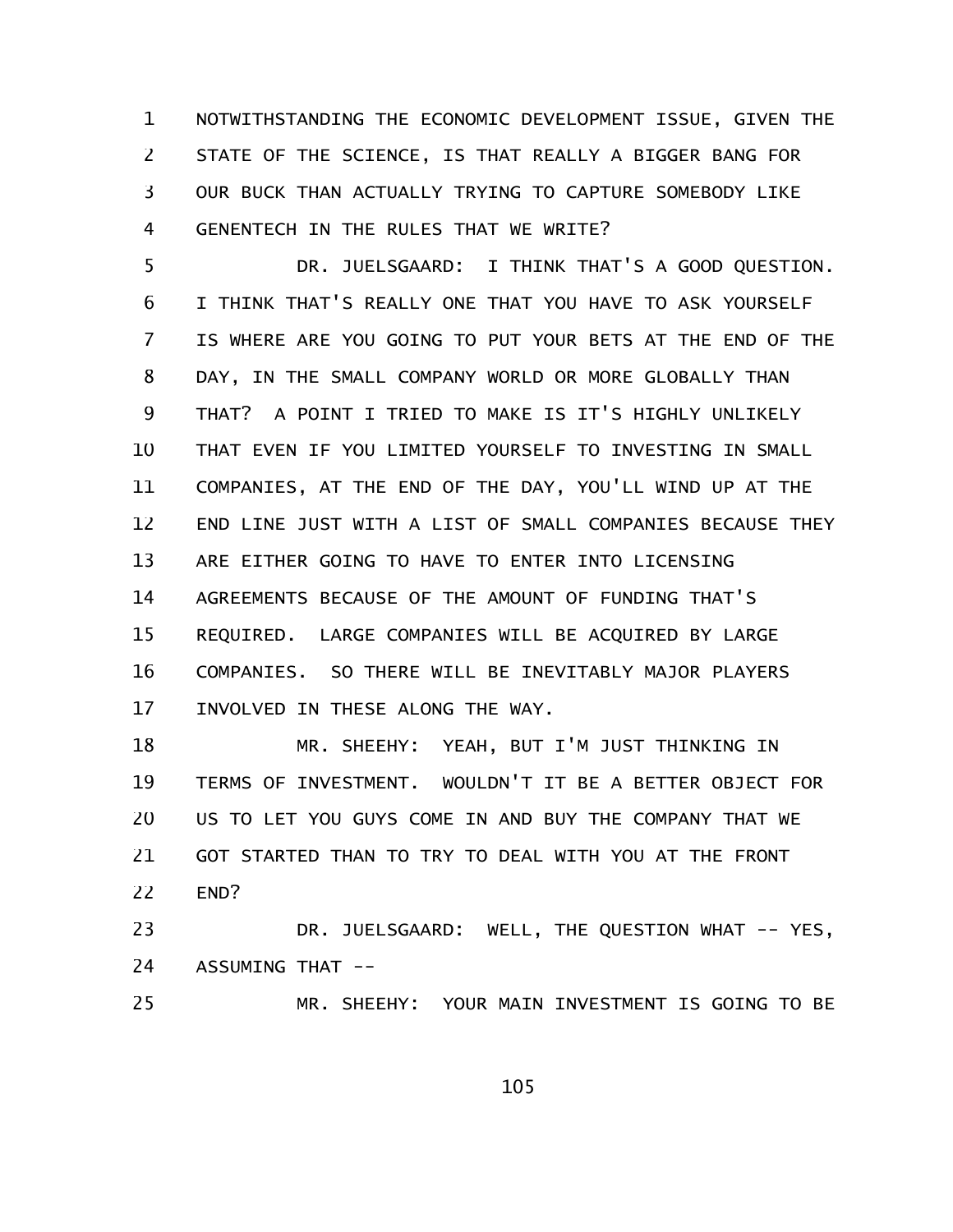NOTWITHSTANDING THE ECONOMIC DEVELOPMENT ISSUE, GIVEN THE STATE OF THE SCIENCE, IS THAT REALLY A BIGGER BANG FOR OUR BUCK THAN ACTUALLY TRYING TO CAPTURE SOMEBODY LIKE GENENTECH IN THE RULES THAT WE WRITE?

DR. JUELSGAARD: I THINK THAT'S A GOOD QUESTION. I THINK THAT'S REALLY ONE THAT YOU HAVE TO ASK YOURSELF IS WHERE ARE YOU GOING TO PUT YOUR BETS AT THE END OF THE DAY, IN THE SMALL COMPANY WORLD OR MORE GLOBALLY THAN THAT? A POINT I TRIED TO MAKE IS IT'S HIGHLY UNLIKELY THAT EVEN IF YOU LIMITED YOURSELF TO INVESTING IN SMALL COMPANIES, AT THE END OF THE DAY, YOU'LL WIND UP AT THE END LINE JUST WITH A LIST OF SMALL COMPANIES BECAUSE THEY ARE EITHER GOING TO HAVE TO ENTER INTO LICENSING AGREEMENTS BECAUSE OF THE AMOUNT OF FUNDING THAT'S REQUIRED. LARGE COMPANIES WILL BE ACQUIRED BY LARGE COMPANIES. SO THERE WILL BE INEVITABLY MAJOR PLAYERS INVOLVED IN THESE ALONG THE WAY.

MR. SHEEHY: YEAH, BUT I'M JUST THINKING IN TERMS OF INVESTMENT. WOULDN'T IT BE A BETTER OBJECT FOR US TO LET YOU GUYS COME IN AND BUY THE COMPANY THAT WE GOT STARTED THAN TO TRY TO DEAL WITH YOU AT THE FRONT END?

DR. JUELSGAARD: WELL, THE QUESTION WHAT -- YES, ASSUMING THAT --

MR. SHEEHY: YOUR MAIN INVESTMENT IS GOING TO BE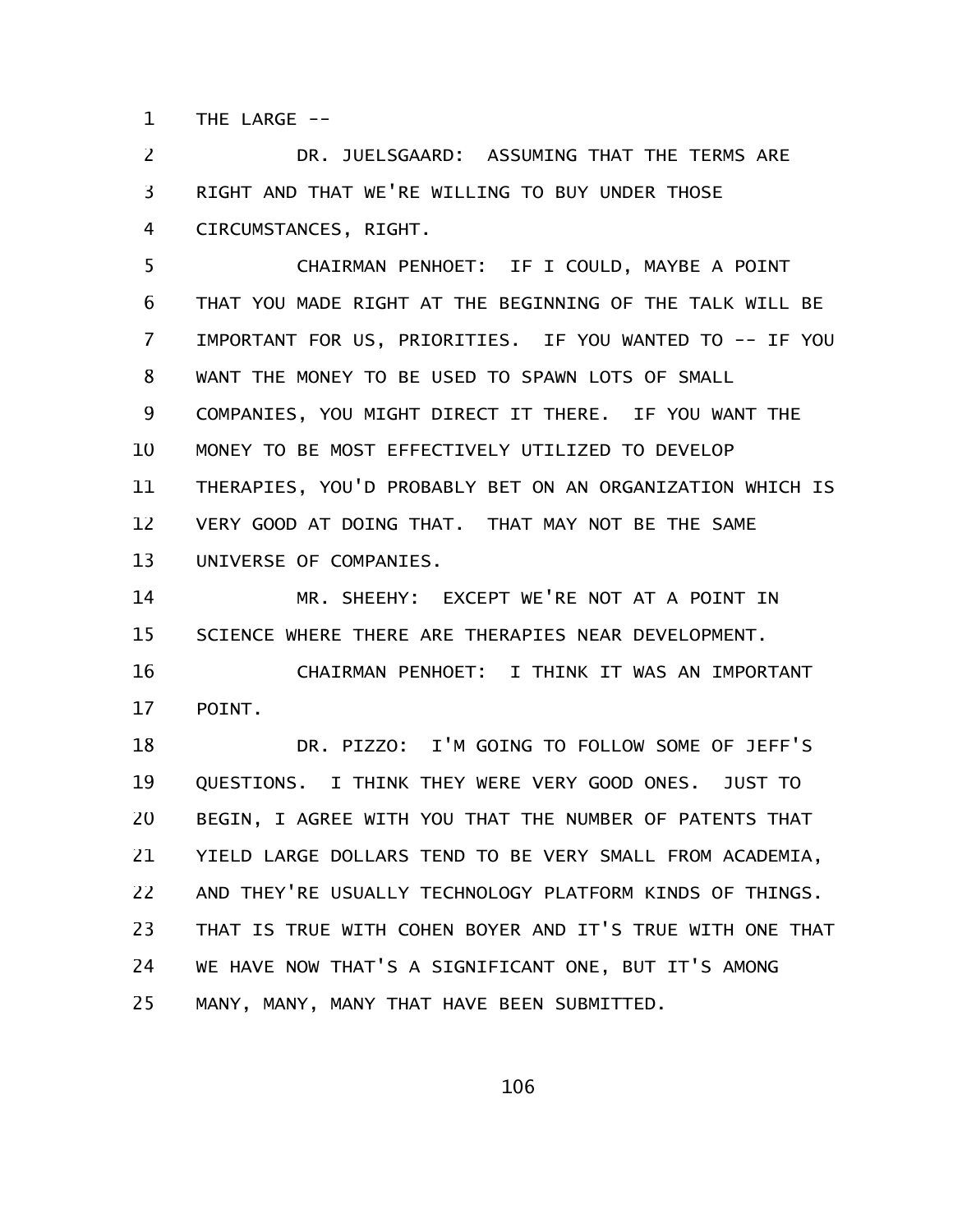THE LARGE --

DR. JUELSGAARD: ASSUMING THAT THE TERMS ARE RIGHT AND THAT WE'RE WILLING TO BUY UNDER THOSE CIRCUMSTANCES, RIGHT.

CHAIRMAN PENHOET: IF I COULD, MAYBE A POINT THAT YOU MADE RIGHT AT THE BEGINNING OF THE TALK WILL BE IMPORTANT FOR US, PRIORITIES. IF YOU WANTED TO -- IF YOU WANT THE MONEY TO BE USED TO SPAWN LOTS OF SMALL COMPANIES, YOU MIGHT DIRECT IT THERE. IF YOU WANT THE MONEY TO BE MOST EFFECTIVELY UTILIZED TO DEVELOP THERAPIES, YOU'D PROBABLY BET ON AN ORGANIZATION WHICH IS VERY GOOD AT DOING THAT. THAT MAY NOT BE THE SAME UNIVERSE OF COMPANIES.

MR. SHEEHY: EXCEPT WE'RE NOT AT A POINT IN SCIENCE WHERE THERE ARE THERAPIES NEAR DEVELOPMENT.

CHAIRMAN PENHOET: I THINK IT WAS AN IMPORTANT POINT.

DR. PIZZO: I'M GOING TO FOLLOW SOME OF JEFF'S QUESTIONS. I THINK THEY WERE VERY GOOD ONES. JUST TO BEGIN, I AGREE WITH YOU THAT THE NUMBER OF PATENTS THAT YIELD LARGE DOLLARS TEND TO BE VERY SMALL FROM ACADEMIA, AND THEY'RE USUALLY TECHNOLOGY PLATFORM KINDS OF THINGS. THAT IS TRUE WITH COHEN BOYER AND IT'S TRUE WITH ONE THAT WE HAVE NOW THAT'S A SIGNIFICANT ONE, BUT IT'S AMONG MANY, MANY, MANY THAT HAVE BEEN SUBMITTED.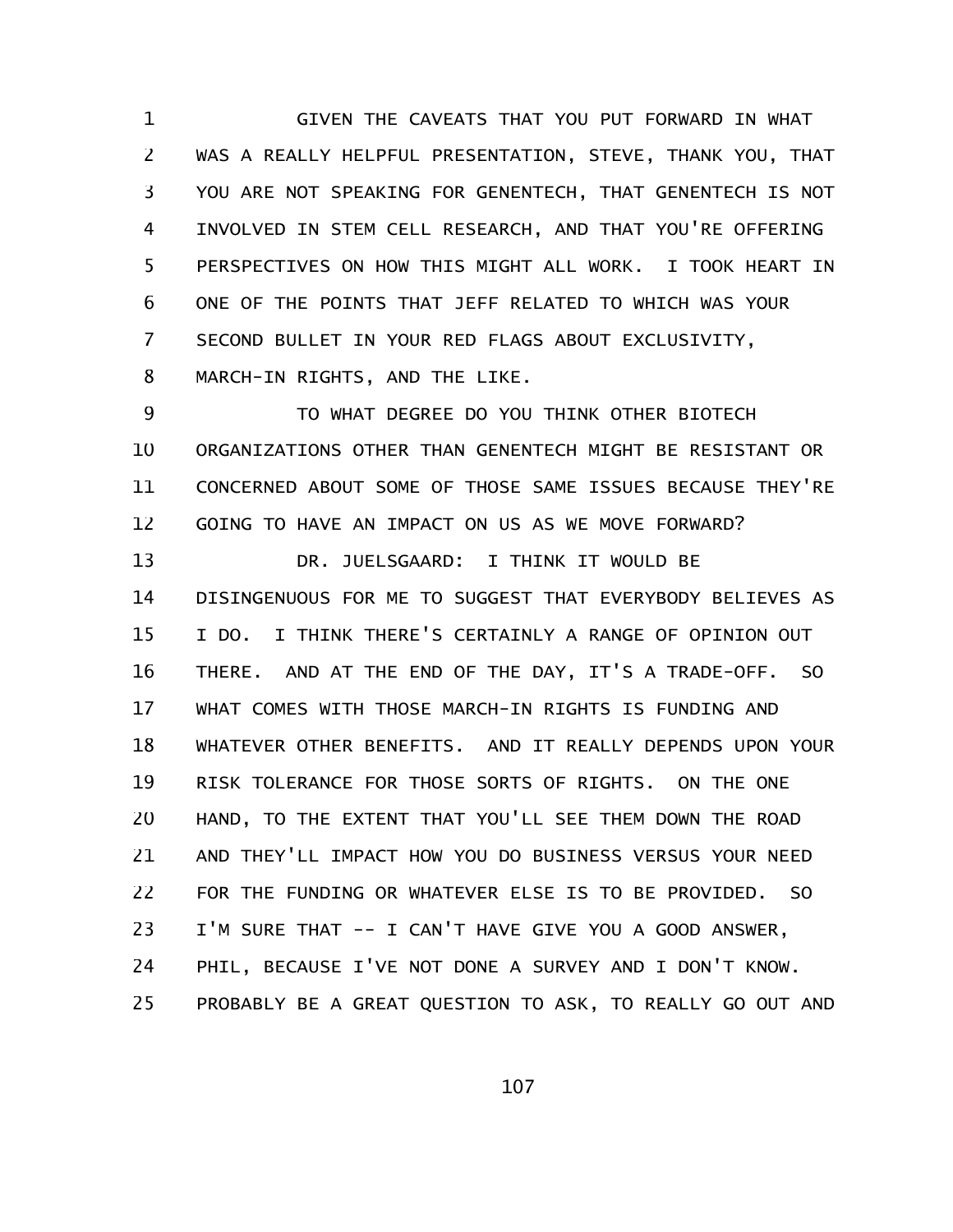GIVEN THE CAVEATS THAT YOU PUT FORWARD IN WHAT WAS A REALLY HELPFUL PRESENTATION, STEVE, THANK YOU, THAT YOU ARE NOT SPEAKING FOR GENENTECH, THAT GENENTECH IS NOT INVOLVED IN STEM CELL RESEARCH, AND THAT YOU'RE OFFERING PERSPECTIVES ON HOW THIS MIGHT ALL WORK. I TOOK HEART IN ONE OF THE POINTS THAT JEFF RELATED TO WHICH WAS YOUR SECOND BULLET IN YOUR RED FLAGS ABOUT EXCLUSIVITY, MARCH-IN RIGHTS, AND THE LIKE.

TO WHAT DEGREE DO YOU THINK OTHER BIOTECH ORGANIZATIONS OTHER THAN GENENTECH MIGHT BE RESISTANT OR CONCERNED ABOUT SOME OF THOSE SAME ISSUES BECAUSE THEY'RE GOING TO HAVE AN IMPACT ON US AS WE MOVE FORWARD?

DR. JUELSGAARD: I THINK IT WOULD BE DISINGENUOUS FOR ME TO SUGGEST THAT EVERYBODY BELIEVES AS I DO. I THINK THERE'S CERTAINLY A RANGE OF OPINION OUT THERE. AND AT THE END OF THE DAY, IT'S A TRADE-OFF. SO WHAT COMES WITH THOSE MARCH-IN RIGHTS IS FUNDING AND WHATEVER OTHER BENEFITS. AND IT REALLY DEPENDS UPON YOUR RISK TOLERANCE FOR THOSE SORTS OF RIGHTS. ON THE ONE HAND, TO THE EXTENT THAT YOU'LL SEE THEM DOWN THE ROAD AND THEY'LL IMPACT HOW YOU DO BUSINESS VERSUS YOUR NEED FOR THE FUNDING OR WHATEVER ELSE IS TO BE PROVIDED. SO I'M SURE THAT -- I CAN'T HAVE GIVE YOU A GOOD ANSWER, PHIL, BECAUSE I'VE NOT DONE A SURVEY AND I DON'T KNOW. PROBABLY BE A GREAT QUESTION TO ASK, TO REALLY GO OUT AND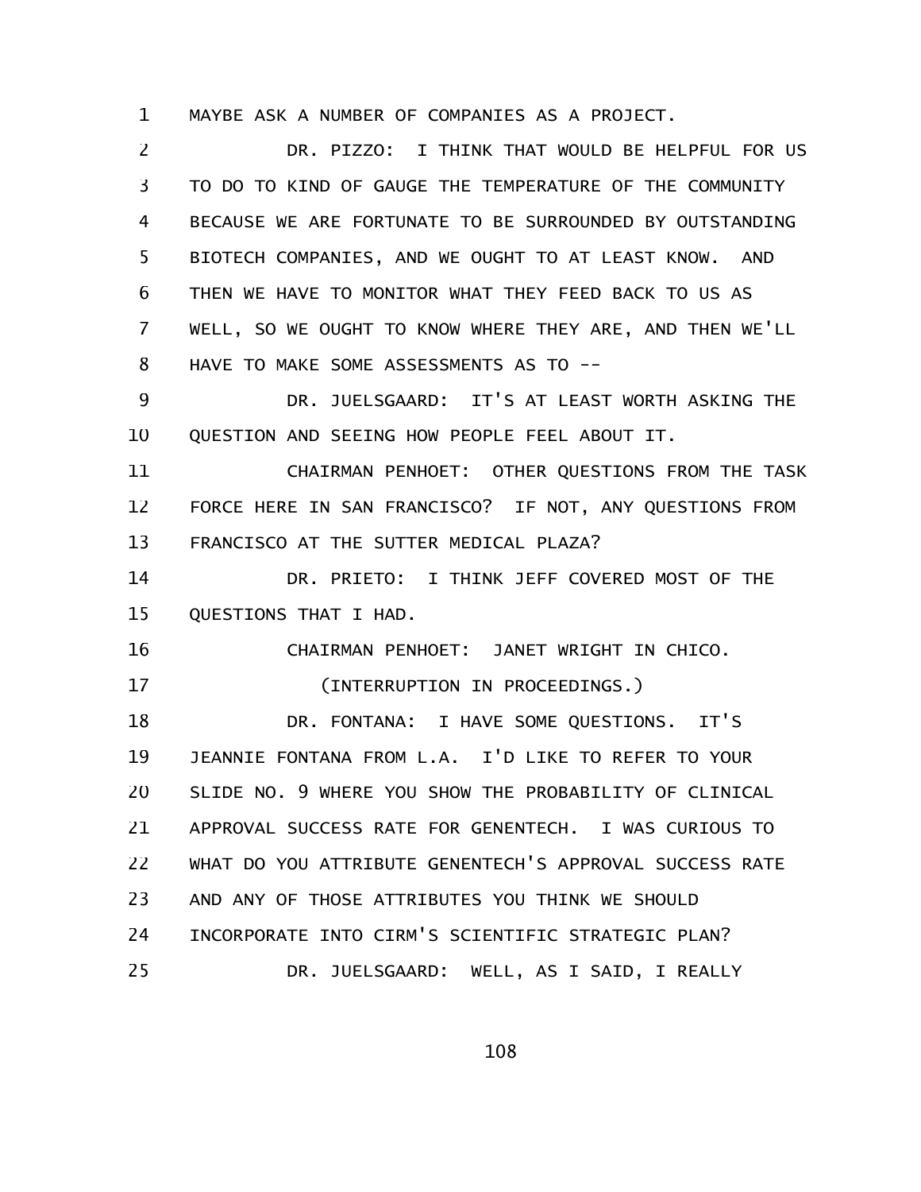MAYBE ASK A NUMBER OF COMPANIES AS A PROJECT.

DR. PIZZO: I THINK THAT WOULD BE HELPFUL FOR US TO DO TO KIND OF GAUGE THE TEMPERATURE OF THE COMMUNITY BECAUSE WE ARE FORTUNATE TO BE SURROUNDED BY OUTSTANDING BIOTECH COMPANIES, AND WE OUGHT TO AT LEAST KNOW. AND THEN WE HAVE TO MONITOR WHAT THEY FEED BACK TO US AS WELL, SO WE OUGHT TO KNOW WHERE THEY ARE, AND THEN WE'LL HAVE TO MAKE SOME ASSESSMENTS AS TO --

DR. JUELSGAARD: IT'S AT LEAST WORTH ASKING THE QUESTION AND SEEING HOW PEOPLE FEEL ABOUT IT.

CHAIRMAN PENHOET: OTHER QUESTIONS FROM THE TASK FORCE HERE IN SAN FRANCISCO? IF NOT, ANY QUESTIONS FROM FRANCISCO AT THE SUTTER MEDICAL PLAZA?

DR. PRIETO: I THINK JEFF COVERED MOST OF THE QUESTIONS THAT I HAD.

CHAIRMAN PENHOET: JANET WRIGHT IN CHICO.

(INTERRUPTION IN PROCEEDINGS.)

DR. FONTANA: I HAVE SOME QUESTIONS. IT'S JEANNIE FONTANA FROM L.A. I'D LIKE TO REFER TO YOUR SLIDE NO. 9 WHERE YOU SHOW THE PROBABILITY OF CLINICAL APPROVAL SUCCESS RATE FOR GENENTECH. I WAS CURIOUS TO WHAT DO YOU ATTRIBUTE GENENTECH'S APPROVAL SUCCESS RATE AND ANY OF THOSE ATTRIBUTES YOU THINK WE SHOULD INCORPORATE INTO CIRM'S SCIENTIFIC STRATEGIC PLAN?

DR. JUELSGAARD: WELL, AS I SAID, I REALLY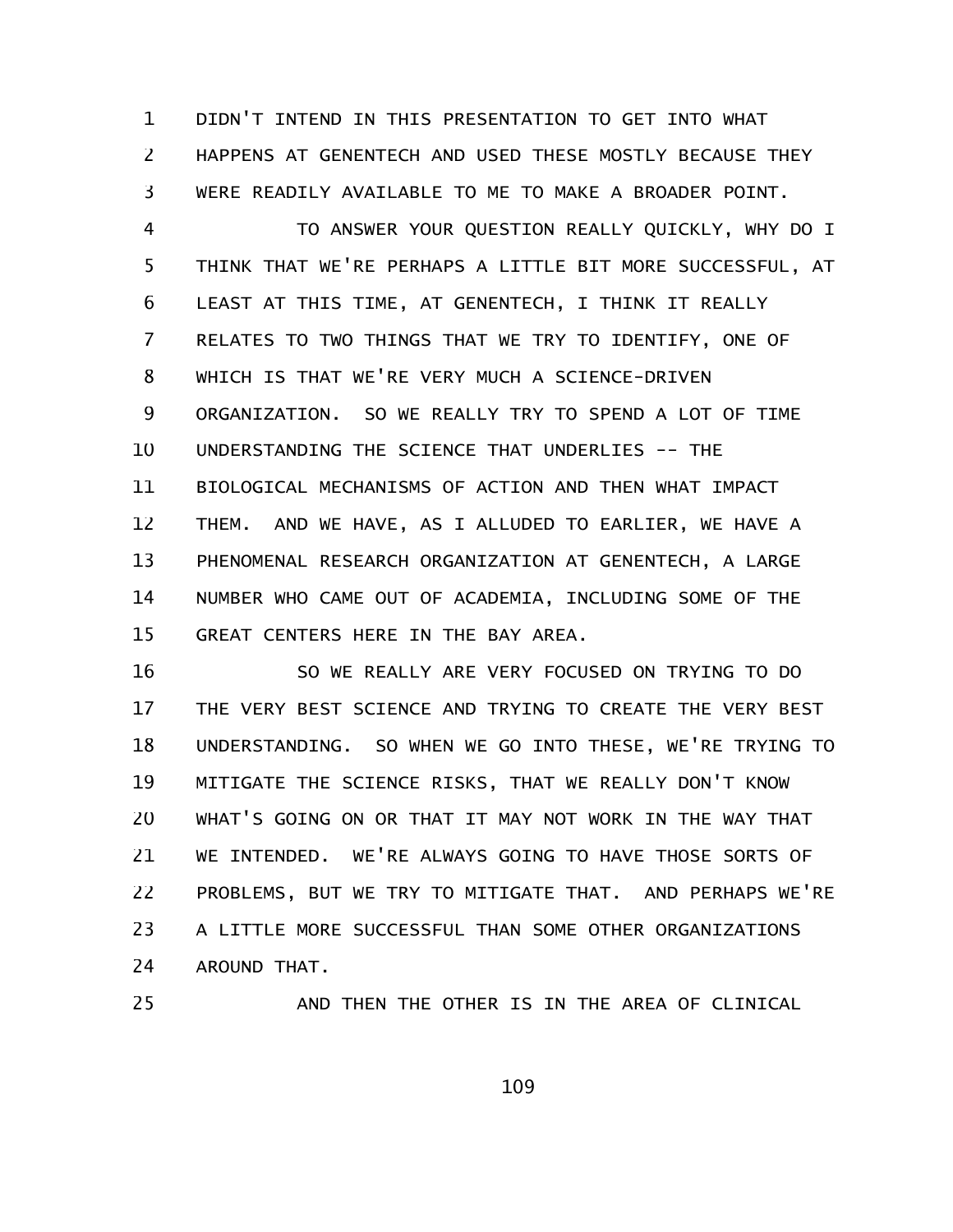DIDN'T INTEND IN THIS PRESENTATION TO GET INTO WHAT HAPPENS AT GENENTECH AND USED THESE MOSTLY BECAUSE THEY WERE READILY AVAILABLE TO ME TO MAKE A BROADER POINT.

TO ANSWER YOUR QUESTION REALLY QUICKLY, WHY DO I THINK THAT WE'RE PERHAPS A LITTLE BIT MORE SUCCESSFUL, AT LEAST AT THIS TIME, AT GENENTECH, I THINK IT REALLY RELATES TO TWO THINGS THAT WE TRY TO IDENTIFY, ONE OF WHICH IS THAT WE'RE VERY MUCH A SCIENCE-DRIVEN ORGANIZATION. SO WE REALLY TRY TO SPEND A LOT OF TIME UNDERSTANDING THE SCIENCE THAT UNDERLIES -- THE BIOLOGICAL MECHANISMS OF ACTION AND THEN WHAT IMPACT THEM. AND WE HAVE, AS I ALLUDED TO EARLIER, WE HAVE A PHENOMENAL RESEARCH ORGANIZATION AT GENENTECH, A LARGE NUMBER WHO CAME OUT OF ACADEMIA, INCLUDING SOME OF THE GREAT CENTERS HERE IN THE BAY AREA.

SO WE REALLY ARE VERY FOCUSED ON TRYING TO DO THE VERY BEST SCIENCE AND TRYING TO CREATE THE VERY BEST UNDERSTANDING. SO WHEN WE GO INTO THESE, WE'RE TRYING TO MITIGATE THE SCIENCE RISKS, THAT WE REALLY DON'T KNOW WHAT'S GOING ON OR THAT IT MAY NOT WORK IN THE WAY THAT WE INTENDED. WE'RE ALWAYS GOING TO HAVE THOSE SORTS OF PROBLEMS, BUT WE TRY TO MITIGATE THAT. AND PERHAPS WE'RE A LITTLE MORE SUCCESSFUL THAN SOME OTHER ORGANIZATIONS AROUND THAT.

AND THEN THE OTHER IS IN THE AREA OF CLINICAL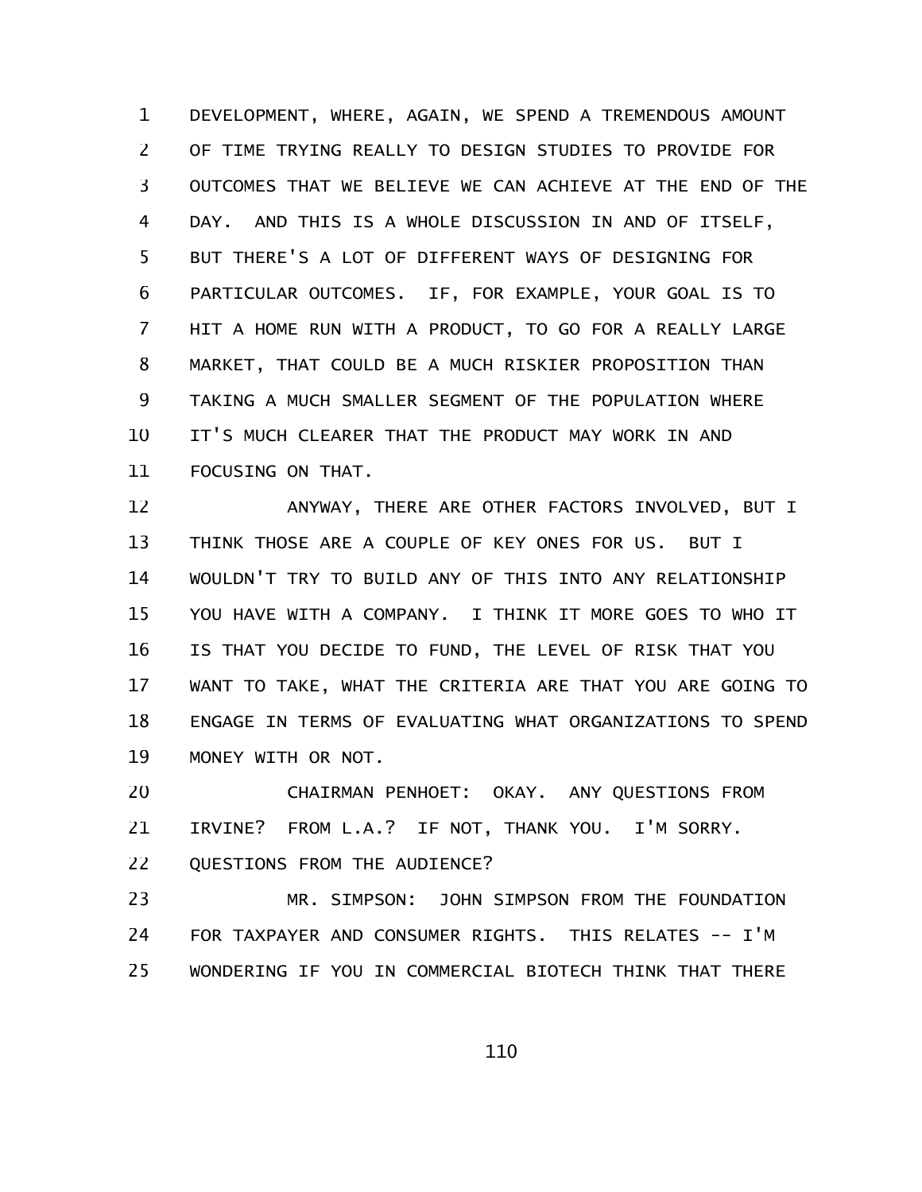DEVELOPMENT, WHERE, AGAIN, WE SPEND A TREMENDOUS AMOUNT OF TIME TRYING REALLY TO DESIGN STUDIES TO PROVIDE FOR OUTCOMES THAT WE BELIEVE WE CAN ACHIEVE AT THE END OF THE DAY. AND THIS IS A WHOLE DISCUSSION IN AND OF ITSELF, BUT THERE'S A LOT OF DIFFERENT WAYS OF DESIGNING FOR PARTICULAR OUTCOMES. IF, FOR EXAMPLE, YOUR GOAL IS TO HIT A HOME RUN WITH A PRODUCT, TO GO FOR A REALLY LARGE MARKET, THAT COULD BE A MUCH RISKIER PROPOSITION THAN TAKING A MUCH SMALLER SEGMENT OF THE POPULATION WHERE IT'S MUCH CLEARER THAT THE PRODUCT MAY WORK IN AND FOCUSING ON THAT.

ANYWAY, THERE ARE OTHER FACTORS INVOLVED, BUT I THINK THOSE ARE A COUPLE OF KEY ONES FOR US. BUT I WOULDN'T TRY TO BUILD ANY OF THIS INTO ANY RELATIONSHIP YOU HAVE WITH A COMPANY. I THINK IT MORE GOES TO WHO IT IS THAT YOU DECIDE TO FUND, THE LEVEL OF RISK THAT YOU WANT TO TAKE, WHAT THE CRITERIA ARE THAT YOU ARE GOING TO ENGAGE IN TERMS OF EVALUATING WHAT ORGANIZATIONS TO SPEND MONEY WITH OR NOT.

CHAIRMAN PENHOET: OKAY. ANY QUESTIONS FROM IRVINE? FROM L.A.? IF NOT, THANK YOU. I'M SORRY. QUESTIONS FROM THE AUDIENCE?

MR. SIMPSON: JOHN SIMPSON FROM THE FOUNDATION FOR TAXPAYER AND CONSUMER RIGHTS. THIS RELATES -- I'M WONDERING IF YOU IN COMMERCIAL BIOTECH THINK THAT THERE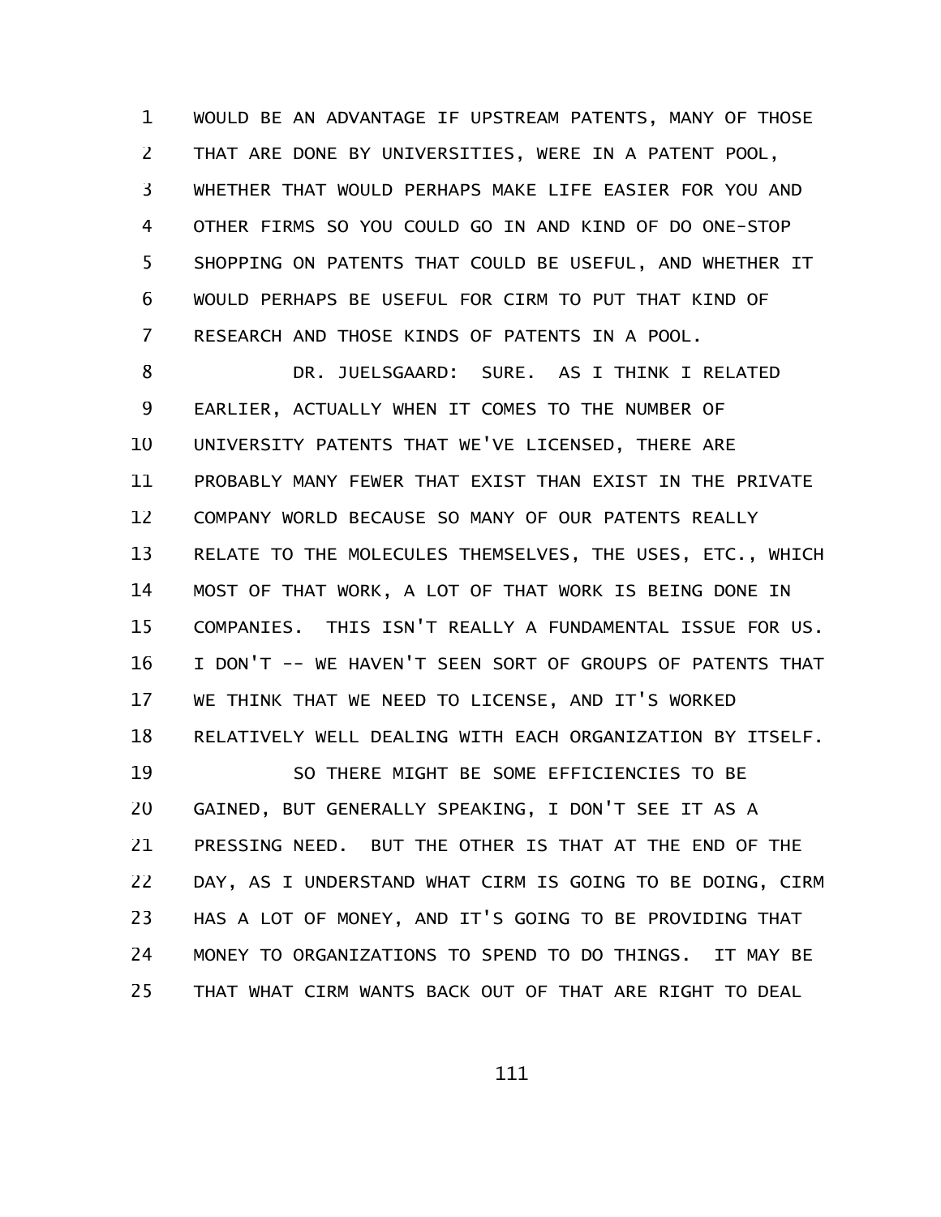WOULD BE AN ADVANTAGE IF UPSTREAM PATENTS, MANY OF THOSE THAT ARE DONE BY UNIVERSITIES, WERE IN A PATENT POOL, WHETHER THAT WOULD PERHAPS MAKE LIFE EASIER FOR YOU AND OTHER FIRMS SO YOU COULD GO IN AND KIND OF DO ONE-STOP SHOPPING ON PATENTS THAT COULD BE USEFUL, AND WHETHER IT WOULD PERHAPS BE USEFUL FOR CIRM TO PUT THAT KIND OF RESEARCH AND THOSE KINDS OF PATENTS IN A POOL.

DR. JUELSGAARD: SURE. AS I THINK I RELATED EARLIER, ACTUALLY WHEN IT COMES TO THE NUMBER OF UNIVERSITY PATENTS THAT WE'VE LICENSED, THERE ARE PROBABLY MANY FEWER THAT EXIST THAN EXIST IN THE PRIVATE COMPANY WORLD BECAUSE SO MANY OF OUR PATENTS REALLY RELATE TO THE MOLECULES THEMSELVES, THE USES, ETC., WHICH MOST OF THAT WORK, A LOT OF THAT WORK IS BEING DONE IN COMPANIES. THIS ISN'T REALLY A FUNDAMENTAL ISSUE FOR US. I DON'T -- WE HAVEN'T SEEN SORT OF GROUPS OF PATENTS THAT WE THINK THAT WE NEED TO LICENSE, AND IT'S WORKED RELATIVELY WELL DEALING WITH EACH ORGANIZATION BY ITSELF.

SO THERE MIGHT BE SOME EFFICIENCIES TO BE GAINED, BUT GENERALLY SPEAKING, I DON'T SEE IT AS A PRESSING NEED. BUT THE OTHER IS THAT AT THE END OF THE DAY, AS I UNDERSTAND WHAT CIRM IS GOING TO BE DOING, CIRM HAS A LOT OF MONEY, AND IT'S GOING TO BE PROVIDING THAT MONEY TO ORGANIZATIONS TO SPEND TO DO THINGS. IT MAY BE THAT WHAT CIRM WANTS BACK OUT OF THAT ARE RIGHT TO DEAL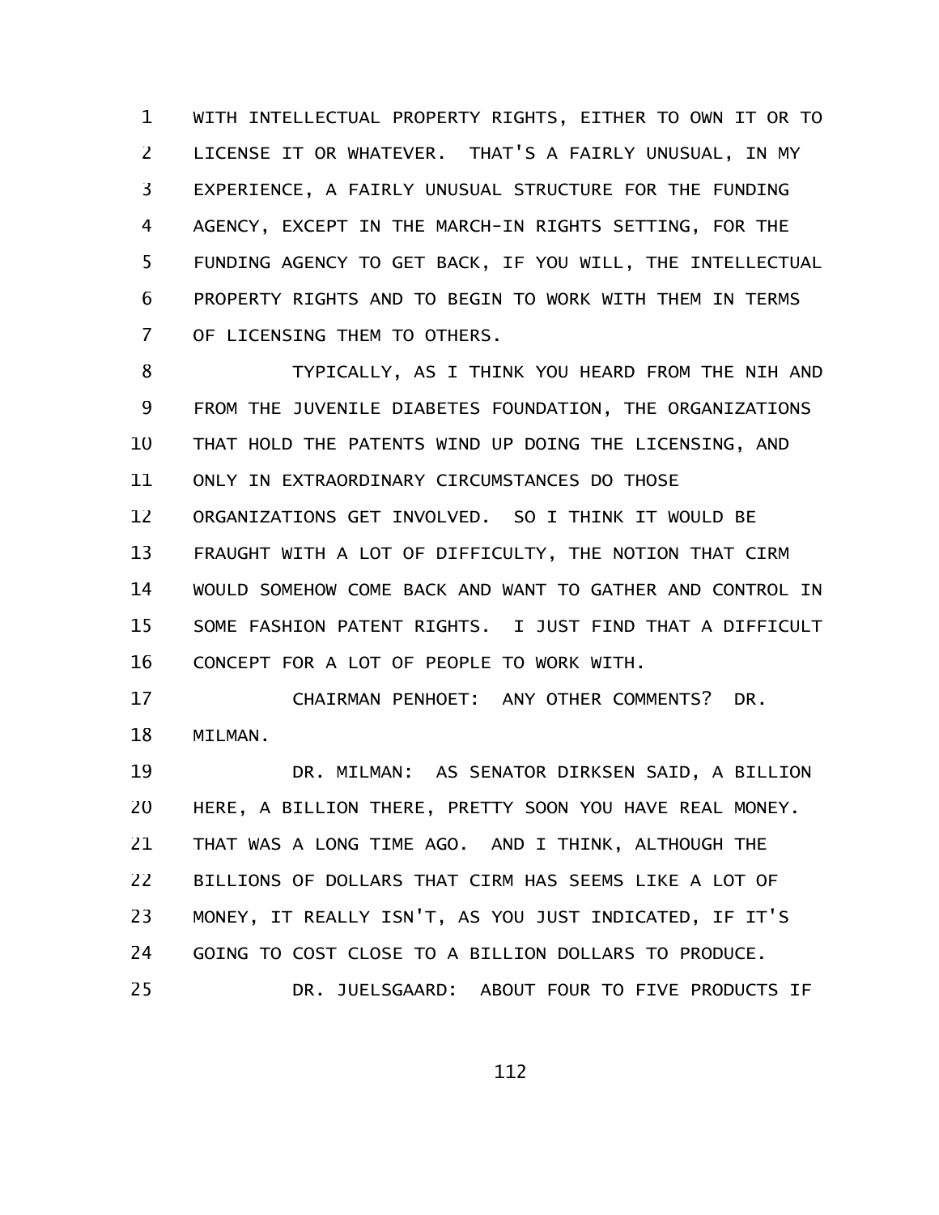WITH INTELLECTUAL PROPERTY RIGHTS, EITHER TO OWN IT OR TO LICENSE IT OR WHATEVER. THAT'S A FAIRLY UNUSUAL, IN MY EXPERIENCE, A FAIRLY UNUSUAL STRUCTURE FOR THE FUNDING AGENCY, EXCEPT IN THE MARCH-IN RIGHTS SETTING, FOR THE FUNDING AGENCY TO GET BACK, IF YOU WILL, THE INTELLECTUAL PROPERTY RIGHTS AND TO BEGIN TO WORK WITH THEM IN TERMS OF LICENSING THEM TO OTHERS.

TYPICALLY, AS I THINK YOU HEARD FROM THE NIH AND FROM THE JUVENILE DIABETES FOUNDATION, THE ORGANIZATIONS THAT HOLD THE PATENTS WIND UP DOING THE LICENSING, AND ONLY IN EXTRAORDINARY CIRCUMSTANCES DO THOSE ORGANIZATIONS GET INVOLVED. SO I THINK IT WOULD BE FRAUGHT WITH A LOT OF DIFFICULTY, THE NOTION THAT CIRM WOULD SOMEHOW COME BACK AND WANT TO GATHER AND CONTROL IN SOME FASHION PATENT RIGHTS. I JUST FIND THAT A DIFFICULT CONCEPT FOR A LOT OF PEOPLE TO WORK WITH.

CHAIRMAN PENHOET: ANY OTHER COMMENTS? DR. MILMAN.

DR. MILMAN: AS SENATOR DIRKSEN SAID, A BILLION HERE, A BILLION THERE, PRETTY SOON YOU HAVE REAL MONEY. THAT WAS A LONG TIME AGO. AND I THINK, ALTHOUGH THE BILLIONS OF DOLLARS THAT CIRM HAS SEEMS LIKE A LOT OF MONEY, IT REALLY ISN'T, AS YOU JUST INDICATED, IF IT'S GOING TO COST CLOSE TO A BILLION DOLLARS TO PRODUCE.

DR. JUELSGAARD: ABOUT FOUR TO FIVE PRODUCTS IF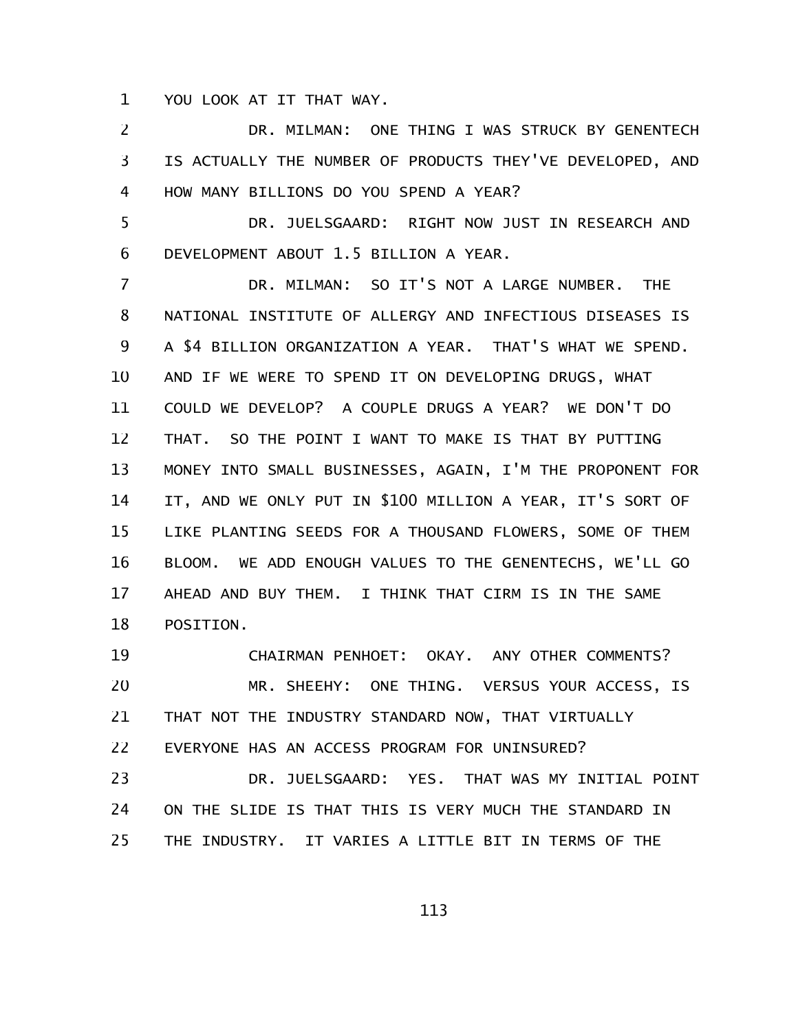YOU LOOK AT IT THAT WAY.

DR. MILMAN: ONE THING I WAS STRUCK BY GENENTECH IS ACTUALLY THE NUMBER OF PRODUCTS THEY'VE DEVELOPED, AND HOW MANY BILLIONS DO YOU SPEND A YEAR?

DR. JUELSGAARD: RIGHT NOW JUST IN RESEARCH AND DEVELOPMENT ABOUT 1.5 BILLION A YEAR.

DR. MILMAN: SO IT'S NOT A LARGE NUMBER. THE NATIONAL INSTITUTE OF ALLERGY AND INFECTIOUS DISEASES IS A $4 BILLION ORGANIZATION A YEAR. THAT'S WHAT WE SPEND. AND IF WE WERE TO SPEND IT ON DEVELOPING DRUGS, WHAT COULD WE DEVELOP? A COUPLE DRUGS A YEAR? WE DON'T DO THAT. SO THE POINT I WANT TO MAKE IS THAT BY PUTTING MONEY INTO SMALL BUSINESSES, AGAIN, I'M THE PROPONENT FOR IT, AND WE ONLY PUT IN $100 MILLION A YEAR, IT'S SORT OF LIKE PLANTING SEEDS FOR A THOUSAND FLOWERS, SOME OF THEM BLOOM. WE ADD ENOUGH VALUES TO THE GENENTECHS, WE'LL GO AHEAD AND BUY THEM. I THINK THAT CIRM IS IN THE SAME POSITION.

CHAIRMAN PENHOET: OKAY. ANY OTHER COMMENTS?

MR. SHEEHY: ONE THING. VERSUS YOUR ACCESS, IS THAT NOT THE INDUSTRY STANDARD NOW, THAT VIRTUALLY EVERYONE HAS AN ACCESS PROGRAM FOR UNINSURED?

DR. JUELSGAARD: YES. THAT WAS MY INITIAL POINT ON THE SLIDE IS THAT THIS IS VERY MUCH THE STANDARD IN THE INDUSTRY. IT VARIES A LITTLE BIT IN TERMS OF THE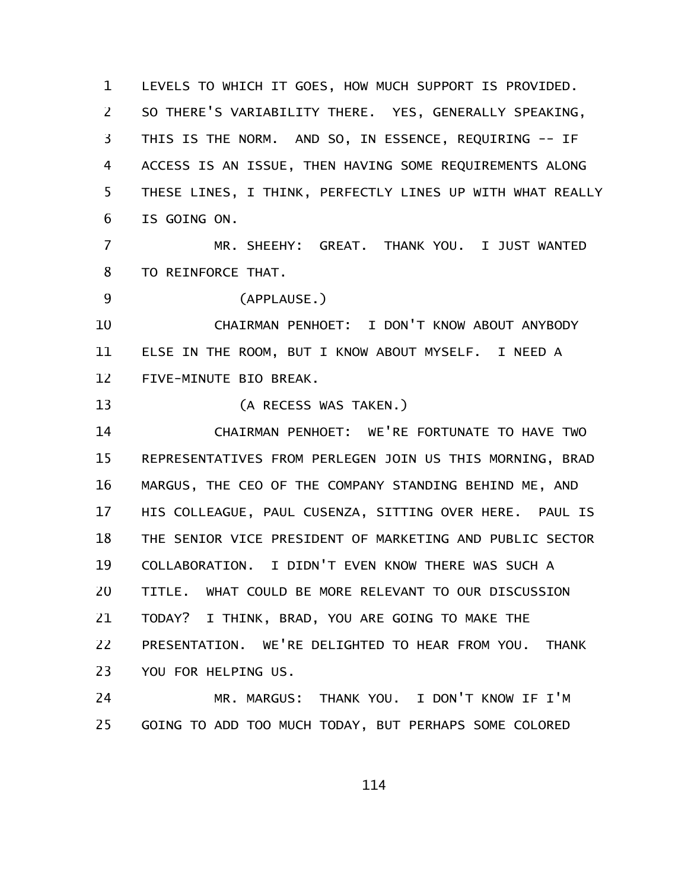LEVELS TO WHICH IT GOES, HOW MUCH SUPPORT IS PROVIDED. SO THERE'S VARIABILITY THERE. YES, GENERALLY SPEAKING, THIS IS THE NORM. AND SO, IN ESSENCE, REQUIRING -- IF ACCESS IS AN ISSUE, THEN HAVING SOME REQUIREMENTS ALONG THESE LINES, I THINK, PERFECTLY LINES UP WITH WHAT REALLY IS GOING ON.

MR. SHEEHY: GREAT. THANK YOU. I JUST WANTED TO REINFORCE THAT.

(APPLAUSE.)

CHAIRMAN PENHOET: I DON'T KNOW ABOUT ANYBODY ELSE IN THE ROOM, BUT I KNOW ABOUT MYSELF. I NEED A FIVE-MINUTE BIO BREAK.

(A RECESS WAS TAKEN.)

CHAIRMAN PENHOET: WE'RE FORTUNATE TO HAVE TWO REPRESENTATIVES FROM PERLEGEN JOIN US THIS MORNING, BRAD MARGUS, THE CEO OF THE COMPANY STANDING BEHIND ME, AND HIS COLLEAGUE, PAUL CUSENZA, SITTING OVER HERE. PAUL IS THE SENIOR VICE PRESIDENT OF MARKETING AND PUBLIC SECTOR COLLABORATION. I DIDN'T EVEN KNOW THERE WAS SUCH A TITLE. WHAT COULD BE MORE RELEVANT TO OUR DISCUSSION TODAY? I THINK, BRAD, YOU ARE GOING TO MAKE THE PRESENTATION. WE'RE DELIGHTED TO HEAR FROM YOU. THANK YOU FOR HELPING US.

MR. MARGUS: THANK YOU. I DON'T KNOW IF I'M GOING TO ADD TOO MUCH TODAY, BUT PERHAPS SOME COLORED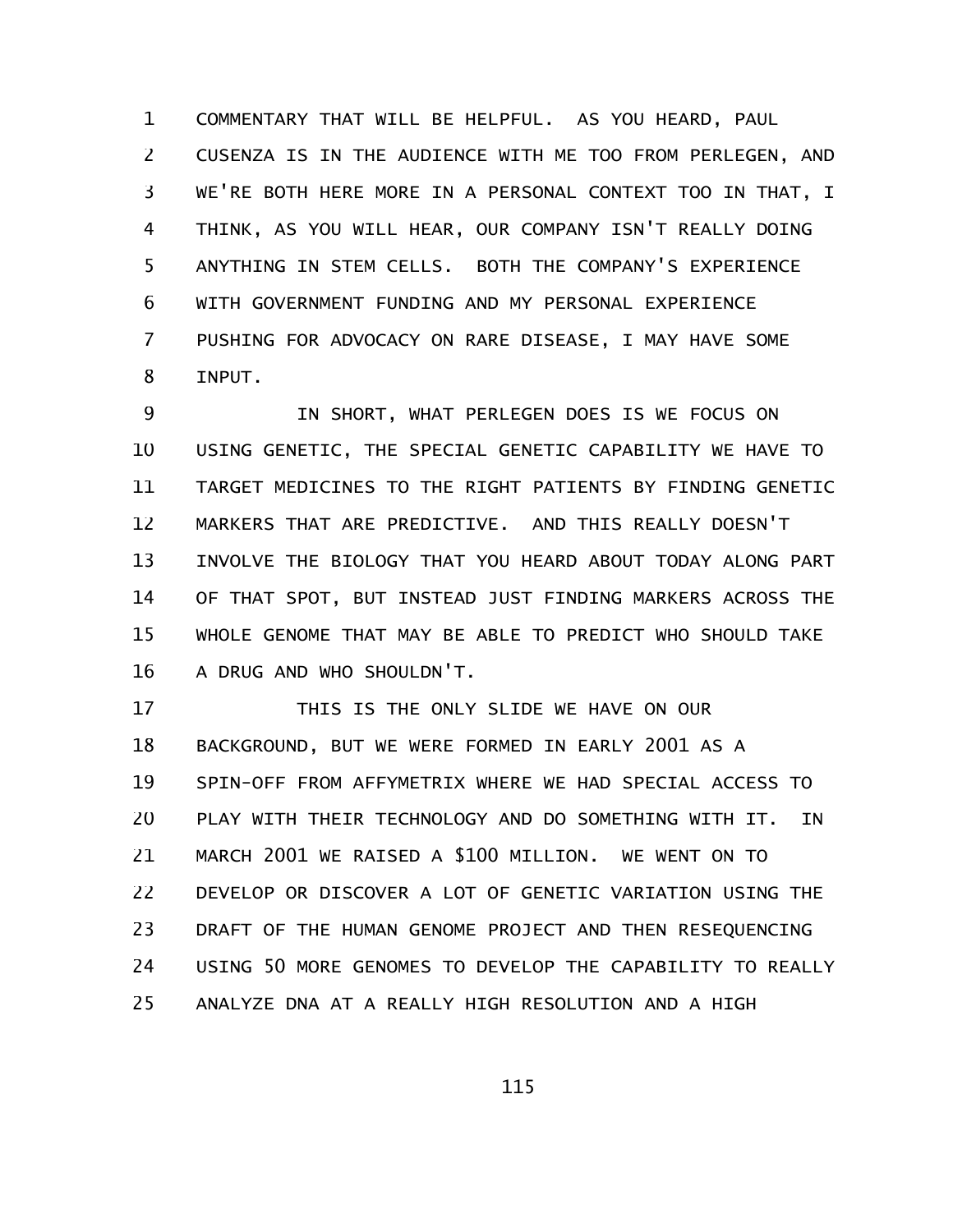COMMENTARY THAT WILL BE HELPFUL. AS YOU HEARD, PAUL CUSENZA IS IN THE AUDIENCE WITH ME TOO FROM PERLEGEN, AND WE'RE BOTH HERE MORE IN A PERSONAL CONTEXT TOO IN THAT, I THINK, AS YOU WILL HEAR, OUR COMPANY ISN'T REALLY DOING ANYTHING IN STEM CELLS. BOTH THE COMPANY'S EXPERIENCE WITH GOVERNMENT FUNDING AND MY PERSONAL EXPERIENCE PUSHING FOR ADVOCACY ON RARE DISEASE, I MAY HAVE SOME INPUT.

IN SHORT, WHAT PERLEGEN DOES IS WE FOCUS ON USING GENETIC, THE SPECIAL GENETIC CAPABILITY WE HAVE TO TARGET MEDICINES TO THE RIGHT PATIENTS BY FINDING GENETIC MARKERS THAT ARE PREDICTIVE. AND THIS REALLY DOESN'T INVOLVE THE BIOLOGY THAT YOU HEARD ABOUT TODAY ALONG PART OF THAT SPOT, BUT INSTEAD JUST FINDING MARKERS ACROSS THE WHOLE GENOME THAT MAY BE ABLE TO PREDICT WHO SHOULD TAKE A DRUG AND WHO SHOULDN'T.

THIS IS THE ONLY SLIDE WE HAVE ON OUR BACKGROUND, BUT WE WERE FORMED IN EARLY 2001 AS A SPIN-OFF FROM AFFYMETRIX WHERE WE HAD SPECIAL ACCESS TO PLAY WITH THEIR TECHNOLOGY AND DO SOMETHING WITH IT. IN MARCH 2001 WE RAISED A $100 MILLION. WE WENT ON TO DEVELOP OR DISCOVER A LOT OF GENETIC VARIATION USING THE DRAFT OF THE HUMAN GENOME PROJECT AND THEN RESEQUENCING USING 50 MORE GENOMES TO DEVELOP THE CAPABILITY TO REALLY ANALYZE DNA AT A REALLY HIGH RESOLUTION AND A HIGH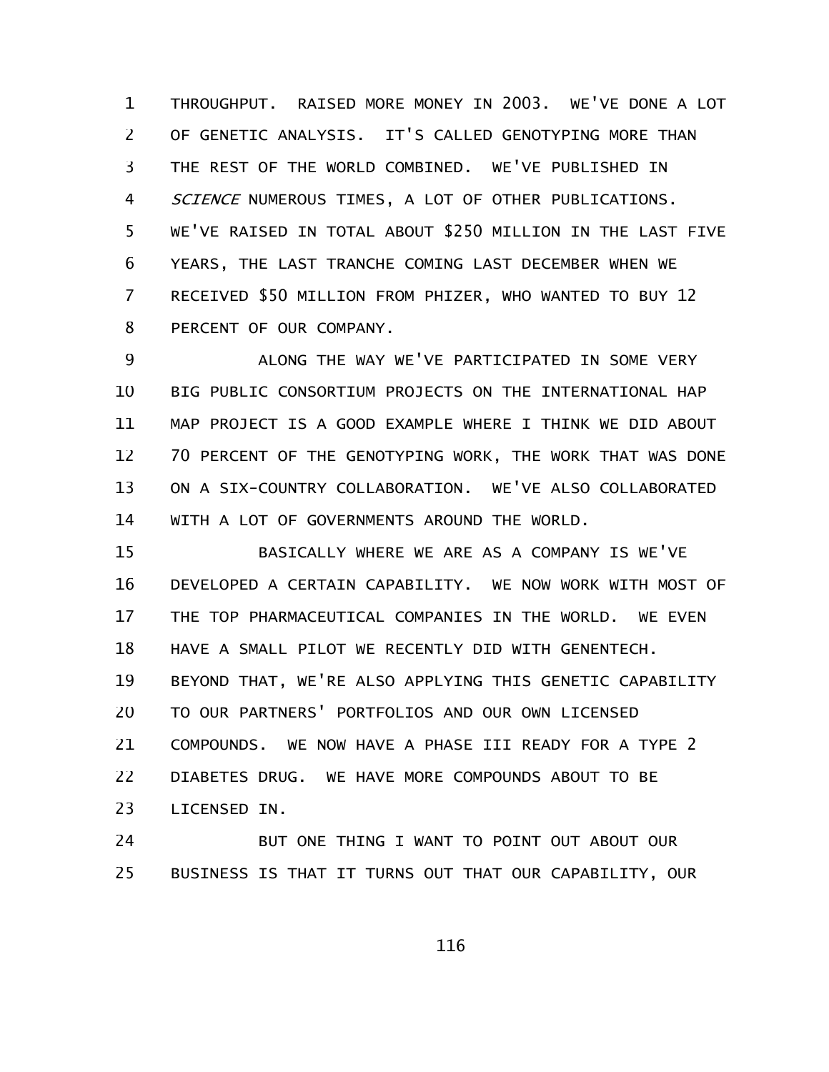THROUGHPUT. RAISED MORE MONEY IN 2003. WE'VE DONE A LOT OF GENETIC ANALYSIS. IT'S CALLED GENOTYPING MORE THAN THE REST OF THE WORLD COMBINED. WE'VE PUBLISHED IN *SCIENCE* NUMEROUS TIMES, A LOT OF OTHER PUBLICATIONS. WE'VE RAISED IN TOTAL ABOUT $250 MILLION IN THE LAST FIVE YEARS, THE LAST TRANCHE COMING LAST DECEMBER WHEN WE RECEIVED $50 MILLION FROM PHIZER, WHO WANTED TO BUY 12 PERCENT OF OUR COMPANY.

ALONG THE WAY WE'VE PARTICIPATED IN SOME VERY BIG PUBLIC CONSORTIUM PROJECTS ON THE INTERNATIONAL HAP MAP PROJECT IS A GOOD EXAMPLE WHERE I THINK WE DID ABOUT 70 PERCENT OF THE GENOTYPING WORK, THE WORK THAT WAS DONE ON A SIX-COUNTRY COLLABORATION. WE'VE ALSO COLLABORATED WITH A LOT OF GOVERNMENTS AROUND THE WORLD.

BASICALLY WHERE WE ARE AS A COMPANY IS WE'VE DEVELOPED A CERTAIN CAPABILITY. WE NOW WORK WITH MOST OF THE TOP PHARMACEUTICAL COMPANIES IN THE WORLD. WE EVEN HAVE A SMALL PILOT WE RECENTLY DID WITH GENENTECH. BEYOND THAT, WE'RE ALSO APPLYING THIS GENETIC CAPABILITY TO OUR PARTNERS' PORTFOLIOS AND OUR OWN LICENSED COMPOUNDS. WE NOW HAVE A PHASE III READY FOR A TYPE 2 DIABETES DRUG. WE HAVE MORE COMPOUNDS ABOUT TO BE LICENSED IN.

BUT ONE THING I WANT TO POINT OUT ABOUT OUR BUSINESS IS THAT IT TURNS OUT THAT OUR CAPABILITY, OUR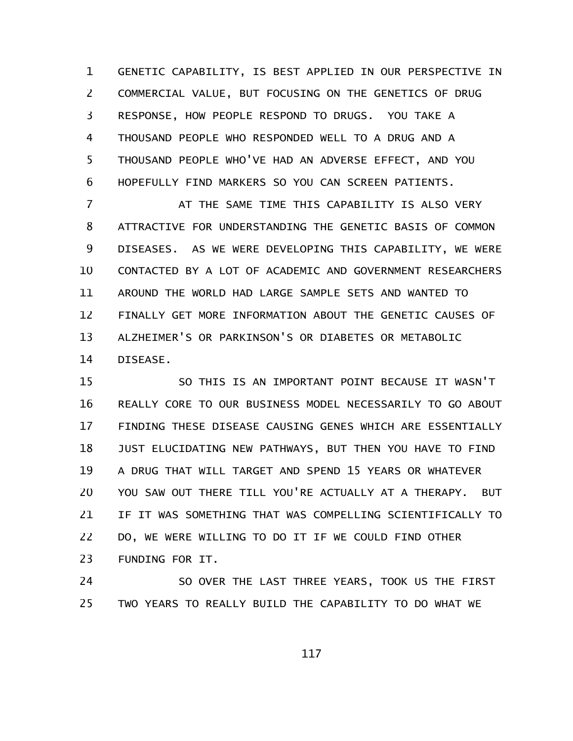GENETIC CAPABILITY, IS BEST APPLIED IN OUR PERSPECTIVE IN COMMERCIAL VALUE, BUT FOCUSING ON THE GENETICS OF DRUG RESPONSE, HOW PEOPLE RESPOND TO DRUGS. YOU TAKE A THOUSAND PEOPLE WHO RESPONDED WELL TO A DRUG AND A THOUSAND PEOPLE WHO'VE HAD AN ADVERSE EFFECT, AND YOU HOPEFULLY FIND MARKERS SO YOU CAN SCREEN PATIENTS.

AT THE SAME TIME THIS CAPABILITY IS ALSO VERY ATTRACTIVE FOR UNDERSTANDING THE GENETIC BASIS OF COMMON DISEASES. AS WE WERE DEVELOPING THIS CAPABILITY, WE WERE CONTACTED BY A LOT OF ACADEMIC AND GOVERNMENT RESEARCHERS AROUND THE WORLD HAD LARGE SAMPLE SETS AND WANTED TO FINALLY GET MORE INFORMATION ABOUT THE GENETIC CAUSES OF ALZHEIMER'S OR PARKINSON'S OR DIABETES OR METABOLIC DISEASE.

SO THIS IS AN IMPORTANT POINT BECAUSE IT WASN'T REALLY CORE TO OUR BUSINESS MODEL NECESSARILY TO GO ABOUT FINDING THESE DISEASE CAUSING GENES WHICH ARE ESSENTIALLY JUST ELUCIDATING NEW PATHWAYS, BUT THEN YOU HAVE TO FIND A DRUG THAT WILL TARGET AND SPEND 15 YEARS OR WHATEVER YOU SAW OUT THERE TILL YOU'RE ACTUALLY AT A THERAPY. BUT IF IT WAS SOMETHING THAT WAS COMPELLING SCIENTIFICALLY TO DO, WE WERE WILLING TO DO IT IF WE COULD FIND OTHER FUNDING FOR IT.

SO OVER THE LAST THREE YEARS, TOOK US THE FIRST TWO YEARS TO REALLY BUILD THE CAPABILITY TO DO WHAT WE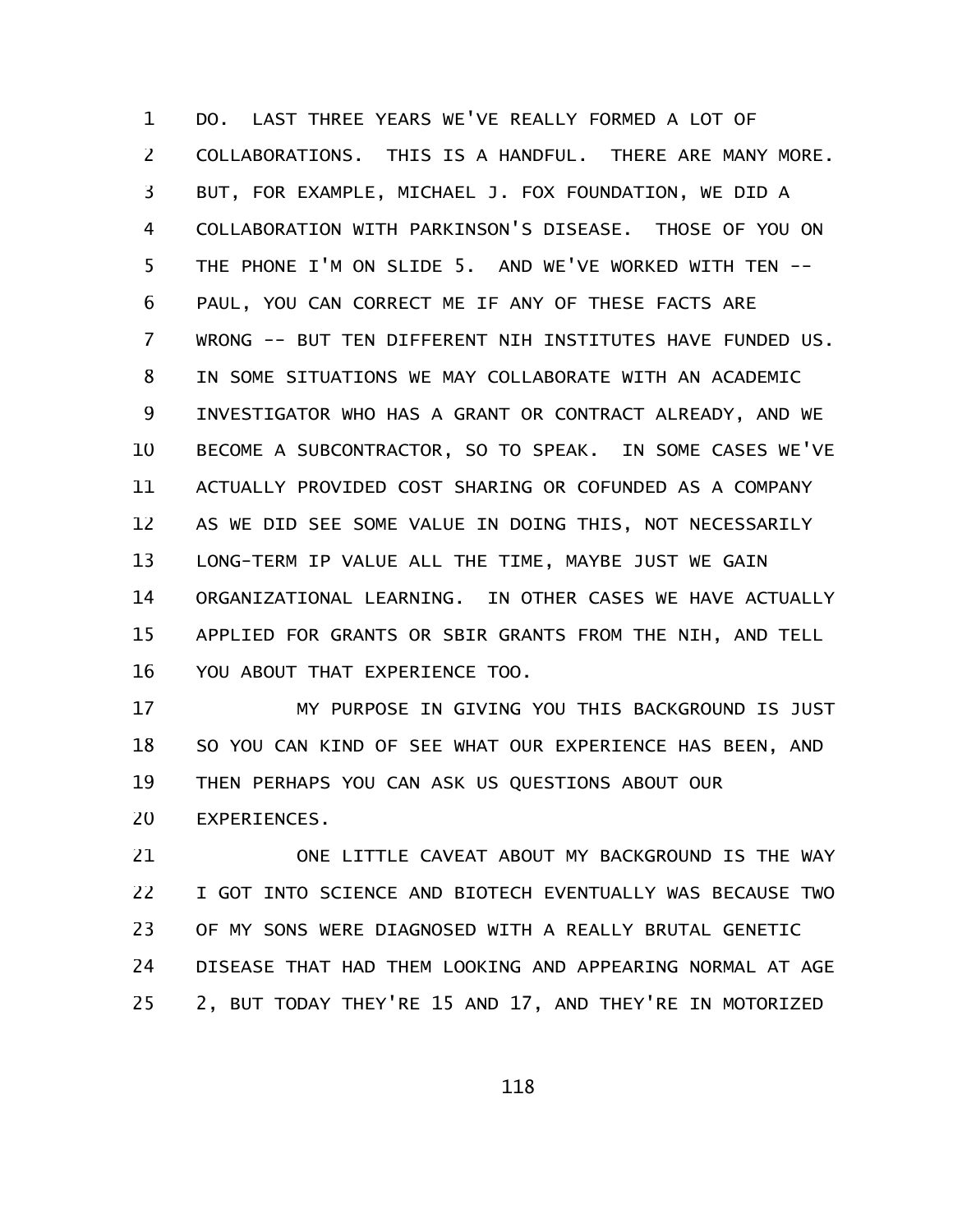DO. LAST THREE YEARS WE'VE REALLY FORMED A LOT OF COLLABORATIONS. THIS IS A HANDFUL. THERE ARE MANY MORE. BUT, FOR EXAMPLE, MICHAEL J. FOX FOUNDATION, WE DID A COLLABORATION WITH PARKINSON'S DISEASE. THOSE OF YOU ON THE PHONE I'M ON SLIDE 5. AND WE'VE WORKED WITH TEN -- PAUL, YOU CAN CORRECT ME IF ANY OF THESE FACTS ARE WRONG -- BUT TEN DIFFERENT NIH INSTITUTES HAVE FUNDED US. IN SOME SITUATIONS WE MAY COLLABORATE WITH AN ACADEMIC INVESTIGATOR WHO HAS A GRANT OR CONTRACT ALREADY, AND WE BECOME A SUBCONTRACTOR, SO TO SPEAK. IN SOME CASES WE'VE ACTUALLY PROVIDED COST SHARING OR COFUNDED AS A COMPANY AS WE DID SEE SOME VALUE IN DOING THIS, NOT NECESSARILY LONG-TERM IP VALUE ALL THE TIME, MAYBE JUST WE GAIN ORGANIZATIONAL LEARNING. IN OTHER CASES WE HAVE ACTUALLY APPLIED FOR GRANTS OR SBIR GRANTS FROM THE NIH, AND TELL YOU ABOUT THAT EXPERIENCE TOO.

MY PURPOSE IN GIVING YOU THIS BACKGROUND IS JUST SO YOU CAN KIND OF SEE WHAT OUR EXPERIENCE HAS BEEN, AND THEN PERHAPS YOU CAN ASK US QUESTIONS ABOUT OUR EXPERIENCES.

ONE LITTLE CAVEAT ABOUT MY BACKGROUND IS THE WAY I GOT INTO SCIENCE AND BIOTECH EVENTUALLY WAS BECAUSE TWO OF MY SONS WERE DIAGNOSED WITH A REALLY BRUTAL GENETIC DISEASE THAT HAD THEM LOOKING AND APPEARING NORMAL AT AGE 2, BUT TODAY THEY'RE 15 AND 17, AND THEY'RE IN MOTORIZED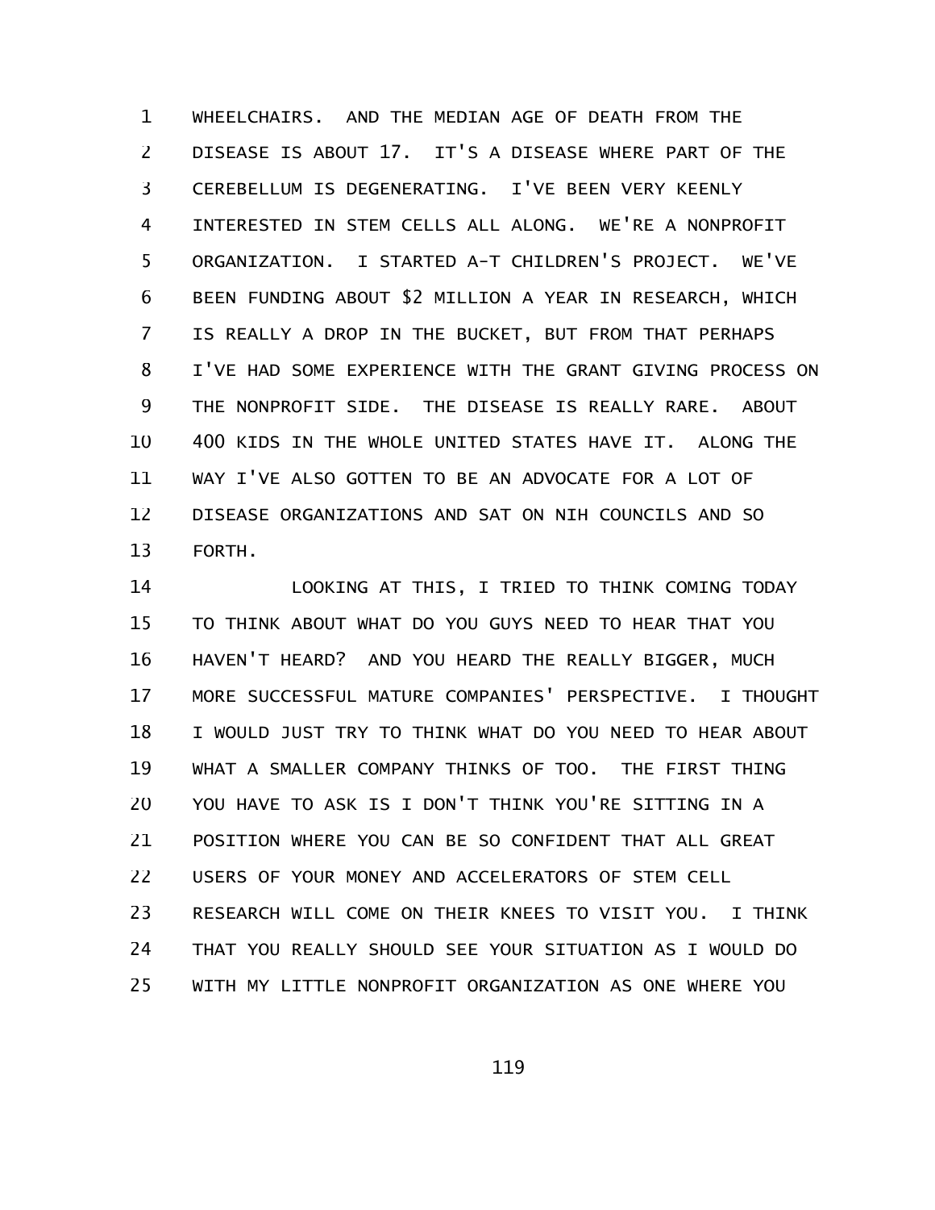WHEELCHAIRS. AND THE MEDIAN AGE OF DEATH FROM THE DISEASE IS ABOUT 17. IT'S A DISEASE WHERE PART OF THE CEREBELLUM IS DEGENERATING. I'VE BEEN VERY KEENLY INTERESTED IN STEM CELLS ALL ALONG. WE'RE A NONPROFIT ORGANIZATION. I STARTED A-T CHILDREN'S PROJECT. WE'VE BEEN FUNDING ABOUT $2 MILLION A YEAR IN RESEARCH, WHICH IS REALLY A DROP IN THE BUCKET, BUT FROM THAT PERHAPS I'VE HAD SOME EXPERIENCE WITH THE GRANT GIVING PROCESS ON THE NONPROFIT SIDE. THE DISEASE IS REALLY RARE. ABOUT 400 KIDS IN THE WHOLE UNITED STATES HAVE IT. ALONG THE WAY I'VE ALSO GOTTEN TO BE AN ADVOCATE FOR A LOT OF DISEASE ORGANIZATIONS AND SAT ON NIH COUNCILS AND SO FORTH.

LOOKING AT THIS, I TRIED TO THINK COMING TODAY TO THINK ABOUT WHAT DO YOU GUYS NEED TO HEAR THAT YOU HAVEN'T HEARD? AND YOU HEARD THE REALLY BIGGER, MUCH MORE SUCCESSFUL MATURE COMPANIES' PERSPECTIVE. I THOUGHT I WOULD JUST TRY TO THINK WHAT DO YOU NEED TO HEAR ABOUT WHAT A SMALLER COMPANY THINKS OF TOO. THE FIRST THING YOU HAVE TO ASK IS I DON'T THINK YOU'RE SITTING IN A POSITION WHERE YOU CAN BE SO CONFIDENT THAT ALL GREAT USERS OF YOUR MONEY AND ACCELERATORS OF STEM CELL RESEARCH WILL COME ON THEIR KNEES TO VISIT YOU. I THINK THAT YOU REALLY SHOULD SEE YOUR SITUATION AS I WOULD DO WITH MY LITTLE NONPROFIT ORGANIZATION AS ONE WHERE YOU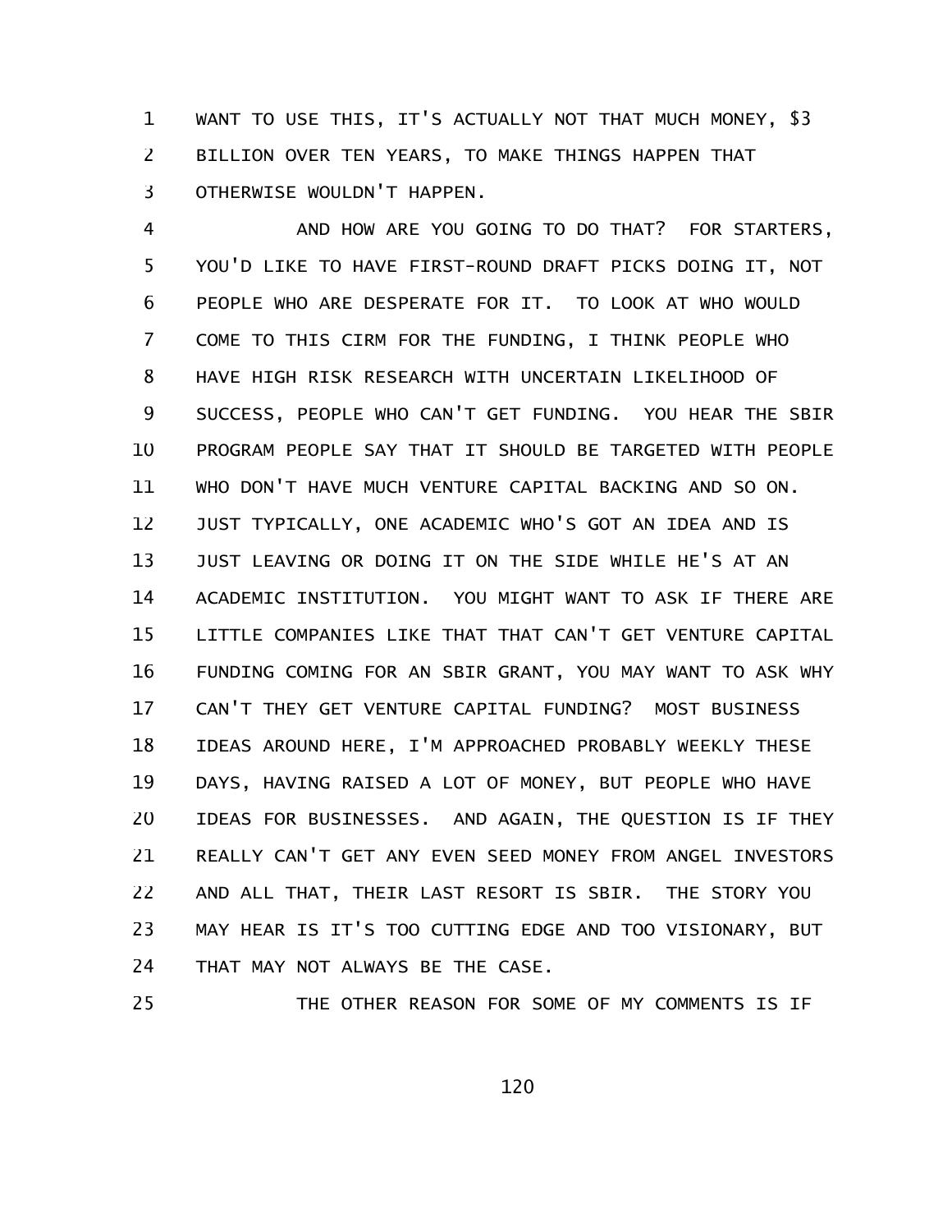WANT TO USE THIS, IT'S ACTUALLY NOT THAT MUCH MONEY, $3 BILLION OVER TEN YEARS, TO MAKE THINGS HAPPEN THAT OTHERWISE WOULDN'T HAPPEN.

AND HOW ARE YOU GOING TO DO THAT? FOR STARTERS, YOU'D LIKE TO HAVE FIRST-ROUND DRAFT PICKS DOING IT, NOT PEOPLE WHO ARE DESPERATE FOR IT. TO LOOK AT WHO WOULD COME TO THIS CIRM FOR THE FUNDING, I THINK PEOPLE WHO HAVE HIGH RISK RESEARCH WITH UNCERTAIN LIKELIHOOD OF SUCCESS, PEOPLE WHO CAN'T GET FUNDING. YOU HEAR THE SBIR PROGRAM PEOPLE SAY THAT IT SHOULD BE TARGETED WITH PEOPLE WHO DON'T HAVE MUCH VENTURE CAPITAL BACKING AND SO ON. JUST TYPICALLY, ONE ACADEMIC WHO'S GOT AN IDEA AND IS JUST LEAVING OR DOING IT ON THE SIDE WHILE HE'S AT AN ACADEMIC INSTITUTION. YOU MIGHT WANT TO ASK IF THERE ARE LITTLE COMPANIES LIKE THAT THAT CAN'T GET VENTURE CAPITAL FUNDING COMING FOR AN SBIR GRANT, YOU MAY WANT TO ASK WHY CAN'T THEY GET VENTURE CAPITAL FUNDING? MOST BUSINESS IDEAS AROUND HERE, I'M APPROACHED PROBABLY WEEKLY THESE DAYS, HAVING RAISED A LOT OF MONEY, BUT PEOPLE WHO HAVE IDEAS FOR BUSINESSES. AND AGAIN, THE QUESTION IS IF THEY REALLY CAN'T GET ANY EVEN SEED MONEY FROM ANGEL INVESTORS AND ALL THAT, THEIR LAST RESORT IS SBIR. THE STORY YOU MAY HEAR IS IT'S TOO CUTTING EDGE AND TOO VISIONARY, BUT THAT MAY NOT ALWAYS BE THE CASE.

THE OTHER REASON FOR SOME OF MY COMMENTS IS IF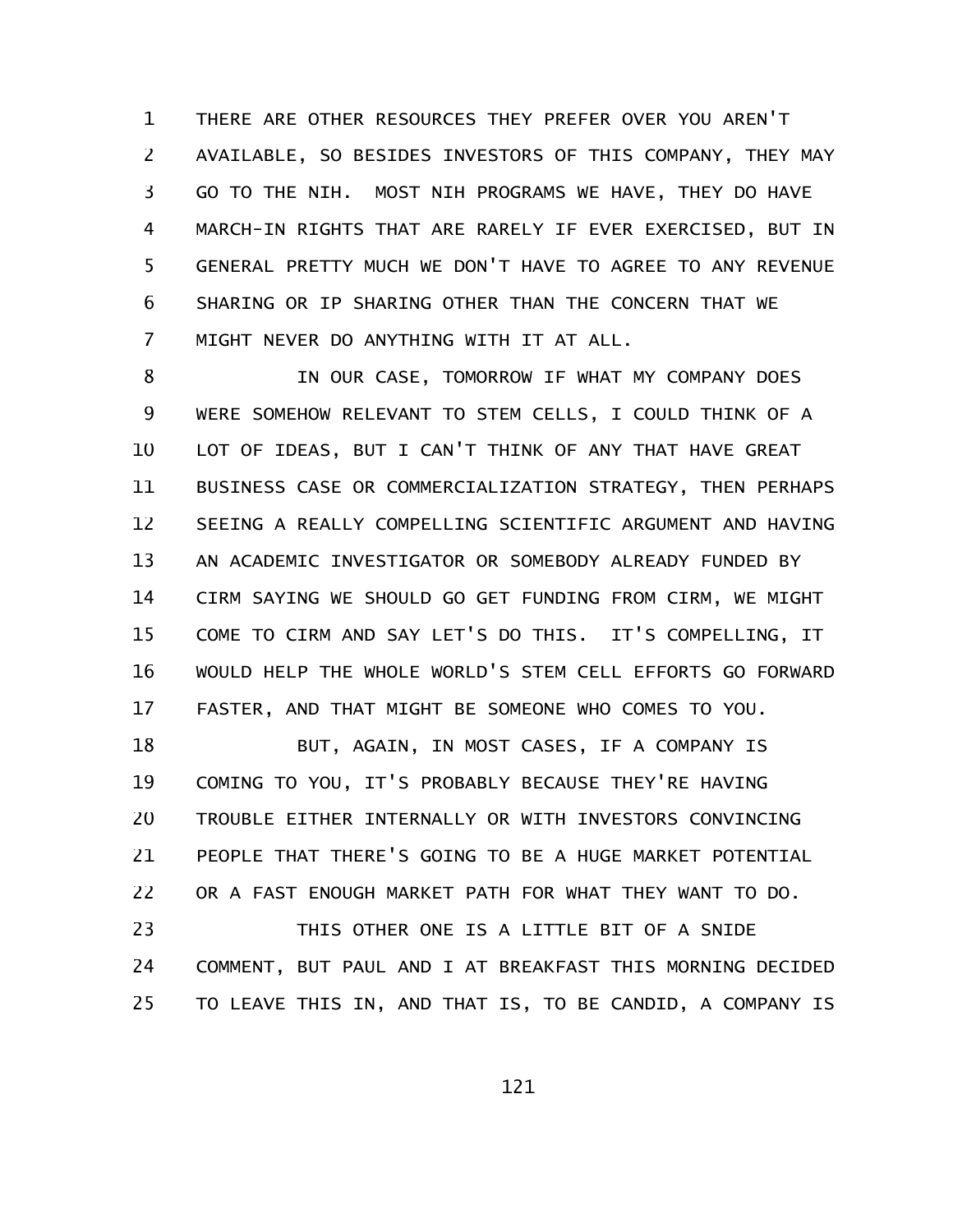THERE ARE OTHER RESOURCES THEY PREFER OVER YOU AREN'T AVAILABLE, SO BESIDES INVESTORS OF THIS COMPANY, THEY MAY GO TO THE NIH. MOST NIH PROGRAMS WE HAVE, THEY DO HAVE MARCH-IN RIGHTS THAT ARE RARELY IF EVER EXERCISED, BUT IN GENERAL PRETTY MUCH WE DON'T HAVE TO AGREE TO ANY REVENUE SHARING OR IP SHARING OTHER THAN THE CONCERN THAT WE MIGHT NEVER DO ANYTHING WITH IT AT ALL.

IN OUR CASE, TOMORROW IF WHAT MY COMPANY DOES WERE SOMEHOW RELEVANT TO STEM CELLS, I COULD THINK OF A LOT OF IDEAS, BUT I CAN'T THINK OF ANY THAT HAVE GREAT BUSINESS CASE OR COMMERCIALIZATION STRATEGY, THEN PERHAPS SEEING A REALLY COMPELLING SCIENTIFIC ARGUMENT AND HAVING AN ACADEMIC INVESTIGATOR OR SOMEBODY ALREADY FUNDED BY CIRM SAYING WE SHOULD GO GET FUNDING FROM CIRM, WE MIGHT COME TO CIRM AND SAY LET'S DO THIS. IT'S COMPELLING, IT WOULD HELP THE WHOLE WORLD'S STEM CELL EFFORTS GO FORWARD FASTER, AND THAT MIGHT BE SOMEONE WHO COMES TO YOU.

BUT, AGAIN, IN MOST CASES, IF A COMPANY IS COMING TO YOU, IT'S PROBABLY BECAUSE THEY'RE HAVING TROUBLE EITHER INTERNALLY OR WITH INVESTORS CONVINCING PEOPLE THAT THERE'S GOING TO BE A HUGE MARKET POTENTIAL OR A FAST ENOUGH MARKET PATH FOR WHAT THEY WANT TO DO.

THIS OTHER ONE IS A LITTLE BIT OF A SNIDE COMMENT, BUT PAUL AND I AT BREAKFAST THIS MORNING DECIDED TO LEAVE THIS IN, AND THAT IS, TO BE CANDID, A COMPANY IS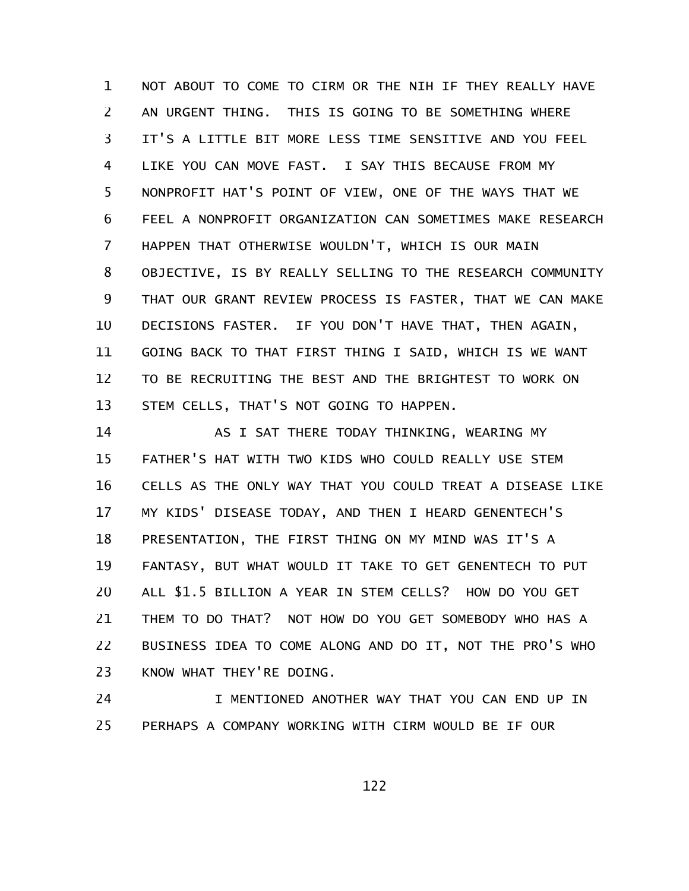NOT ABOUT TO COME TO CIRM OR THE NIH IF THEY REALLY HAVE AN URGENT THING. THIS IS GOING TO BE SOMETHING WHERE IT'S A LITTLE BIT MORE LESS TIME SENSITIVE AND YOU FEEL LIKE YOU CAN MOVE FAST. I SAY THIS BECAUSE FROM MY NONPROFIT HAT'S POINT OF VIEW, ONE OF THE WAYS THAT WE FEEL A NONPROFIT ORGANIZATION CAN SOMETIMES MAKE RESEARCH HAPPEN THAT OTHERWISE WOULDN'T, WHICH IS OUR MAIN OBJECTIVE, IS BY REALLY SELLING TO THE RESEARCH COMMUNITY THAT OUR GRANT REVIEW PROCESS IS FASTER, THAT WE CAN MAKE DECISIONS FASTER. IF YOU DON'T HAVE THAT, THEN AGAIN, GOING BACK TO THAT FIRST THING I SAID, WHICH IS WE WANT TO BE RECRUITING THE BEST AND THE BRIGHTEST TO WORK ON STEM CELLS, THAT'S NOT GOING TO HAPPEN.

AS I SAT THERE TODAY THINKING, WEARING MY FATHER'S HAT WITH TWO KIDS WHO COULD REALLY USE STEM CELLS AS THE ONLY WAY THAT YOU COULD TREAT A DISEASE LIKE MY KIDS' DISEASE TODAY, AND THEN I HEARD GENENTECH'S PRESENTATION, THE FIRST THING ON MY MIND WAS IT'S A FANTASY, BUT WHAT WOULD IT TAKE TO GET GENENTECH TO PUT ALL $1.5 BILLION A YEAR IN STEM CELLS? HOW DO YOU GET THEM TO DO THAT? NOT HOW DO YOU GET SOMEBODY WHO HAS A BUSINESS IDEA TO COME ALONG AND DO IT, NOT THE PRO'S WHO KNOW WHAT THEY'RE DOING.

I MENTIONED ANOTHER WAY THAT YOU CAN END UP IN PERHAPS A COMPANY WORKING WITH CIRM WOULD BE IF OUR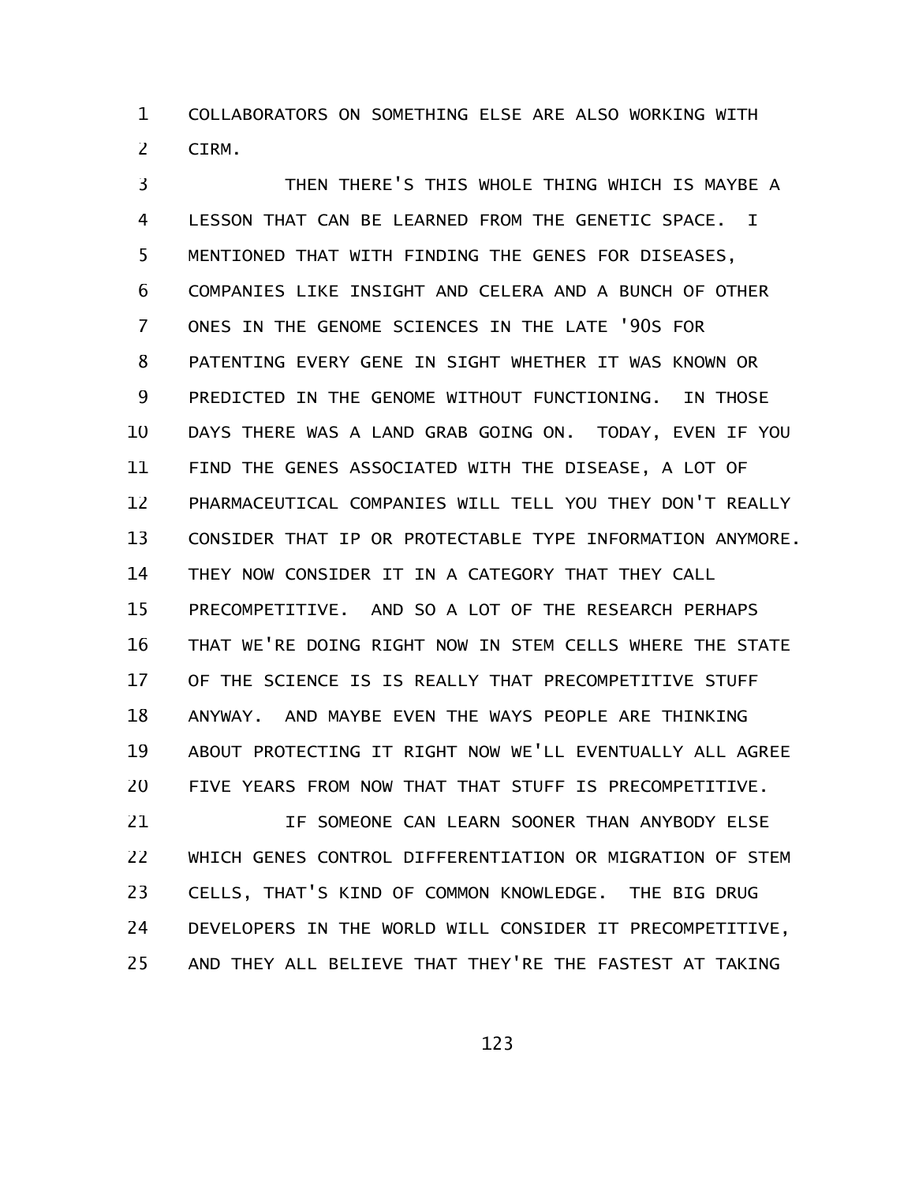COLLABORATORS ON SOMETHING ELSE ARE ALSO WORKING WITH CIRM.

THEN THERE'S THIS WHOLE THING WHICH IS MAYBE A LESSON THAT CAN BE LEARNED FROM THE GENETIC SPACE. I MENTIONED THAT WITH FINDING THE GENES FOR DISEASES, COMPANIES LIKE INSIGHT AND CELERA AND A BUNCH OF OTHER ONES IN THE GENOME SCIENCES IN THE LATE '90S FOR PATENTING EVERY GENE IN SIGHT WHETHER IT WAS KNOWN OR PREDICTED IN THE GENOME WITHOUT FUNCTIONING. IN THOSE DAYS THERE WAS A LAND GRAB GOING ON. TODAY, EVEN IF YOU FIND THE GENES ASSOCIATED WITH THE DISEASE, A LOT OF PHARMACEUTICAL COMPANIES WILL TELL YOU THEY DON'T REALLY CONSIDER THAT IP OR PROTECTABLE TYPE INFORMATION ANYMORE. THEY NOW CONSIDER IT IN A CATEGORY THAT THEY CALL PRECOMPETITIVE. AND SO A LOT OF THE RESEARCH PERHAPS THAT WE'RE DOING RIGHT NOW IN STEM CELLS WHERE THE STATE OF THE SCIENCE IS IS REALLY THAT PRECOMPETITIVE STUFF ANYWAY. AND MAYBE EVEN THE WAYS PEOPLE ARE THINKING ABOUT PROTECTING IT RIGHT NOW WE'LL EVENTUALLY ALL AGREE FIVE YEARS FROM NOW THAT THAT STUFF IS PRECOMPETITIVE.

IF SOMEONE CAN LEARN SOONER THAN ANYBODY ELSE WHICH GENES CONTROL DIFFERENTIATION OR MIGRATION OF STEM CELLS, THAT'S KIND OF COMMON KNOWLEDGE. THE BIG DRUG DEVELOPERS IN THE WORLD WILL CONSIDER IT PRECOMPETITIVE, AND THEY ALL BELIEVE THAT THEY'RE THE FASTEST AT TAKING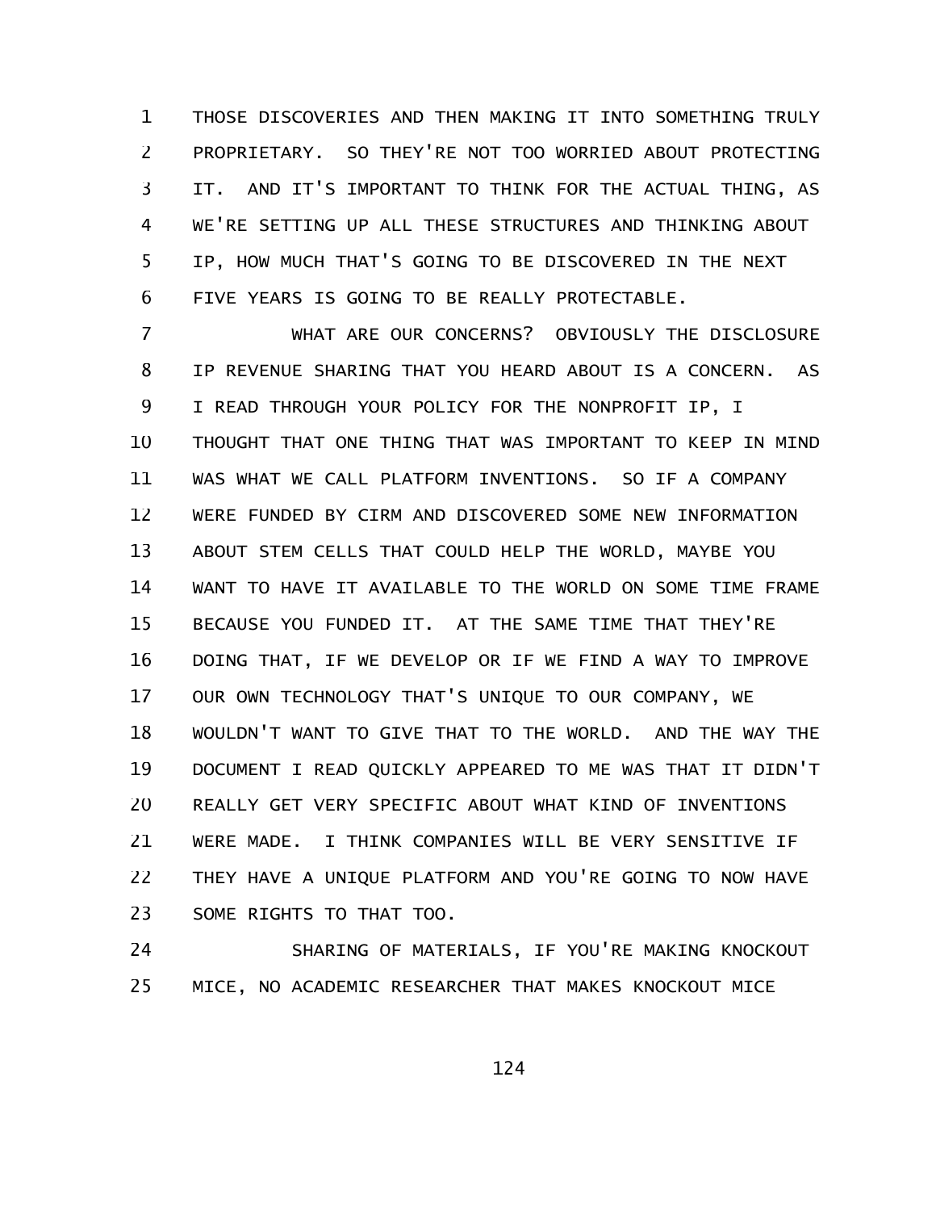THOSE DISCOVERIES AND THEN MAKING IT INTO SOMETHING TRULY PROPRIETARY. SO THEY'RE NOT TOO WORRIED ABOUT PROTECTING IT. AND IT'S IMPORTANT TO THINK FOR THE ACTUAL THING, AS WE'RE SETTING UP ALL THESE STRUCTURES AND THINKING ABOUT IP, HOW MUCH THAT'S GOING TO BE DISCOVERED IN THE NEXT FIVE YEARS IS GOING TO BE REALLY PROTECTABLE.

WHAT ARE OUR CONCERNS? OBVIOUSLY THE DISCLOSURE IP REVENUE SHARING THAT YOU HEARD ABOUT IS A CONCERN. AS I READ THROUGH YOUR POLICY FOR THE NONPROFIT IP, I THOUGHT THAT ONE THING THAT WAS IMPORTANT TO KEEP IN MIND WAS WHAT WE CALL PLATFORM INVENTIONS. SO IF A COMPANY WERE FUNDED BY CIRM AND DISCOVERED SOME NEW INFORMATION ABOUT STEM CELLS THAT COULD HELP THE WORLD, MAYBE YOU WANT TO HAVE IT AVAILABLE TO THE WORLD ON SOME TIME FRAME BECAUSE YOU FUNDED IT. AT THE SAME TIME THAT THEY'RE DOING THAT, IF WE DEVELOP OR IF WE FIND A WAY TO IMPROVE OUR OWN TECHNOLOGY THAT'S UNIQUE TO OUR COMPANY, WE WOULDN'T WANT TO GIVE THAT TO THE WORLD. AND THE WAY THE DOCUMENT I READ QUICKLY APPEARED TO ME WAS THAT IT DIDN'T REALLY GET VERY SPECIFIC ABOUT WHAT KIND OF INVENTIONS WERE MADE. I THINK COMPANIES WILL BE VERY SENSITIVE IF THEY HAVE A UNIQUE PLATFORM AND YOU'RE GOING TO NOW HAVE SOME RIGHTS TO THAT TOO.

SHARING OF MATERIALS, IF YOU'RE MAKING KNOCKOUT MICE, NO ACADEMIC RESEARCHER THAT MAKES KNOCKOUT MICE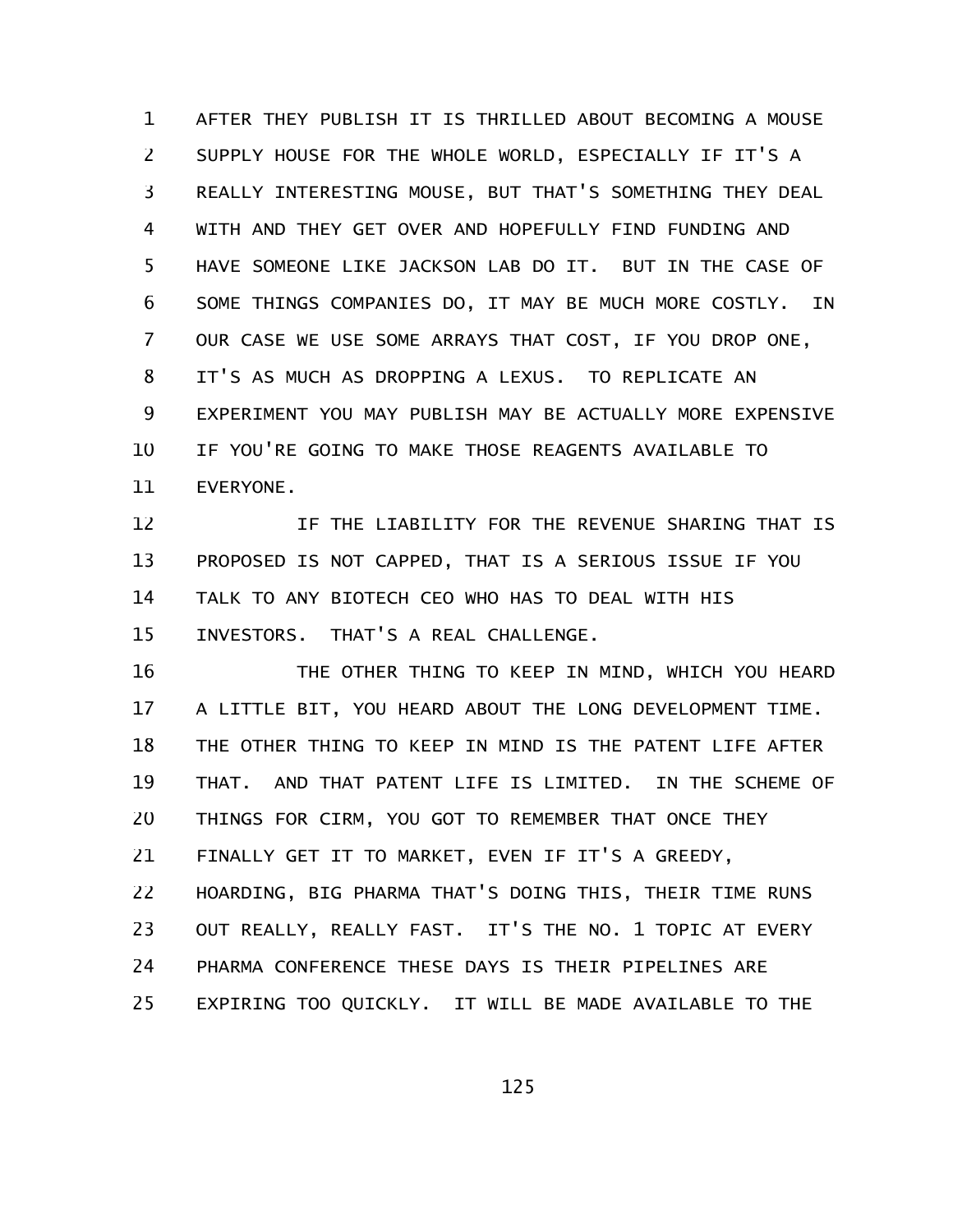AFTER THEY PUBLISH IT IS THRILLED ABOUT BECOMING A MOUSE SUPPLY HOUSE FOR THE WHOLE WORLD, ESPECIALLY IF IT'S A REALLY INTERESTING MOUSE, BUT THAT'S SOMETHING THEY DEAL WITH AND THEY GET OVER AND HOPEFULLY FIND FUNDING AND HAVE SOMEONE LIKE JACKSON LAB DO IT. BUT IN THE CASE OF SOME THINGS COMPANIES DO, IT MAY BE MUCH MORE COSTLY. IN OUR CASE WE USE SOME ARRAYS THAT COST, IF YOU DROP ONE, IT'S AS MUCH AS DROPPING A LEXUS. TO REPLICATE AN EXPERIMENT YOU MAY PUBLISH MAY BE ACTUALLY MORE EXPENSIVE IF YOU'RE GOING TO MAKE THOSE REAGENTS AVAILABLE TO EVERYONE.

IF THE LIABILITY FOR THE REVENUE SHARING THAT IS PROPOSED IS NOT CAPPED, THAT IS A SERIOUS ISSUE IF YOU TALK TO ANY BIOTECH CEO WHO HAS TO DEAL WITH HIS INVESTORS. THAT'S A REAL CHALLENGE.

THE OTHER THING TO KEEP IN MIND, WHICH YOU HEARD A LITTLE BIT, YOU HEARD ABOUT THE LONG DEVELOPMENT TIME. THE OTHER THING TO KEEP IN MIND IS THE PATENT LIFE AFTER THAT. AND THAT PATENT LIFE IS LIMITED. IN THE SCHEME OF THINGS FOR CIRM, YOU GOT TO REMEMBER THAT ONCE THEY FINALLY GET IT TO MARKET, EVEN IF IT'S A GREEDY, HOARDING, BIG PHARMA THAT'S DOING THIS, THEIR TIME RUNS OUT REALLY, REALLY FAST. IT'S THE NO. 1 TOPIC AT EVERY PHARMA CONFERENCE THESE DAYS IS THEIR PIPELINES ARE EXPIRING TOO QUICKLY. IT WILL BE MADE AVAILABLE TO THE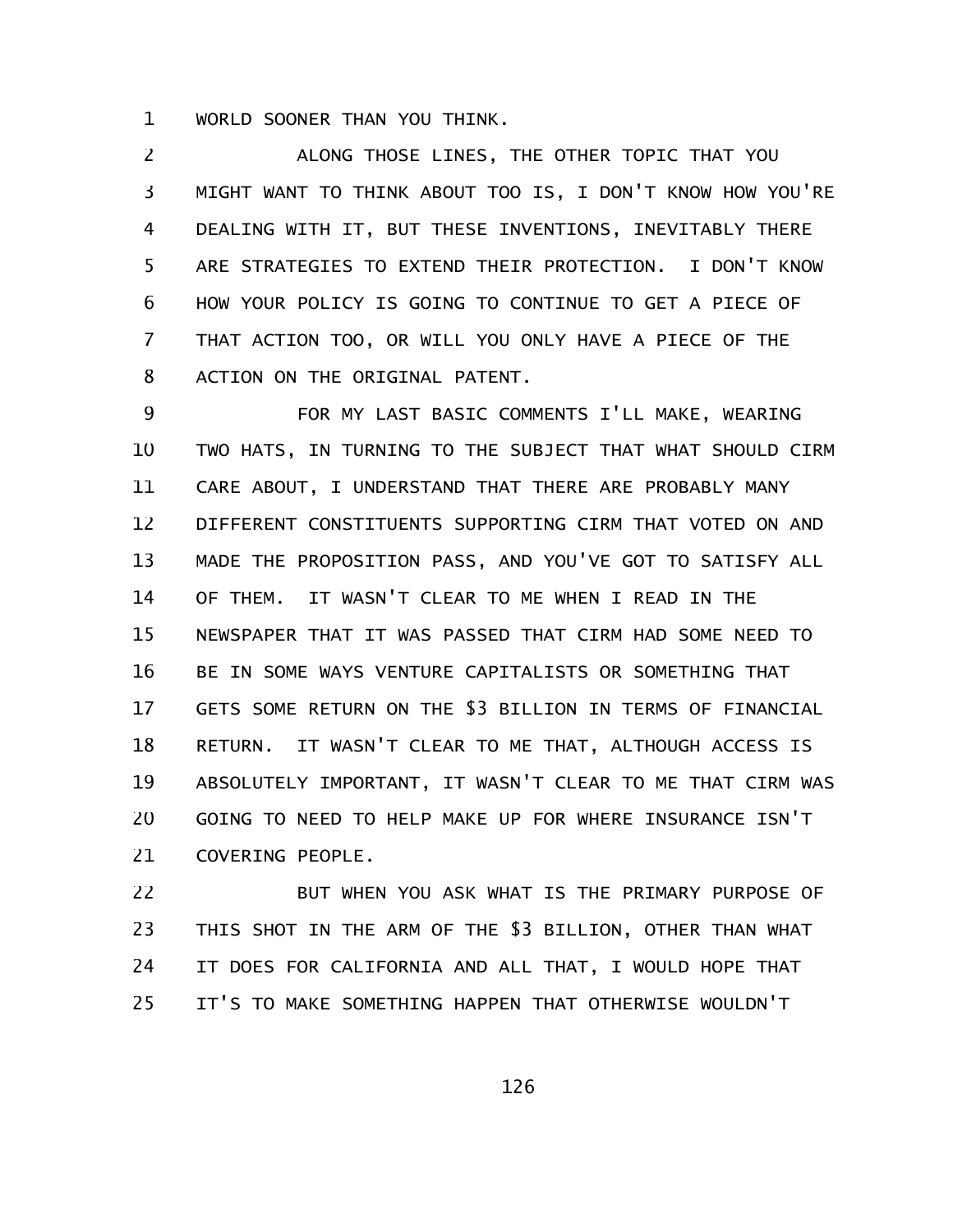WORLD SOONER THAN YOU THINK.

ALONG THOSE LINES, THE OTHER TOPIC THAT YOU MIGHT WANT TO THINK ABOUT TOO IS, I DON'T KNOW HOW YOU'RE DEALING WITH IT, BUT THESE INVENTIONS, INEVITABLY THERE ARE STRATEGIES TO EXTEND THEIR PROTECTION. I DON'T KNOW HOW YOUR POLICY IS GOING TO CONTINUE TO GET A PIECE OF THAT ACTION TOO, OR WILL YOU ONLY HAVE A PIECE OF THE ACTION ON THE ORIGINAL PATENT.

FOR MY LAST BASIC COMMENTS I'LL MAKE, WEARING TWO HATS, IN TURNING TO THE SUBJECT THAT WHAT SHOULD CIRM CARE ABOUT, I UNDERSTAND THAT THERE ARE PROBABLY MANY DIFFERENT CONSTITUENTS SUPPORTING CIRM THAT VOTED ON AND MADE THE PROPOSITION PASS, AND YOU'VE GOT TO SATISFY ALL OF THEM. IT WASN'T CLEAR TO ME WHEN I READ IN THE NEWSPAPER THAT IT WAS PASSED THAT CIRM HAD SOME NEED TO BE IN SOME WAYS VENTURE CAPITALISTS OR SOMETHING THAT GETS SOME RETURN ON THE $3 BILLION IN TERMS OF FINANCIAL RETURN. IT WASN'T CLEAR TO ME THAT, ALTHOUGH ACCESS IS ABSOLUTELY IMPORTANT, IT WASN'T CLEAR TO ME THAT CIRM WAS GOING TO NEED TO HELP MAKE UP FOR WHERE INSURANCE ISN'T COVERING PEOPLE.

BUT WHEN YOU ASK WHAT IS THE PRIMARY PURPOSE OF THIS SHOT IN THE ARM OF THE $3 BILLION, OTHER THAN WHAT IT DOES FOR CALIFORNIA AND ALL THAT, I WOULD HOPE THAT IT'S TO MAKE SOMETHING HAPPEN THAT OTHERWISE WOULDN'T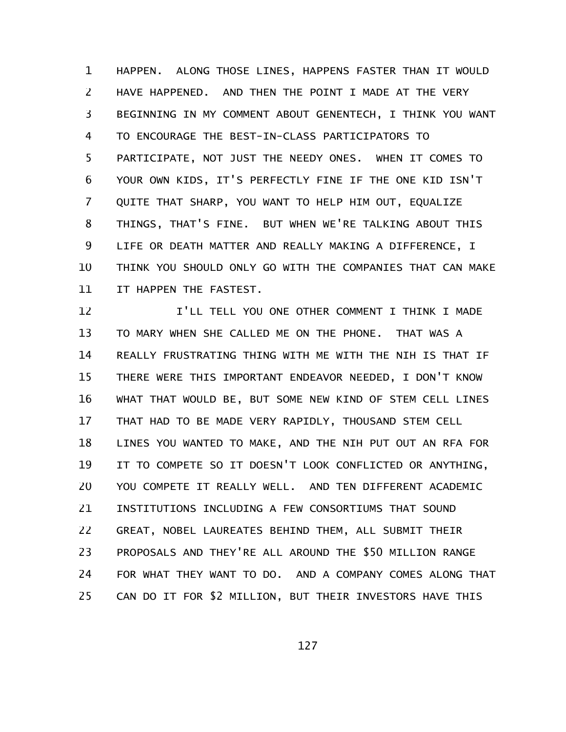HAPPEN. ALONG THOSE LINES, HAPPENS FASTER THAN IT WOULD HAVE HAPPENED. AND THEN THE POINT I MADE AT THE VERY BEGINNING IN MY COMMENT ABOUT GENENTECH, I THINK YOU WANT TO ENCOURAGE THE BEST-IN-CLASS PARTICIPATORS TO PARTICIPATE, NOT JUST THE NEEDY ONES. WHEN IT COMES TO YOUR OWN KIDS, IT'S PERFECTLY FINE IF THE ONE KID ISN'T QUITE THAT SHARP, YOU WANT TO HELP HIM OUT, EQUALIZE THINGS, THAT'S FINE. BUT WHEN WE'RE TALKING ABOUT THIS LIFE OR DEATH MATTER AND REALLY MAKING A DIFFERENCE, I THINK YOU SHOULD ONLY GO WITH THE COMPANIES THAT CAN MAKE IT HAPPEN THE FASTEST.

I'LL TELL YOU ONE OTHER COMMENT I THINK I MADE TO MARY WHEN SHE CALLED ME ON THE PHONE. THAT WAS A REALLY FRUSTRATING THING WITH ME WITH THE NIH IS THAT IF THERE WERE THIS IMPORTANT ENDEAVOR NEEDED, I DON'T KNOW WHAT THAT WOULD BE, BUT SOME NEW KIND OF STEM CELL LINES THAT HAD TO BE MADE VERY RAPIDLY, THOUSAND STEM CELL LINES YOU WANTED TO MAKE, AND THE NIH PUT OUT AN RFA FOR IT TO COMPETE SO IT DOESN'T LOOK CONFLICTED OR ANYTHING, YOU COMPETE IT REALLY WELL. AND TEN DIFFERENT ACADEMIC INSTITUTIONS INCLUDING A FEW CONSORTIUMS THAT SOUND GREAT, NOBEL LAUREATES BEHIND THEM, ALL SUBMIT THEIR PROPOSALS AND THEY'RE ALL AROUND THE $50 MILLION RANGE FOR WHAT THEY WANT TO DO. AND A COMPANY COMES ALONG THAT CAN DO IT FOR $2 MILLION, BUT THEIR INVESTORS HAVE THIS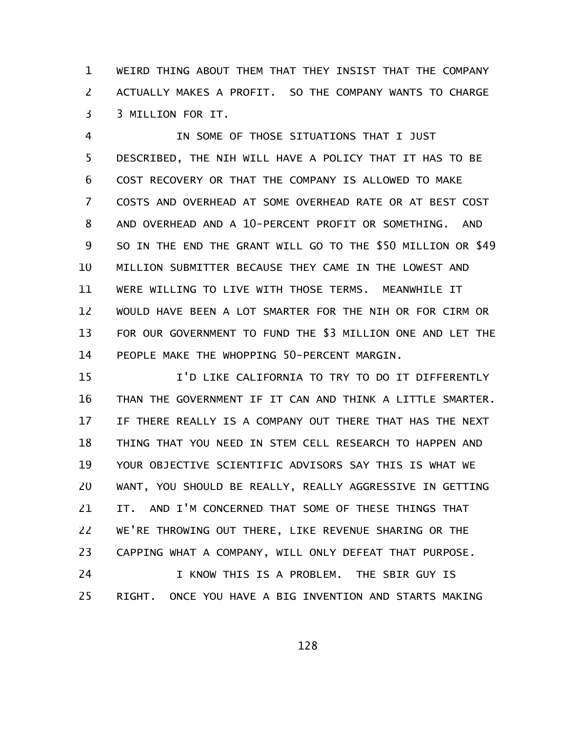WEIRD THING ABOUT THEM THAT THEY INSIST THAT THE COMPANY ACTUALLY MAKES A PROFIT. SO THE COMPANY WANTS TO CHARGE 3 MILLION FOR IT.

IN SOME OF THOSE SITUATIONS THAT I JUST DESCRIBED, THE NIH WILL HAVE A POLICY THAT IT HAS TO BE COST RECOVERY OR THAT THE COMPANY IS ALLOWED TO MAKE COSTS AND OVERHEAD AT SOME OVERHEAD RATE OR AT BEST COST AND OVERHEAD AND A 10-PERCENT PROFIT OR SOMETHING. AND SO IN THE END THE GRANT WILL GO TO THE $50 MILLION OR $49 MILLION SUBMITTER BECAUSE THEY CAME IN THE LOWEST AND WERE WILLING TO LIVE WITH THOSE TERMS. MEANWHILE IT WOULD HAVE BEEN A LOT SMARTER FOR THE NIH OR FOR CIRM OR FOR OUR GOVERNMENT TO FUND THE $3 MILLION ONE AND LET THE PEOPLE MAKE THE WHOPPING 50-PERCENT MARGIN.

I'D LIKE CALIFORNIA TO TRY TO DO IT DIFFERENTLY THAN THE GOVERNMENT IF IT CAN AND THINK A LITTLE SMARTER. IF THERE REALLY IS A COMPANY OUT THERE THAT HAS THE NEXT THING THAT YOU NEED IN STEM CELL RESEARCH TO HAPPEN AND YOUR OBJECTIVE SCIENTIFIC ADVISORS SAY THIS IS WHAT WE WANT, YOU SHOULD BE REALLY, REALLY AGGRESSIVE IN GETTING IT. AND I'M CONCERNED THAT SOME OF THESE THINGS THAT WE'RE THROWING OUT THERE, LIKE REVENUE SHARING OR THE CAPPING WHAT A COMPANY, WILL ONLY DEFEAT THAT PURPOSE.

I KNOW THIS IS A PROBLEM. THE SBIR GUY IS RIGHT. ONCE YOU HAVE A BIG INVENTION AND STARTS MAKING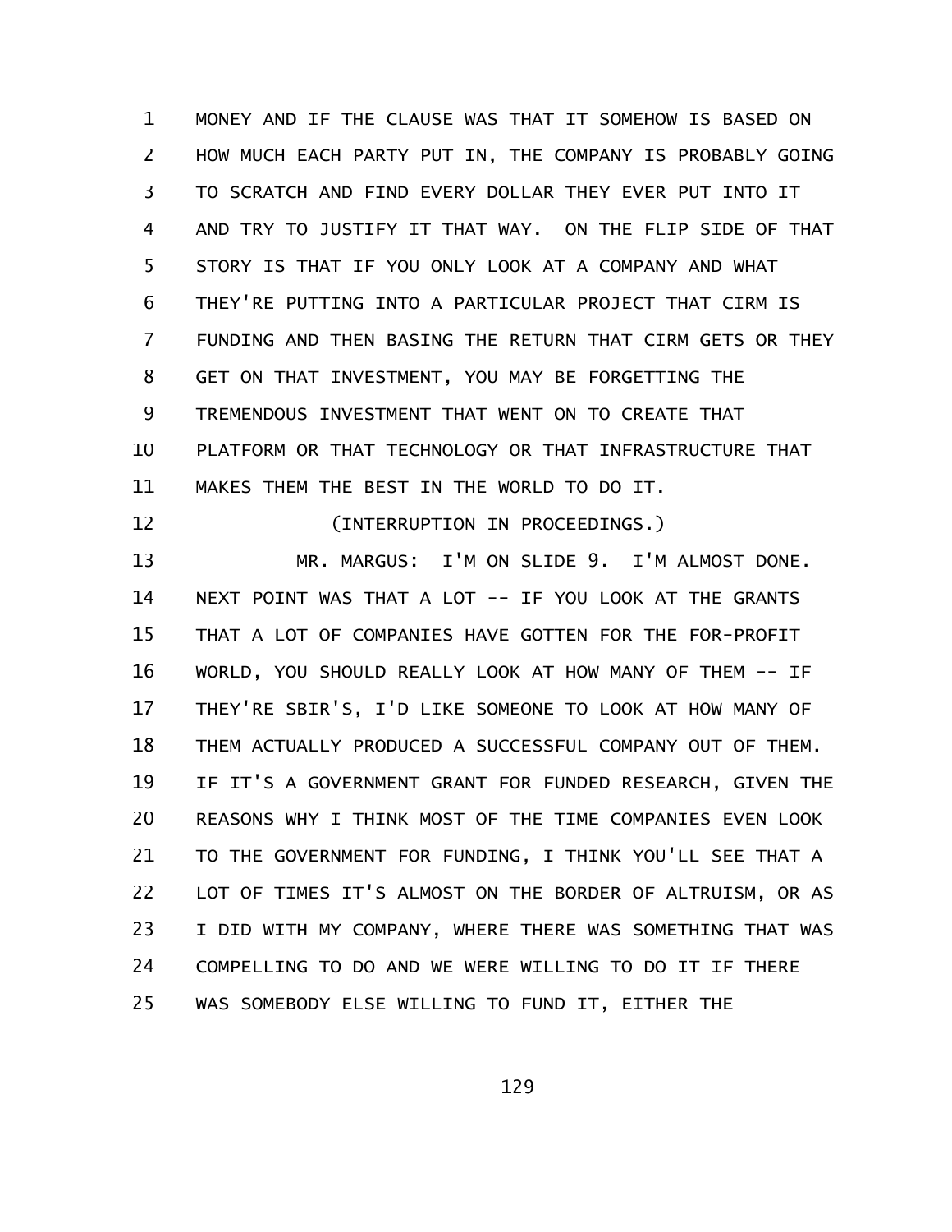MONEY AND IF THE CLAUSE WAS THAT IT SOMEHOW IS BASED ON HOW MUCH EACH PARTY PUT IN, THE COMPANY IS PROBABLY GOING TO SCRATCH AND FIND EVERY DOLLAR THEY EVER PUT INTO IT AND TRY TO JUSTIFY IT THAT WAY. ON THE FLIP SIDE OF THAT STORY IS THAT IF YOU ONLY LOOK AT A COMPANY AND WHAT THEY'RE PUTTING INTO A PARTICULAR PROJECT THAT CIRM IS FUNDING AND THEN BASING THE RETURN THAT CIRM GETS OR THEY GET ON THAT INVESTMENT, YOU MAY BE FORGETTING THE TREMENDOUS INVESTMENT THAT WENT ON TO CREATE THAT PLATFORM OR THAT TECHNOLOGY OR THAT INFRASTRUCTURE THAT MAKES THEM THE BEST IN THE WORLD TO DO IT.

(INTERRUPTION IN PROCEEDINGS.)

MR. MARGUS: I'M ON SLIDE 9. I'M ALMOST DONE. NEXT POINT WAS THAT A LOT -- IF YOU LOOK AT THE GRANTS THAT A LOT OF COMPANIES HAVE GOTTEN FOR THE FOR-PROFIT WORLD, YOU SHOULD REALLY LOOK AT HOW MANY OF THEM -- IF THEY'RE SBIR'S, I'D LIKE SOMEONE TO LOOK AT HOW MANY OF THEM ACTUALLY PRODUCED A SUCCESSFUL COMPANY OUT OF THEM. IF IT'S A GOVERNMENT GRANT FOR FUNDED RESEARCH, GIVEN THE REASONS WHY I THINK MOST OF THE TIME COMPANIES EVEN LOOK TO THE GOVERNMENT FOR FUNDING, I THINK YOU'LL SEE THAT A LOT OF TIMES IT'S ALMOST ON THE BORDER OF ALTRUISM, OR AS I DID WITH MY COMPANY, WHERE THERE WAS SOMETHING THAT WAS COMPELLING TO DO AND WE WERE WILLING TO DO IT IF THERE WAS SOMEBODY ELSE WILLING TO FUND IT, EITHER THE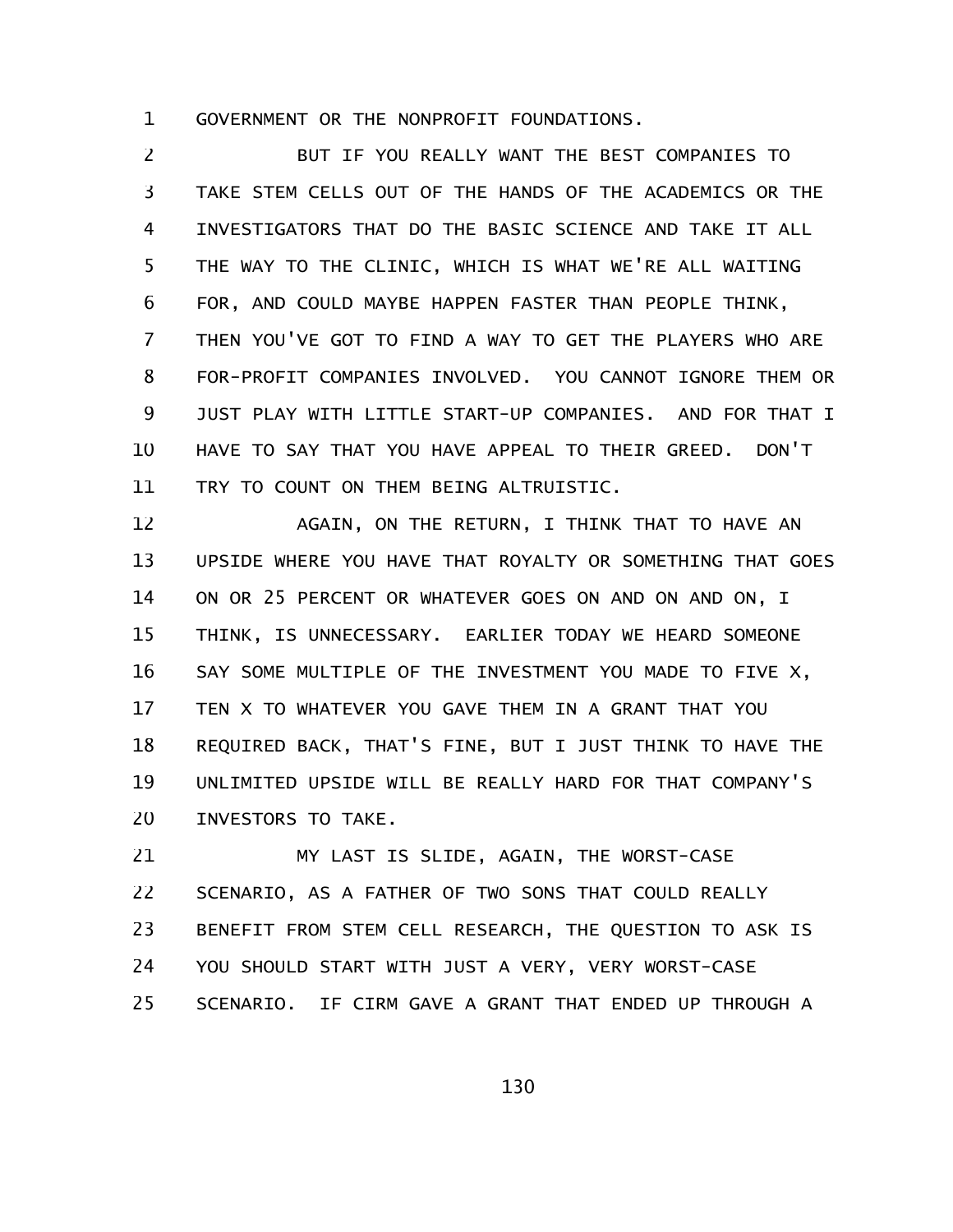GOVERNMENT OR THE NONPROFIT FOUNDATIONS.

BUT IF YOU REALLY WANT THE BEST COMPANIES TO TAKE STEM CELLS OUT OF THE HANDS OF THE ACADEMICS OR THE INVESTIGATORS THAT DO THE BASIC SCIENCE AND TAKE IT ALL THE WAY TO THE CLINIC, WHICH IS WHAT WE'RE ALL WAITING FOR, AND COULD MAYBE HAPPEN FASTER THAN PEOPLE THINK, THEN YOU'VE GOT TO FIND A WAY TO GET THE PLAYERS WHO ARE FOR-PROFIT COMPANIES INVOLVED. YOU CANNOT IGNORE THEM OR JUST PLAY WITH LITTLE START-UP COMPANIES. AND FOR THAT I HAVE TO SAY THAT YOU HAVE APPEAL TO THEIR GREED. DON'T TRY TO COUNT ON THEM BEING ALTRUISTIC.

AGAIN, ON THE RETURN, I THINK THAT TO HAVE AN UPSIDE WHERE YOU HAVE THAT ROYALTY OR SOMETHING THAT GOES ON OR 25 PERCENT OR WHATEVER GOES ON AND ON AND ON, I THINK, IS UNNECESSARY. EARLIER TODAY WE HEARD SOMEONE SAY SOME MULTIPLE OF THE INVESTMENT YOU MADE TO FIVE X, TEN X TO WHATEVER YOU GAVE THEM IN A GRANT THAT YOU REQUIRED BACK, THAT'S FINE, BUT I JUST THINK TO HAVE THE UNLIMITED UPSIDE WILL BE REALLY HARD FOR THAT COMPANY'S INVESTORS TO TAKE.

MY LAST IS SLIDE, AGAIN, THE WORST-CASE SCENARIO, AS A FATHER OF TWO SONS THAT COULD REALLY BENEFIT FROM STEM CELL RESEARCH, THE QUESTION TO ASK IS YOU SHOULD START WITH JUST A VERY, VERY WORST-CASE SCENARIO. IF CIRM GAVE A GRANT THAT ENDED UP THROUGH A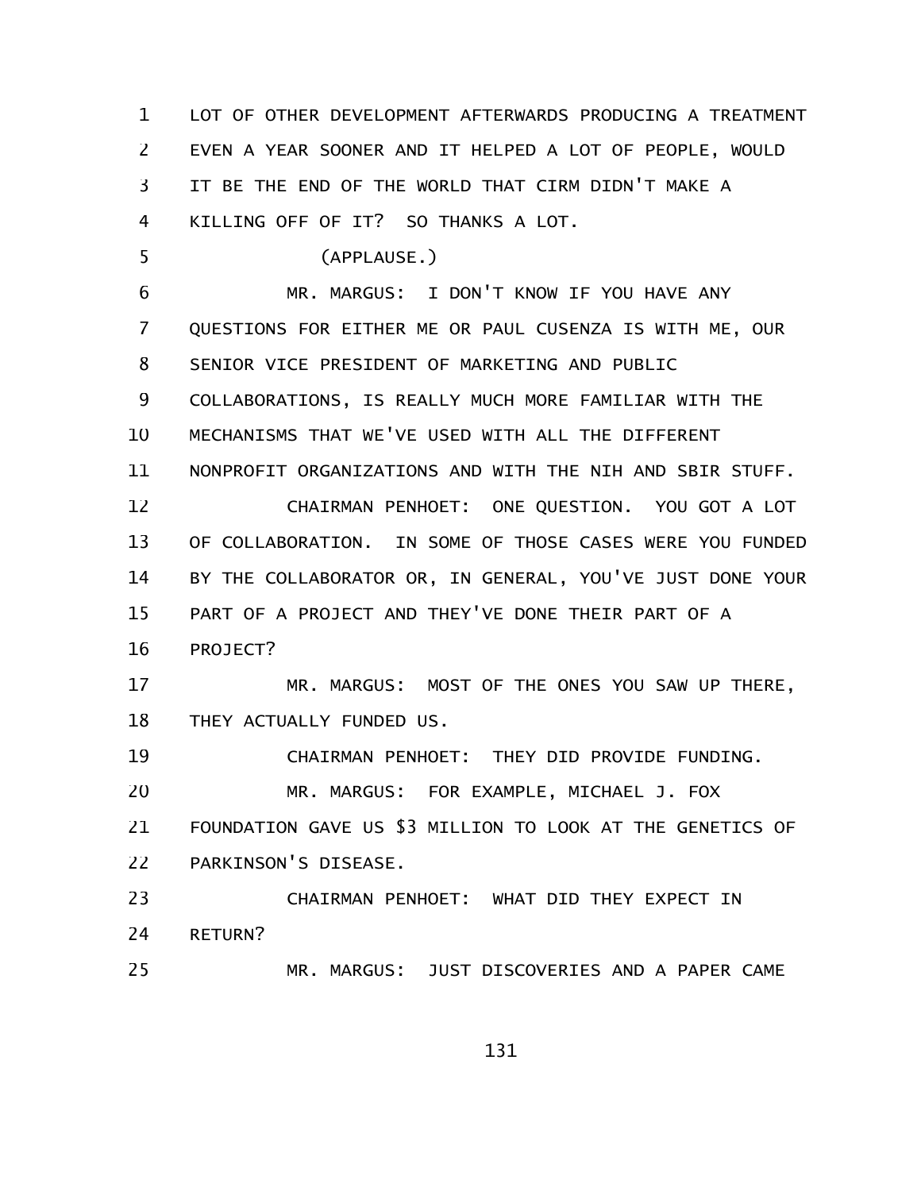LOT OF OTHER DEVELOPMENT AFTERWARDS PRODUCING A TREATMENT EVEN A YEAR SOONER AND IT HELPED A LOT OF PEOPLE, WOULD IT BE THE END OF THE WORLD THAT CIRM DIDN'T MAKE A KILLING OFF OF IT? SO THANKS A LOT.

(APPLAUSE.)

MR. MARGUS: I DON'T KNOW IF YOU HAVE ANY QUESTIONS FOR EITHER ME OR PAUL CUSENZA IS WITH ME, OUR SENIOR VICE PRESIDENT OF MARKETING AND PUBLIC COLLABORATIONS, IS REALLY MUCH MORE FAMILIAR WITH THE MECHANISMS THAT WE'VE USED WITH ALL THE DIFFERENT NONPROFIT ORGANIZATIONS AND WITH THE NIH AND SBIR STUFF.

CHAIRMAN PENHOET: ONE QUESTION. YOU GOT A LOT OF COLLABORATION. IN SOME OF THOSE CASES WERE YOU FUNDED BY THE COLLABORATOR OR, IN GENERAL, YOU'VE JUST DONE YOUR PART OF A PROJECT AND THEY'VE DONE THEIR PART OF A PROJECT?

MR. MARGUS: MOST OF THE ONES YOU SAW UP THERE, THEY ACTUALLY FUNDED US.

CHAIRMAN PENHOET: THEY DID PROVIDE FUNDING.

MR. MARGUS: FOR EXAMPLE, MICHAEL J. FOX FOUNDATION GAVE US $3 MILLION TO LOOK AT THE GENETICS OF PARKINSON'S DISEASE.

CHAIRMAN PENHOET: WHAT DID THEY EXPECT IN RETURN?

MR. MARGUS: JUST DISCOVERIES AND A PAPER CAME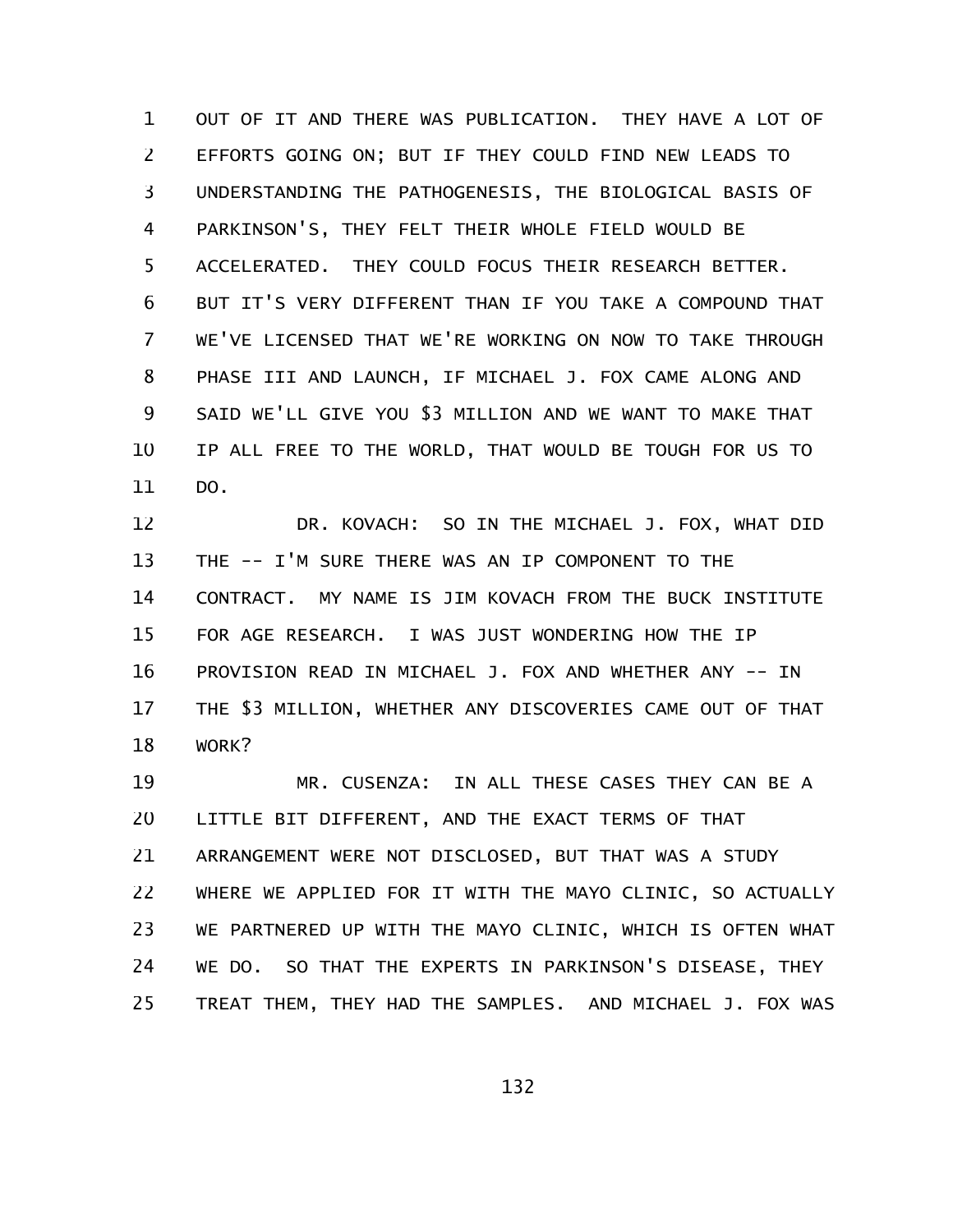OUT OF IT AND THERE WAS PUBLICATION. THEY HAVE A LOT OF EFFORTS GOING ON; BUT IF THEY COULD FIND NEW LEADS TO UNDERSTANDING THE PATHOGENESIS, THE BIOLOGICAL BASIS OF PARKINSON'S, THEY FELT THEIR WHOLE FIELD WOULD BE ACCELERATED. THEY COULD FOCUS THEIR RESEARCH BETTER. BUT IT'S VERY DIFFERENT THAN IF YOU TAKE A COMPOUND THAT WE'VE LICENSED THAT WE'RE WORKING ON NOW TO TAKE THROUGH PHASE III AND LAUNCH, IF MICHAEL J. FOX CAME ALONG AND SAID WE'LL GIVE YOU $3 MILLION AND WE WANT TO MAKE THAT IP ALL FREE TO THE WORLD, THAT WOULD BE TOUGH FOR US TO DO.

DR. KOVACH: SO IN THE MICHAEL J. FOX, WHAT DID THE -- I'M SURE THERE WAS AN IP COMPONENT TO THE CONTRACT. MY NAME IS JIM KOVACH FROM THE BUCK INSTITUTE FOR AGE RESEARCH. I WAS JUST WONDERING HOW THE IP PROVISION READ IN MICHAEL J. FOX AND WHETHER ANY -- IN THE $3 MILLION, WHETHER ANY DISCOVERIES CAME OUT OF THAT WORK?

MR. CUSENZA: IN ALL THESE CASES THEY CAN BE A LITTLE BIT DIFFERENT, AND THE EXACT TERMS OF THAT ARRANGEMENT WERE NOT DISCLOSED, BUT THAT WAS A STUDY WHERE WE APPLIED FOR IT WITH THE MAYO CLINIC, SO ACTUALLY WE PARTNERED UP WITH THE MAYO CLINIC, WHICH IS OFTEN WHAT WE DO. SO THAT THE EXPERTS IN PARKINSON'S DISEASE, THEY TREAT THEM, THEY HAD THE SAMPLES. AND MICHAEL J. FOX WAS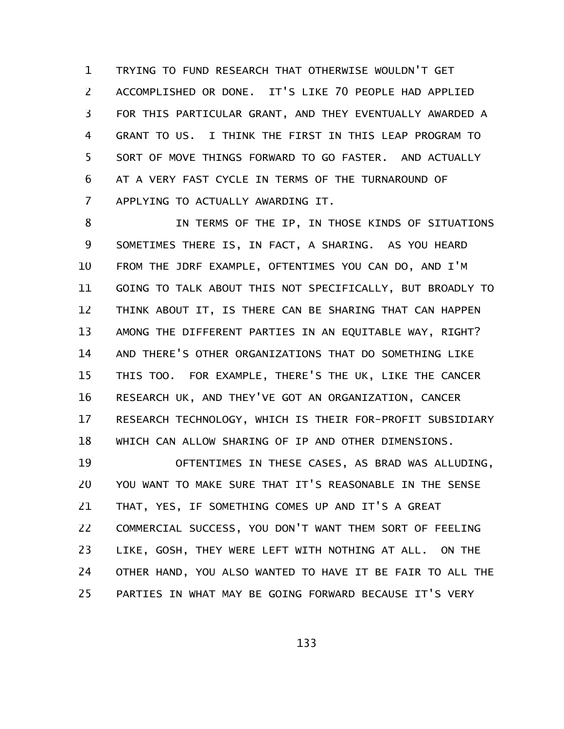TRYING TO FUND RESEARCH THAT OTHERWISE WOULDN'T GET ACCOMPLISHED OR DONE. IT'S LIKE 70 PEOPLE HAD APPLIED FOR THIS PARTICULAR GRANT, AND THEY EVENTUALLY AWARDED A GRANT TO US. I THINK THE FIRST IN THIS LEAP PROGRAM TO SORT OF MOVE THINGS FORWARD TO GO FASTER. AND ACTUALLY AT A VERY FAST CYCLE IN TERMS OF THE TURNAROUND OF APPLYING TO ACTUALLY AWARDING IT.

IN TERMS OF THE IP, IN THOSE KINDS OF SITUATIONS SOMETIMES THERE IS, IN FACT, A SHARING. AS YOU HEARD FROM THE JDRF EXAMPLE, OFTENTIMES YOU CAN DO, AND I'M GOING TO TALK ABOUT THIS NOT SPECIFICALLY, BUT BROADLY TO THINK ABOUT IT, IS THERE CAN BE SHARING THAT CAN HAPPEN AMONG THE DIFFERENT PARTIES IN AN EQUITABLE WAY, RIGHT? AND THERE'S OTHER ORGANIZATIONS THAT DO SOMETHING LIKE THIS TOO. FOR EXAMPLE, THERE'S THE UK, LIKE THE CANCER RESEARCH UK, AND THEY'VE GOT AN ORGANIZATION, CANCER RESEARCH TECHNOLOGY, WHICH IS THEIR FOR-PROFIT SUBSIDIARY WHICH CAN ALLOW SHARING OF IP AND OTHER DIMENSIONS.

OFTENTIMES IN THESE CASES, AS BRAD WAS ALLUDING, YOU WANT TO MAKE SURE THAT IT'S REASONABLE IN THE SENSE THAT, YES, IF SOMETHING COMES UP AND IT'S A GREAT COMMERCIAL SUCCESS, YOU DON'T WANT THEM SORT OF FEELING LIKE, GOSH, THEY WERE LEFT WITH NOTHING AT ALL. ON THE OTHER HAND, YOU ALSO WANTED TO HAVE IT BE FAIR TO ALL THE PARTIES IN WHAT MAY BE GOING FORWARD BECAUSE IT'S VERY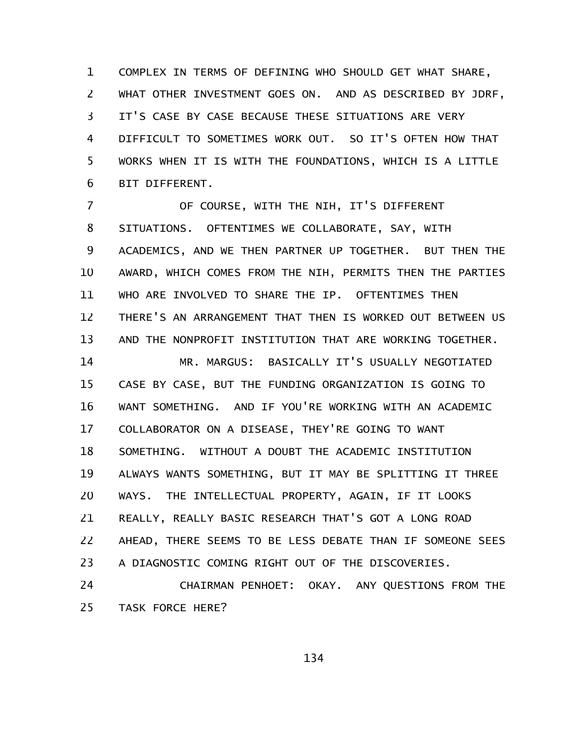COMPLEX IN TERMS OF DEFINING WHO SHOULD GET WHAT SHARE, WHAT OTHER INVESTMENT GOES ON. AND AS DESCRIBED BY JDRF, IT'S CASE BY CASE BECAUSE THESE SITUATIONS ARE VERY DIFFICULT TO SOMETIMES WORK OUT. SO IT'S OFTEN HOW THAT WORKS WHEN IT IS WITH THE FOUNDATIONS, WHICH IS A LITTLE BIT DIFFERENT.

OF COURSE, WITH THE NIH, IT'S DIFFERENT SITUATIONS. OFTENTIMES WE COLLABORATE, SAY, WITH ACADEMICS, AND WE THEN PARTNER UP TOGETHER. BUT THEN THE AWARD, WHICH COMES FROM THE NIH, PERMITS THEN THE PARTIES WHO ARE INVOLVED TO SHARE THE IP. OFTENTIMES THEN THERE'S AN ARRANGEMENT THAT THEN IS WORKED OUT BETWEEN US AND THE NONPROFIT INSTITUTION THAT ARE WORKING TOGETHER.

MR. MARGUS: BASICALLY IT'S USUALLY NEGOTIATED CASE BY CASE, BUT THE FUNDING ORGANIZATION IS GOING TO WANT SOMETHING. AND IF YOU'RE WORKING WITH AN ACADEMIC COLLABORATOR ON A DISEASE, THEY'RE GOING TO WANT SOMETHING. WITHOUT A DOUBT THE ACADEMIC INSTITUTION ALWAYS WANTS SOMETHING, BUT IT MAY BE SPLITTING IT THREE WAYS. THE INTELLECTUAL PROPERTY, AGAIN, IF IT LOOKS REALLY, REALLY BASIC RESEARCH THAT'S GOT A LONG ROAD AHEAD, THERE SEEMS TO BE LESS DEBATE THAN IF SOMEONE SEES A DIAGNOSTIC COMING RIGHT OUT OF THE DISCOVERIES.

CHAIRMAN PENHOET: OKAY. ANY QUESTIONS FROM THE TASK FORCE HERE?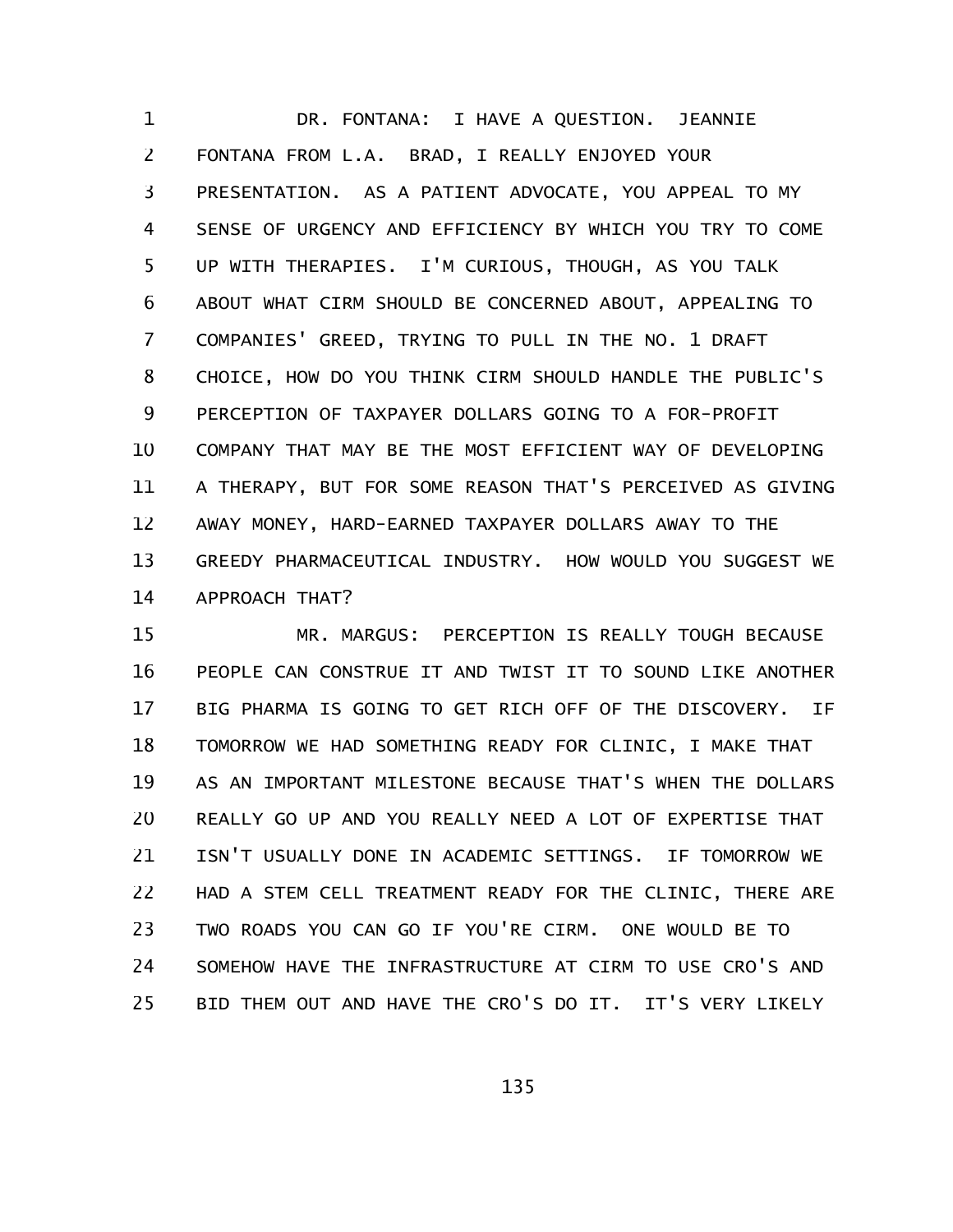DR. FONTANA: I HAVE A QUESTION. JEANNIE FONTANA FROM L.A. BRAD, I REALLY ENJOYED YOUR PRESENTATION. AS A PATIENT ADVOCATE, YOU APPEAL TO MY SENSE OF URGENCY AND EFFICIENCY BY WHICH YOU TRY TO COME UP WITH THERAPIES. I'M CURIOUS, THOUGH, AS YOU TALK ABOUT WHAT CIRM SHOULD BE CONCERNED ABOUT, APPEALING TO COMPANIES' GREED, TRYING TO PULL IN THE NO. 1 DRAFT CHOICE, HOW DO YOU THINK CIRM SHOULD HANDLE THE PUBLIC'S PERCEPTION OF TAXPAYER DOLLARS GOING TO A FOR-PROFIT COMPANY THAT MAY BE THE MOST EFFICIENT WAY OF DEVELOPING A THERAPY, BUT FOR SOME REASON THAT'S PERCEIVED AS GIVING AWAY MONEY, HARD-EARNED TAXPAYER DOLLARS AWAY TO THE GREEDY PHARMACEUTICAL INDUSTRY. HOW WOULD YOU SUGGEST WE APPROACH THAT?

MR. MARGUS: PERCEPTION IS REALLY TOUGH BECAUSE PEOPLE CAN CONSTRUE IT AND TWIST IT TO SOUND LIKE ANOTHER BIG PHARMA IS GOING TO GET RICH OFF OF THE DISCOVERY. IF TOMORROW WE HAD SOMETHING READY FOR CLINIC, I MAKE THAT AS AN IMPORTANT MILESTONE BECAUSE THAT'S WHEN THE DOLLARS REALLY GO UP AND YOU REALLY NEED A LOT OF EXPERTISE THAT ISN'T USUALLY DONE IN ACADEMIC SETTINGS. IF TOMORROW WE HAD A STEM CELL TREATMENT READY FOR THE CLINIC, THERE ARE TWO ROADS YOU CAN GO IF YOU'RE CIRM. ONE WOULD BE TO SOMEHOW HAVE THE INFRASTRUCTURE AT CIRM TO USE CRO'S AND BID THEM OUT AND HAVE THE CRO'S DO IT. IT'S VERY LIKELY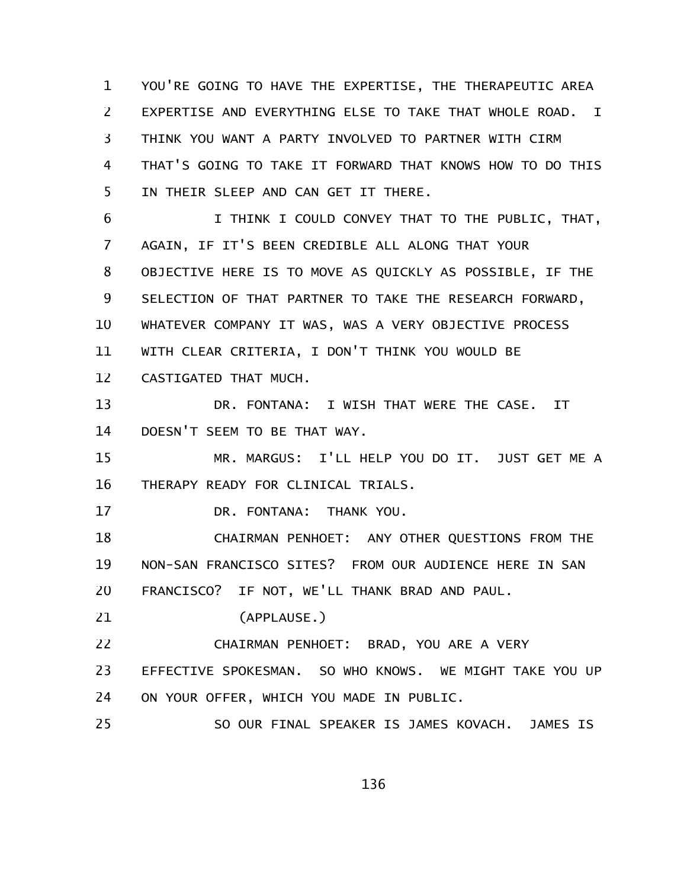YOU'RE GOING TO HAVE THE EXPERTISE, THE THERAPEUTIC AREA EXPERTISE AND EVERYTHING ELSE TO TAKE THAT WHOLE ROAD. I THINK YOU WANT A PARTY INVOLVED TO PARTNER WITH CIRM THAT'S GOING TO TAKE IT FORWARD THAT KNOWS HOW TO DO THIS IN THEIR SLEEP AND CAN GET IT THERE.

I THINK I COULD CONVEY THAT TO THE PUBLIC, THAT, AGAIN, IF IT'S BEEN CREDIBLE ALL ALONG THAT YOUR OBJECTIVE HERE IS TO MOVE AS QUICKLY AS POSSIBLE, IF THE SELECTION OF THAT PARTNER TO TAKE THE RESEARCH FORWARD, WHATEVER COMPANY IT WAS, WAS A VERY OBJECTIVE PROCESS WITH CLEAR CRITERIA, I DON'T THINK YOU WOULD BE CASTIGATED THAT MUCH.

DR. FONTANA: I WISH THAT WERE THE CASE. IT DOESN'T SEEM TO BE THAT WAY.

MR. MARGUS: I'LL HELP YOU DO IT. JUST GET ME A THERAPY READY FOR CLINICAL TRIALS.

DR. FONTANA: THANK YOU.

CHAIRMAN PENHOET: ANY OTHER QUESTIONS FROM THE NON-SAN FRANCISCO SITES? FROM OUR AUDIENCE HERE IN SAN FRANCISCO? IF NOT, WE'LL THANK BRAD AND PAUL.

(APPLAUSE.)

CHAIRMAN PENHOET: BRAD, YOU ARE A VERY EFFECTIVE SPOKESMAN. SO WHO KNOWS. WE MIGHT TAKE YOU UP ON YOUR OFFER, WHICH YOU MADE IN PUBLIC.

SO OUR FINAL SPEAKER IS JAMES KOVACH. JAMES IS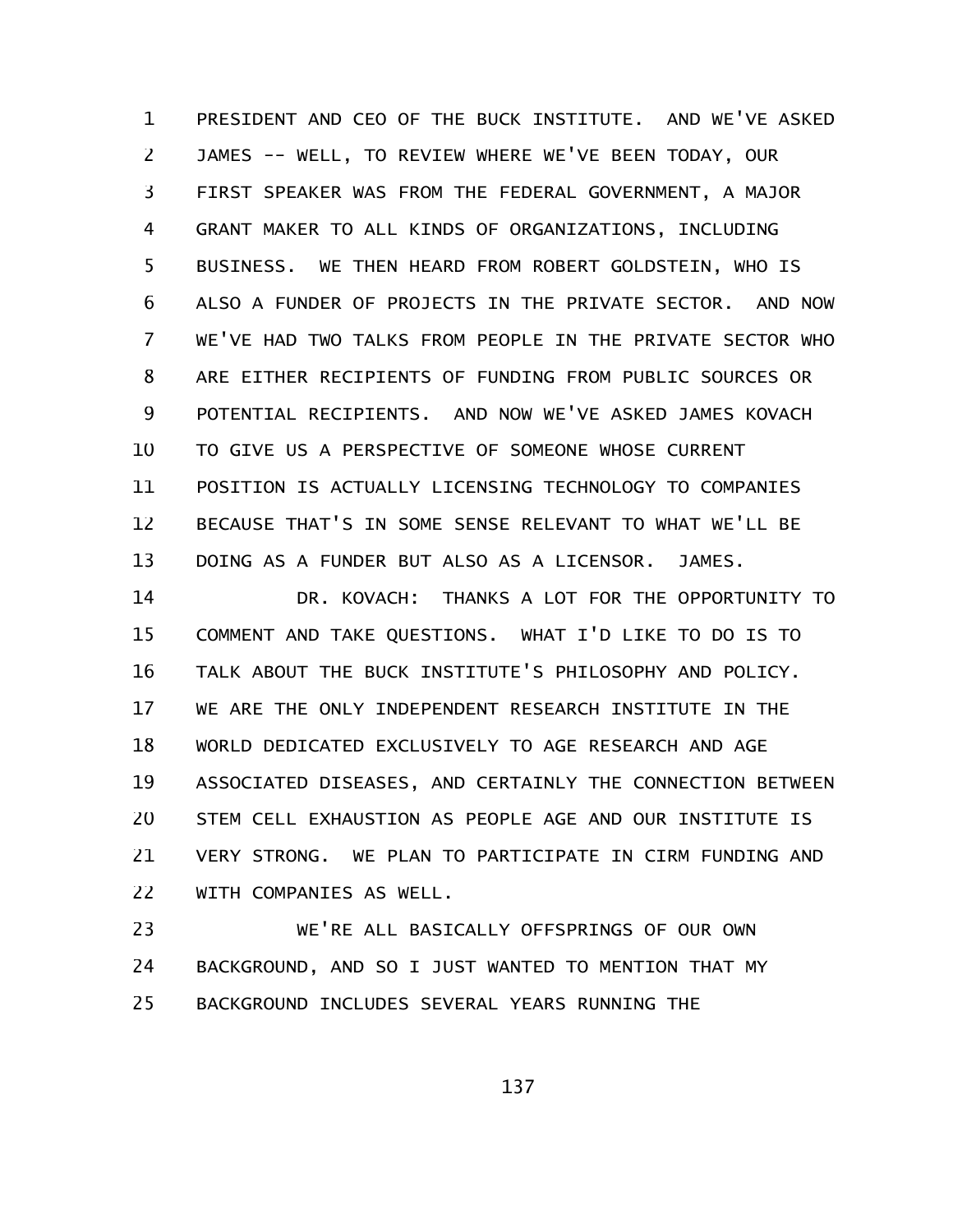PRESIDENT AND CEO OF THE BUCK INSTITUTE. AND WE'VE ASKED JAMES -- WELL, TO REVIEW WHERE WE'VE BEEN TODAY, OUR FIRST SPEAKER WAS FROM THE FEDERAL GOVERNMENT, A MAJOR GRANT MAKER TO ALL KINDS OF ORGANIZATIONS, INCLUDING BUSINESS. WE THEN HEARD FROM ROBERT GOLDSTEIN, WHO IS ALSO A FUNDER OF PROJECTS IN THE PRIVATE SECTOR. AND NOW WE'VE HAD TWO TALKS FROM PEOPLE IN THE PRIVATE SECTOR WHO ARE EITHER RECIPIENTS OF FUNDING FROM PUBLIC SOURCES OR POTENTIAL RECIPIENTS. AND NOW WE'VE ASKED JAMES KOVACH TO GIVE US A PERSPECTIVE OF SOMEONE WHOSE CURRENT POSITION IS ACTUALLY LICENSING TECHNOLOGY TO COMPANIES BECAUSE THAT'S IN SOME SENSE RELEVANT TO WHAT WE'LL BE DOING AS A FUNDER BUT ALSO AS A LICENSOR. JAMES.

DR. KOVACH: THANKS A LOT FOR THE OPPORTUNITY TO COMMENT AND TAKE QUESTIONS. WHAT I'D LIKE TO DO IS TO TALK ABOUT THE BUCK INSTITUTE'S PHILOSOPHY AND POLICY. WE ARE THE ONLY INDEPENDENT RESEARCH INSTITUTE IN THE WORLD DEDICATED EXCLUSIVELY TO AGE RESEARCH AND AGE ASSOCIATED DISEASES, AND CERTAINLY THE CONNECTION BETWEEN STEM CELL EXHAUSTION AS PEOPLE AGE AND OUR INSTITUTE IS VERY STRONG. WE PLAN TO PARTICIPATE IN CIRM FUNDING AND WITH COMPANIES AS WELL.

WE'RE ALL BASICALLY OFFSPRINGS OF OUR OWN BACKGROUND, AND SO I JUST WANTED TO MENTION THAT MY BACKGROUND INCLUDES SEVERAL YEARS RUNNING THE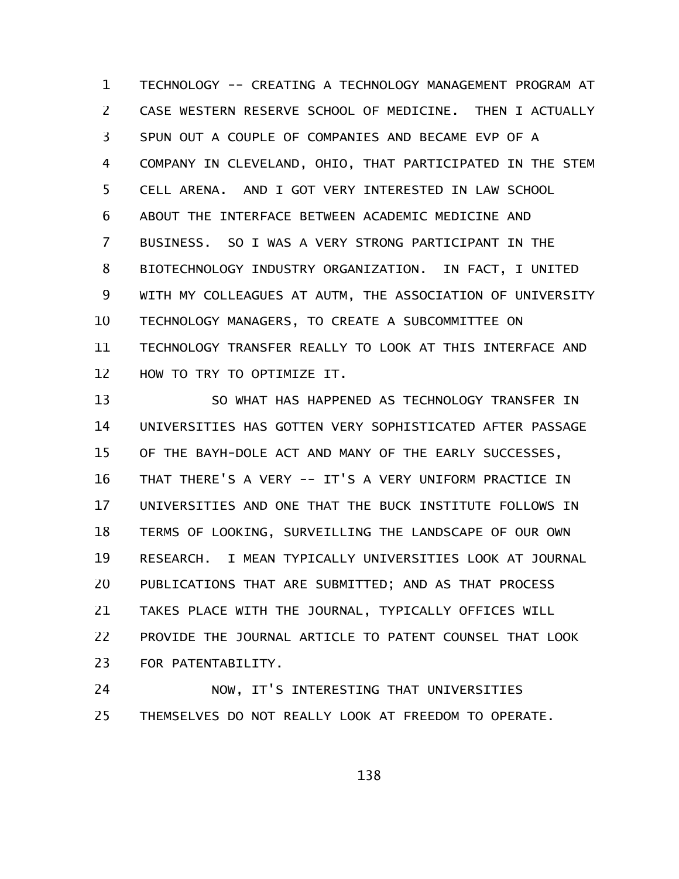TECHNOLOGY -- CREATING A TECHNOLOGY MANAGEMENT PROGRAM AT CASE WESTERN RESERVE SCHOOL OF MEDICINE. THEN I ACTUALLY SPUN OUT A COUPLE OF COMPANIES AND BECAME EVP OF A COMPANY IN CLEVELAND, OHIO, THAT PARTICIPATED IN THE STEM CELL ARENA. AND I GOT VERY INTERESTED IN LAW SCHOOL ABOUT THE INTERFACE BETWEEN ACADEMIC MEDICINE AND BUSINESS. SO I WAS A VERY STRONG PARTICIPANT IN THE BIOTECHNOLOGY INDUSTRY ORGANIZATION. IN FACT, I UNITED WITH MY COLLEAGUES AT AUTM, THE ASSOCIATION OF UNIVERSITY TECHNOLOGY MANAGERS, TO CREATE A SUBCOMMITTEE ON TECHNOLOGY TRANSFER REALLY TO LOOK AT THIS INTERFACE AND HOW TO TRY TO OPTIMIZE IT.

SO WHAT HAS HAPPENED AS TECHNOLOGY TRANSFER IN UNIVERSITIES HAS GOTTEN VERY SOPHISTICATED AFTER PASSAGE OF THE BAYH-DOLE ACT AND MANY OF THE EARLY SUCCESSES, THAT THERE'S A VERY -- IT'S A VERY UNIFORM PRACTICE IN UNIVERSITIES AND ONE THAT THE BUCK INSTITUTE FOLLOWS IN TERMS OF LOOKING, SURVEILLING THE LANDSCAPE OF OUR OWN RESEARCH. I MEAN TYPICALLY UNIVERSITIES LOOK AT JOURNAL PUBLICATIONS THAT ARE SUBMITTED; AND AS THAT PROCESS TAKES PLACE WITH THE JOURNAL, TYPICALLY OFFICES WILL PROVIDE THE JOURNAL ARTICLE TO PATENT COUNSEL THAT LOOK FOR PATENTABILITY.

NOW, IT'S INTERESTING THAT UNIVERSITIES THEMSELVES DO NOT REALLY LOOK AT FREEDOM TO OPERATE.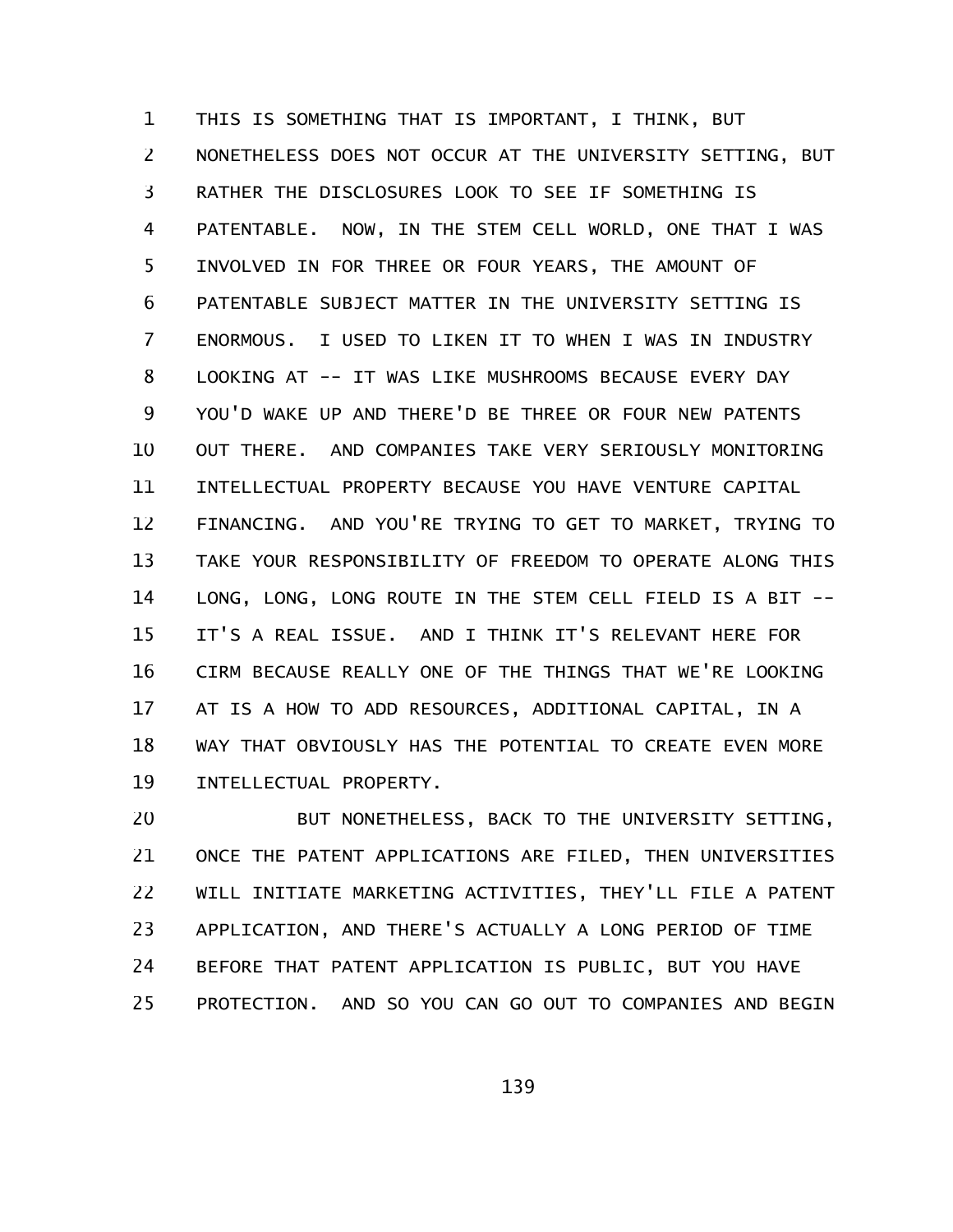THIS IS SOMETHING THAT IS IMPORTANT, I THINK, BUT NONETHELESS DOES NOT OCCUR AT THE UNIVERSITY SETTING, BUT RATHER THE DISCLOSURES LOOK TO SEE IF SOMETHING IS PATENTABLE. NOW, IN THE STEM CELL WORLD, ONE THAT I WAS INVOLVED IN FOR THREE OR FOUR YEARS, THE AMOUNT OF PATENTABLE SUBJECT MATTER IN THE UNIVERSITY SETTING IS ENORMOUS. I USED TO LIKEN IT TO WHEN I WAS IN INDUSTRY LOOKING AT -- IT WAS LIKE MUSHROOMS BECAUSE EVERY DAY YOU'D WAKE UP AND THERE'D BE THREE OR FOUR NEW PATENTS OUT THERE. AND COMPANIES TAKE VERY SERIOUSLY MONITORING INTELLECTUAL PROPERTY BECAUSE YOU HAVE VENTURE CAPITAL FINANCING. AND YOU'RE TRYING TO GET TO MARKET, TRYING TO TAKE YOUR RESPONSIBILITY OF FREEDOM TO OPERATE ALONG THIS LONG, LONG, LONG ROUTE IN THE STEM CELL FIELD IS A BIT -- IT'S A REAL ISSUE. AND I THINK IT'S RELEVANT HERE FOR CIRM BECAUSE REALLY ONE OF THE THINGS THAT WE'RE LOOKING AT IS A HOW TO ADD RESOURCES, ADDITIONAL CAPITAL, IN A WAY THAT OBVIOUSLY HAS THE POTENTIAL TO CREATE EVEN MORE INTELLECTUAL PROPERTY.

BUT NONETHELESS, BACK TO THE UNIVERSITY SETTING, ONCE THE PATENT APPLICATIONS ARE FILED, THEN UNIVERSITIES WILL INITIATE MARKETING ACTIVITIES, THEY'LL FILE A PATENT APPLICATION, AND THERE'S ACTUALLY A LONG PERIOD OF TIME BEFORE THAT PATENT APPLICATION IS PUBLIC, BUT YOU HAVE PROTECTION. AND SO YOU CAN GO OUT TO COMPANIES AND BEGIN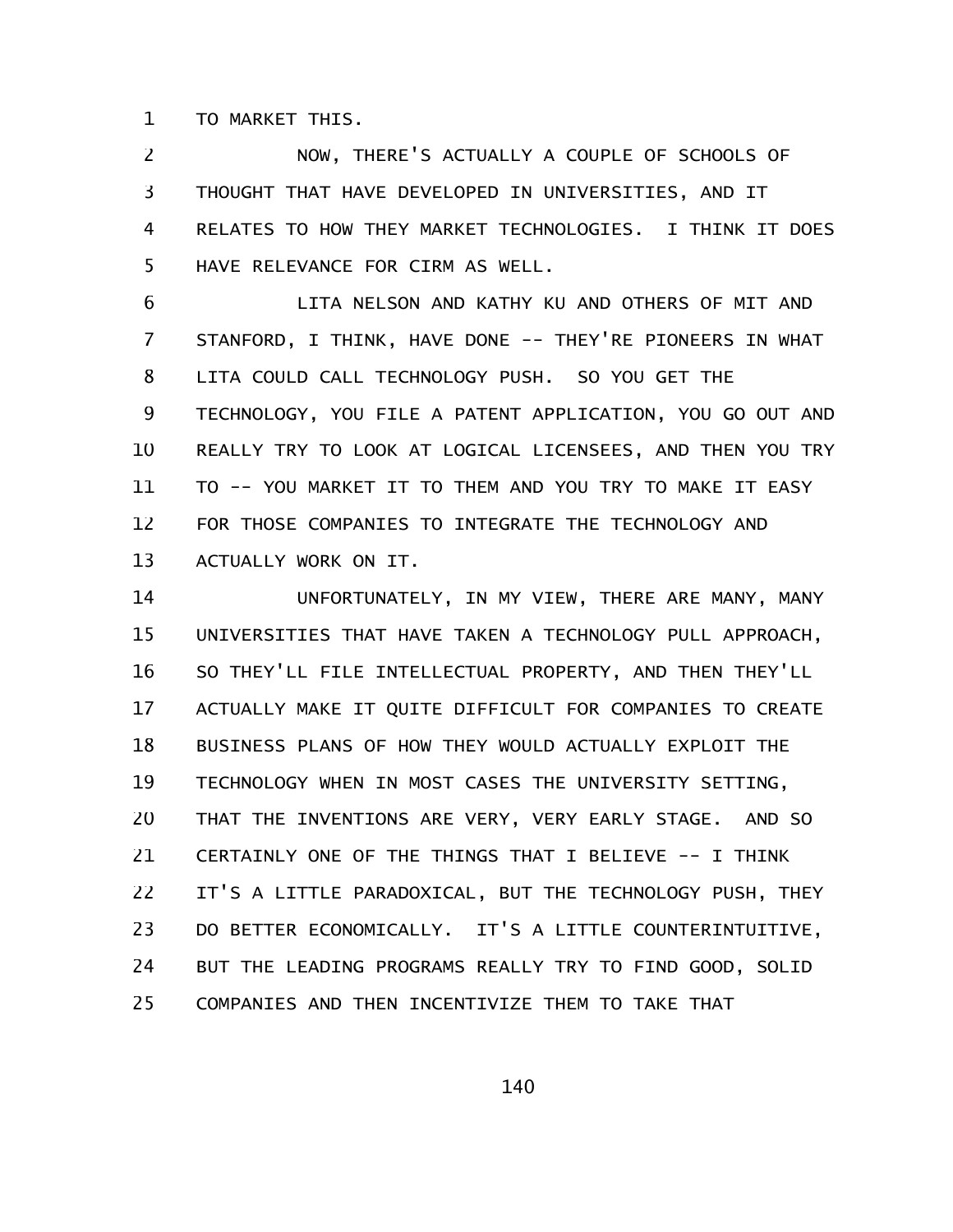TO MARKET THIS.

NOW, THERE'S ACTUALLY A COUPLE OF SCHOOLS OF THOUGHT THAT HAVE DEVELOPED IN UNIVERSITIES, AND IT RELATES TO HOW THEY MARKET TECHNOLOGIES. I THINK IT DOES HAVE RELEVANCE FOR CIRM AS WELL.

LITA NELSON AND KATHY KU AND OTHERS OF MIT AND STANFORD, I THINK, HAVE DONE -- THEY'RE PIONEERS IN WHAT LITA COULD CALL TECHNOLOGY PUSH. SO YOU GET THE TECHNOLOGY, YOU FILE A PATENT APPLICATION, YOU GO OUT AND REALLY TRY TO LOOK AT LOGICAL LICENSEES, AND THEN YOU TRY TO -- YOU MARKET IT TO THEM AND YOU TRY TO MAKE IT EASY FOR THOSE COMPANIES TO INTEGRATE THE TECHNOLOGY AND ACTUALLY WORK ON IT.

UNFORTUNATELY, IN MY VIEW, THERE ARE MANY, MANY UNIVERSITIES THAT HAVE TAKEN A TECHNOLOGY PULL APPROACH, SO THEY'LL FILE INTELLECTUAL PROPERTY, AND THEN THEY'LL ACTUALLY MAKE IT QUITE DIFFICULT FOR COMPANIES TO CREATE BUSINESS PLANS OF HOW THEY WOULD ACTUALLY EXPLOIT THE TECHNOLOGY WHEN IN MOST CASES THE UNIVERSITY SETTING, THAT THE INVENTIONS ARE VERY, VERY EARLY STAGE. AND SO CERTAINLY ONE OF THE THINGS THAT I BELIEVE -- I THINK IT'S A LITTLE PARADOXICAL, BUT THE TECHNOLOGY PUSH, THEY DO BETTER ECONOMICALLY. IT'S A LITTLE COUNTERINTUITIVE, BUT THE LEADING PROGRAMS REALLY TRY TO FIND GOOD, SOLID COMPANIES AND THEN INCENTIVIZE THEM TO TAKE THAT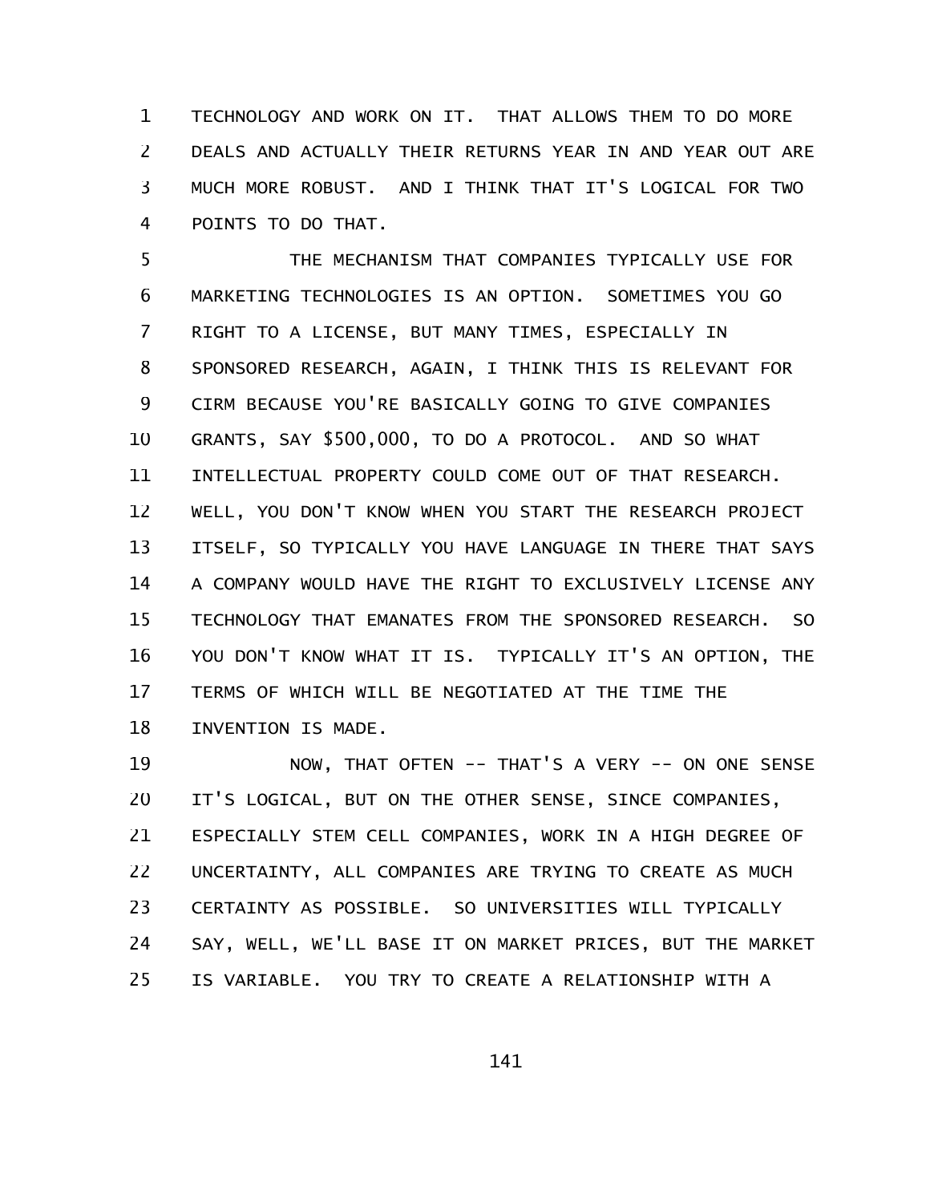TECHNOLOGY AND WORK ON IT. THAT ALLOWS THEM TO DO MORE DEALS AND ACTUALLY THEIR RETURNS YEAR IN AND YEAR OUT ARE MUCH MORE ROBUST. AND I THINK THAT IT'S LOGICAL FOR TWO POINTS TO DO THAT.

THE MECHANISM THAT COMPANIES TYPICALLY USE FOR MARKETING TECHNOLOGIES IS AN OPTION. SOMETIMES YOU GO RIGHT TO A LICENSE, BUT MANY TIMES, ESPECIALLY IN SPONSORED RESEARCH, AGAIN, I THINK THIS IS RELEVANT FOR CIRM BECAUSE YOU'RE BASICALLY GOING TO GIVE COMPANIES GRANTS, SAY $500,000, TO DO A PROTOCOL. AND SO WHAT INTELLECTUAL PROPERTY COULD COME OUT OF THAT RESEARCH. WELL, YOU DON'T KNOW WHEN YOU START THE RESEARCH PROJECT ITSELF, SO TYPICALLY YOU HAVE LANGUAGE IN THERE THAT SAYS A COMPANY WOULD HAVE THE RIGHT TO EXCLUSIVELY LICENSE ANY TECHNOLOGY THAT EMANATES FROM THE SPONSORED RESEARCH. SO YOU DON'T KNOW WHAT IT IS. TYPICALLY IT'S AN OPTION, THE TERMS OF WHICH WILL BE NEGOTIATED AT THE TIME THE INVENTION IS MADE.

NOW, THAT OFTEN -- THAT'S A VERY -- ON ONE SENSE IT'S LOGICAL, BUT ON THE OTHER SENSE, SINCE COMPANIES, ESPECIALLY STEM CELL COMPANIES, WORK IN A HIGH DEGREE OF UNCERTAINTY, ALL COMPANIES ARE TRYING TO CREATE AS MUCH CERTAINTY AS POSSIBLE. SO UNIVERSITIES WILL TYPICALLY SAY, WELL, WE'LL BASE IT ON MARKET PRICES, BUT THE MARKET IS VARIABLE. YOU TRY TO CREATE A RELATIONSHIP WITH A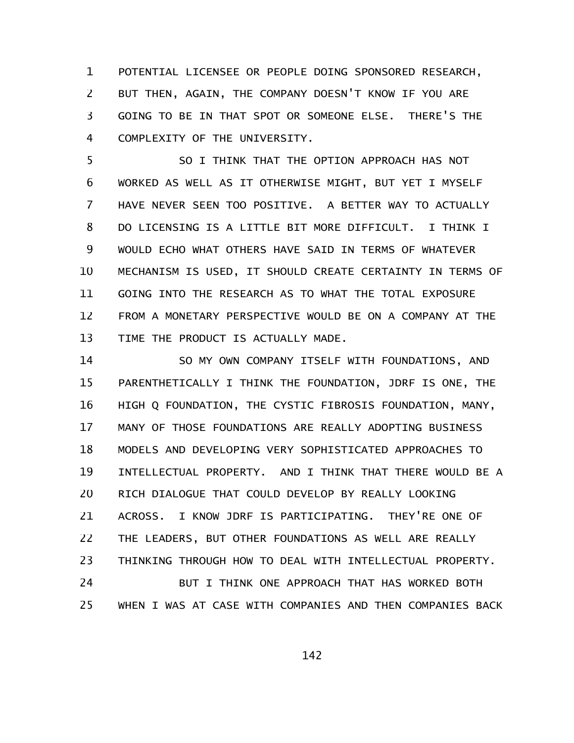POTENTIAL LICENSEE OR PEOPLE DOING SPONSORED RESEARCH, BUT THEN, AGAIN, THE COMPANY DOESN'T KNOW IF YOU ARE GOING TO BE IN THAT SPOT OR SOMEONE ELSE. THERE'S THE COMPLEXITY OF THE UNIVERSITY.

SO I THINK THAT THE OPTION APPROACH HAS NOT WORKED AS WELL AS IT OTHERWISE MIGHT, BUT YET I MYSELF HAVE NEVER SEEN TOO POSITIVE. A BETTER WAY TO ACTUALLY DO LICENSING IS A LITTLE BIT MORE DIFFICULT. I THINK I WOULD ECHO WHAT OTHERS HAVE SAID IN TERMS OF WHATEVER MECHANISM IS USED, IT SHOULD CREATE CERTAINTY IN TERMS OF GOING INTO THE RESEARCH AS TO WHAT THE TOTAL EXPOSURE FROM A MONETARY PERSPECTIVE WOULD BE ON A COMPANY AT THE TIME THE PRODUCT IS ACTUALLY MADE.

SO MY OWN COMPANY ITSELF WITH FOUNDATIONS, AND PARENTHETICALLY I THINK THE FOUNDATION, JDRF IS ONE, THE HIGH Q FOUNDATION, THE CYSTIC FIBROSIS FOUNDATION, MANY, MANY OF THOSE FOUNDATIONS ARE REALLY ADOPTING BUSINESS MODELS AND DEVELOPING VERY SOPHISTICATED APPROACHES TO INTELLECTUAL PROPERTY. AND I THINK THAT THERE WOULD BE A RICH DIALOGUE THAT COULD DEVELOP BY REALLY LOOKING ACROSS. I KNOW JDRF IS PARTICIPATING. THEY'RE ONE OF THE LEADERS, BUT OTHER FOUNDATIONS AS WELL ARE REALLY THINKING THROUGH HOW TO DEAL WITH INTELLECTUAL PROPERTY.

BUT I THINK ONE APPROACH THAT HAS WORKED BOTH WHEN I WAS AT CASE WITH COMPANIES AND THEN COMPANIES BACK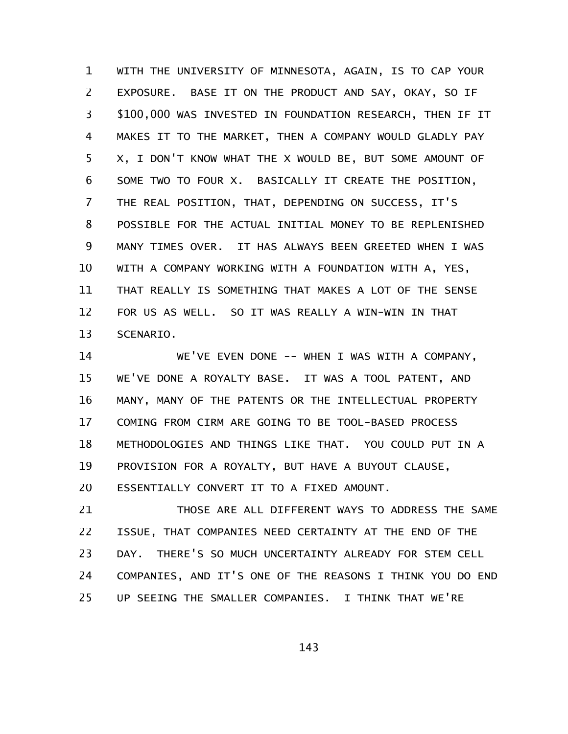WITH THE UNIVERSITY OF MINNESOTA, AGAIN, IS TO CAP YOUR EXPOSURE. BASE IT ON THE PRODUCT AND SAY, OKAY, SO IF $100,000 WAS INVESTED IN FOUNDATION RESEARCH, THEN IF IT MAKES IT TO THE MARKET, THEN A COMPANY WOULD GLADLY PAY X, I DON'T KNOW WHAT THE X WOULD BE, BUT SOME AMOUNT OF SOME TWO TO FOUR X. BASICALLY IT CREATE THE POSITION, THE REAL POSITION, THAT, DEPENDING ON SUCCESS, IT'S POSSIBLE FOR THE ACTUAL INITIAL MONEY TO BE REPLENISHED MANY TIMES OVER. IT HAS ALWAYS BEEN GREETED WHEN I WAS WITH A COMPANY WORKING WITH A FOUNDATION WITH A, YES, THAT REALLY IS SOMETHING THAT MAKES A LOT OF THE SENSE FOR US AS WELL. SO IT WAS REALLY A WIN-WIN IN THAT SCENARIO.

WE'VE EVEN DONE -- WHEN I WAS WITH A COMPANY, WE'VE DONE A ROYALTY BASE. IT WAS A TOOL PATENT, AND MANY, MANY OF THE PATENTS OR THE INTELLECTUAL PROPERTY COMING FROM CIRM ARE GOING TO BE TOOL-BASED PROCESS METHODOLOGIES AND THINGS LIKE THAT. YOU COULD PUT IN A PROVISION FOR A ROYALTY, BUT HAVE A BUYOUT CLAUSE, ESSENTIALLY CONVERT IT TO A FIXED AMOUNT.

THOSE ARE ALL DIFFERENT WAYS TO ADDRESS THE SAME ISSUE, THAT COMPANIES NEED CERTAINTY AT THE END OF THE DAY. THERE'S SO MUCH UNCERTAINTY ALREADY FOR STEM CELL COMPANIES, AND IT'S ONE OF THE REASONS I THINK YOU DO END UP SEEING THE SMALLER COMPANIES. I THINK THAT WE'RE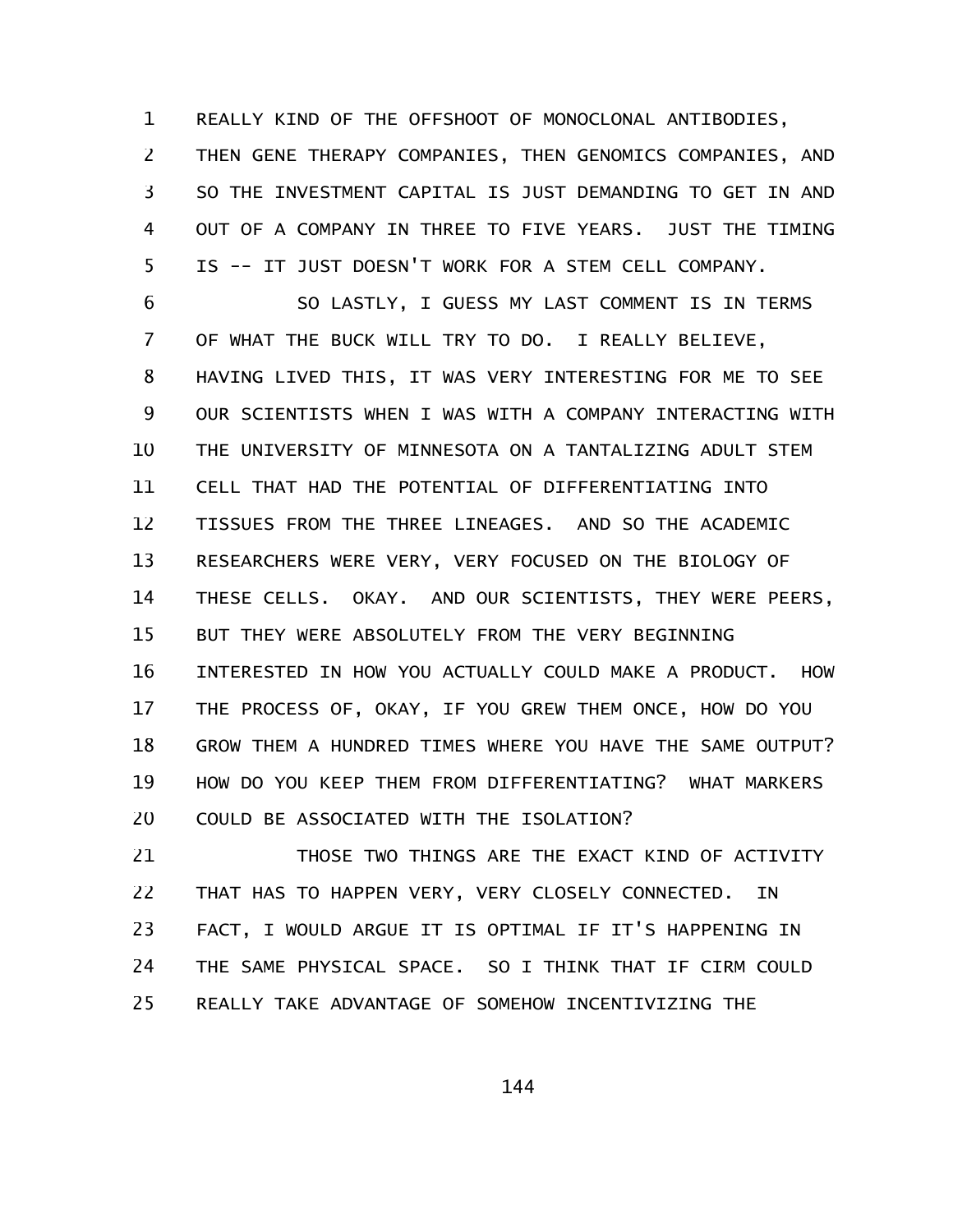REALLY KIND OF THE OFFSHOOT OF MONOCLONAL ANTIBODIES, THEN GENE THERAPY COMPANIES, THEN GENOMICS COMPANIES, AND SO THE INVESTMENT CAPITAL IS JUST DEMANDING TO GET IN AND OUT OF A COMPANY IN THREE TO FIVE YEARS. JUST THE TIMING IS -- IT JUST DOESN'T WORK FOR A STEM CELL COMPANY.

SO LASTLY, I GUESS MY LAST COMMENT IS IN TERMS OF WHAT THE BUCK WILL TRY TO DO. I REALLY BELIEVE, HAVING LIVED THIS, IT WAS VERY INTERESTING FOR ME TO SEE OUR SCIENTISTS WHEN I WAS WITH A COMPANY INTERACTING WITH THE UNIVERSITY OF MINNESOTA ON A TANTALIZING ADULT STEM CELL THAT HAD THE POTENTIAL OF DIFFERENTIATING INTO TISSUES FROM THE THREE LINEAGES. AND SO THE ACADEMIC RESEARCHERS WERE VERY, VERY FOCUSED ON THE BIOLOGY OF THESE CELLS. OKAY. AND OUR SCIENTISTS, THEY WERE PEERS, BUT THEY WERE ABSOLUTELY FROM THE VERY BEGINNING INTERESTED IN HOW YOU ACTUALLY COULD MAKE A PRODUCT. HOW THE PROCESS OF, OKAY, IF YOU GREW THEM ONCE, HOW DO YOU GROW THEM A HUNDRED TIMES WHERE YOU HAVE THE SAME OUTPUT? HOW DO YOU KEEP THEM FROM DIFFERENTIATING? WHAT MARKERS COULD BE ASSOCIATED WITH THE ISOLATION?

THOSE TWO THINGS ARE THE EXACT KIND OF ACTIVITY THAT HAS TO HAPPEN VERY, VERY CLOSELY CONNECTED. IN FACT, I WOULD ARGUE IT IS OPTIMAL IF IT'S HAPPENING IN THE SAME PHYSICAL SPACE. SO I THINK THAT IF CIRM COULD REALLY TAKE ADVANTAGE OF SOMEHOW INCENTIVIZING THE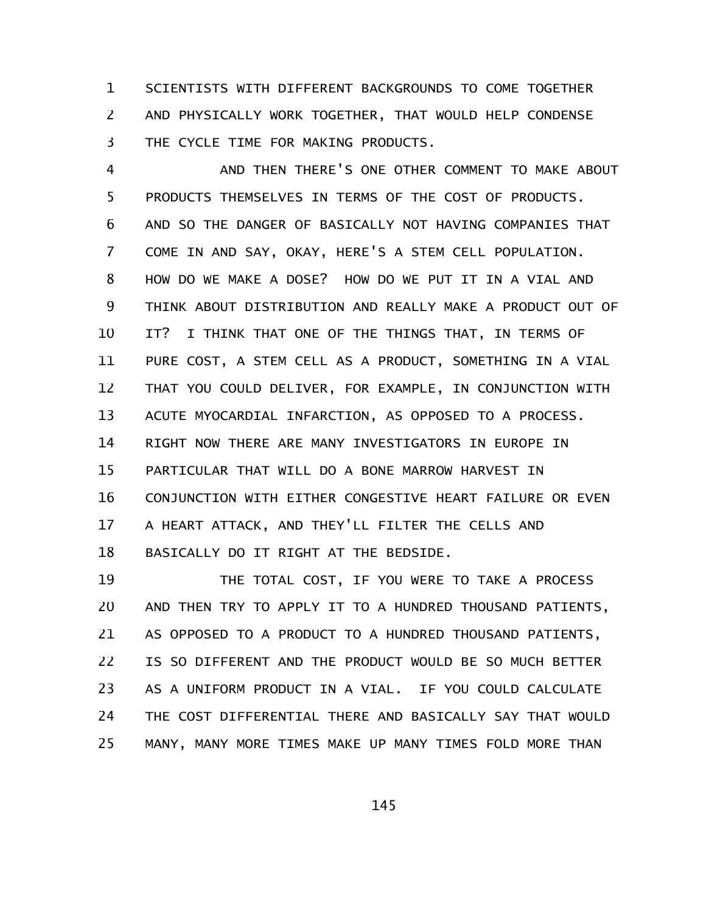SCIENTISTS WITH DIFFERENT BACKGROUNDS TO COME TOGETHER AND PHYSICALLY WORK TOGETHER, THAT WOULD HELP CONDENSE THE CYCLE TIME FOR MAKING PRODUCTS.

AND THEN THERE'S ONE OTHER COMMENT TO MAKE ABOUT PRODUCTS THEMSELVES IN TERMS OF THE COST OF PRODUCTS. AND SO THE DANGER OF BASICALLY NOT HAVING COMPANIES THAT COME IN AND SAY, OKAY, HERE'S A STEM CELL POPULATION. HOW DO WE MAKE A DOSE? HOW DO WE PUT IT IN A VIAL AND THINK ABOUT DISTRIBUTION AND REALLY MAKE A PRODUCT OUT OF IT? I THINK THAT ONE OF THE THINGS THAT, IN TERMS OF PURE COST, A STEM CELL AS A PRODUCT, SOMETHING IN A VIAL THAT YOU COULD DELIVER, FOR EXAMPLE, IN CONJUNCTION WITH ACUTE MYOCARDIAL INFARCTION, AS OPPOSED TO A PROCESS. RIGHT NOW THERE ARE MANY INVESTIGATORS IN EUROPE IN PARTICULAR THAT WILL DO A BONE MARROW HARVEST IN CONJUNCTION WITH EITHER CONGESTIVE HEART FAILURE OR EVEN A HEART ATTACK, AND THEY'LL FILTER THE CELLS AND BASICALLY DO IT RIGHT AT THE BEDSIDE.

THE TOTAL COST, IF YOU WERE TO TAKE A PROCESS AND THEN TRY TO APPLY IT TO A HUNDRED THOUSAND PATIENTS, AS OPPOSED TO A PRODUCT TO A HUNDRED THOUSAND PATIENTS, IS SO DIFFERENT AND THE PRODUCT WOULD BE SO MUCH BETTER AS A UNIFORM PRODUCT IN A VIAL. IF YOU COULD CALCULATE THE COST DIFFERENTIAL THERE AND BASICALLY SAY THAT WOULD MANY, MANY MORE TIMES MAKE UP MANY TIMES FOLD MORE THAN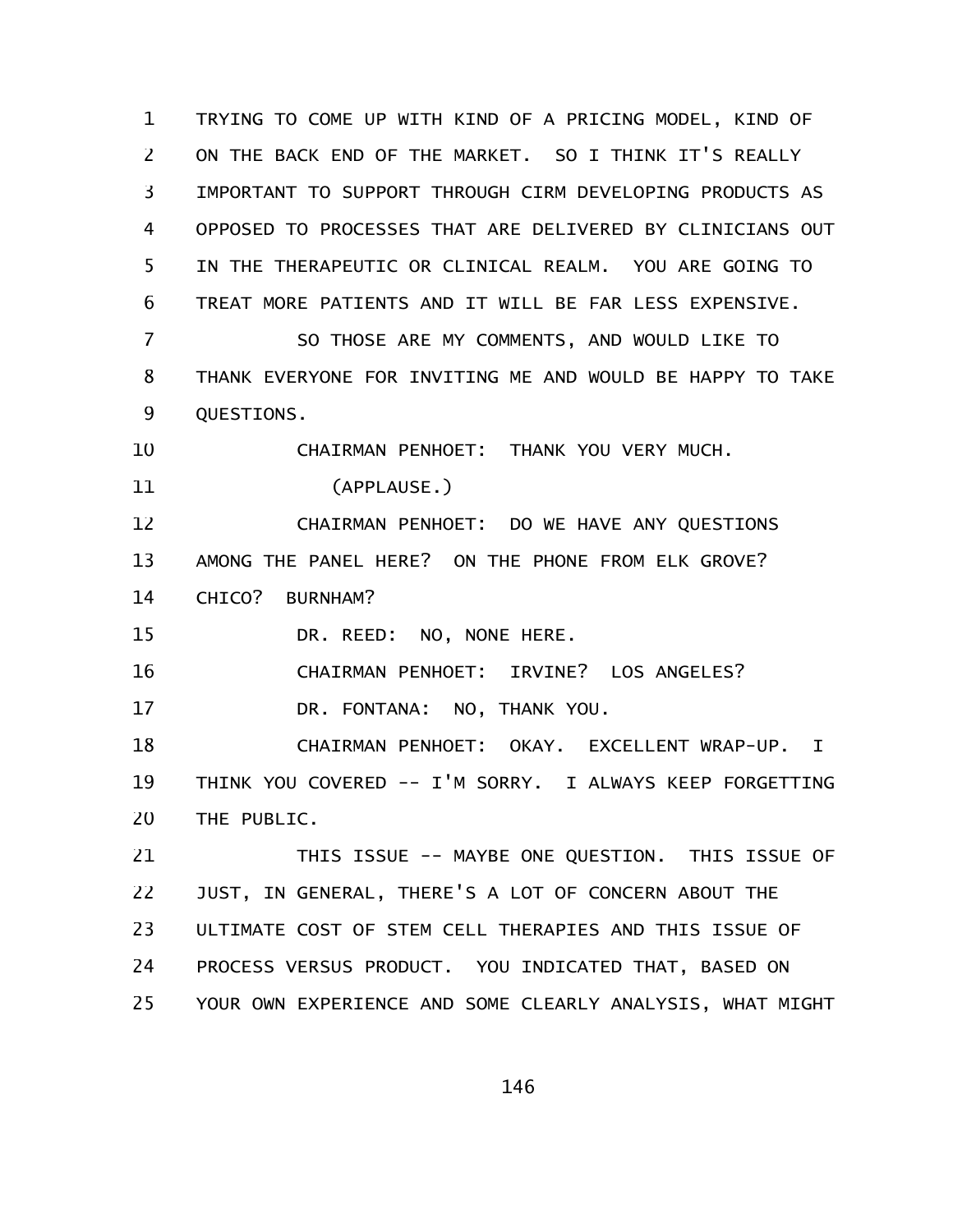TRYING TO COME UP WITH KIND OF A PRICING MODEL, KIND OF ON THE BACK END OF THE MARKET. SO I THINK IT'S REALLY IMPORTANT TO SUPPORT THROUGH CIRM DEVELOPING PRODUCTS AS OPPOSED TO PROCESSES THAT ARE DELIVERED BY CLINICIANS OUT IN THE THERAPEUTIC OR CLINICAL REALM. YOU ARE GOING TO TREAT MORE PATIENTS AND IT WILL BE FAR LESS EXPENSIVE.

SO THOSE ARE MY COMMENTS, AND WOULD LIKE TO THANK EVERYONE FOR INVITING ME AND WOULD BE HAPPY TO TAKE QUESTIONS.

CHAIRMAN PENHOET: THANK YOU VERY MUCH.

(APPLAUSE.)

CHAIRMAN PENHOET: DO WE HAVE ANY QUESTIONS AMONG THE PANEL HERE? ON THE PHONE FROM ELK GROVE? CHICO? BURNHAM?

DR. REED: NO, NONE HERE.

CHAIRMAN PENHOET: IRVINE? LOS ANGELES?

DR. FONTANA: NO, THANK YOU.

CHAIRMAN PENHOET: OKAY. EXCELLENT WRAP-UP. I THINK YOU COVERED -- I'M SORRY. I ALWAYS KEEP FORGETTING THE PUBLIC.

THIS ISSUE -- MAYBE ONE QUESTION. THIS ISSUE OF JUST, IN GENERAL, THERE'S A LOT OF CONCERN ABOUT THE ULTIMATE COST OF STEM CELL THERAPIES AND THIS ISSUE OF PROCESS VERSUS PRODUCT. YOU INDICATED THAT, BASED ON YOUR OWN EXPERIENCE AND SOME CLEARLY ANALYSIS, WHAT MIGHT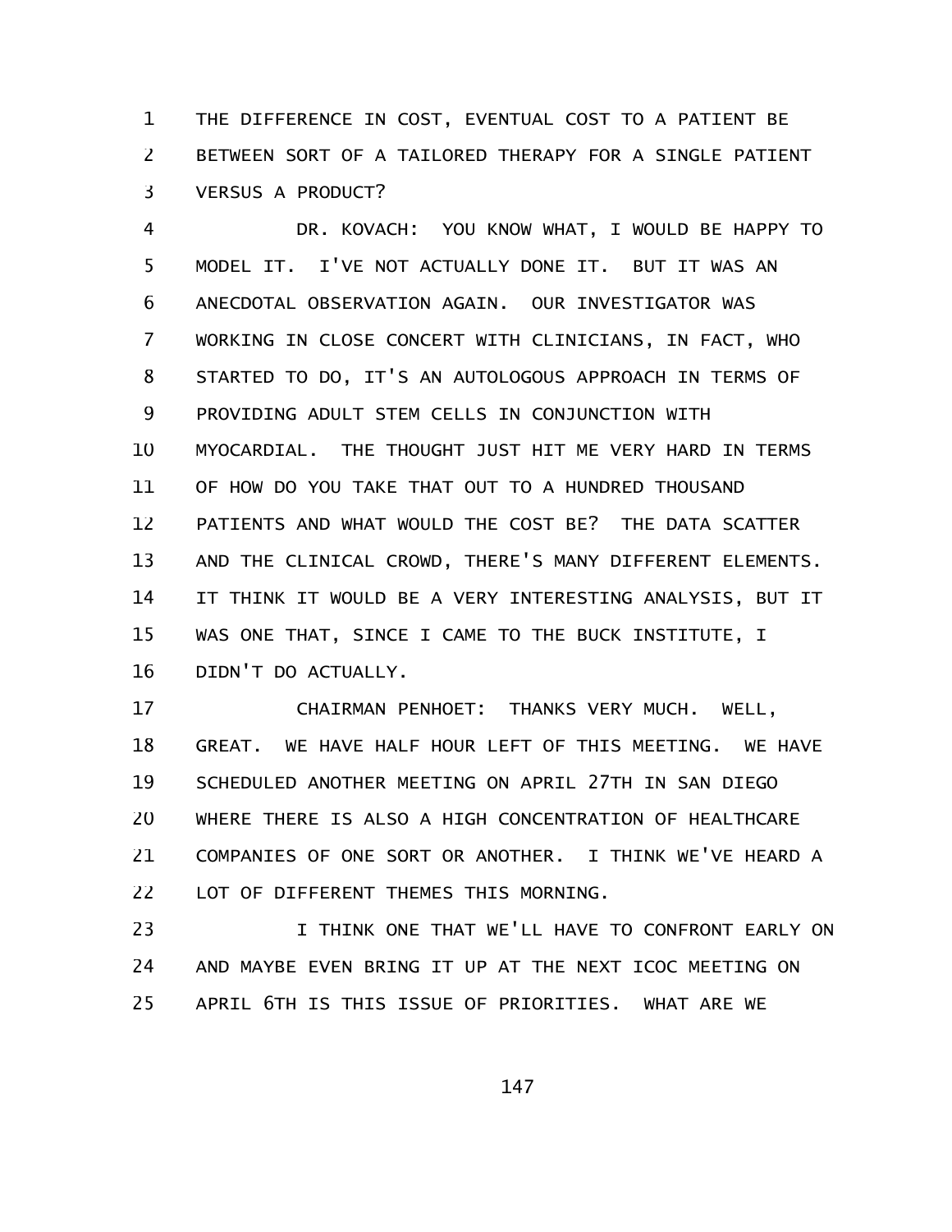THE DIFFERENCE IN COST, EVENTUAL COST TO A PATIENT BE BETWEEN SORT OF A TAILORED THERAPY FOR A SINGLE PATIENT VERSUS A PRODUCT?

DR. KOVACH: YOU KNOW WHAT, I WOULD BE HAPPY TO MODEL IT. I'VE NOT ACTUALLY DONE IT. BUT IT WAS AN ANECDOTAL OBSERVATION AGAIN. OUR INVESTIGATOR WAS WORKING IN CLOSE CONCERT WITH CLINICIANS, IN FACT, WHO STARTED TO DO, IT'S AN AUTOLOGOUS APPROACH IN TERMS OF PROVIDING ADULT STEM CELLS IN CONJUNCTION WITH MYOCARDIAL. THE THOUGHT JUST HIT ME VERY HARD IN TERMS OF HOW DO YOU TAKE THAT OUT TO A HUNDRED THOUSAND PATIENTS AND WHAT WOULD THE COST BE? THE DATA SCATTER AND THE CLINICAL CROWD, THERE'S MANY DIFFERENT ELEMENTS. IT THINK IT WOULD BE A VERY INTERESTING ANALYSIS, BUT IT WAS ONE THAT, SINCE I CAME TO THE BUCK INSTITUTE, I DIDN'T DO ACTUALLY.

CHAIRMAN PENHOET: THANKS VERY MUCH. WELL, GREAT. WE HAVE HALF HOUR LEFT OF THIS MEETING. WE HAVE SCHEDULED ANOTHER MEETING ON APRIL 27TH IN SAN DIEGO WHERE THERE IS ALSO A HIGH CONCENTRATION OF HEALTHCARE COMPANIES OF ONE SORT OR ANOTHER. I THINK WE'VE HEARD A LOT OF DIFFERENT THEMES THIS MORNING.

I THINK ONE THAT WE'LL HAVE TO CONFRONT EARLY ON AND MAYBE EVEN BRING IT UP AT THE NEXT ICOC MEETING ON APRIL 6TH IS THIS ISSUE OF PRIORITIES. WHAT ARE WE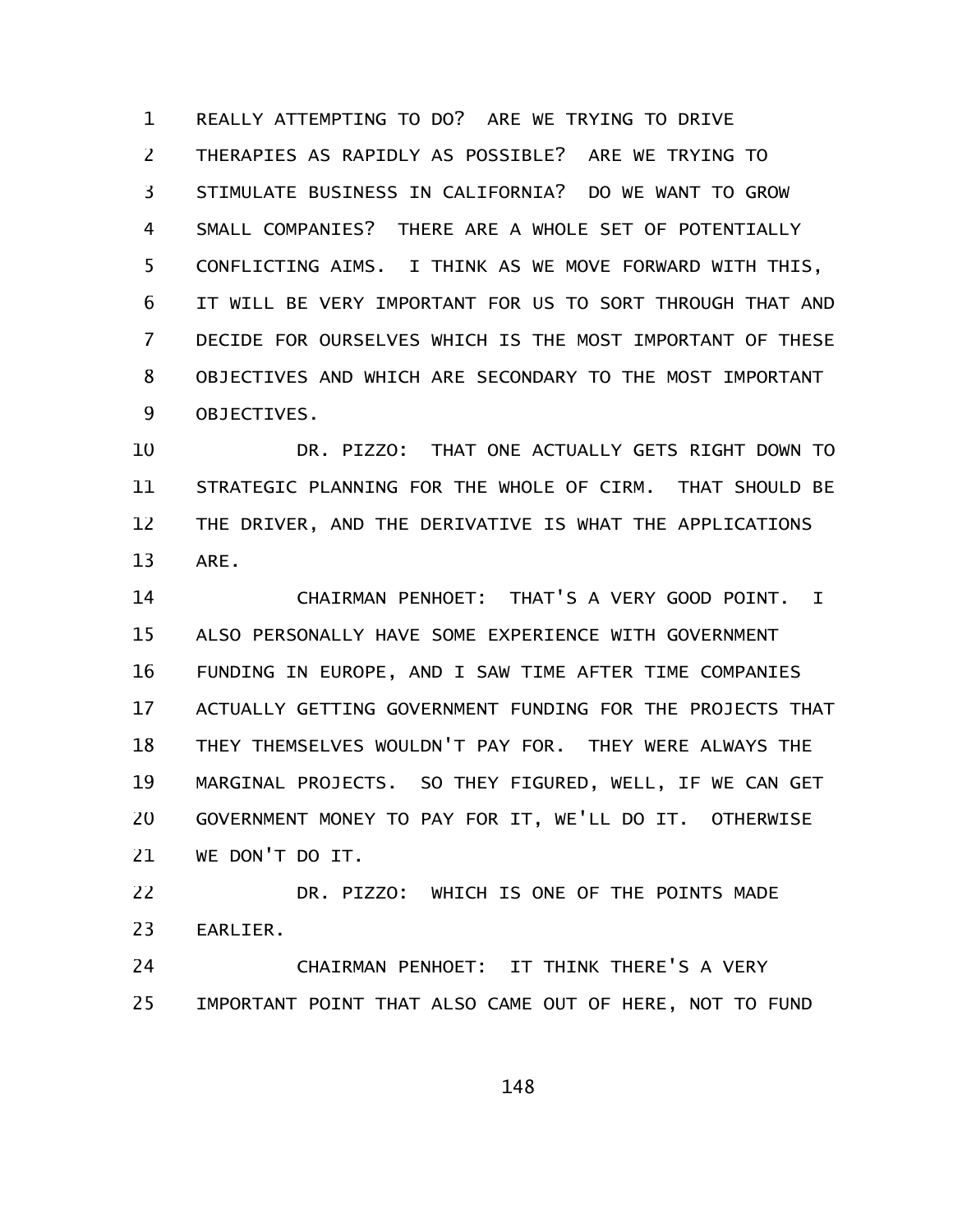REALLY ATTEMPTING TO DO? ARE WE TRYING TO DRIVE THERAPIES AS RAPIDLY AS POSSIBLE? ARE WE TRYING TO STIMULATE BUSINESS IN CALIFORNIA? DO WE WANT TO GROW SMALL COMPANIES? THERE ARE A WHOLE SET OF POTENTIALLY CONFLICTING AIMS. I THINK AS WE MOVE FORWARD WITH THIS, IT WILL BE VERY IMPORTANT FOR US TO SORT THROUGH THAT AND DECIDE FOR OURSELVES WHICH IS THE MOST IMPORTANT OF THESE OBJECTIVES AND WHICH ARE SECONDARY TO THE MOST IMPORTANT OBJECTIVES.

DR. PIZZO: THAT ONE ACTUALLY GETS RIGHT DOWN TO STRATEGIC PLANNING FOR THE WHOLE OF CIRM. THAT SHOULD BE THE DRIVER, AND THE DERIVATIVE IS WHAT THE APPLICATIONS ARE.

CHAIRMAN PENHOET: THAT'S A VERY GOOD POINT. I ALSO PERSONALLY HAVE SOME EXPERIENCE WITH GOVERNMENT FUNDING IN EUROPE, AND I SAW TIME AFTER TIME COMPANIES ACTUALLY GETTING GOVERNMENT FUNDING FOR THE PROJECTS THAT THEY THEMSELVES WOULDN'T PAY FOR. THEY WERE ALWAYS THE MARGINAL PROJECTS. SO THEY FIGURED, WELL, IF WE CAN GET GOVERNMENT MONEY TO PAY FOR IT, WE'LL DO IT. OTHERWISE WE DON'T DO IT.

DR. PIZZO: WHICH IS ONE OF THE POINTS MADE EARLIER.

CHAIRMAN PENHOET: IT THINK THERE'S A VERY IMPORTANT POINT THAT ALSO CAME OUT OF HERE, NOT TO FUND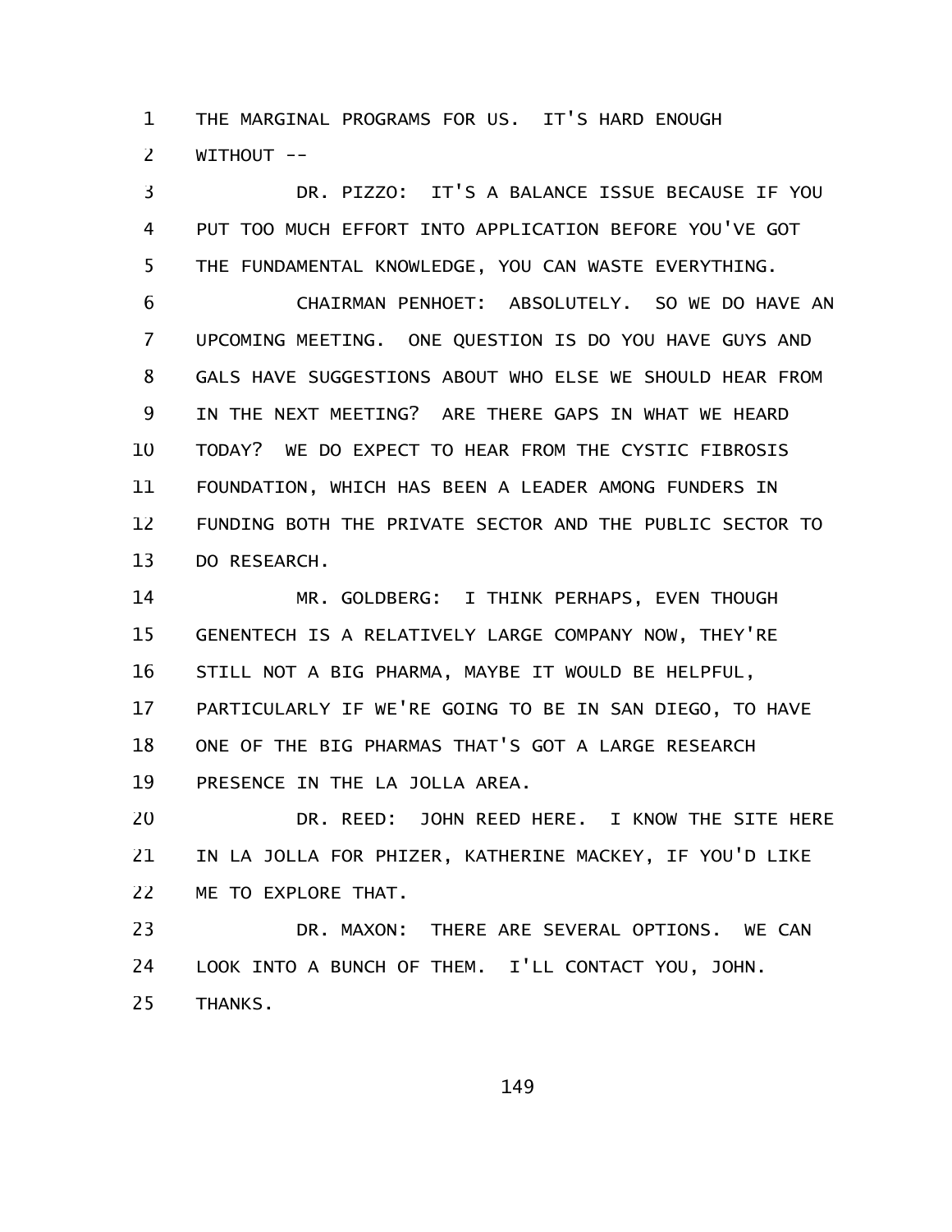THE MARGINAL PROGRAMS FOR US. IT'S HARD ENOUGH WITHOUT --

DR. PIZZO: IT'S A BALANCE ISSUE BECAUSE IF YOU PUT TOO MUCH EFFORT INTO APPLICATION BEFORE YOU'VE GOT THE FUNDAMENTAL KNOWLEDGE, YOU CAN WASTE EVERYTHING.

CHAIRMAN PENHOET: ABSOLUTELY. SO WE DO HAVE AN UPCOMING MEETING. ONE QUESTION IS DO YOU HAVE GUYS AND GALS HAVE SUGGESTIONS ABOUT WHO ELSE WE SHOULD HEAR FROM IN THE NEXT MEETING? ARE THERE GAPS IN WHAT WE HEARD TODAY? WE DO EXPECT TO HEAR FROM THE CYSTIC FIBROSIS FOUNDATION, WHICH HAS BEEN A LEADER AMONG FUNDERS IN FUNDING BOTH THE PRIVATE SECTOR AND THE PUBLIC SECTOR TO DO RESEARCH.

MR. GOLDBERG: I THINK PERHAPS, EVEN THOUGH GENENTECH IS A RELATIVELY LARGE COMPANY NOW, THEY'RE STILL NOT A BIG PHARMA, MAYBE IT WOULD BE HELPFUL, PARTICULARLY IF WE'RE GOING TO BE IN SAN DIEGO, TO HAVE ONE OF THE BIG PHARMAS THAT'S GOT A LARGE RESEARCH PRESENCE IN THE LA JOLLA AREA.

DR. REED: JOHN REED HERE. I KNOW THE SITE HERE IN LA JOLLA FOR PHIZER, KATHERINE MACKEY, IF YOU'D LIKE ME TO EXPLORE THAT.

DR. MAXON: THERE ARE SEVERAL OPTIONS. WE CAN LOOK INTO A BUNCH OF THEM. I'LL CONTACT YOU, JOHN. THANKS.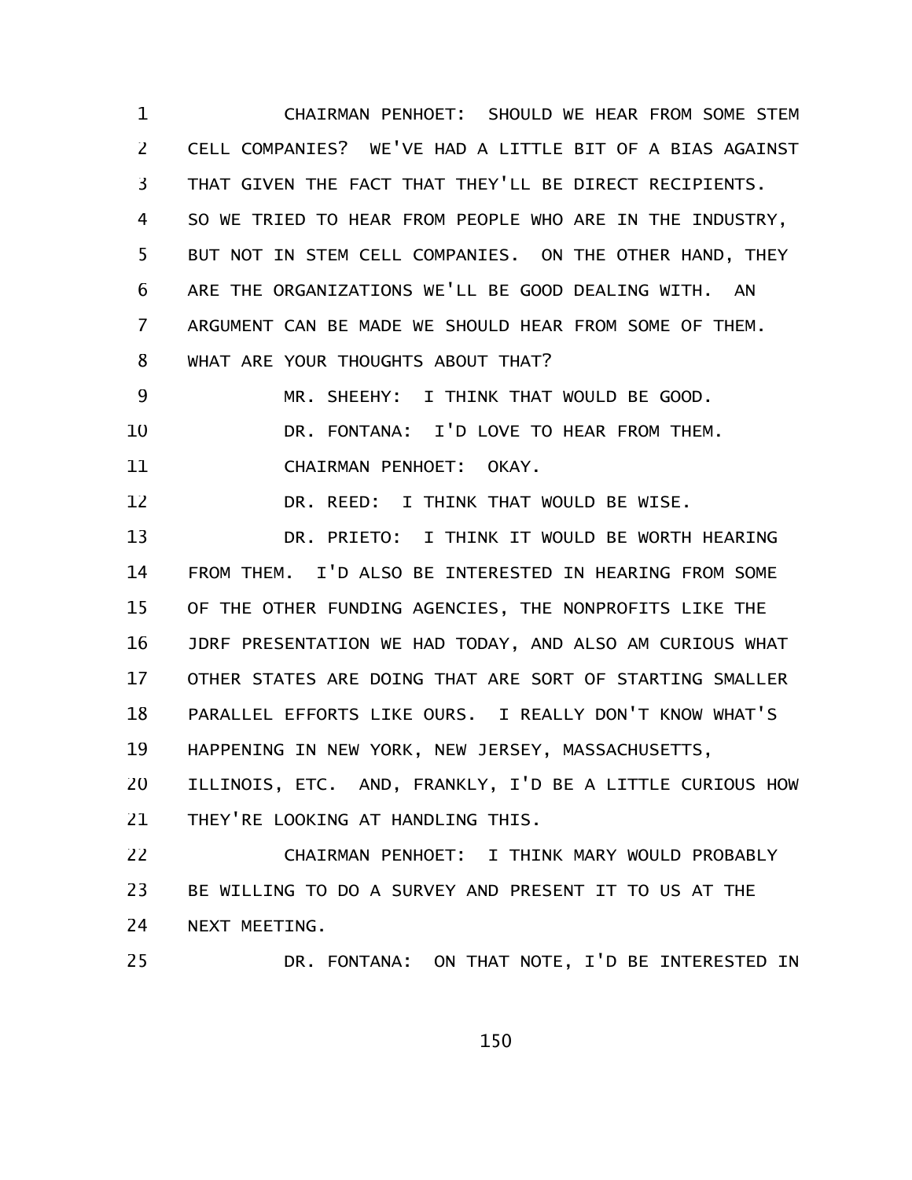CHAIRMAN PENHOET: SHOULD WE HEAR FROM SOME STEM CELL COMPANIES? WE'VE HAD A LITTLE BIT OF A BIAS AGAINST THAT GIVEN THE FACT THAT THEY'LL BE DIRECT RECIPIENTS. SO WE TRIED TO HEAR FROM PEOPLE WHO ARE IN THE INDUSTRY, BUT NOT IN STEM CELL COMPANIES. ON THE OTHER HAND, THEY ARE THE ORGANIZATIONS WE'LL BE GOOD DEALING WITH. AN ARGUMENT CAN BE MADE WE SHOULD HEAR FROM SOME OF THEM. WHAT ARE YOUR THOUGHTS ABOUT THAT?

MR. SHEEHY: I THINK THAT WOULD BE GOOD.

DR. FONTANA: I'D LOVE TO HEAR FROM THEM.

CHAIRMAN PENHOET: OKAY.

DR. REED: I THINK THAT WOULD BE WISE.

DR. PRIETO: I THINK IT WOULD BE WORTH HEARING FROM THEM. I'D ALSO BE INTERESTED IN HEARING FROM SOME OF THE OTHER FUNDING AGENCIES, THE NONPROFITS LIKE THE JDRF PRESENTATION WE HAD TODAY, AND ALSO AM CURIOUS WHAT OTHER STATES ARE DOING THAT ARE SORT OF STARTING SMALLER PARALLEL EFFORTS LIKE OURS. I REALLY DON'T KNOW WHAT'S HAPPENING IN NEW YORK, NEW JERSEY, MASSACHUSETTS, ILLINOIS, ETC. AND, FRANKLY, I'D BE A LITTLE CURIOUS HOW THEY'RE LOOKING AT HANDLING THIS.

CHAIRMAN PENHOET: I THINK MARY WOULD PROBABLY BE WILLING TO DO A SURVEY AND PRESENT IT TO US AT THE NEXT MEETING.

DR. FONTANA: ON THAT NOTE, I'D BE INTERESTED IN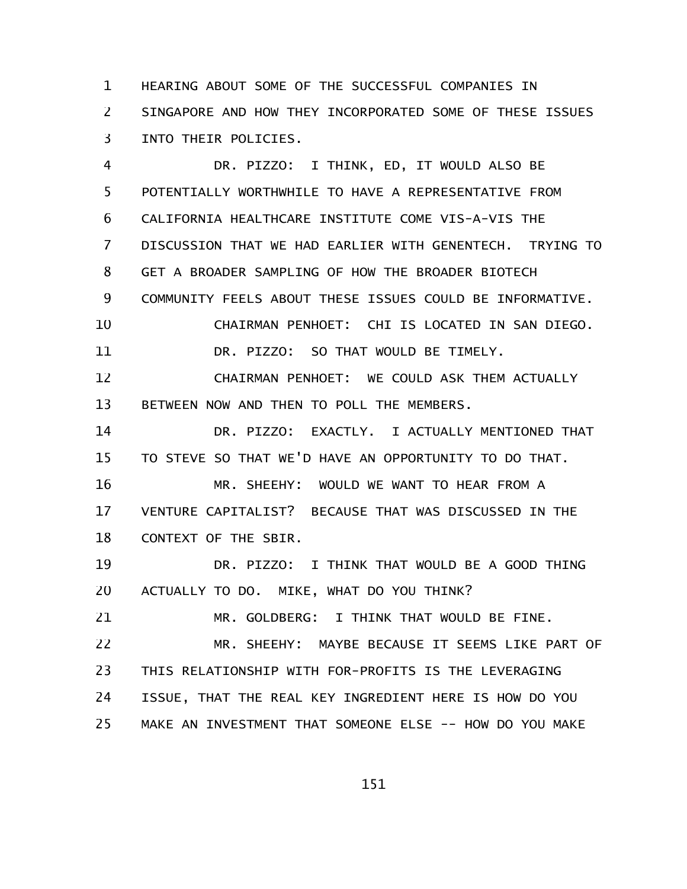HEARING ABOUT SOME OF THE SUCCESSFUL COMPANIES IN SINGAPORE AND HOW THEY INCORPORATED SOME OF THESE ISSUES INTO THEIR POLICIES.

DR. PIZZO: I THINK, ED, IT WOULD ALSO BE POTENTIALLY WORTHWHILE TO HAVE A REPRESENTATIVE FROM CALIFORNIA HEALTHCARE INSTITUTE COME VIS-A-VIS THE DISCUSSION THAT WE HAD EARLIER WITH GENENTECH. TRYING TO GET A BROADER SAMPLING OF HOW THE BROADER BIOTECH COMMUNITY FEELS ABOUT THESE ISSUES COULD BE INFORMATIVE.

CHAIRMAN PENHOET: CHI IS LOCATED IN SAN DIEGO.

DR. PIZZO: SO THAT WOULD BE TIMELY.

CHAIRMAN PENHOET: WE COULD ASK THEM ACTUALLY BETWEEN NOW AND THEN TO POLL THE MEMBERS.

DR. PIZZO: EXACTLY. I ACTUALLY MENTIONED THAT TO STEVE SO THAT WE'D HAVE AN OPPORTUNITY TO DO THAT.

MR. SHEEHY: WOULD WE WANT TO HEAR FROM A VENTURE CAPITALIST? BECAUSE THAT WAS DISCUSSED IN THE CONTEXT OF THE SBIR.

DR. PIZZO: I THINK THAT WOULD BE A GOOD THING ACTUALLY TO DO. MIKE, WHAT DO YOU THINK?

MR. GOLDBERG: I THINK THAT WOULD BE FINE.

MR. SHEEHY: MAYBE BECAUSE IT SEEMS LIKE PART OF THIS RELATIONSHIP WITH FOR-PROFITS IS THE LEVERAGING ISSUE, THAT THE REAL KEY INGREDIENT HERE IS HOW DO YOU MAKE AN INVESTMENT THAT SOMEONE ELSE -- HOW DO YOU MAKE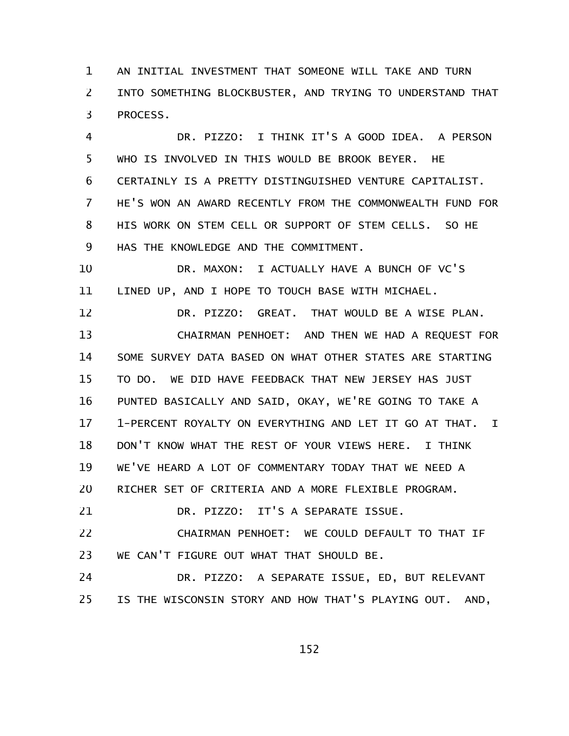AN INITIAL INVESTMENT THAT SOMEONE WILL TAKE AND TURN INTO SOMETHING BLOCKBUSTER, AND TRYING TO UNDERSTAND THAT PROCESS.

DR. PIZZO: I THINK IT'S A GOOD IDEA. A PERSON WHO IS INVOLVED IN THIS WOULD BE BROOK BEYER. HE CERTAINLY IS A PRETTY DISTINGUISHED VENTURE CAPITALIST. HE'S WON AN AWARD RECENTLY FROM THE COMMONWEALTH FUND FOR HIS WORK ON STEM CELL OR SUPPORT OF STEM CELLS. SO HE HAS THE KNOWLEDGE AND THE COMMITMENT.

DR. MAXON: I ACTUALLY HAVE A BUNCH OF VC'S LINED UP, AND I HOPE TO TOUCH BASE WITH MICHAEL.

DR. PIZZO: GREAT. THAT WOULD BE A WISE PLAN.

CHAIRMAN PENHOET: AND THEN WE HAD A REQUEST FOR SOME SURVEY DATA BASED ON WHAT OTHER STATES ARE STARTING TO DO. WE DID HAVE FEEDBACK THAT NEW JERSEY HAS JUST PUNTED BASICALLY AND SAID, OKAY, WE'RE GOING TO TAKE A 1-PERCENT ROYALTY ON EVERYTHING AND LET IT GO AT THAT. I DON'T KNOW WHAT THE REST OF YOUR VIEWS HERE. I THINK WE'VE HEARD A LOT OF COMMENTARY TODAY THAT WE NEED A RICHER SET OF CRITERIA AND A MORE FLEXIBLE PROGRAM.

DR. PIZZO: IT'S A SEPARATE ISSUE.

CHAIRMAN PENHOET: WE COULD DEFAULT TO THAT IF WE CAN'T FIGURE OUT WHAT THAT SHOULD BE.

DR. PIZZO: A SEPARATE ISSUE, ED, BUT RELEVANT IS THE WISCONSIN STORY AND HOW THAT'S PLAYING OUT. AND,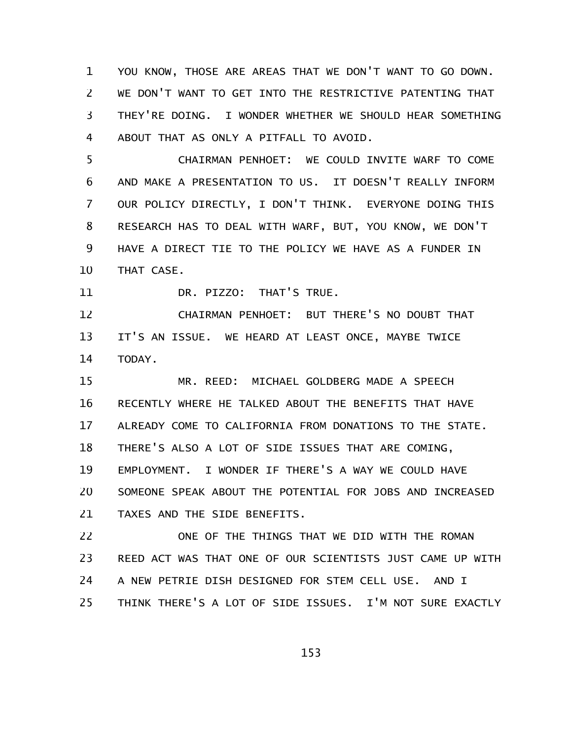YOU KNOW, THOSE ARE AREAS THAT WE DON'T WANT TO GO DOWN. WE DON'T WANT TO GET INTO THE RESTRICTIVE PATENTING THAT THEY'RE DOING. I WONDER WHETHER WE SHOULD HEAR SOMETHING ABOUT THAT AS ONLY A PITFALL TO AVOID.

CHAIRMAN PENHOET: WE COULD INVITE WARF TO COME AND MAKE A PRESENTATION TO US. IT DOESN'T REALLY INFORM OUR POLICY DIRECTLY, I DON'T THINK. EVERYONE DOING THIS RESEARCH HAS TO DEAL WITH WARF, BUT, YOU KNOW, WE DON'T HAVE A DIRECT TIE TO THE POLICY WE HAVE AS A FUNDER IN THAT CASE.

DR. PIZZO: THAT'S TRUE.

CHAIRMAN PENHOET: BUT THERE'S NO DOUBT THAT IT'S AN ISSUE. WE HEARD AT LEAST ONCE, MAYBE TWICE TODAY.

MR. REED: MICHAEL GOLDBERG MADE A SPEECH RECENTLY WHERE HE TALKED ABOUT THE BENEFITS THAT HAVE ALREADY COME TO CALIFORNIA FROM DONATIONS TO THE STATE. THERE'S ALSO A LOT OF SIDE ISSUES THAT ARE COMING, EMPLOYMENT. I WONDER IF THERE'S A WAY WE COULD HAVE SOMEONE SPEAK ABOUT THE POTENTIAL FOR JOBS AND INCREASED TAXES AND THE SIDE BENEFITS.

ONE OF THE THINGS THAT WE DID WITH THE ROMAN REED ACT WAS THAT ONE OF OUR SCIENTISTS JUST CAME UP WITH A NEW PETRIE DISH DESIGNED FOR STEM CELL USE. AND I THINK THERE'S A LOT OF SIDE ISSUES. I'M NOT SURE EXACTLY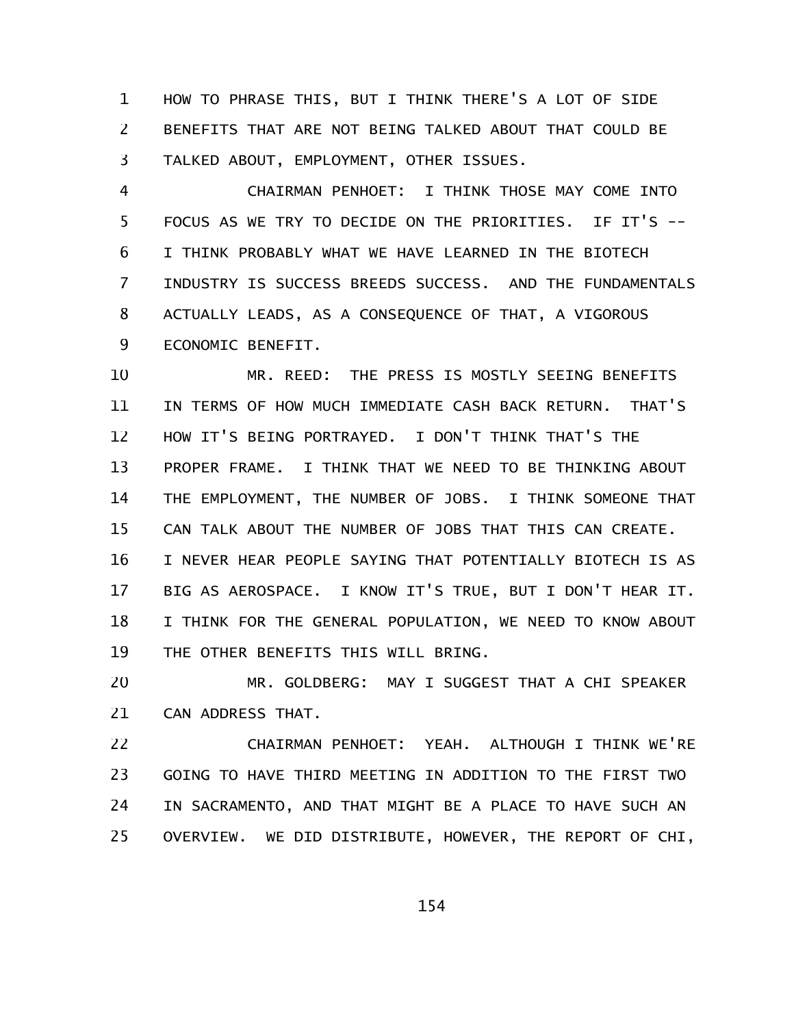HOW TO PHRASE THIS, BUT I THINK THERE'S A LOT OF SIDE BENEFITS THAT ARE NOT BEING TALKED ABOUT THAT COULD BE TALKED ABOUT, EMPLOYMENT, OTHER ISSUES.

CHAIRMAN PENHOET: I THINK THOSE MAY COME INTO FOCUS AS WE TRY TO DECIDE ON THE PRIORITIES. IF IT'S -- I THINK PROBABLY WHAT WE HAVE LEARNED IN THE BIOTECH INDUSTRY IS SUCCESS BREEDS SUCCESS. AND THE FUNDAMENTALS ACTUALLY LEADS, AS A CONSEQUENCE OF THAT, A VIGOROUS ECONOMIC BENEFIT.

MR. REED: THE PRESS IS MOSTLY SEEING BENEFITS IN TERMS OF HOW MUCH IMMEDIATE CASH BACK RETURN. THAT'S HOW IT'S BEING PORTRAYED. I DON'T THINK THAT'S THE PROPER FRAME. I THINK THAT WE NEED TO BE THINKING ABOUT THE EMPLOYMENT, THE NUMBER OF JOBS. I THINK SOMEONE THAT CAN TALK ABOUT THE NUMBER OF JOBS THAT THIS CAN CREATE. I NEVER HEAR PEOPLE SAYING THAT POTENTIALLY BIOTECH IS AS BIG AS AEROSPACE. I KNOW IT'S TRUE, BUT I DON'T HEAR IT. I THINK FOR THE GENERAL POPULATION, WE NEED TO KNOW ABOUT THE OTHER BENEFITS THIS WILL BRING.

MR. GOLDBERG: MAY I SUGGEST THAT A CHI SPEAKER CAN ADDRESS THAT.

CHAIRMAN PENHOET: YEAH. ALTHOUGH I THINK WE'RE GOING TO HAVE THIRD MEETING IN ADDITION TO THE FIRST TWO IN SACRAMENTO, AND THAT MIGHT BE A PLACE TO HAVE SUCH AN OVERVIEW. WE DID DISTRIBUTE, HOWEVER, THE REPORT OF CHI,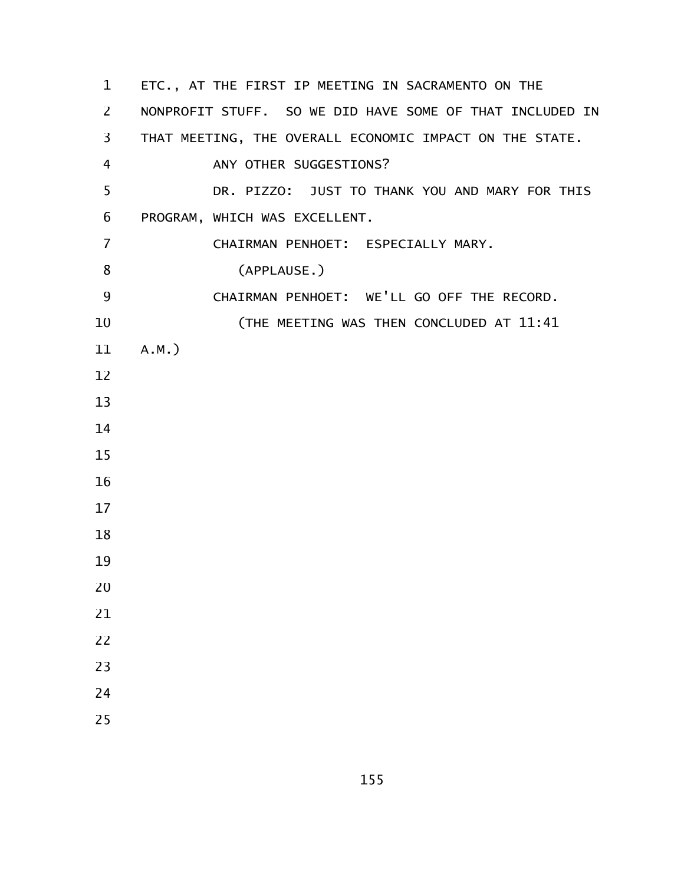ETC., AT THE FIRST IP MEETING IN SACRAMENTO ON THE NONPROFIT STUFF. SO WE DID HAVE SOME OF THAT INCLUDED IN THAT MEETING, THE OVERALL ECONOMIC IMPACT ON THE STATE.

ANY OTHER SUGGESTIONS?

DR. PIZZO: JUST TO THANK YOU AND MARY FOR THIS PROGRAM, WHICH WAS EXCELLENT.

CHAIRMAN PENHOET: ESPECIALLY MARY.

(APPLAUSE.)

CHAIRMAN PENHOET: WE'LL GO OFF THE RECORD.

(THE MEETING WAS THEN CONCLUDED AT 11:41 A.M.)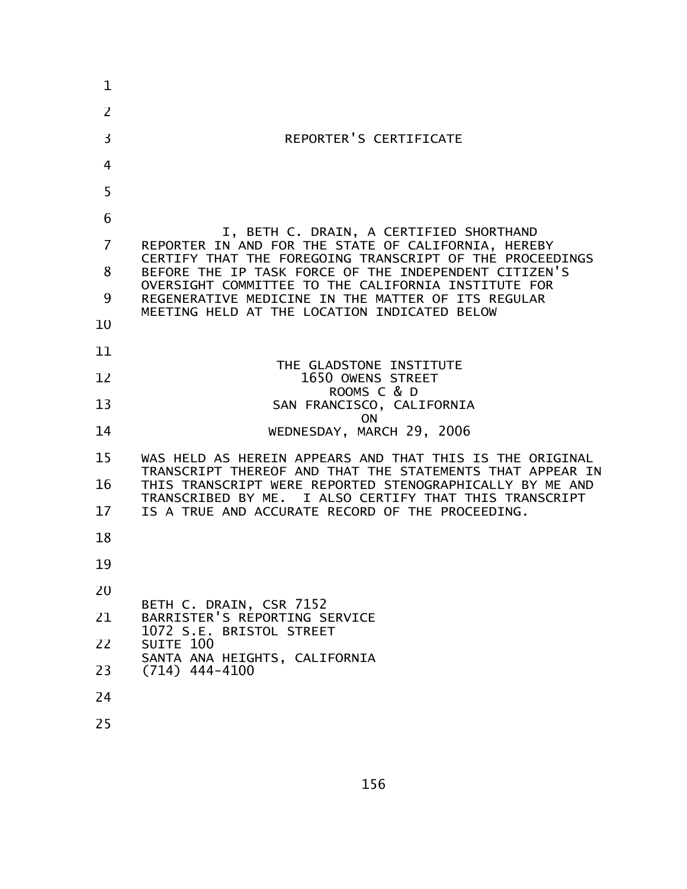# REPORTER'S CERTIFICATE

I, BETH C. DRAIN, A CERTIFIED SHORTHAND REPORTER IN AND FOR THE STATE OF CALIFORNIA, HEREBY CERTIFY THAT THE FOREGOING TRANSCRIPT OF THE PROCEEDINGS BEFORE THE IP TASK FORCE OF THE INDEPENDENT CITIZEN'S OVERSIGHT COMMITTEE TO THE CALIFORNIA INSTITUTE FOR REGENERATIVE MEDICINE IN THE MATTER OF ITS REGULAR MEETING HELD AT THE LOCATION INDICATED BELOW

THE GLADSTONE INSTITUTE
1650 OWENS STREET
ROOMS C & D
SAN FRANCISCO, CALIFORNIA
ON
WEDNESDAY, MARCH 29, 2006

WAS HELD AS HEREIN APPEARS AND THAT THIS IS THE ORIGINAL TRANSCRIPT THEREOF AND THAT THE STATEMENTS THAT APPEAR IN THIS TRANSCRIPT WERE REPORTED STENOGRAPHICALLY BY ME AND TRANSCRIBED BY ME. I ALSO CERTIFY THAT THIS TRANSCRIPT IS A TRUE AND ACCURATE RECORD OF THE PROCEEDING.

BETH C. DRAIN, CSR 7152
BARRISTER'S REPORTING SERVICE
1072 S.E. BRISTOL STREET
SUITE 100
SANTA ANA HEIGHTS, CALIFORNIA
(714) 444-4100